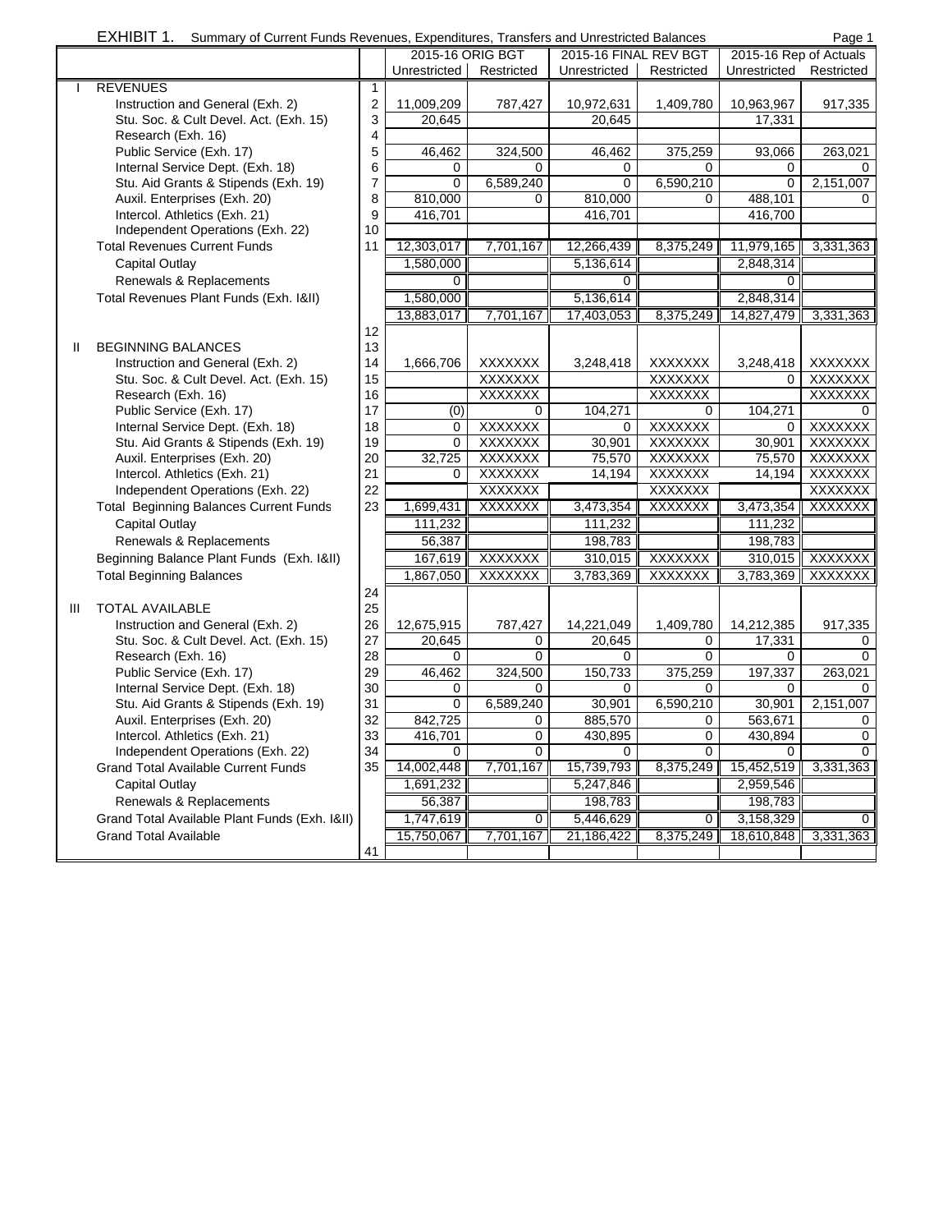# EXHIBIT 1. Summary of Current Funds Revenues, Expenditures, Transfers and Unrestricted Balances

| | | | 2015-16 ORIG BGT | | 2015-16 FINAL REV BGT | | 2015-16 Rep of Actuals | |
|---|---|---|---|---|---|---|---|---|
| | | | Unrestricted | Restricted | Unrestricted | Restricted | Unrestricted | Restricted |
| I | REVENUES | 1 | | | | | | |
| | Instruction and General (Exh. 2) | 2 | 11,009,209 | 787,427 | 10,972,631 | 1,409,780 | 10,963,967 | 917,335 |
| | Stu. Soc. & Cult Devel. Act. (Exh. 15) | 3 | 20,645 | | 20,645 | | 17,331 | |
| | Research (Exh. 16) | 4 | | | | | | |
| | Public Service (Exh. 17) | 5 | 46,462 | 324,500 | 46,462 | 375,259 | 93,066 | 263,021 |
| | Internal Service Dept. (Exh. 18) | 6 | 0 | 0 | 0 | 0 | 0 | 0 |
| | Stu. Aid Grants & Stipends (Exh. 19) | 7 | 0 | 6,589,240 | 0 | 6,590,210 | 0 | 2,151,007 |
| | Auxil. Enterprises (Exh. 20) | 8 | 810,000 | 0 | 810,000 | 0 | 488,101 | 0 |
| | Intercol. Athletics (Exh. 21) | 9 | 416,701 | | 416,701 | | 416,700 | |
| | Independent Operations (Exh. 22) | 10 | | | | | | |
| | Total Revenues Current Funds | 11 | 12,303,017 | 7,701,167 | 12,266,439 | 8,375,249 | 11,979,165 | 3,331,363 |
| | Capital Outlay | | 1,580,000 | | 5,136,614 | | 2,848,314 | |
| | Renewals & Replacements | | 0 | | 0 | | 0 | |
| | Total Revenues Plant Funds (Exh. I&II) | | 1,580,000 | | 5,136,614 | | 2,848,314 | |
| | | | 13,883,017 | 7,701,167 | 17,403,053 | 8,375,249 | 14,827,479 | 3,331,363 |
| | | 12 | | | | | | |
| II | BEGINNING BALANCES | 13 | | | | | | |
| | Instruction and General (Exh. 2) | 14 | 1,666,706 | XXXXXXX | 3,248,418 | XXXXXXX | 3,248,418 | XXXXXXX |
| | Stu. Soc. & Cult Devel. Act. (Exh. 15) | 15 | | XXXXXXX | | XXXXXXX | 0 | XXXXXXX |
| | Research (Exh. 16) | 16 | | XXXXXXX | | XXXXXXX | | XXXXXXX |
| | Public Service (Exh. 17) | 17 | (0) | 0 | 104,271 | 0 | 104,271 | 0 |
| | Internal Service Dept. (Exh. 18) | 18 | 0 | XXXXXXX | 0 | XXXXXXX | 0 | XXXXXXX |
| | Stu. Aid Grants & Stipends (Exh. 19) | 19 | 0 | XXXXXXX | 30,901 | XXXXXXX | 30,901 | XXXXXXX |
| | Auxil. Enterprises (Exh. 20) | 20 | 32,725 | XXXXXXX | 75,570 | XXXXXXX | 75,570 | XXXXXXX |
| | Intercol. Athletics (Exh. 21) | 21 | 0 | XXXXXXX | 14,194 | XXXXXXX | 14,194 | XXXXXXX |
| | Independent Operations (Exh. 22) | 22 | | XXXXXXX | | XXXXXXX | | XXXXXXX |
| | Total Beginning Balances Current Funds | 23 | 1,699,431 | XXXXXXX | 3,473,354 | XXXXXXX | 3,473,354 | XXXXXXX |
| | Capital Outlay | | 111,232 | | 111,232 | | 111,232 | |
| | Renewals & Replacements | | 56,387 | | 198,783 | | 198,783 | |
| | Beginning Balance Plant Funds (Exh. I&II) | | 167,619 | XXXXXXX | 310,015 | XXXXXXX | 310,015 | XXXXXXX |
| | Total Beginning Balances | | 1,867,050 | XXXXXXX | 3,783,369 | XXXXXXX | 3,783,369 | XXXXXXX |
| | | 24 | | | | | | |
| III | TOTAL AVAILABLE | 25 | | | | | | |
| | Instruction and General (Exh. 2) | 26 | 12,675,915 | 787,427 | 14,221,049 | 1,409,780 | 14,212,385 | 917,335 |
| | Stu. Soc. & Cult Devel. Act. (Exh. 15) | 27 | 20,645 | 0 | 20,645 | 0 | 17,331 | 0 |
| | Research (Exh. 16) | 28 | 0 | 0 | 0 | 0 | 0 | 0 |
| | Public Service (Exh. 17) | 29 | 46,462 | 324,500 | 150,733 | 375,259 | 197,337 | 263,021 |
| | Internal Service Dept. (Exh. 18) | 30 | 0 | 0 | 0 | 0 | 0 | 0 |
| | Stu. Aid Grants & Stipends (Exh. 19) | 31 | 0 | 6,589,240 | 30,901 | 6,590,210 | 30,901 | 2,151,007 |
| | Auxil. Enterprises (Exh. 20) | 32 | 842,725 | 0 | 885,570 | 0 | 563,671 | 0 |
| | Intercol. Athletics (Exh. 21) | 33 | 416,701 | 0 | 430,895 | 0 | 430,894 | 0 |
| | Independent Operations (Exh. 22) | 34 | 0 | 0 | 0 | 0 | 0 | 0 |
| | Grand Total Available Current Funds | 35 | 14,002,448 | 7,701,167 | 15,739,793 | 8,375,249 | 15,452,519 | 3,331,363 |
| | Capital Outlay | | 1,691,232 | | 5,247,846 | | 2,959,546 | |
| | Renewals & Replacements | | 56,387 | | 198,783 | | 198,783 | |
| | Grand Total Available Plant Funds (Exh. I&II) | | 1,747,619 | 0 | 5,446,629 | 0 | 3,158,329 | 0 |
| | Grand Total Available | | 15,750,067 | 7,701,167 | 21,186,422 | 8,375,249 | 18,610,848 | 3,331,363 |
| | | 41 | | | | | | |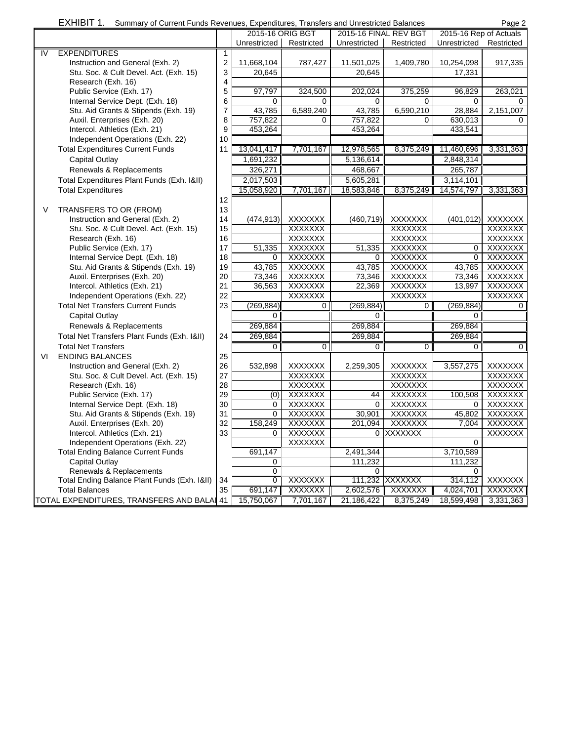EXHIBIT 1. Summary of Current Funds Revenues, Expenditures, Transfers and Unrestricted Balances

| | | | 2015-16 ORIG BGT | | 2015-16 FINAL REV BGT | | 2015-16 Rep of Actuals | |
|---|---|---|---|---|---|---|---|---|
| | | | Unrestricted | Restricted | Unrestricted | Restricted | Unrestricted | Restricted |
| IV | EXPENDITURES | 1 | | | | | | |
| | Instruction and General (Exh. 2) | 2 | 11,668,104 | 787,427 | 11,501,025 | 1,409,780 | 10,254,098 | 917,335 |
| | Stu. Soc. & Cult Devel. Act. (Exh. 15) | 3 | 20,645 | | 20,645 | | 17,331 | |
| | Research (Exh. 16) | 4 | | | | | | |
| | Public Service (Exh. 17) | 5 | 97,797 | 324,500 | 202,024 | 375,259 | 96,829 | 263,021 |
| | Internal Service Dept. (Exh. 18) | 6 | 0 | 0 | 0 | 0 | 0 | 0 |
| | Stu. Aid Grants & Stipends (Exh. 19) | 7 | 43,785 | 6,589,240 | 43,785 | 6,590,210 | 28,884 | 2,151,007 |
| | Auxil. Enterprises (Exh. 20) | 8 | 757,822 | 0 | 757,822 | 0 | 630,013 | 0 |
| | Intercol. Athletics (Exh. 21) | 9 | 453,264 | | 453,264 | | 433,541 | |
| | Independent Operations (Exh. 22) | 10 | | | | | | |
| | Total Expenditures Current Funds | 11 | 13,041,417 | 7,701,167 | 12,978,565 | 8,375,249 | 11,460,696 | 3,331,363 |
| | Capital Outlay | | 1,691,232 | | 5,136,614 | | 2,848,314 | |
| | Renewals & Replacements | | 326,271 | | 468,667 | | 265,787 | |
| | Total Expenditures Plant Funds (Exh. I&II) | | 2,017,503 | | 5,605,281 | | 3,114,101 | |
| | Total Expenditures | | 15,058,920 | 7,701,167 | 18,583,846 | 8,375,249 | 14,574,797 | 3,331,363 |
| | | 12 | | | | | | |
| V | TRANSFERS TO OR (FROM) | 13 | | | | | | |
| | Instruction and General (Exh. 2) | 14 | (474,913) | XXXXXXX | (460,719) | XXXXXXX | (401,012) | XXXXXXX |
| | Stu. Soc. & Cult Devel. Act. (Exh. 15) | 15 | | XXXXXXX | | XXXXXXX | | XXXXXXX |
| | Research (Exh. 16) | 16 | | XXXXXXX | | XXXXXXX | | XXXXXXX |
| | Public Service (Exh. 17) | 17 | 51,335 | XXXXXXX | 51,335 | XXXXXXX | 0 | XXXXXXX |
| | Internal Service Dept. (Exh. 18) | 18 | 0 | XXXXXXX | 0 | XXXXXXX | 0 | XXXXXXX |
| | Stu. Aid Grants & Stipends (Exh. 19) | 19 | 43,785 | XXXXXXX | 43,785 | XXXXXXX | 43,785 | XXXXXXX |
| | Auxil. Enterprises (Exh. 20) | 20 | 73,346 | XXXXXXX | 73,346 | XXXXXXX | 73,346 | XXXXXXX |
| | Intercol. Athletics (Exh. 21) | 21 | 36,563 | XXXXXXX | 22,369 | XXXXXXX | 13,997 | XXXXXXX |
| | Independent Operations (Exh. 22) | 22 | | XXXXXXX | | XXXXXXX | | XXXXXXX |
| | Total Net Transfers Current Funds | 23 | (269,884) | 0 | (269,884) | 0 | (269,884) | 0 |
| | Capital Outlay | | 0 | | 0 | | 0 | |
| | Renewals & Replacements | | 269,884 | | 269,884 | | 269,884 | |
| | Total Net Transfers Plant Funds (Exh. I&II) | 24 | 269,884 | | 269,884 | | 269,884 | |
| | Total Net Transfers | | 0 | 0 | 0 | 0 | 0 | 0 |
| VI | ENDING BALANCES | 25 | | | | | | |
| | Instruction and General (Exh. 2) | 26 | 532,898 | XXXXXXX | 2,259,305 | XXXXXXX | 3,557,275 | XXXXXXX |
| | Stu. Soc. & Cult Devel. Act. (Exh. 15) | 27 | | XXXXXXX | | XXXXXXX | | XXXXXXX |
| | Research (Exh. 16) | 28 | | XXXXXXX | | XXXXXXX | | XXXXXXX |
| | Public Service (Exh. 17) | 29 | (0) | XXXXXXX | 44 | XXXXXXX | 100,508 | XXXXXXX |
| | Internal Service Dept. (Exh. 18) | 30 | 0 | XXXXXXX | 0 | XXXXXXX | 0 | XXXXXXX |
| | Stu. Aid Grants & Stipends (Exh. 19) | 31 | 0 | XXXXXXX | 30,901 | XXXXXXX | 45,802 | XXXXXXX |
| | Auxil. Enterprises (Exh. 20) | 32 | 158,249 | XXXXXXX | 201,094 | XXXXXXX | 7,004 | XXXXXXX |
| | Intercol. Athletics (Exh. 21) | 33 | 0 | XXXXXXX | 0 | XXXXXXX | | XXXXXXX |
| | Independent Operations (Exh. 22) | | | XXXXXXX | | | 0 | |
| | Total Ending Balance Current Funds | | 691,147 | | 2,491,344 | | 3,710,589 | |
| | Capital Outlay | | 0 | | 111,232 | | 111,232 | |
| | Renewals & Replacements | | 0 | | 0 | | 0 | |
| | Total Ending Balance Plant Funds (Exh. I&II) | 34 | 0 | XXXXXXX | 111,232 | XXXXXXX | 314,112 | XXXXXXX |
| | Total Balances | 35 | 691,147 | XXXXXXX | 2,602,576 | XXXXXXX | 4,024,701 | XXXXXXX |
| TOTAL EXPENDITURES, TRANSFERS AND BALA | | 41 | 15,750,067 | 7,701,167 | 21,186,422 | 8,375,249 | 18,599,498 | 3,331,363 |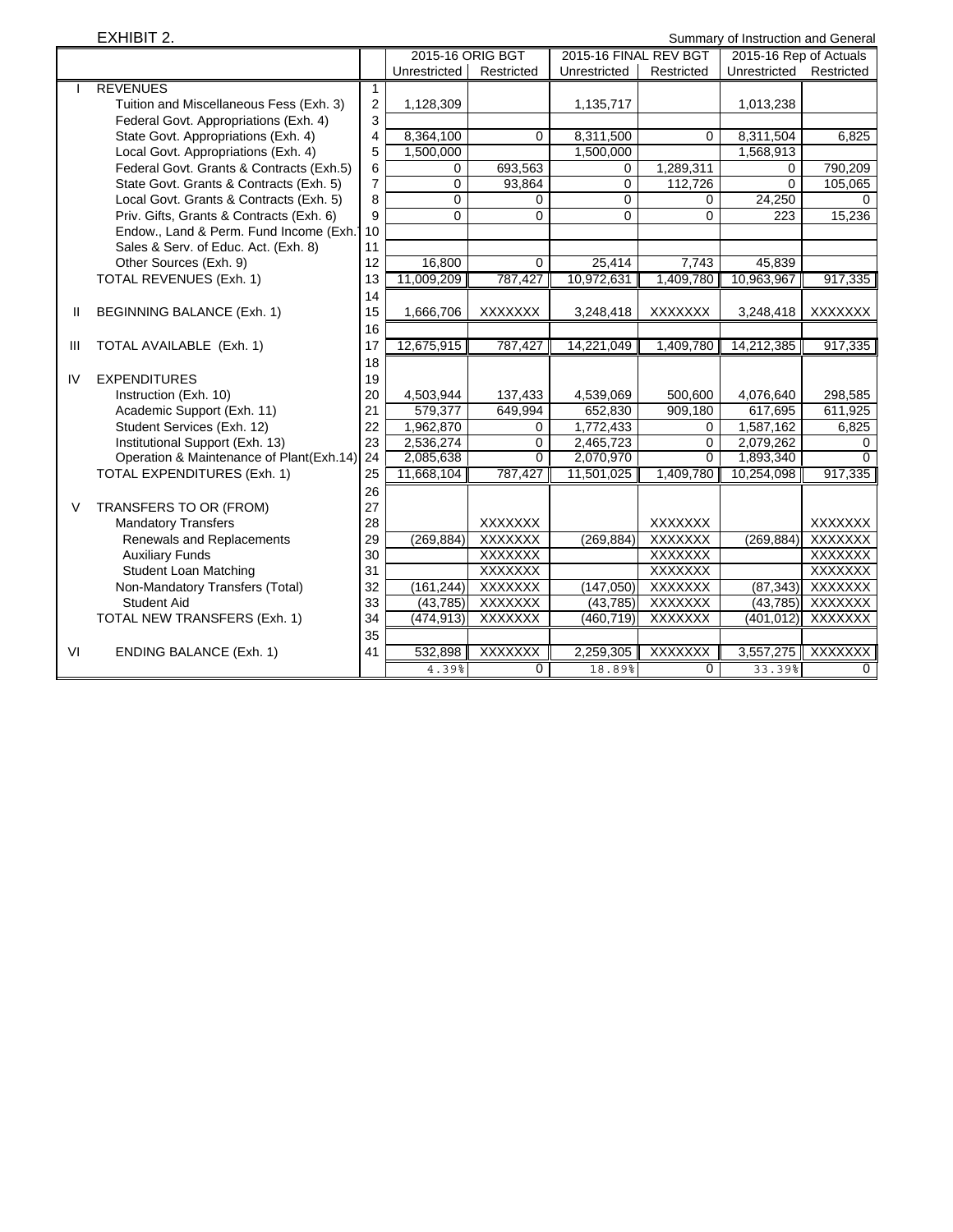EXHIBIT 2.

Summary of Instruction and General

| | | | 2015-16 ORIG BGT | | 2015-16 FINAL REV BGT | | 2015-16 Rep of Actuals | |
|---|---|---|---|---|---|---|---|---|
| | | | Unrestricted | Restricted | Unrestricted | Restricted | Unrestricted | Restricted |
| I | REVENUES | 1 | | | | | | |
| | Tuition and Miscellaneous Fess (Exh. 3) | 2 | 1,128,309 | | 1,135,717 | | 1,013,238 | |
| | Federal Govt. Appropriations (Exh. 4) | 3 | | | | | | |
| | State Govt. Appropriations (Exh. 4) | 4 | 8,364,100 | 0 | 8,311,500 | 0 | 8,311,504 | 6,825 |
| | Local Govt. Appropriations (Exh. 4) | 5 | 1,500,000 | | 1,500,000 | | 1,568,913 | |
| | Federal Govt. Grants & Contracts (Exh.5) | 6 | 0 | 693,563 | 0 | 1,289,311 | 0 | 790,209 |
| | State Govt. Grants & Contracts (Exh. 5) | 7 | 0 | 93,864 | 0 | 112,726 | 0 | 105,065 |
| | Local Govt. Grants & Contracts (Exh. 5) | 8 | 0 | 0 | 0 | 0 | 24,250 | 0 |
| | Priv. Gifts, Grants & Contracts (Exh. 6) | 9 | 0 | 0 | 0 | 0 | 223 | 15,236 |
| | Endow., Land & Perm. Fund Income (Exh.7) | 10 | | | | | | |
| | Sales & Serv. of Educ. Act. (Exh. 8) | 11 | | | | | | |
| | Other Sources (Exh. 9) | 12 | 16,800 | 0 | 25,414 | 7,743 | 45,839 | |
| | TOTAL REVENUES (Exh. 1) | 13 | 11,009,209 | 787,427 | 10,972,631 | 1,409,780 | 10,963,967 | 917,335 |
| | | 14 | | | | | | |
| II | BEGINNING BALANCE (Exh. 1) | 15 | 1,666,706 | XXXXXXX | 3,248,418 | XXXXXXX | 3,248,418 | XXXXXXX |
| | | 16 | | | | | | |
| III | TOTAL AVAILABLE (Exh. 1) | 17 | 12,675,915 | 787,427 | 14,221,049 | 1,409,780 | 14,212,385 | 917,335 |
| | | 18 | | | | | | |
| IV | EXPENDITURES | 19 | | | | | | |
| | Instruction (Exh. 10) | 20 | 4,503,944 | 137,433 | 4,539,069 | 500,600 | 4,076,640 | 298,585 |
| | Academic Support (Exh. 11) | 21 | 579,377 | 649,994 | 652,830 | 909,180 | 617,695 | 611,925 |
| | Student Services (Exh. 12) | 22 | 1,962,870 | 0 | 1,772,433 | 0 | 1,587,162 | 6,825 |
| | Institutional Support (Exh. 13) | 23 | 2,536,274 | 0 | 2,465,723 | 0 | 2,079,262 | 0 |
| | Operation & Maintenance of Plant(Exh.14) | 24 | 2,085,638 | 0 | 2,070,970 | 0 | 1,893,340 | 0 |
| | TOTAL EXPENDITURES (Exh. 1) | 25 | 11,668,104 | 787,427 | 11,501,025 | 1,409,780 | 10,254,098 | 917,335 |
| | | 26 | | | | | | |
| V | TRANSFERS TO OR (FROM) | 27 | | | | | | |
| | Mandatory Transfers | 28 | | XXXXXXX | | XXXXXXX | | XXXXXXX |
| | Renewals and Replacements | 29 | (269,884) | XXXXXXX | (269,884) | XXXXXXX | (269,884) | XXXXXXX |
| | Auxiliary Funds | 30 | | XXXXXXX | | XXXXXXX | | XXXXXXX |
| | Student Loan Matching | 31 | | XXXXXXX | | XXXXXXX | | XXXXXXX |
| | Non-Mandatory Transfers (Total) | 32 | (161,244) | XXXXXXX | (147,050) | XXXXXXX | (87,343) | XXXXXXX |
| | Student Aid | 33 | (43,785) | XXXXXXX | (43,785) | XXXXXXX | (43,785) | XXXXXXX |
| | TOTAL NEW TRANSFERS (Exh. 1) | 34 | (474,913) | XXXXXXX | (460,719) | XXXXXXX | (401,012) | XXXXXXX |
| | | 35 | | | | | | |
| VI | ENDING BALANCE (Exh. 1) | 41 | 532,898 | XXXXXXX | 2,259,305 | XXXXXXX | 3,557,275 | XXXXXXX |
| | | | 4.39% | 0 | 18.89% | 0 | 33.39% | 0 |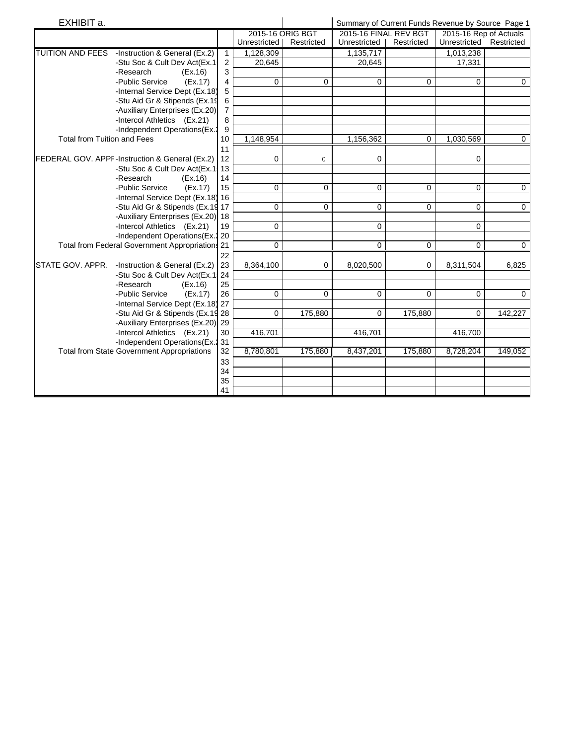EXHIBIT a.

Summary of Current Funds Revenue by Source Page 1

| | | | 2015-16 ORIG BGT | | 2015-16 FINAL REV BGT | | 2015-16 Rep of Actuals | |
|---|---|---|---|---|---|---|---|---|
| | | | Unrestricted | Restricted | Unrestricted | Restricted | Unrestricted | Restricted |
| TUITION AND FEES | -Instruction & General (Ex.2) | 1 | 1,128,309 | | 1,135,717 | | 1,013,238 | |
| | -Stu Soc & Cult Dev Act(Ex.1 | 2 | 20,645 | | 20,645 | | 17,331 | |
| | -Research (Ex.16) | 3 | | | | | | |
| | -Public Service (Ex.17) | 4 | 0 | 0 | 0 | 0 | 0 | 0 |
| | -Internal Service Dept (Ex.18) | 5 | | | | | | |
| | -Stu Aid Gr & Stipends (Ex.19 | 6 | | | | | | |
| | -Auxiliary Enterprises (Ex.20) | 7 | | | | | | |
| | -Intercol Athletics (Ex.21) | 8 | | | | | | |
| | -Independent Operations(Ex.2 | 9 | | | | | | |
| Total from Tuition and Fees | | 10 | 1,148,954 | | 1,156,362 | 0 | 1,030,569 | 0 |
| | | 11 | | | | | | |
| FEDERAL GOV. APPR | -Instruction & General (Ex.2) | 12 | 0 | 0 | 0 | | 0 | |
| | -Stu Soc & Cult Dev Act(Ex.1 | 13 | | | | | | |
| | -Research (Ex.16) | 14 | | | | | | |
| | -Public Service (Ex.17) | 15 | 0 | 0 | 0 | 0 | 0 | 0 |
| | -Internal Service Dept (Ex.18) | 16 | | | | | | |
| | -Stu Aid Gr & Stipends (Ex.19 | 17 | 0 | 0 | 0 | 0 | 0 | 0 |
| | -Auxiliary Enterprises (Ex.20) | 18 | | | | | | |
| | -Intercol Athletics (Ex.21) | 19 | 0 | | 0 | | 0 | |
| | -Independent Operations(Ex.2 | 20 | | | | | | |
| Total from Federal Government Appropriations | | 21 | 0 | | 0 | 0 | 0 | 0 |
| | | 22 | | | | | | |
| STATE GOV. APPR. | -Instruction & General (Ex.2) | 23 | 8,364,100 | 0 | 8,020,500 | 0 | 8,311,504 | 6,825 |
| | -Stu Soc & Cult Dev Act(Ex.1 | 24 | | | | | | |
| | -Research (Ex.16) | 25 | | | | | | |
| | -Public Service (Ex.17) | 26 | 0 | 0 | 0 | 0 | 0 | 0 |
| | -Internal Service Dept (Ex.18) | 27 | | | | | | |
| | -Stu Aid Gr & Stipends (Ex.19 | 28 | 0 | 175,880 | 0 | 175,880 | 0 | 142,227 |
| | -Auxiliary Enterprises (Ex.20) | 29 | | | | | | |
| | -Intercol Athletics (Ex.21) | 30 | 416,701 | | 416,701 | | 416,700 | |
| | -Independent Operations(Ex.2 | 31 | | | | | | |
| Total from State Government Appropriations | | 32 | 8,780,801 | 175,880 | 8,437,201 | 175,880 | 8,728,204 | 149,052 |
| | | 33 | | | | | | |
| | | 34 | | | | | | |
| | | 35 | | | | | | |
| | | 41 | | | | | | |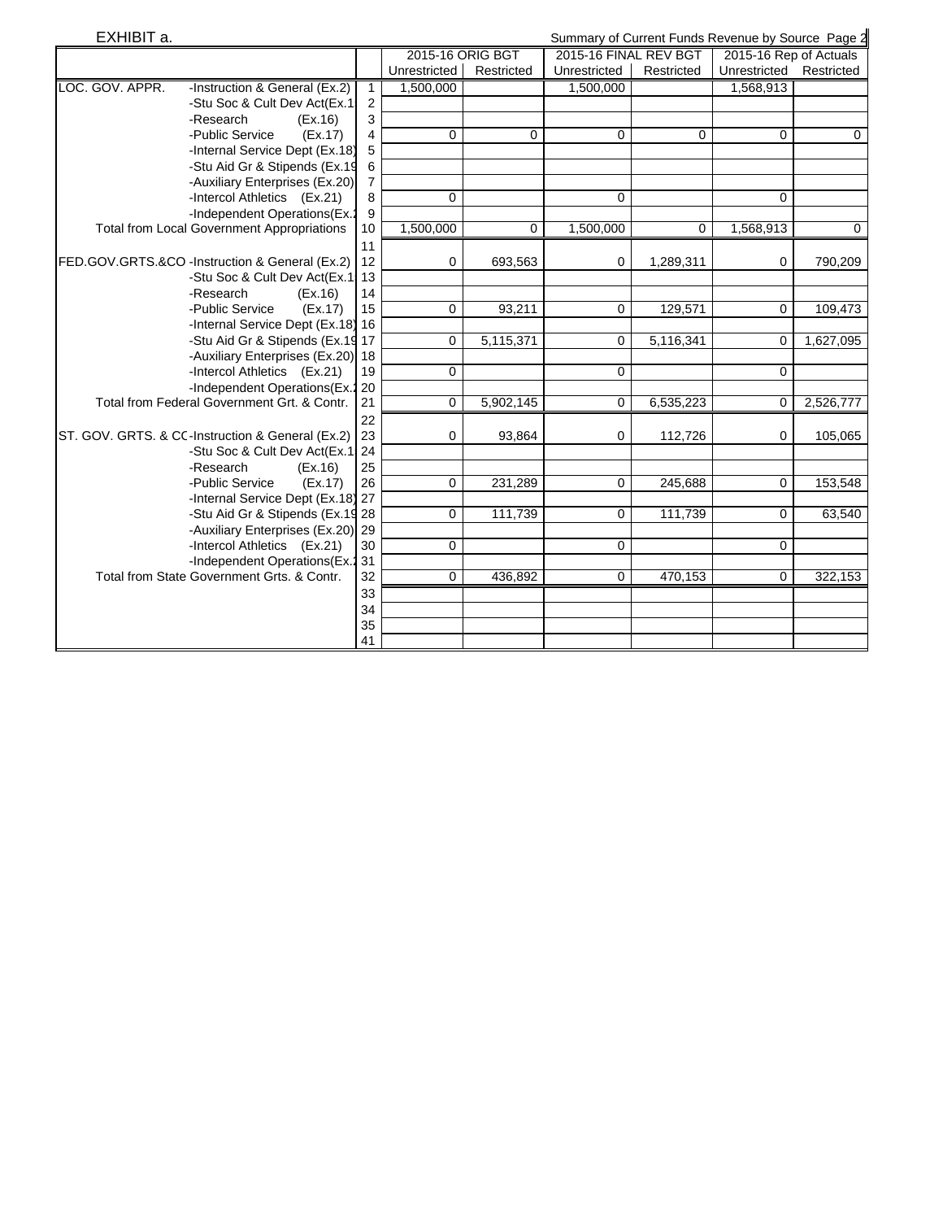EXHIBIT a.

Summary of Current Funds Revenue by Source Page 2

| | | | 2015-16 ORIG BGT | | 2015-16 FINAL REV BGT | | 2015-16 Rep of Actuals | |
|---|---|---|---|---|---|---|---|---|
| | | | Unrestricted | Restricted | Unrestricted | Restricted | Unrestricted | Restricted |
| LOC. GOV. APPR. | -Instruction & General (Ex.2) | 1 | 1,500,000 | | 1,500,000 | | 1,568,913 | |
| | -Stu Soc & Cult Dev Act(Ex.1 | 2 | | | | | | |
| | -Research (Ex.16) | 3 | | | | | | |
| | -Public Service (Ex.17) | 4 | 0 | 0 | 0 | 0 | 0 | 0 |
| | -Internal Service Dept (Ex.18) | 5 | | | | | | |
| | -Stu Aid Gr & Stipends (Ex.19 | 6 | | | | | | |
| | -Auxiliary Enterprises (Ex.20) | 7 | | | | | | |
| | -Intercol Athletics (Ex.21) | 8 | 0 | | 0 | | 0 | |
| | -Independent Operations(Ex.2 | 9 | | | | | | |
| Total from Local Government Appropriations | | 10 | 1,500,000 | 0 | 1,500,000 | 0 | 1,568,913 | 0 |
| | | 11 | | | | | | |
| FED.GOV.GRTS.&CO | -Instruction & General (Ex.2) | 12 | 0 | 693,563 | 0 | 1,289,311 | 0 | 790,209 |
| | -Stu Soc & Cult Dev Act(Ex.1 | 13 | | | | | | |
| | -Research (Ex.16) | 14 | | | | | | |
| | -Public Service (Ex.17) | 15 | 0 | 93,211 | 0 | 129,571 | 0 | 109,473 |
| | -Internal Service Dept (Ex.18) | 16 | | | | | | |
| | -Stu Aid Gr & Stipends (Ex.19 | 17 | 0 | 5,115,371 | 0 | 5,116,341 | 0 | 1,627,095 |
| | -Auxiliary Enterprises (Ex.20) | 18 | | | | | | |
| | -Intercol Athletics (Ex.21) | 19 | 0 | | 0 | | 0 | |
| | -Independent Operations(Ex.2 | 20 | | | | | | |
| Total from Federal Government Grt. & Contr. | | 21 | 0 | 5,902,145 | 0 | 6,535,223 | 0 | 2,526,777 |
| | | 22 | | | | | | |
| ST. GOV. GRTS. & CO | -Instruction & General (Ex.2) | 23 | 0 | 93,864 | 0 | 112,726 | 0 | 105,065 |
| | -Stu Soc & Cult Dev Act(Ex.1 | 24 | | | | | | |
| | -Research (Ex.16) | 25 | | | | | | |
| | -Public Service (Ex.17) | 26 | 0 | 231,289 | 0 | 245,688 | 0 | 153,548 |
| | -Internal Service Dept (Ex.18) | 27 | | | | | | |
| | -Stu Aid Gr & Stipends (Ex.19 | 28 | 0 | 111,739 | 0 | 111,739 | 0 | 63,540 |
| | -Auxiliary Enterprises (Ex.20) | 29 | | | | | | |
| | -Intercol Athletics (Ex.21) | 30 | 0 | | 0 | | 0 | |
| | -Independent Operations(Ex.2 | 31 | | | | | | |
| Total from State Government Grts. & Contr. | | 32 | 0 | 436,892 | 0 | 470,153 | 0 | 322,153 |
| | | 33 | | | | | | |
| | | 34 | | | | | | |
| | | 35 | | | | | | |
| | | 41 | | | | | | |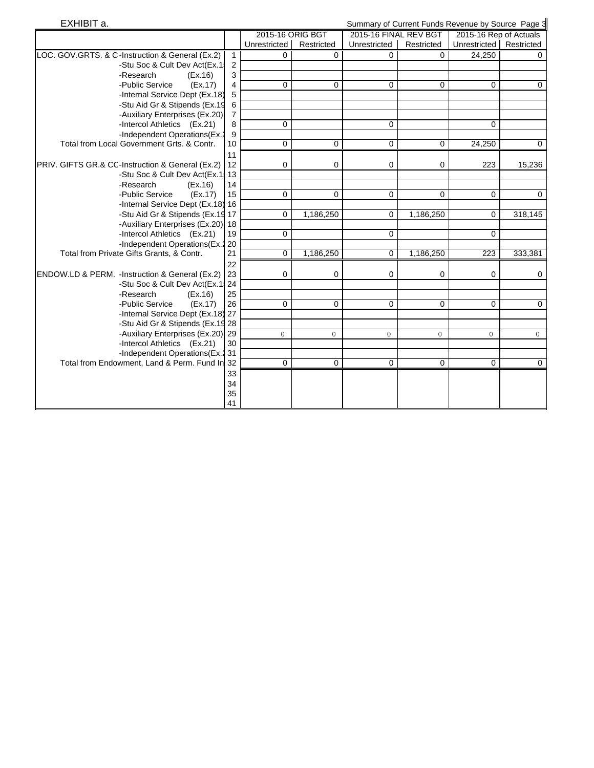EXHIBIT a. Summary of Current Funds Revenue by Source

| | | 2015-16 ORIG BGT | | 2015-16 FINAL REV BGT | | 2015-16 Rep of Actuals | |
|---|---|---|---|---|---|---|---|
| | | Unrestricted | Restricted | Unrestricted | Restricted | Unrestricted | Restricted |
| LOC. GOV.GRTS. & C -Instruction & General (Ex.2) | 1 | 0 | 0 | 0 | 0 | 24,250 | 0 |
| -Stu Soc & Cult Dev Act(Ex.1 | 2 | | | | | | |
| -Research (Ex.16) | 3 | | | | | | |
| -Public Service (Ex.17) | 4 | 0 | 0 | 0 | 0 | 0 | 0 |
| -Internal Service Dept (Ex.18) | 5 | | | | | | |
| -Stu Aid Gr & Stipends (Ex.19 | 6 | | | | | | |
| -Auxiliary Enterprises (Ex.20) | 7 | | | | | | |
| -Intercol Athletics (Ex.21) | 8 | 0 | | 0 | | 0 | |
| -Independent Operations(Ex.2 | 9 | | | | | | |
| Total from Local Government Grts. & Contr. | 10 | 0 | 0 | 0 | 0 | 24,250 | 0 |
| | 11 | | | | | | |
| PRIV. GIFTS GR.& CC -Instruction & General (Ex.2) | 12 | 0 | 0 | 0 | 0 | 223 | 15,236 |
| -Stu Soc & Cult Dev Act(Ex.1 | 13 | | | | | | |
| -Research (Ex.16) | 14 | | | | | | |
| -Public Service (Ex.17) | 15 | 0 | 0 | 0 | 0 | 0 | 0 |
| -Internal Service Dept (Ex.18) | 16 | | | | | | |
| -Stu Aid Gr & Stipends (Ex.19 | 17 | 0 | 1,186,250 | 0 | 1,186,250 | 0 | 318,145 |
| -Auxiliary Enterprises (Ex.20) | 18 | | | | | | |
| -Intercol Athletics (Ex.21) | 19 | 0 | | 0 | | 0 | |
| -Independent Operations(Ex.2 | 20 | | | | | | |
| Total from Private Gifts Grants, & Contr. | 21 | 0 | 1,186,250 | 0 | 1,186,250 | 223 | 333,381 |
| | 22 | | | | | | |
| ENDOW.LD & PERM. -Instruction & General (Ex.2) | 23 | 0 | 0 | 0 | 0 | 0 | 0 |
| -Stu Soc & Cult Dev Act(Ex.1 | 24 | | | | | | |
| -Research (Ex.16) | 25 | | | | | | |
| -Public Service (Ex.17) | 26 | 0 | 0 | 0 | 0 | 0 | 0 |
| -Internal Service Dept (Ex.18) | 27 | | | | | | |
| -Stu Aid Gr & Stipends (Ex.19 | 28 | | | | | | |
| -Auxiliary Enterprises (Ex.20) | 29 | 0 | 0 | 0 | 0 | 0 | 0 |
| -Intercol Athletics (Ex.21) | 30 | | | | | | |
| -Independent Operations(Ex.2 | 31 | | | | | | |
| Total from Endowment, Land & Perm. Fund In | 32 | 0 | 0 | 0 | 0 | 0 | 0 |
| | 33 | | | | | | |
| | 34 | | | | | | |
| | 35 | | | | | | |
| | 41 | | | | | | |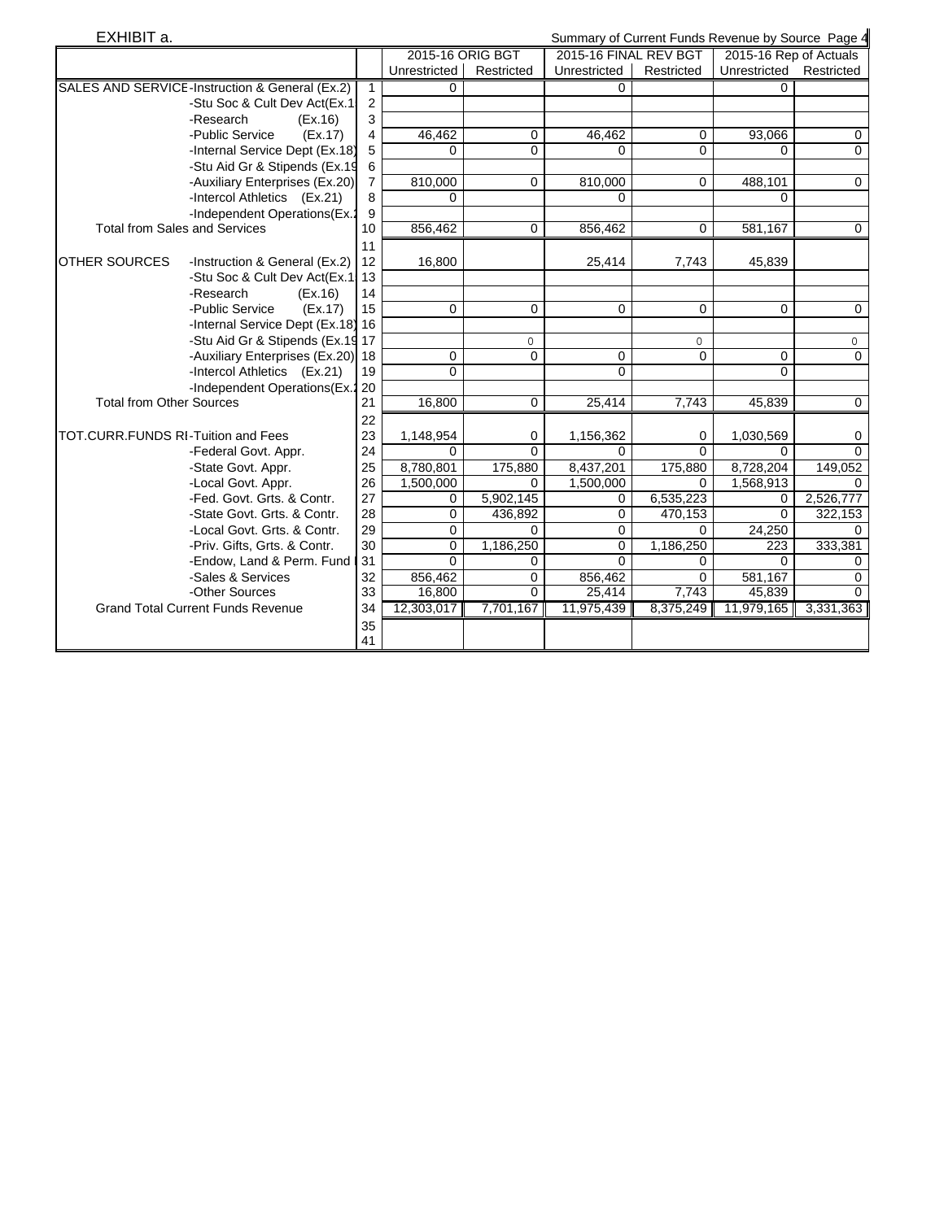EXHIBIT a. Summary of Current Funds Revenue by Source

| | | | 2015-16 ORIG BGT | | 2015-16 FINAL REV BGT | | 2015-16 Rep of Actuals | |
|---|---|---|---|---|---|---|---|---|
| | | | Unrestricted | Restricted | Unrestricted | Restricted | Unrestricted | Restricted |
| SALES AND SERVICE | -Instruction & General (Ex.2) | 1 | 0 | | 0 | | 0 | |
| | -Stu Soc & Cult Dev Act(Ex.1 | 2 | | | | | | |
| | -Research (Ex.16) | 3 | | | | | | |
| | -Public Service (Ex.17) | 4 | 46,462 | 0 | 46,462 | 0 | 93,066 | 0 |
| | -Internal Service Dept (Ex.18) | 5 | 0 | 0 | 0 | 0 | 0 | 0 |
| | -Stu Aid Gr & Stipends (Ex.19 | 6 | | | | | | |
| | -Auxiliary Enterprises (Ex.20) | 7 | 810,000 | 0 | 810,000 | 0 | 488,101 | 0 |
| | -Intercol Athletics (Ex.21) | 8 | 0 | | 0 | | 0 | |
| | -Independent Operations(Ex.2 | 9 | | | | | | |
| Total from Sales and Services | | 10 | 856,462 | 0 | 856,462 | 0 | 581,167 | 0 |
| | | 11 | | | | | | |
| OTHER SOURCES | -Instruction & General (Ex.2) | 12 | 16,800 | | 25,414 | 7,743 | 45,839 | |
| | -Stu Soc & Cult Dev Act(Ex.1 | 13 | | | | | | |
| | -Research (Ex.16) | 14 | | | | | | |
| | -Public Service (Ex.17) | 15 | 0 | 0 | 0 | 0 | 0 | 0 |
| | -Internal Service Dept (Ex.18) | 16 | | | | | | |
| | -Stu Aid Gr & Stipends (Ex.19 | 17 | | 0 | | 0 | | 0 |
| | -Auxiliary Enterprises (Ex.20) | 18 | 0 | 0 | 0 | 0 | 0 | 0 |
| | -Intercol Athletics (Ex.21) | 19 | 0 | | 0 | | 0 | |
| | -Independent Operations(Ex.2 | 20 | | | | | | |
| Total from Other Sources | | 21 | 16,800 | 0 | 25,414 | 7,743 | 45,839 | 0 |
| | | 22 | | | | | | |
| TOT.CURR.FUNDS RI | -Tuition and Fees | 23 | 1,148,954 | 0 | 1,156,362 | 0 | 1,030,569 | 0 |
| | -Federal Govt. Appr. | 24 | 0 | 0 | 0 | 0 | 0 | 0 |
| | -State Govt. Appr. | 25 | 8,780,801 | 175,880 | 8,437,201 | 175,880 | 8,728,204 | 149,052 |
| | -Local Govt. Appr. | 26 | 1,500,000 | 0 | 1,500,000 | 0 | 1,568,913 | 0 |
| | -Fed. Govt. Grts. & Contr. | 27 | 0 | 5,902,145 | 0 | 6,535,223 | 0 | 2,526,777 |
| | -State Govt. Grts. & Contr. | 28 | 0 | 436,892 | 0 | 470,153 | 0 | 322,153 |
| | -Local Govt. Grts. & Contr. | 29 | 0 | 0 | 0 | 0 | 24,250 | 0 |
| | -Priv. Gifts, Grts. & Contr. | 30 | 0 | 1,186,250 | 0 | 1,186,250 | 223 | 333,381 |
| | -Endow, Land & Perm. Fund | 31 | 0 | 0 | 0 | 0 | 0 | 0 |
| | -Sales & Services | 32 | 856,462 | 0 | 856,462 | 0 | 581,167 | 0 |
| | -Other Sources | 33 | 16,800 | 0 | 25,414 | 7,743 | 45,839 | 0 |
| Grand Total Current Funds Revenue | | 34 | 12,303,017 | 7,701,167 | 11,975,439 | 8,375,249 | 11,979,165 | 3,331,363 |
| | | 35 | | | | | | |
| | | 41 | | | | | | |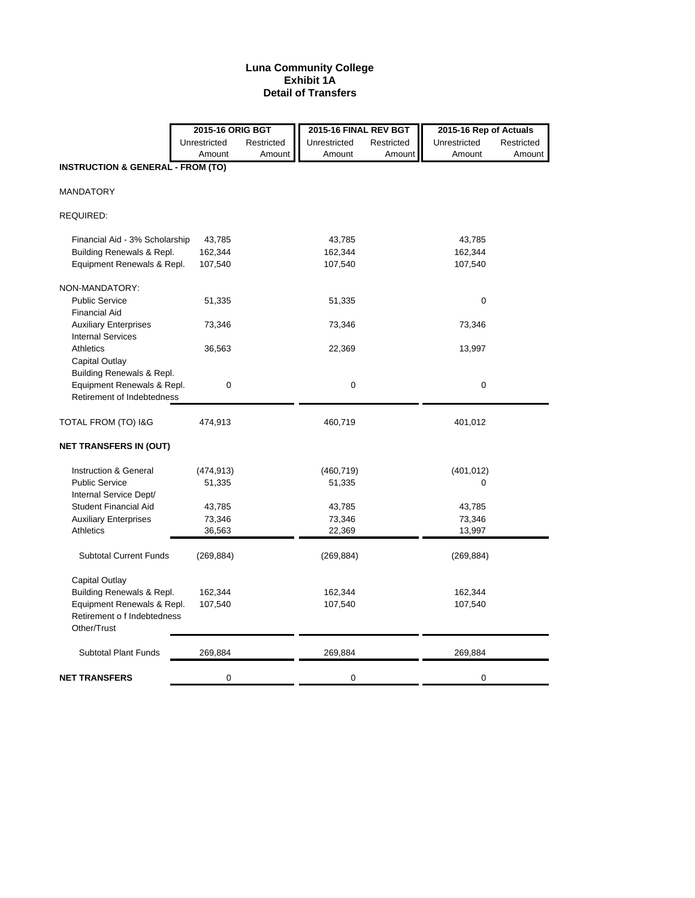# Luna Community College
## Exhibit 1A
## Detail of Transfers

| | 2015-16 ORIG BGT | | 2015-16 FINAL REV BGT | | 2015-16 Rep of Actuals | |
|---|---|---|---|---|---|---|
| | Unrestricted Amount | Restricted Amount | Unrestricted Amount | Restricted Amount | Unrestricted Amount | Restricted Amount |
| **INSTRUCTION & GENERAL - FROM (TO)** | | | | | | |
| MANDATORY | | | | | | |
| REQUIRED: | | | | | | |
| Financial Aid - 3% Scholarship | 43,785 | | 43,785 | | 43,785 | |
| Building Renewals & Repl. | 162,344 | | 162,344 | | 162,344 | |
| Equipment Renewals & Repl. | 107,540 | | 107,540 | | 107,540 | |
| NON-MANDATORY: | | | | | | |
| Public Service | 51,335 | | 51,335 | | 0 | |
| Financial Aid | | | | | | |
| Auxiliary Enterprises | 73,346 | | 73,346 | | 73,346 | |
| Internal Services | | | | | | |
| Athletics | 36,563 | | 22,369 | | 13,997 | |
| Capital Outlay | | | | | | |
| Building Renewals & Repl. | | | | | | |
| Equipment Renewals & Repl. | 0 | | 0 | | 0 | |
| Retirement of Indebtedness | | | | | | |
| TOTAL FROM (TO) I&G | 474,913 | | 460,719 | | 401,012 | |
| **NET TRANSFERS IN (OUT)** | | | | | | |
| Instruction & General | (474,913) | | (460,719) | | (401,012) | |
| Public Service | 51,335 | | 51,335 | | 0 | |
| Internal Service Dept/ | | | | | | |
| Student Financial Aid | 43,785 | | 43,785 | | 43,785 | |
| Auxiliary Enterprises | 73,346 | | 73,346 | | 73,346 | |
| Athletics | 36,563 | | 22,369 | | 13,997 | |
| Subtotal Current Funds | (269,884) | | (269,884) | | (269,884) | |
| Capital Outlay | | | | | | |
| Building Renewals & Repl. | 162,344 | | 162,344 | | 162,344 | |
| Equipment Renewals & Repl. | 107,540 | | 107,540 | | 107,540 | |
| Retirement o f Indebtedness | | | | | | |
| Other/Trust | | | | | | |
| Subtotal Plant Funds | 269,884 | | 269,884 | | 269,884 | |
| **NET TRANSFERS** | 0 | | 0 | | 0 | |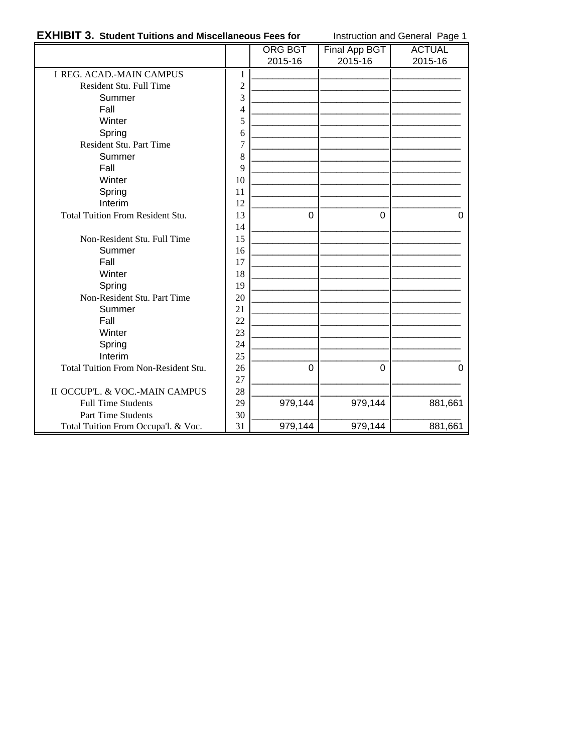**EXHIBIT 3. Student Tuitions and Miscellaneous Fees for** Instruction and General Page 1

| | | ORG BGT 2015-16 | Final App BGT 2015-16 | ACTUAL 2015-16 |
|---|---|---|---|---|
| I REG. ACAD.-MAIN CAMPUS | 1 | | | |
| Resident Stu. Full Time | 2 | | | |
| Summer | 3 | | | |
| Fall | 4 | | | |
| Winter | 5 | | | |
| Spring | 6 | | | |
| Resident Stu. Part Time | 7 | | | |
| Summer | 8 | | | |
| Fall | 9 | | | |
| Winter | 10 | | | |
| Spring | 11 | | | |
| Interim | 12 | | | |
| Total Tuition From Resident Stu. | 13 | 0 | 0 | 0 |
| | 14 | | | |
| Non-Resident Stu. Full Time | 15 | | | |
| Summer | 16 | | | |
| Fall | 17 | | | |
| Winter | 18 | | | |
| Spring | 19 | | | |
| Non-Resident Stu. Part Time | 20 | | | |
| Summer | 21 | | | |
| Fall | 22 | | | |
| Winter | 23 | | | |
| Spring | 24 | | | |
| Interim | 25 | | | |
| Total Tuition From Non-Resident Stu. | 26 | 0 | 0 | 0 |
| | 27 | | | |
| II OCCUP'L. & VOC.-MAIN CAMPUS | 28 | | | |
| Full Time Students | 29 | 979,144 | 979,144 | 881,661 |
| Part Time Students | 30 | | | |
| Total Tuition From Occupa'l. & Voc. | 31 | 979,144 | 979,144 | 881,661 |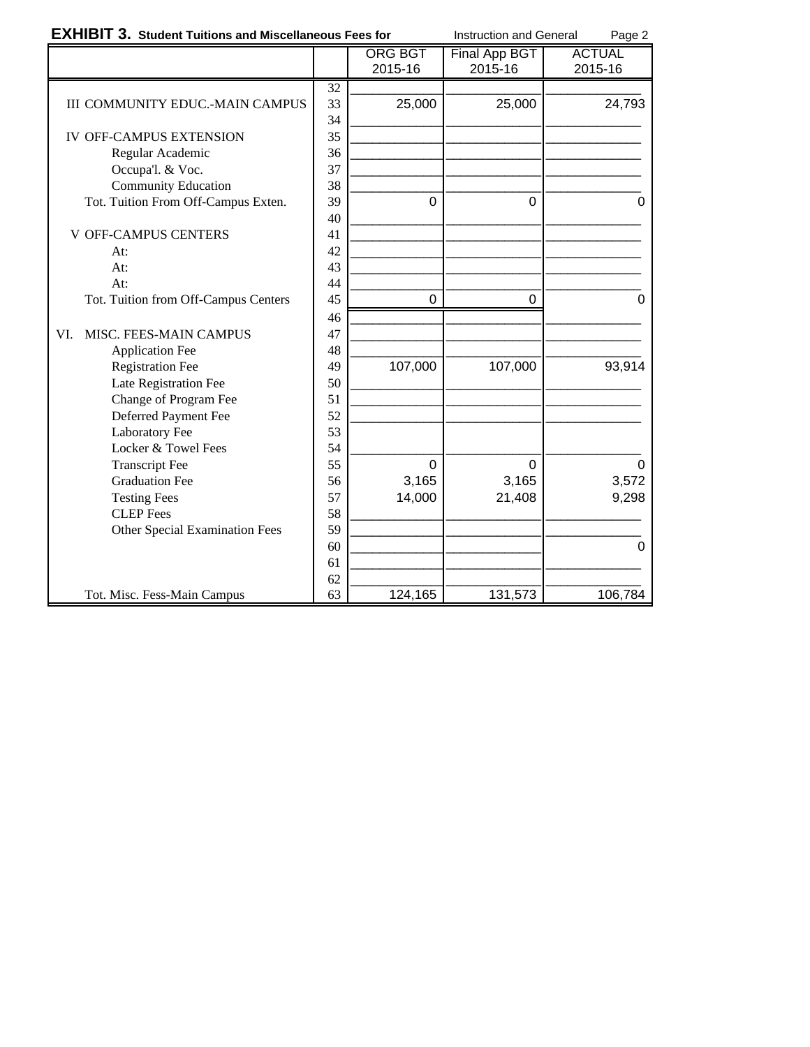**EXHIBIT 3. Student Tuitions and Miscellaneous Fees for** Instruction and General Page 2

| | | ORG BGT 2015-16 | Final App BGT 2015-16 | ACTUAL 2015-16 |
|---|---|---|---|---|
| | 32 | | | |
| III COMMUNITY EDUC.-MAIN CAMPUS | 33 | 25,000 | 25,000 | 24,793 |
| | 34 | | | |
| IV OFF-CAMPUS EXTENSION | 35 | | | |
| Regular Academic | 36 | | | |
| Occupa'l. & Voc. | 37 | | | |
| Community Education | 38 | | | |
| Tot. Tuition From Off-Campus Exten. | 39 | 0 | 0 | 0 |
| | 40 | | | |
| V OFF-CAMPUS CENTERS | 41 | | | |
| At: | 42 | | | |
| At: | 43 | | | |
| At: | 44 | | | |
| Tot. Tuition from Off-Campus Centers | 45 | 0 | 0 | 0 |
| | 46 | | | |
| VI. MISC. FEES-MAIN CAMPUS | 47 | | | |
| Application Fee | 48 | | | |
| Registration Fee | 49 | 107,000 | 107,000 | 93,914 |
| Late Registration Fee | 50 | | | |
| Change of Program Fee | 51 | | | |
| Deferred Payment Fee | 52 | | | |
| Laboratory Fee | 53 | | | |
| Locker & Towel Fees | 54 | | | |
| Transcript Fee | 55 | 0 | 0 | 0 |
| Graduation Fee | 56 | 3,165 | 3,165 | 3,572 |
| Testing Fees | 57 | 14,000 | 21,408 | 9,298 |
| CLEP Fees | 58 | | | |
| Other Special Examination Fees | 59 | | | |
| | 60 | | | 0 |
| | 61 | | | |
| | 62 | | | |
| Tot. Misc. Fess-Main Campus | 63 | 124,165 | 131,573 | 106,784 |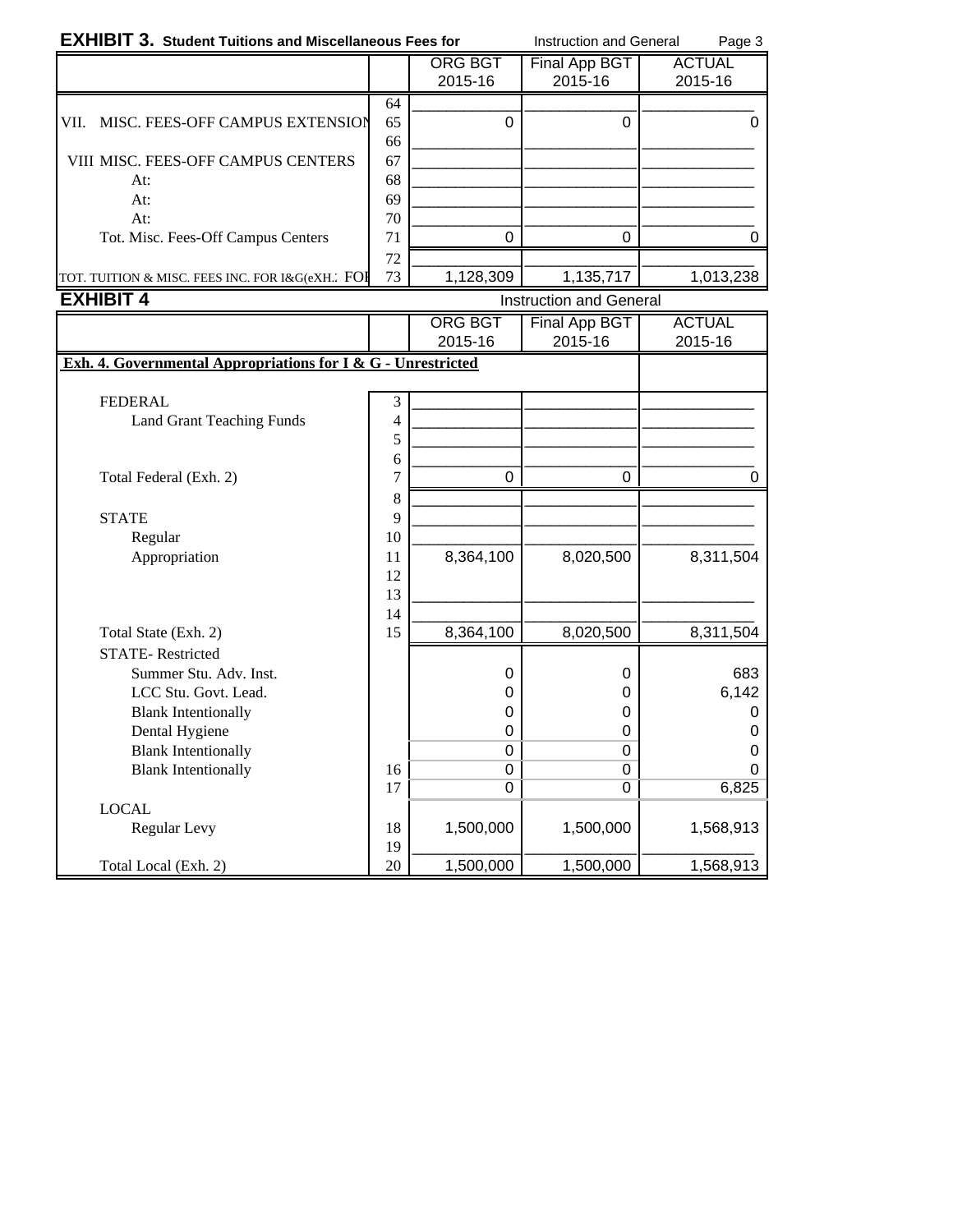## EXHIBIT 3. Student Tuitions and Miscellaneous Fees for Instruction and General

| | | ORG BGT 2015-16 | Final App BGT 2015-16 | ACTUAL 2015-16 |
|---|---|---|---|---|
| | 64 | | | |
| VII. MISC. FEES-OFF CAMPUS EXTENSION | 65 | 0 | 0 | 0 |
| | 66 | | | |
| VIII MISC. FEES-OFF CAMPUS CENTERS | 67 | | | |
| At: | 68 | | | |
| At: | 69 | | | |
| At: | 70 | | | |
| Tot. Misc. Fees-Off Campus Centers | 71 | 0 | 0 | 0 |
| | 72 | | | |
| TOT. TUITION & MISC. FEES INC. FOR I&G(eXH.: FOI | 73 | 1,128,309 | 1,135,717 | 1,013,238 |

## EXHIBIT 4 Instruction and General

| | | ORG BGT 2015-16 | Final App BGT 2015-16 | ACTUAL 2015-16 |
|---|---|---|---|---|
| **Exh. 4. Governmental Appropriations for I & G - Unrestricted** | | | | |
| FEDERAL | 3 | | | |
| Land Grant Teaching Funds | 4 | | | |
| | 5 | | | |
| | 6 | | | |
| Total Federal (Exh. 2) | 7 | 0 | 0 | 0 |
| | 8 | | | |
| STATE | 9 | | | |
| Regular | 10 | | | |
| Appropriation | 11 | 8,364,100 | 8,020,500 | 8,311,504 |
| | 12 | | | |
| | 13 | | | |
| | 14 | | | |
| Total State (Exh. 2) | 15 | 8,364,100 | 8,020,500 | 8,311,504 |
| STATE- Restricted | | | | |
| Summer Stu. Adv. Inst. | | 0 | 0 | 683 |
| LCC Stu. Govt. Lead. | | 0 | 0 | 6,142 |
| Blank Intentionally | | 0 | 0 | 0 |
| Dental Hygiene | | 0 | 0 | 0 |
| Blank Intentionally | | 0 | 0 | 0 |
| Blank Intentionally | 16 | 0 | 0 | 0 |
| | 17 | 0 | 0 | 6,825 |
| LOCAL | | | | |
| Regular Levy | 18 | 1,500,000 | 1,500,000 | 1,568,913 |
| | 19 | | | |
| Total Local (Exh. 2) | 20 | 1,500,000 | 1,500,000 | 1,568,913 |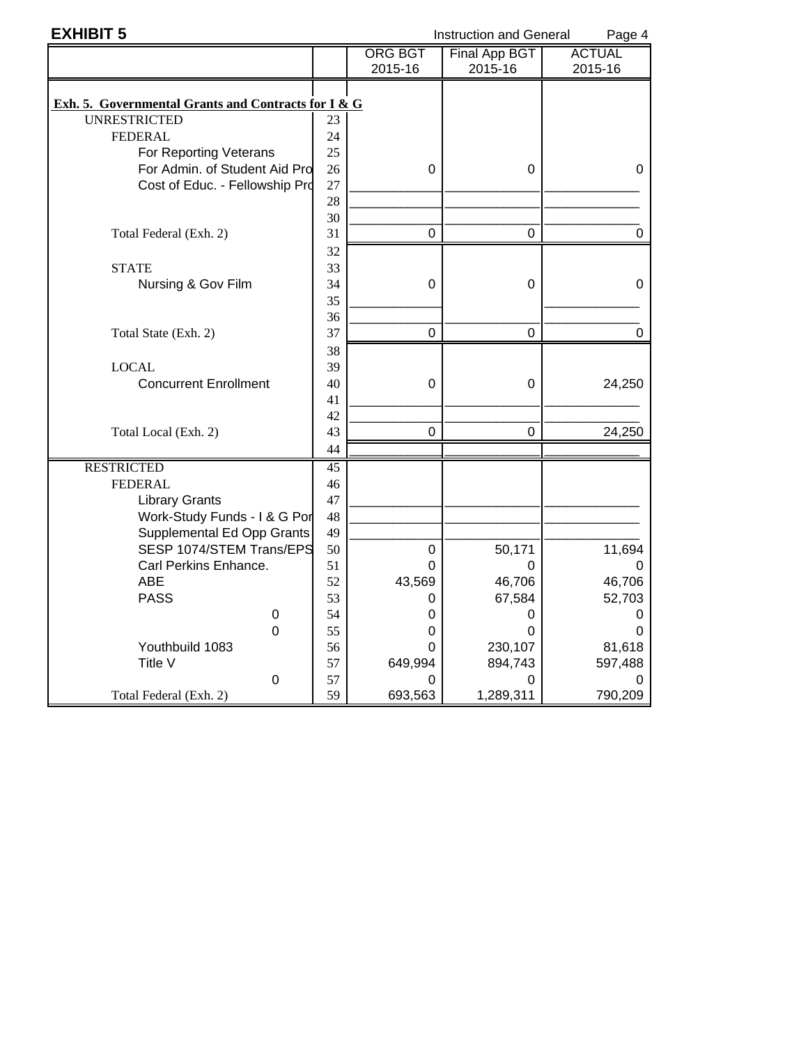**EXHIBIT 5** Instruction and General

| | | ORG BGT 2015-16 | Final App BGT 2015-16 | ACTUAL 2015-16 |
|---|---|---|---|---|
| **Exh. 5. Governmental Grants and Contracts for I & G** | | | | |
| UNRESTRICTED | 23 | | | |
| FEDERAL | 24 | | | |
| For Reporting Veterans | 25 | | | |
| For Admin. of Student Aid Pro | 26 | 0 | 0 | 0 |
| Cost of Educ. - Fellowship Pro | 27 | | | |
| | 28 | | | |
| | 30 | | | |
| Total Federal (Exh. 2) | 31 | 0 | 0 | 0 |
| | 32 | | | |
| STATE | 33 | | | |
| Nursing & Gov Film | 34 | 0 | 0 | 0 |
| | 35 | | | |
| | 36 | | | |
| Total State (Exh. 2) | 37 | 0 | 0 | 0 |
| | 38 | | | |
| LOCAL | 39 | | | |
| Concurrent Enrollment | 40 | 0 | 0 | 24,250 |
| | 41 | | | |
| | 42 | | | |
| Total Local (Exh. 2) | 43 | 0 | 0 | 24,250 |
| | 44 | | | |
| RESTRICTED | 45 | | | |
| FEDERAL | 46 | | | |
| Library Grants | 47 | | | |
| Work-Study Funds - I & G Por | 48 | | | |
| Supplemental Ed Opp Grants | 49 | | | |
| SESP 1074/STEM Trans/EPS | 50 | 0 | 50,171 | 11,694 |
| Carl Perkins Enhance. | 51 | 0 | 0 | 0 |
| ABE | 52 | 43,569 | 46,706 | 46,706 |
| PASS | 53 | 0 | 67,584 | 52,703 |
| 0 | 54 | 0 | 0 | 0 |
| 0 | 55 | 0 | 0 | 0 |
| Youthbuild 1083 | 56 | 0 | 230,107 | 81,618 |
| Title V | 57 | 649,994 | 894,743 | 597,488 |
| 0 | 57 | 0 | 0 | 0 |
| Total Federal (Exh. 2) | 59 | 693,563 | 1,289,311 | 790,209 |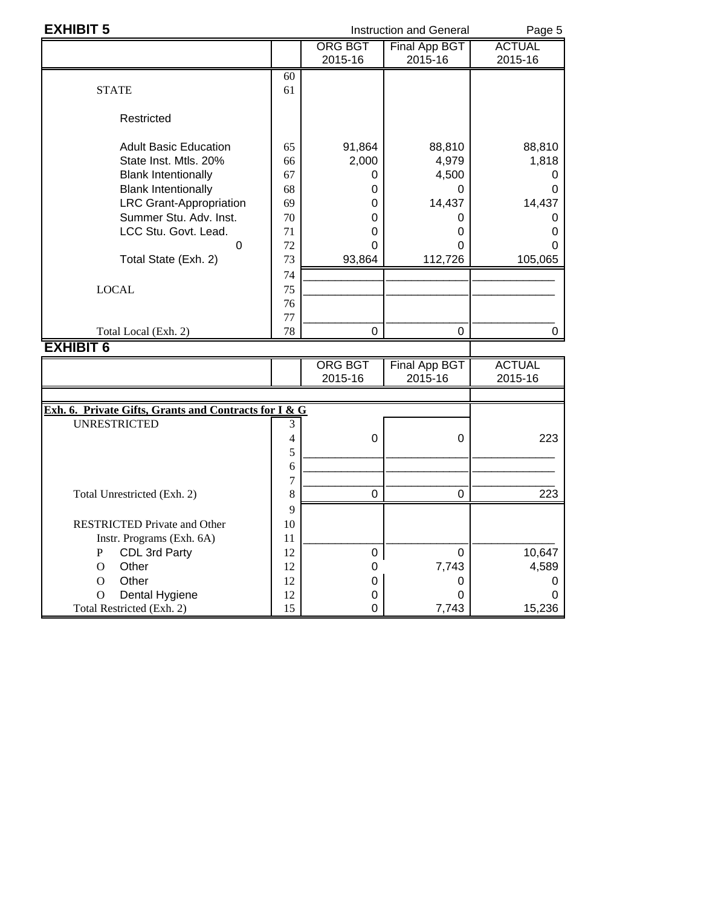## EXHIBIT 5

Instruction and General

| | | ORG BGT 2015-16 | Final App BGT 2015-16 | ACTUAL 2015-16 |
|---|---|---|---|---|
| | 60 | | | |
| STATE | 61 | | | |
| Restricted | | | | |
| Adult Basic Education | 65 | 91,864 | 88,810 | 88,810 |
| State Inst. Mtls. 20% | 66 | 2,000 | 4,979 | 1,818 |
| Blank Intentionally | 67 | 0 | 4,500 | 0 |
| Blank Intentionally | 68 | 0 | 0 | 0 |
| LRC Grant-Appropriation | 69 | 0 | 14,437 | 14,437 |
| Summer Stu. Adv. Inst. | 70 | 0 | 0 | 0 |
| LCC Stu. Govt. Lead. | 71 | 0 | 0 | 0 |
| 0 | 72 | 0 | 0 | 0 |
| Total State (Exh. 2) | 73 | 93,864 | 112,726 | 105,065 |
| | 74 | | | |
| LOCAL | 75 | | | |
| | 76 | | | |
| | 77 | | | |
| Total Local (Exh. 2) | 78 | 0 | 0 | 0 |

## EXHIBIT 6

| | | ORG BGT 2015-16 | Final App BGT 2015-16 | ACTUAL 2015-16 |
|---|---|---|---|---|
| **Exh. 6. Private Gifts, Grants and Contracts for I & G** | | | | |
| UNRESTRICTED | 3 | | | |
| | 4 | 0 | 0 | 223 |
| | 5 | | | |
| | 6 | | | |
| | 7 | | | |
| Total Unrestricted (Exh. 2) | 8 | 0 | 0 | 223 |
| | 9 | | | |
| RESTRICTED Private and Other | 10 | | | |
| Instr. Programs (Exh. 6A) | 11 | | | |
| P CDL 3rd Party | 12 | 0 | 0 | 10,647 |
| O Other | 12 | 0 | 7,743 | 4,589 |
| O Other | 12 | 0 | 0 | 0 |
| O Dental Hygiene | 12 | 0 | 0 | 0 |
| Total Restricted (Exh. 2) | 15 | 0 | 7,743 | 15,236 |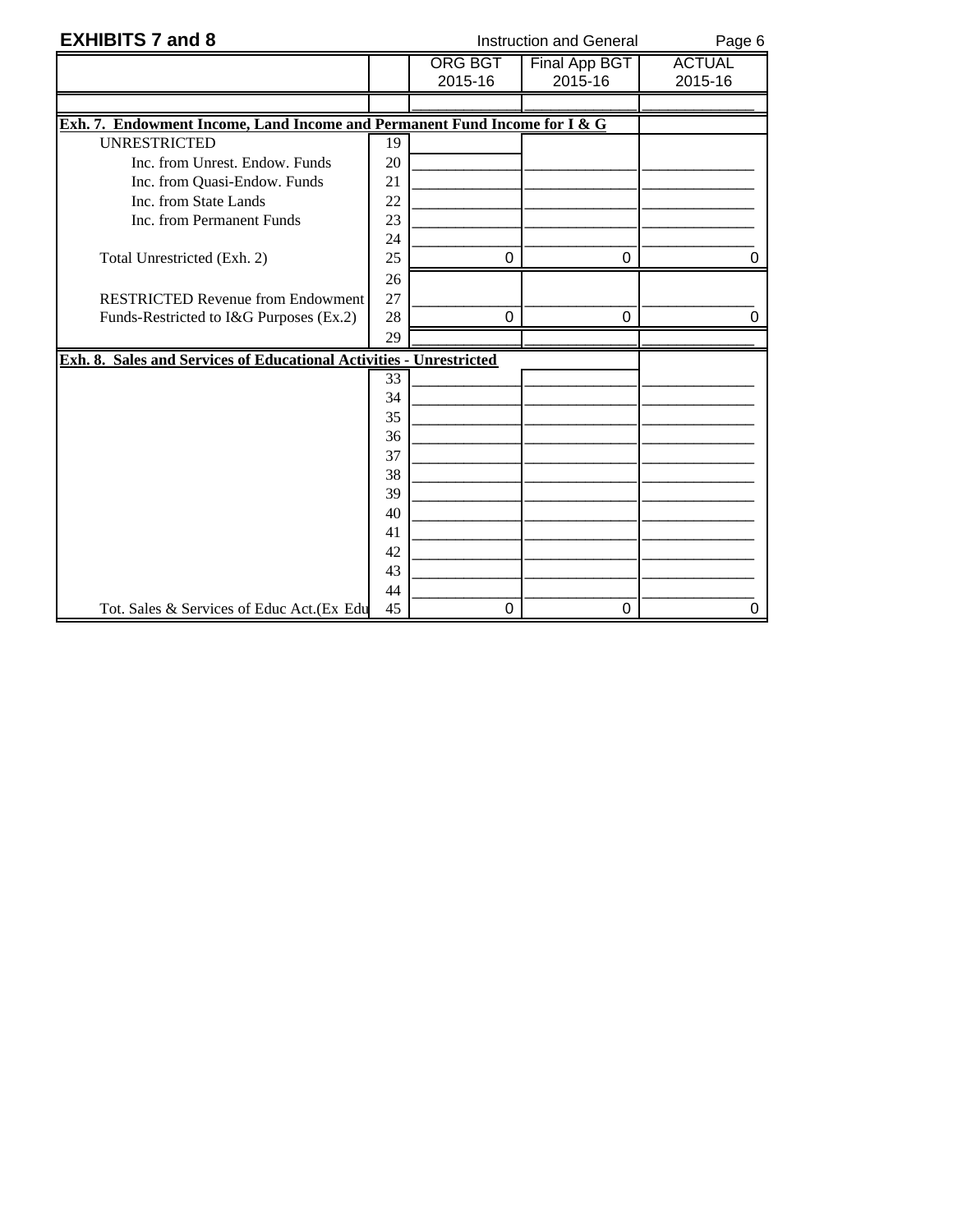## EXHIBITS 7 and 8

Instruction and General

| | | ORG BGT 2015-16 | Final App BGT 2015-16 | ACTUAL 2015-16 |
|---|---|---|---|---|
| **Exh. 7. Endowment Income, Land Income and Permanent Fund Income for I & G** | | | | |
| UNRESTRICTED | 19 | | | |
| Inc. from Unrest. Endow. Funds | 20 | | | |
| Inc. from Quasi-Endow. Funds | 21 | | | |
| Inc. from State Lands | 22 | | | |
| Inc. from Permanent Funds | 23 | | | |
| | 24 | | | |
| Total Unrestricted (Exh. 2) | 25 | 0 | 0 | 0 |
| | 26 | | | |
| RESTRICTED Revenue from Endowment | 27 | | | |
| Funds-Restricted to I&G Purposes (Ex.2) | 28 | 0 | 0 | 0 |
| | 29 | | | |
| **Exh. 8. Sales and Services of Educational Activities - Unrestricted** | | | | |
| | 33 | | | |
| | 34 | | | |
| | 35 | | | |
| | 36 | | | |
| | 37 | | | |
| | 38 | | | |
| | 39 | | | |
| | 40 | | | |
| | 41 | | | |
| | 42 | | | |
| | 43 | | | |
| | 44 | | | |
| Tot. Sales & Services of Educ Act.(Ex Edu | 45 | 0 | 0 | 0 |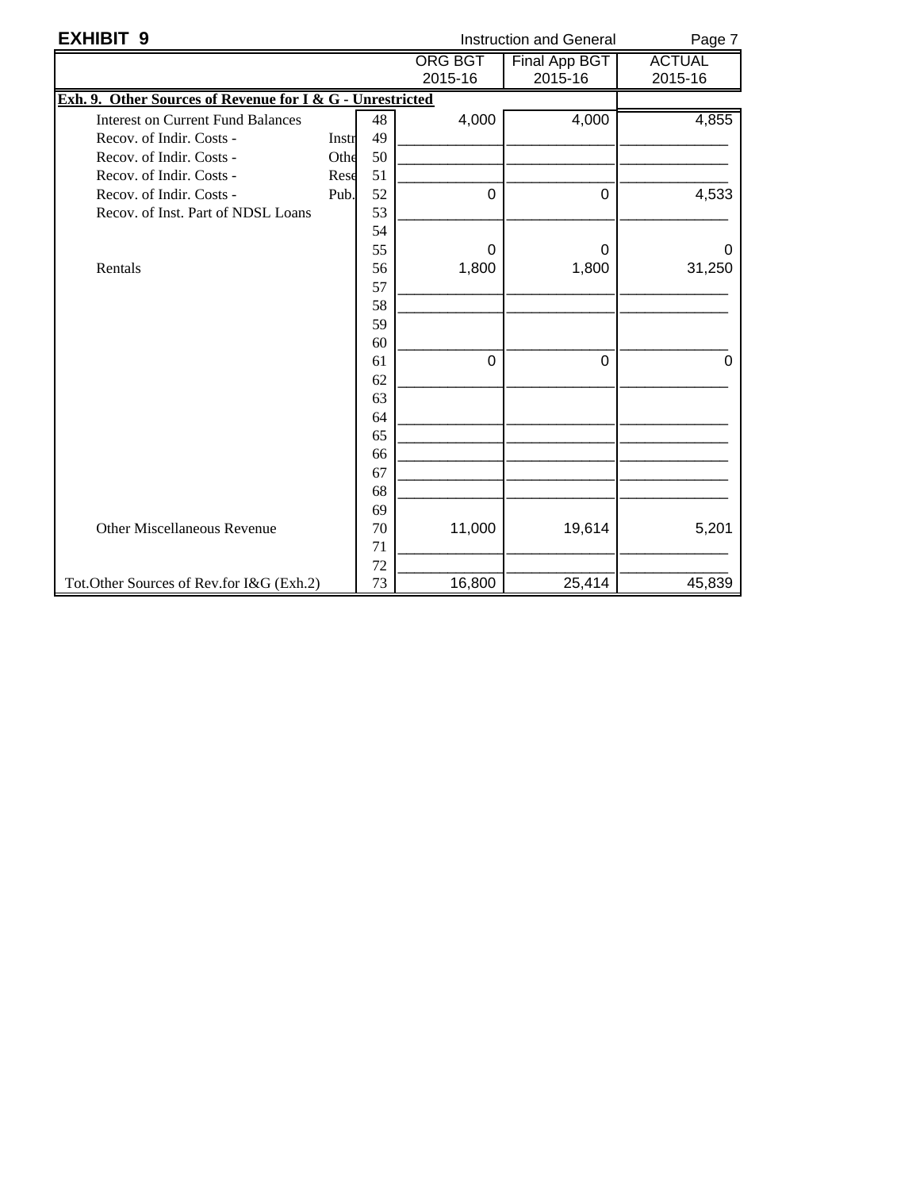**EXHIBIT 9**

Instruction and General

| | | | ORG BGT 2015-16 | Final App BGT 2015-16 | ACTUAL 2015-16 |
|---|---|---|---|---|---|
| **Exh. 9. Other Sources of Revenue for I & G - Unrestricted** | | | | | |
| Interest on Current Fund Balances | | 48 | 4,000 | 4,000 | 4,855 |
| Recov. of Indir. Costs - | Instr | 49 | | | |
| Recov. of Indir. Costs - | Othe | 50 | | | |
| Recov. of Indir. Costs - | Rese | 51 | | | |
| Recov. of Indir. Costs - | Pub. | 52 | 0 | 0 | 4,533 |
| Recov. of Inst. Part of NDSL Loans | | 53 | | | |
| | | 54 | | | |
| | | 55 | 0 | 0 | 0 |
| Rentals | | 56 | 1,800 | 1,800 | 31,250 |
| | | 57 | | | |
| | | 58 | | | |
| | | 59 | | | |
| | | 60 | | | |
| | | 61 | 0 | 0 | 0 |
| | | 62 | | | |
| | | 63 | | | |
| | | 64 | | | |
| | | 65 | | | |
| | | 66 | | | |
| | | 67 | | | |
| | | 68 | | | |
| | | 69 | | | |
| Other Miscellaneous Revenue | | 70 | 11,000 | 19,614 | 5,201 |
| | | 71 | | | |
| | | 72 | | | |
| Tot.Other Sources of Rev.for I&G (Exh.2) | | 73 | 16,800 | 25,414 | 45,839 |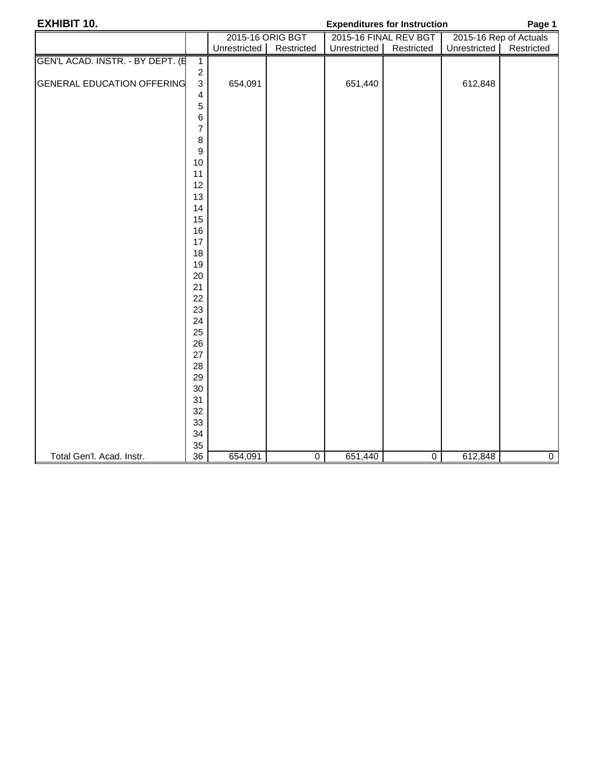**EXHIBIT 10.** **Expenditures for Instruction**

| | | 2015-16 ORIG BGT | | 2015-16 FINAL REV BGT | | 2015-16 Rep of Actuals | |
|---|---|---|---|---|---|---|---|
| | | Unrestricted | Restricted | Unrestricted | Restricted | Unrestricted | Restricted |
| GEN'L ACAD. INSTR. - BY DEPT. (E | 1 | | | | | | |
| | 2 | | | | | | |
| GENERAL EDUCATION OFFERING | 3 | 654,091 | | 651,440 | | 612,848 | |
| | 4 | | | | | | |
| | 5 | | | | | | |
| | 6 | | | | | | |
| | 7 | | | | | | |
| | 8 | | | | | | |
| | 9 | | | | | | |
| | 10 | | | | | | |
| | 11 | | | | | | |
| | 12 | | | | | | |
| | 13 | | | | | | |
| | 14 | | | | | | |
| | 15 | | | | | | |
| | 16 | | | | | | |
| | 17 | | | | | | |
| | 18 | | | | | | |
| | 19 | | | | | | |
| | 20 | | | | | | |
| | 21 | | | | | | |
| | 22 | | | | | | |
| | 23 | | | | | | |
| | 24 | | | | | | |
| | 25 | | | | | | |
| | 26 | | | | | | |
| | 27 | | | | | | |
| | 28 | | | | | | |
| | 29 | | | | | | |
| | 30 | | | | | | |
| | 31 | | | | | | |
| | 32 | | | | | | |
| | 33 | | | | | | |
| | 34 | | | | | | |
| | 35 | | | | | | |
| Total Gen'l. Acad. Instr. | 36 | 654,091 | 0 | 651,440 | 0 | 612,848 | 0 |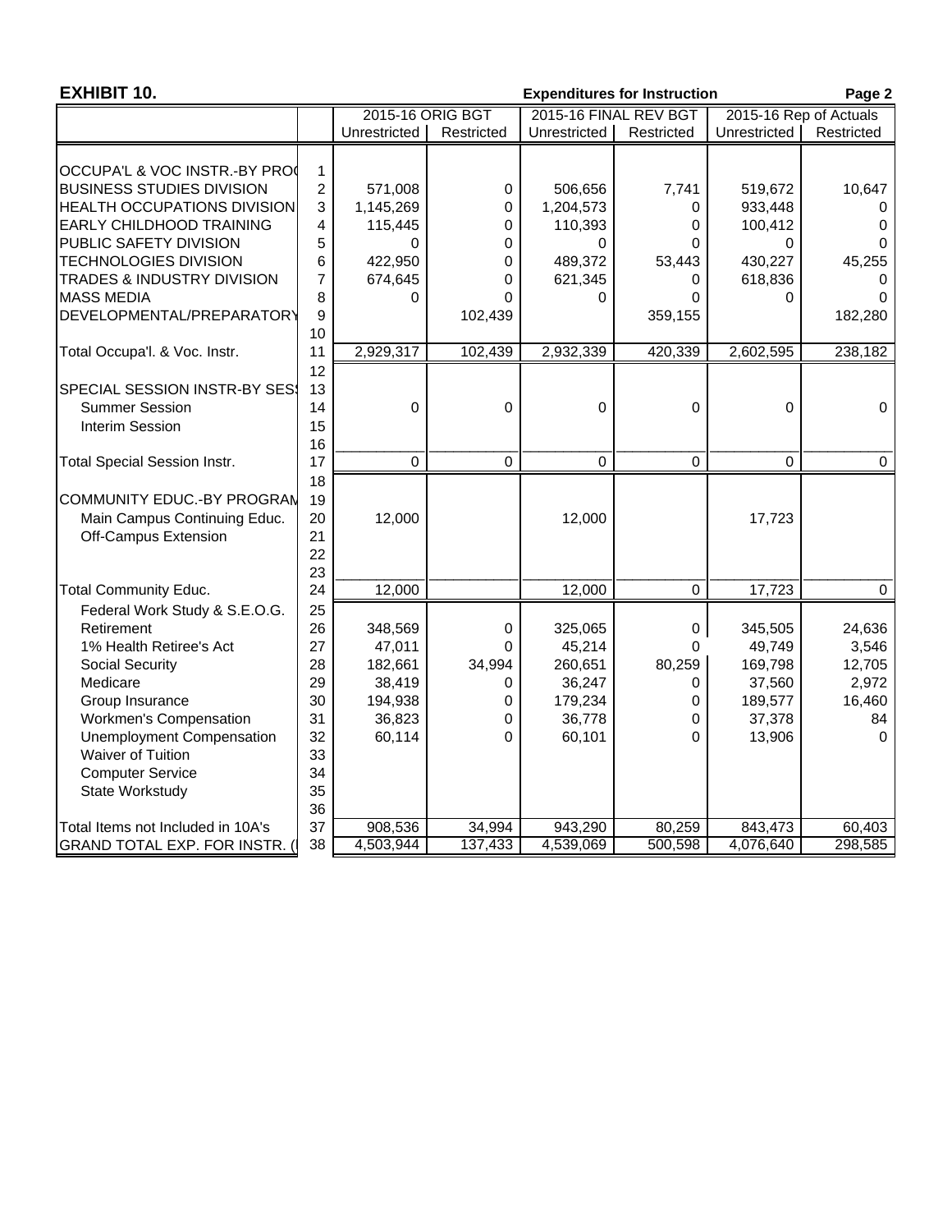**EXHIBIT 10.** **Expenditures for Instruction** **Page 2**

| | | 2015-16 ORIG BGT | | 2015-16 FINAL REV BGT | | 2015-16 Rep of Actuals | |
|---|---|---|---|---|---|---|---|
| | | Unrestricted | Restricted | Unrestricted | Restricted | Unrestricted | Restricted |
| OCCUPA'L & VOC INSTR.-BY PRO( | 1 | | | | | | |
| BUSINESS STUDIES DIVISION | 2 | 571,008 | 0 | 506,656 | 7,741 | 519,672 | 10,647 |
| HEALTH OCCUPATIONS DIVISION | 3 | 1,145,269 | 0 | 1,204,573 | 0 | 933,448 | 0 |
| EARLY CHILDHOOD TRAINING | 4 | 115,445 | 0 | 110,393 | 0 | 100,412 | 0 |
| PUBLIC SAFETY DIVISION | 5 | 0 | 0 | 0 | 0 | 0 | 0 |
| TECHNOLOGIES DIVISION | 6 | 422,950 | 0 | 489,372 | 53,443 | 430,227 | 45,255 |
| TRADES & INDUSTRY DIVISION | 7 | 674,645 | 0 | 621,345 | 0 | 618,836 | 0 |
| MASS MEDIA | 8 | 0 | 0 | 0 | 0 | 0 | 0 |
| DEVELOPMENTAL/PREPARATORY | 9 | | 102,439 | | 359,155 | | 182,280 |
| | 10 | | | | | | |
| Total Occupa'l. & Voc. Instr. | 11 | 2,929,317 | 102,439 | 2,932,339 | 420,339 | 2,602,595 | 238,182 |
| | 12 | | | | | | |
| SPECIAL SESSION INSTR-BY SES | 13 | | | | | | |
| Summer Session | 14 | 0 | 0 | 0 | 0 | 0 | 0 |
| Interim Session | 15 | | | | | | |
| | 16 | | | | | | |
| Total Special Session Instr. | 17 | 0 | 0 | 0 | 0 | 0 | 0 |
| | 18 | | | | | | |
| COMMUNITY EDUC.-BY PROGRAM | 19 | | | | | | |
| Main Campus Continuing Educ. | 20 | 12,000 | | 12,000 | | 17,723 | |
| Off-Campus Extension | 21 | | | | | | |
| | 22 | | | | | | |
| | 23 | | | | | | |
| Total Community Educ. | 24 | 12,000 | | 12,000 | 0 | 17,723 | 0 |
| Federal Work Study & S.E.O.G. | 25 | | | | | | |
| Retirement | 26 | 348,569 | 0 | 325,065 | 0 | 345,505 | 24,636 |
| 1% Health Retiree's Act | 27 | 47,011 | 0 | 45,214 | 0 | 49,749 | 3,546 |
| Social Security | 28 | 182,661 | 34,994 | 260,651 | 80,259 | 169,798 | 12,705 |
| Medicare | 29 | 38,419 | 0 | 36,247 | 0 | 37,560 | 2,972 |
| Group Insurance | 30 | 194,938 | 0 | 179,234 | 0 | 189,577 | 16,460 |
| Workmen's Compensation | 31 | 36,823 | 0 | 36,778 | 0 | 37,378 | 84 |
| Unemployment Compensation | 32 | 60,114 | 0 | 60,101 | 0 | 13,906 | 0 |
| Waiver of Tuition | 33 | | | | | | |
| Computer Service | 34 | | | | | | |
| State Workstudy | 35 | | | | | | |
| | 36 | | | | | | |
| Total Items not Included in 10A's | 37 | 908,536 | 34,994 | 943,290 | 80,259 | 843,473 | 60,403 |
| GRAND TOTAL EXP. FOR INSTR. ( | 38 | 4,503,944 | 137,433 | 4,539,069 | 500,598 | 4,076,640 | 298,585 |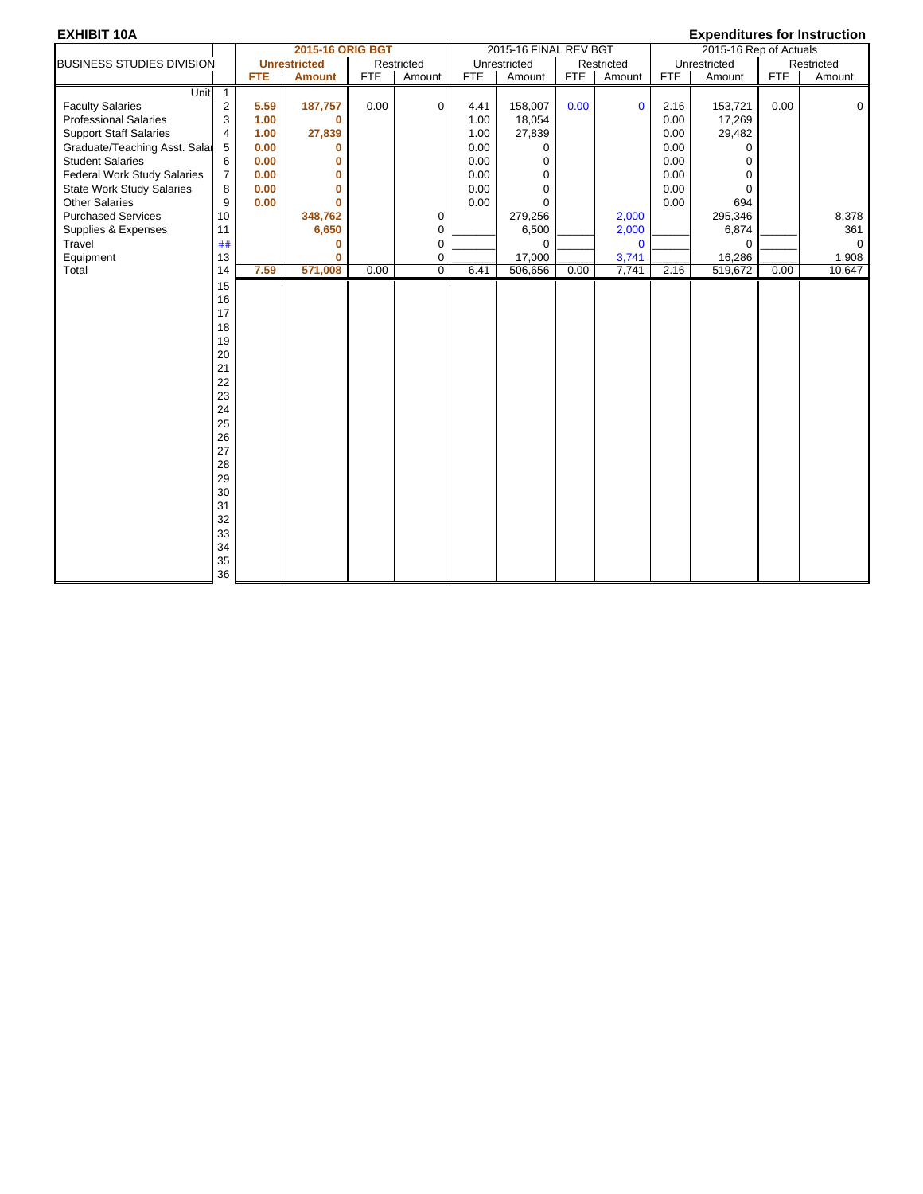**EXHIBIT 10A** **Expenditures for Instruction**

| BUSINESS STUDIES DIVISION | | 2015-16 ORIG BGT | | | | 2015-16 FINAL REV BGT | | | | 2015-16 Rep of Actuals | | | |
|---|---|---|---|---|---|---|---|---|---|---|---|---|---|
| | | Unrestricted | | Restricted | | Unrestricted | | Restricted | | Unrestricted | | Restricted | |
| | | FTE | Amount | FTE | Amount | FTE | Amount | FTE | Amount | FTE | Amount | FTE | Amount |
| Unit | 1 | | | | | | | | | | | | |
| Faculty Salaries | 2 | 5.59 | 187,757 | 0.00 | 0 | 4.41 | 158,007 | 0.00 | 0 | 2.16 | 153,721 | 0.00 | 0 |
| Professional Salaries | 3 | 1.00 | 0 | | | 1.00 | 18,054 | | | 0.00 | 17,269 | | |
| Support Staff Salaries | 4 | 1.00 | 27,839 | | | 1.00 | 27,839 | | | 0.00 | 29,482 | | |
| Graduate/Teaching Asst. Salar | 5 | 0.00 | 0 | | | 0.00 | 0 | | | 0.00 | 0 | | |
| Student Salaries | 6 | 0.00 | 0 | | | 0.00 | 0 | | | 0.00 | 0 | | |
| Federal Work Study Salaries | 7 | 0.00 | 0 | | | 0.00 | 0 | | | 0.00 | 0 | | |
| State Work Study Salaries | 8 | 0.00 | 0 | | | 0.00 | 0 | | | 0.00 | 0 | | |
| Other Salaries | 9 | 0.00 | 0 | | | 0.00 | 0 | | | 0.00 | 694 | | |
| Purchased Services | 10 | | 348,762 | | 0 | | 279,256 | | 2,000 | | 295,346 | | 8,378 |
| Supplies & Expenses | 11 | | 6,650 | | 0 | | 6,500 | | 2,000 | | 6,874 | | 361 |
| Travel | ## | | 0 | | 0 | | 0 | | 0 | | 0 | | 0 |
| Equipment | 13 | | 0 | | 0 | | 17,000 | | 3,741 | | 16,286 | | 1,908 |
| Total | 14 | 7.59 | 571,008 | 0.00 | 0 | 6.41 | 506,656 | 0.00 | 7,741 | 2.16 | 519,672 | 0.00 | 10,647 |
| | 15 | | | | | | | | | | | | |
| | 16 | | | | | | | | | | | | |
| | 17 | | | | | | | | | | | | |
| | 18 | | | | | | | | | | | | |
| | 19 | | | | | | | | | | | | |
| | 20 | | | | | | | | | | | | |
| | 21 | | | | | | | | | | | | |
| | 22 | | | | | | | | | | | | |
| | 23 | | | | | | | | | | | | |
| | 24 | | | | | | | | | | | | |
| | 25 | | | | | | | | | | | | |
| | 26 | | | | | | | | | | | | |
| | 27 | | | | | | | | | | | | |
| | 28 | | | | | | | | | | | | |
| | 29 | | | | | | | | | | | | |
| | 30 | | | | | | | | | | | | |
| | 31 | | | | | | | | | | | | |
| | 32 | | | | | | | | | | | | |
| | 33 | | | | | | | | | | | | |
| | 34 | | | | | | | | | | | | |
| | 35 | | | | | | | | | | | | |
| | 36 | | | | | | | | | | | | |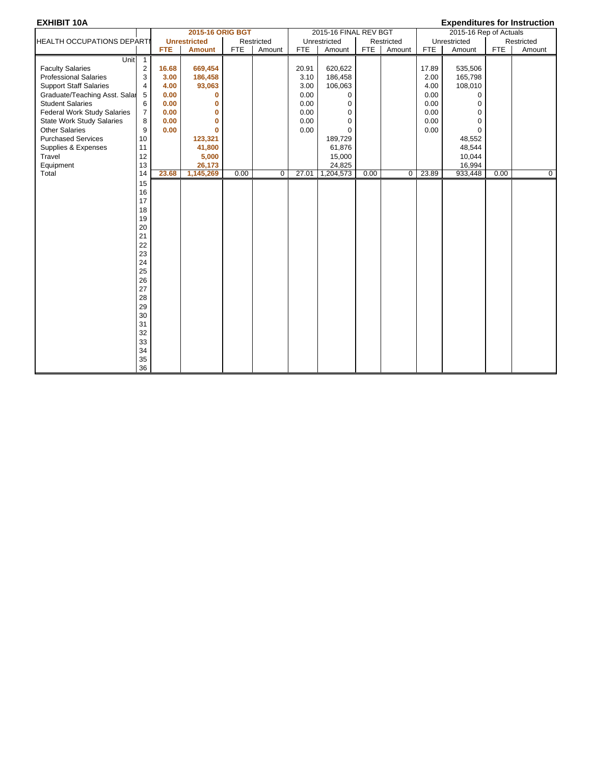**EXHIBIT 10A** **Expenditures for Instruction**

| HEALTH OCCUPATIONS DEPARTI | | 2015-16 ORIG BGT | | | | 2015-16 FINAL REV BGT | | | | 2015-16 Rep of Actuals | | | |
|---|---|---|---|---|---|---|---|---|---|---|---|---|---|
| | | Unrestricted | | Restricted | | Unrestricted | | Restricted | | Unrestricted | | Restricted | |
| | | FTE | Amount | FTE | Amount | FTE | Amount | FTE | Amount | FTE | Amount | FTE | Amount |
| Unit | 1 | | | | | | | | | | | | |
| Faculty Salaries | 2 | 16.68 | 669,454 | | | 20.91 | 620,622 | | | 17.89 | 535,506 | | |
| Professional Salaries | 3 | 3.00 | 186,458 | | | 3.10 | 186,458 | | | 2.00 | 165,798 | | |
| Support Staff Salaries | 4 | 4.00 | 93,063 | | | 3.00 | 106,063 | | | 4.00 | 108,010 | | |
| Graduate/Teaching Asst. Salar | 5 | 0.00 | 0 | | | 0.00 | 0 | | | 0.00 | 0 | | |
| Student Salaries | 6 | 0.00 | 0 | | | 0.00 | 0 | | | 0.00 | 0 | | |
| Federal Work Study Salaries | 7 | 0.00 | 0 | | | 0.00 | 0 | | | 0.00 | 0 | | |
| State Work Study Salaries | 8 | 0.00 | 0 | | | 0.00 | 0 | | | 0.00 | 0 | | |
| Other Salaries | 9 | 0.00 | 0 | | | 0.00 | 0 | | | 0.00 | 0 | | |
| Purchased Services | 10 | | 123,321 | | | | 189,729 | | | | 48,552 | | |
| Supplies & Expenses | 11 | | 41,800 | | | | 61,876 | | | | 48,544 | | |
| Travel | 12 | | 5,000 | | | | 15,000 | | | | 10,044 | | |
| Equipment | 13 | | 26,173 | | | | 24,825 | | | | 16,994 | | |
| Total | 14 | 23.68 | 1,145,269 | 0.00 | 0 | 27.01 | 1,204,573 | 0.00 | 0 | 23.89 | 933,448 | 0.00 | 0 |
| | 15 | | | | | | | | | | | | |
| | 16 | | | | | | | | | | | | |
| | 17 | | | | | | | | | | | | |
| | 18 | | | | | | | | | | | | |
| | 19 | | | | | | | | | | | | |
| | 20 | | | | | | | | | | | | |
| | 21 | | | | | | | | | | | | |
| | 22 | | | | | | | | | | | | |
| | 23 | | | | | | | | | | | | |
| | 24 | | | | | | | | | | | | |
| | 25 | | | | | | | | | | | | |
| | 26 | | | | | | | | | | | | |
| | 27 | | | | | | | | | | | | |
| | 28 | | | | | | | | | | | | |
| | 29 | | | | | | | | | | | | |
| | 30 | | | | | | | | | | | | |
| | 31 | | | | | | | | | | | | |
| | 32 | | | | | | | | | | | | |
| | 33 | | | | | | | | | | | | |
| | 34 | | | | | | | | | | | | |
| | 35 | | | | | | | | | | | | |
| | 36 | | | | | | | | | | | | |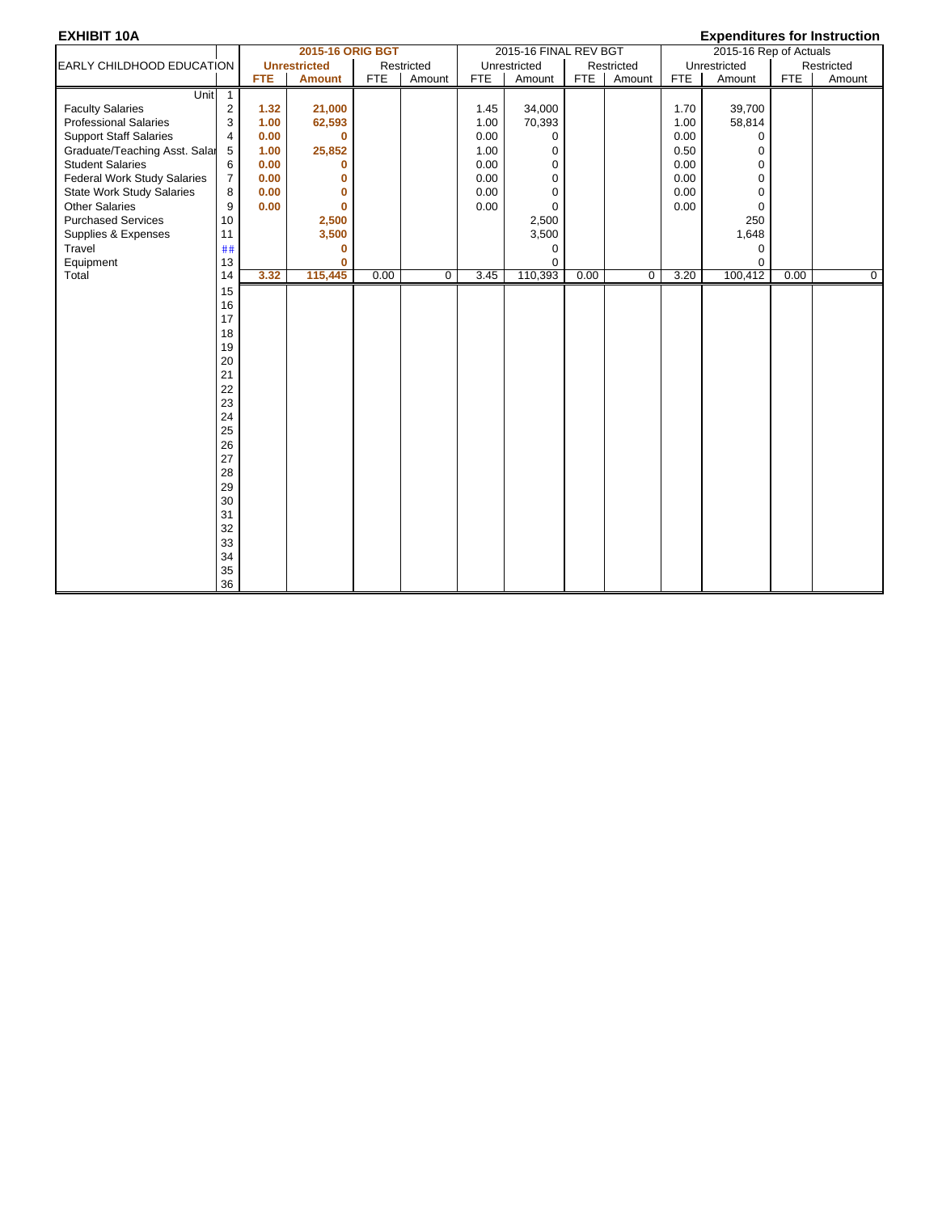**EXHIBIT 10A** **Expenditures for Instruction**

| EARLY CHILDHOOD EDUCATION | | 2015-16 ORIG BGT | | | | 2015-16 FINAL REV BGT | | | | 2015-16 Rep of Actuals | | | |
|---|---|---|---|---|---|---|---|---|---|---|---|---|---|
| | | Unrestricted | | Restricted | | Unrestricted | | Restricted | | Unrestricted | | Restricted | |
| | | FTE | Amount | FTE | Amount | FTE | Amount | FTE | Amount | FTE | Amount | FTE | Amount |
| Unit | 1 | | | | | | | | | | | | |
| Faculty Salaries | 2 | 1.32 | 21,000 | | | 1.45 | 34,000 | | | 1.70 | 39,700 | | |
| Professional Salaries | 3 | 1.00 | 62,593 | | | 1.00 | 70,393 | | | 1.00 | 58,814 | | |
| Support Staff Salaries | 4 | 0.00 | 0 | | | 0.00 | 0 | | | 0.00 | 0 | | |
| Graduate/Teaching Asst. Salar | 5 | 1.00 | 25,852 | | | 1.00 | 0 | | | 0.50 | 0 | | |
| Student Salaries | 6 | 0.00 | 0 | | | 0.00 | 0 | | | 0.00 | 0 | | |
| Federal Work Study Salaries | 7 | 0.00 | 0 | | | 0.00 | 0 | | | 0.00 | 0 | | |
| State Work Study Salaries | 8 | 0.00 | 0 | | | 0.00 | 0 | | | 0.00 | 0 | | |
| Other Salaries | 9 | 0.00 | 0 | | | 0.00 | 0 | | | 0.00 | 0 | | |
| Purchased Services | 10 | | 2,500 | | | | 2,500 | | | | 250 | | |
| Supplies & Expenses | 11 | | 3,500 | | | | 3,500 | | | | 1,648 | | |
| Travel | ## | | 0 | | | | 0 | | | | 0 | | |
| Equipment | 13 | | 0 | | | | 0 | | | | 0 | | |
| Total | 14 | 3.32 | 115,445 | 0.00 | 0 | 3.45 | 110,393 | 0.00 | 0 | 3.20 | 100,412 | 0.00 | 0 |
| | 15 | | | | | | | | | | | | |
| | 16 | | | | | | | | | | | | |
| | 17 | | | | | | | | | | | | |
| | 18 | | | | | | | | | | | | |
| | 19 | | | | | | | | | | | | |
| | 20 | | | | | | | | | | | | |
| | 21 | | | | | | | | | | | | |
| | 22 | | | | | | | | | | | | |
| | 23 | | | | | | | | | | | | |
| | 24 | | | | | | | | | | | | |
| | 25 | | | | | | | | | | | | |
| | 26 | | | | | | | | | | | | |
| | 27 | | | | | | | | | | | | |
| | 28 | | | | | | | | | | | | |
| | 29 | | | | | | | | | | | | |
| | 30 | | | | | | | | | | | | |
| | 31 | | | | | | | | | | | | |
| | 32 | | | | | | | | | | | | |
| | 33 | | | | | | | | | | | | |
| | 34 | | | | | | | | | | | | |
| | 35 | | | | | | | | | | | | |
| | 36 | | | | | | | | | | | | |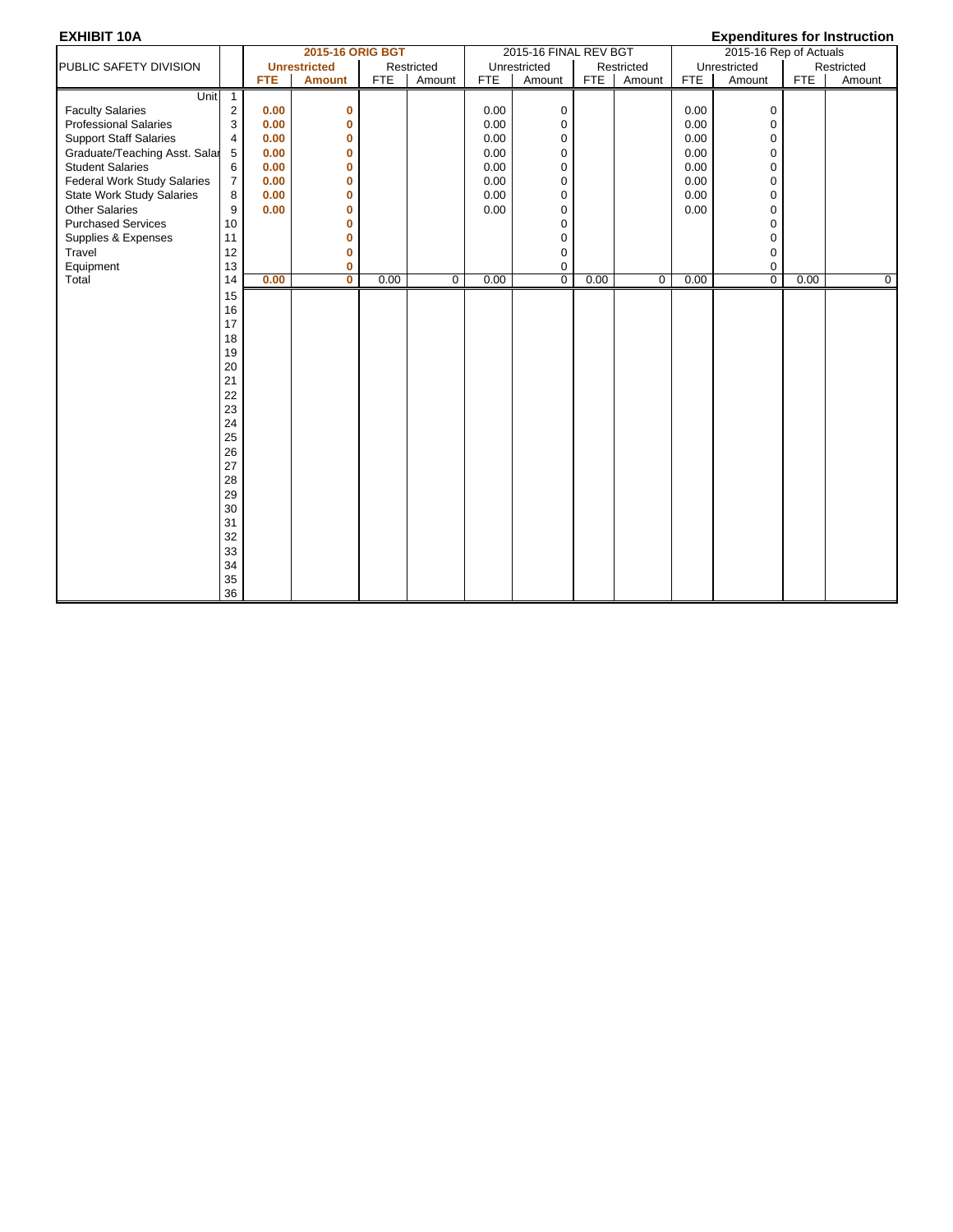**EXHIBIT 10A** | **Expenditures for Instruction**

| PUBLIC SAFETY DIVISION | | 2015-16 ORIG BGT | | | | 2015-16 FINAL REV BGT | | | | 2015-16 Rep of Actuals | | | |
|---|---|---|---|---|---|---|---|---|---|---|---|---|---|
| | | Unrestricted | | Restricted | | Unrestricted | | Restricted | | Unrestricted | | Restricted | |
| | | FTE | Amount | FTE | Amount | FTE | Amount | FTE | Amount | FTE | Amount | FTE | Amount |
| Unit | 1 | | | | | | | | | | | | |
| Faculty Salaries | 2 | 0.00 | 0 | | | 0.00 | 0 | | | 0.00 | 0 | | |
| Professional Salaries | 3 | 0.00 | 0 | | | 0.00 | 0 | | | 0.00 | 0 | | |
| Support Staff Salaries | 4 | 0.00 | 0 | | | 0.00 | 0 | | | 0.00 | 0 | | |
| Graduate/Teaching Asst. Salar | 5 | 0.00 | 0 | | | 0.00 | 0 | | | 0.00 | 0 | | |
| Student Salaries | 6 | 0.00 | 0 | | | 0.00 | 0 | | | 0.00 | 0 | | |
| Federal Work Study Salaries | 7 | 0.00 | 0 | | | 0.00 | 0 | | | 0.00 | 0 | | |
| State Work Study Salaries | 8 | 0.00 | 0 | | | 0.00 | 0 | | | 0.00 | 0 | | |
| Other Salaries | 9 | 0.00 | 0 | | | 0.00 | 0 | | | 0.00 | 0 | | |
| Purchased Services | 10 | | 0 | | | | 0 | | | | 0 | | |
| Supplies & Expenses | 11 | | 0 | | | | 0 | | | | 0 | | |
| Travel | 12 | | 0 | | | | 0 | | | | 0 | | |
| Equipment | 13 | | 0 | | | | 0 | | | | 0 | | |
| Total | 14 | 0.00 | 0 | 0.00 | 0 | 0.00 | 0 | 0.00 | 0 | 0.00 | 0 | 0.00 | 0 |
| | 15 | | | | | | | | | | | | |
| | 16 | | | | | | | | | | | | |
| | 17 | | | | | | | | | | | | |
| | 18 | | | | | | | | | | | | |
| | 19 | | | | | | | | | | | | |
| | 20 | | | | | | | | | | | | |
| | 21 | | | | | | | | | | | | |
| | 22 | | | | | | | | | | | | |
| | 23 | | | | | | | | | | | | |
| | 24 | | | | | | | | | | | | |
| | 25 | | | | | | | | | | | | |
| | 26 | | | | | | | | | | | | |
| | 27 | | | | | | | | | | | | |
| | 28 | | | | | | | | | | | | |
| | 29 | | | | | | | | | | | | |
| | 30 | | | | | | | | | | | | |
| | 31 | | | | | | | | | | | | |
| | 32 | | | | | | | | | | | | |
| | 33 | | | | | | | | | | | | |
| | 34 | | | | | | | | | | | | |
| | 35 | | | | | | | | | | | | |
| | 36 | | | | | | | | | | | | |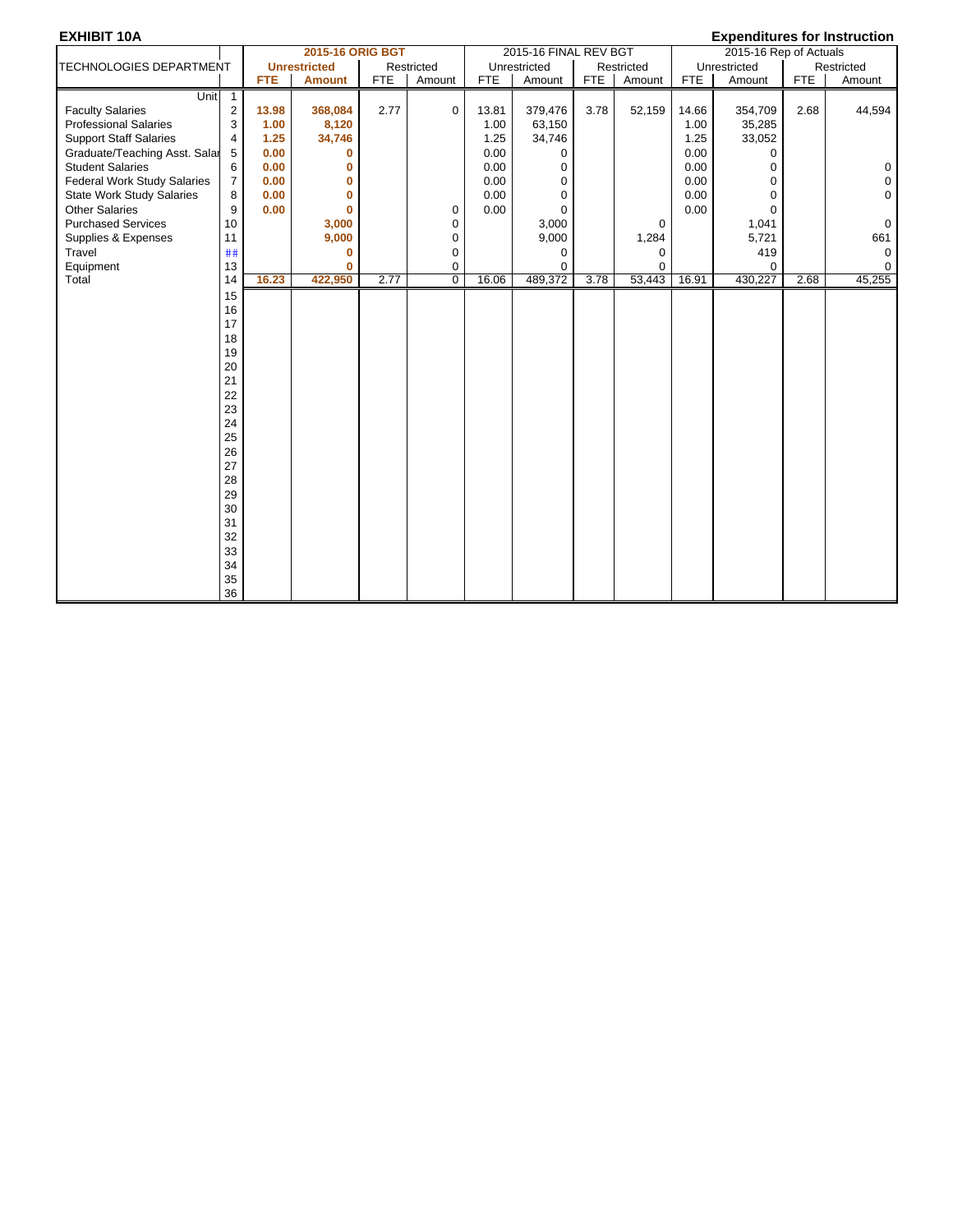**EXHIBIT 10A** **Expenditures for Instruction**

| TECHNOLOGIES DEPARTMENT | | 2015-16 ORIG BGT | | | | 2015-16 FINAL REV BGT | | | | 2015-16 Rep of Actuals | | | |
|---|---|---|---|---|---|---|---|---|---|---|---|---|---|
| | | Unrestricted | | Restricted | | Unrestricted | | Restricted | | Unrestricted | | Restricted | |
| | | FTE | Amount | FTE | Amount | FTE | Amount | FTE | Amount | FTE | Amount | FTE | Amount |
| Unit | 1 | | | | | | | | | | | | |
| Faculty Salaries | 2 | 13.98 | 368,084 | 2.77 | 0 | 13.81 | 379,476 | 3.78 | 52,159 | 14.66 | 354,709 | 2.68 | 44,594 |
| Professional Salaries | 3 | 1.00 | 8,120 | | | 1.00 | 63,150 | | | 1.00 | 35,285 | | |
| Support Staff Salaries | 4 | 1.25 | 34,746 | | | 1.25 | 34,746 | | | 1.25 | 33,052 | | |
| Graduate/Teaching Asst. Salar | 5 | 0.00 | 0 | | | 0.00 | 0 | | | 0.00 | 0 | | |
| Student Salaries | 6 | 0.00 | 0 | | | 0.00 | 0 | | | 0.00 | 0 | | 0 |
| Federal Work Study Salaries | 7 | 0.00 | 0 | | | 0.00 | 0 | | | 0.00 | 0 | | 0 |
| State Work Study Salaries | 8 | 0.00 | 0 | | | 0.00 | 0 | | | 0.00 | 0 | | 0 |
| Other Salaries | 9 | 0.00 | 0 | | 0 | 0.00 | 0 | | | 0.00 | 0 | | |
| Purchased Services | 10 | | 3,000 | | 0 | | 3,000 | | 0 | | 1,041 | | 0 |
| Supplies & Expenses | 11 | | 9,000 | | 0 | | 9,000 | | 1,284 | | 5,721 | | 661 |
| Travel | ## | | 0 | | 0 | | 0 | | 0 | | 419 | | 0 |
| Equipment | 13 | | 0 | | 0 | | 0 | | 0 | | 0 | | 0 |
| Total | 14 | 16.23 | 422,950 | 2.77 | 0 | 16.06 | 489,372 | 3.78 | 53,443 | 16.91 | 430,227 | 2.68 | 45,255 |
| | 15 | | | | | | | | | | | | |
| | 16 | | | | | | | | | | | | |
| | 17 | | | | | | | | | | | | |
| | 18 | | | | | | | | | | | | |
| | 19 | | | | | | | | | | | | |
| | 20 | | | | | | | | | | | | |
| | 21 | | | | | | | | | | | | |
| | 22 | | | | | | | | | | | | |
| | 23 | | | | | | | | | | | | |
| | 24 | | | | | | | | | | | | |
| | 25 | | | | | | | | | | | | |
| | 26 | | | | | | | | | | | | |
| | 27 | | | | | | | | | | | | |
| | 28 | | | | | | | | | | | | |
| | 29 | | | | | | | | | | | | |
| | 30 | | | | | | | | | | | | |
| | 31 | | | | | | | | | | | | |
| | 32 | | | | | | | | | | | | |
| | 33 | | | | | | | | | | | | |
| | 34 | | | | | | | | | | | | |
| | 35 | | | | | | | | | | | | |
| | 36 | | | | | | | | | | | | |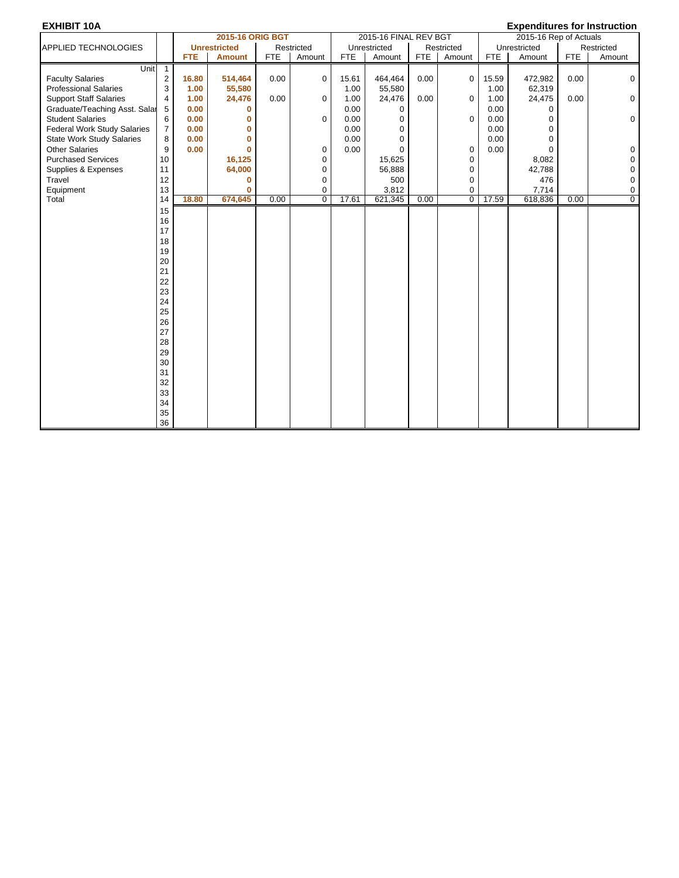**EXHIBIT 10A**

**Expenditures for Instruction**

| APPLIED TECHNOLOGIES | | 2015-16 ORIG BGT | | | | 2015-16 FINAL REV BGT | | | | 2015-16 Rep of Actuals | | | |
|---|---|---|---|---|---|---|---|---|---|---|---|---|---|
| | | Unrestricted | | Restricted | | Unrestricted | | Restricted | | Unrestricted | | Restricted | |
| | | FTE | Amount | FTE | Amount | FTE | Amount | FTE | Amount | FTE | Amount | FTE | Amount |
| Unit | 1 | | | | | | | | | | | | |
| Faculty Salaries | 2 | 16.80 | 514,464 | 0.00 | 0 | 15.61 | 464,464 | 0.00 | 0 | 15.59 | 472,982 | 0.00 | 0 |
| Professional Salaries | 3 | 1.00 | 55,580 | | | 1.00 | 55,580 | | | 1.00 | 62,319 | | |
| Support Staff Salaries | 4 | 1.00 | 24,476 | 0.00 | 0 | 1.00 | 24,476 | 0.00 | 0 | 1.00 | 24,475 | 0.00 | 0 |
| Graduate/Teaching Asst. Salar | 5 | 0.00 | 0 | | | 0.00 | 0 | | | 0.00 | 0 | | |
| Student Salaries | 6 | 0.00 | 0 | | 0 | 0.00 | 0 | | 0 | 0.00 | 0 | | 0 |
| Federal Work Study Salaries | 7 | 0.00 | 0 | | | 0.00 | 0 | | | 0.00 | 0 | | |
| State Work Study Salaries | 8 | 0.00 | 0 | | | 0.00 | 0 | | | 0.00 | 0 | | |
| Other Salaries | 9 | 0.00 | 0 | | 0 | 0.00 | 0 | | 0 | 0.00 | 0 | | 0 |
| Purchased Services | 10 | | 16,125 | | 0 | | 15,625 | | 0 | | 8,082 | | 0 |
| Supplies & Expenses | 11 | | 64,000 | | 0 | | 56,888 | | 0 | | 42,788 | | 0 |
| Travel | 12 | | 0 | | 0 | | 500 | | 0 | | 476 | | 0 |
| Equipment | 13 | | 0 | | 0 | | 3,812 | | 0 | | 7,714 | | 0 |
| Total | 14 | 18.80 | 674,645 | 0.00 | 0 | 17.61 | 621,345 | 0.00 | 0 | 17.59 | 618,836 | 0.00 | 0 |
| | 15 | | | | | | | | | | | | |
| | 16 | | | | | | | | | | | | |
| | 17 | | | | | | | | | | | | |
| | 18 | | | | | | | | | | | | |
| | 19 | | | | | | | | | | | | |
| | 20 | | | | | | | | | | | | |
| | 21 | | | | | | | | | | | | |
| | 22 | | | | | | | | | | | | |
| | 23 | | | | | | | | | | | | |
| | 24 | | | | | | | | | | | | |
| | 25 | | | | | | | | | | | | |
| | 26 | | | | | | | | | | | | |
| | 27 | | | | | | | | | | | | |
| | 28 | | | | | | | | | | | | |
| | 29 | | | | | | | | | | | | |
| | 30 | | | | | | | | | | | | |
| | 31 | | | | | | | | | | | | |
| | 32 | | | | | | | | | | | | |
| | 33 | | | | | | | | | | | | |
| | 34 | | | | | | | | | | | | |
| | 35 | | | | | | | | | | | | |
| | 36 | | | | | | | | | | | | |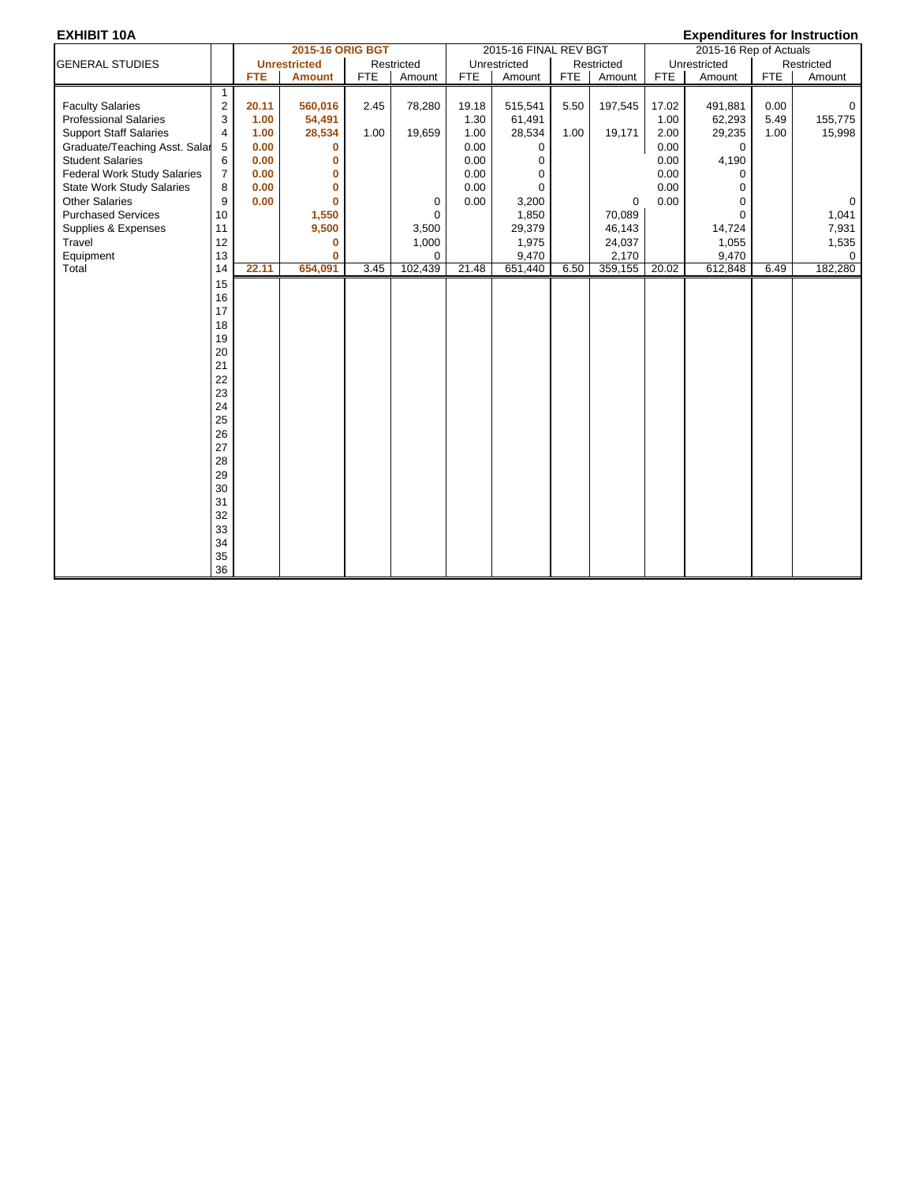**EXHIBIT 10A** | **Expenditures for Instruction**

| GENERAL STUDIES | | 2015-16 ORIG BGT | | | | 2015-16 FINAL REV BGT | | | | 2015-16 Rep of Actuals | | | |
|---|---|---|---|---|---|---|---|---|---|---|---|---|---|
| | | Unrestricted | | Restricted | | Unrestricted | | Restricted | | Unrestricted | | Restricted | |
| | | FTE | Amount | FTE | Amount | FTE | Amount | FTE | Amount | FTE | Amount | FTE | Amount |
| | 1 | | | | | | | | | | | | |
| Faculty Salaries | 2 | 20.11 | 560,016 | 2.45 | 78,280 | 19.18 | 515,541 | 5.50 | 197,545 | 17.02 | 491,881 | 0.00 | 0 |
| Professional Salaries | 3 | 1.00 | 54,491 | | | 1.30 | 61,491 | | | 1.00 | 62,293 | 5.49 | 155,775 |
| Support Staff Salaries | 4 | 1.00 | 28,534 | 1.00 | 19,659 | 1.00 | 28,534 | 1.00 | 19,171 | 2.00 | 29,235 | 1.00 | 15,998 |
| Graduate/Teaching Asst. Salar | 5 | 0.00 | 0 | | | 0.00 | 0 | | | 0.00 | 0 | | |
| Student Salaries | 6 | 0.00 | 0 | | | 0.00 | 0 | | | 0.00 | 4,190 | | |
| Federal Work Study Salaries | 7 | 0.00 | 0 | | | 0.00 | 0 | | | 0.00 | 0 | | |
| State Work Study Salaries | 8 | 0.00 | 0 | | | 0.00 | 0 | | | 0.00 | 0 | | |
| Other Salaries | 9 | 0.00 | 0 | | 0 | 0.00 | 3,200 | | 0 | 0.00 | 0 | | 0 |
| Purchased Services | 10 | | 1,550 | | 0 | | 1,850 | | 70,089 | | 0 | | 1,041 |
| Supplies & Expenses | 11 | | 9,500 | | 3,500 | | 29,379 | | 46,143 | | 14,724 | | 7,931 |
| Travel | 12 | | 0 | | 1,000 | | 1,975 | | 24,037 | | 1,055 | | 1,535 |
| Equipment | 13 | | 0 | | 0 | | 9,470 | | 2,170 | | 9,470 | | 0 |
| Total | 14 | 22.11 | 654,091 | 3.45 | 102,439 | 21.48 | 651,440 | 6.50 | 359,155 | 20.02 | 612,848 | 6.49 | 182,280 |
| | 15 | | | | | | | | | | | | |
| | 16 | | | | | | | | | | | | |
| | 17 | | | | | | | | | | | | |
| | 18 | | | | | | | | | | | | |
| | 19 | | | | | | | | | | | | |
| | 20 | | | | | | | | | | | | |
| | 21 | | | | | | | | | | | | |
| | 22 | | | | | | | | | | | | |
| | 23 | | | | | | | | | | | | |
| | 24 | | | | | | | | | | | | |
| | 25 | | | | | | | | | | | | |
| | 26 | | | | | | | | | | | | |
| | 27 | | | | | | | | | | | | |
| | 28 | | | | | | | | | | | | |
| | 29 | | | | | | | | | | | | |
| | 30 | | | | | | | | | | | | |
| | 31 | | | | | | | | | | | | |
| | 32 | | | | | | | | | | | | |
| | 33 | | | | | | | | | | | | |
| | 34 | | | | | | | | | | | | |
| | 35 | | | | | | | | | | | | |
| | 36 | | | | | | | | | | | | |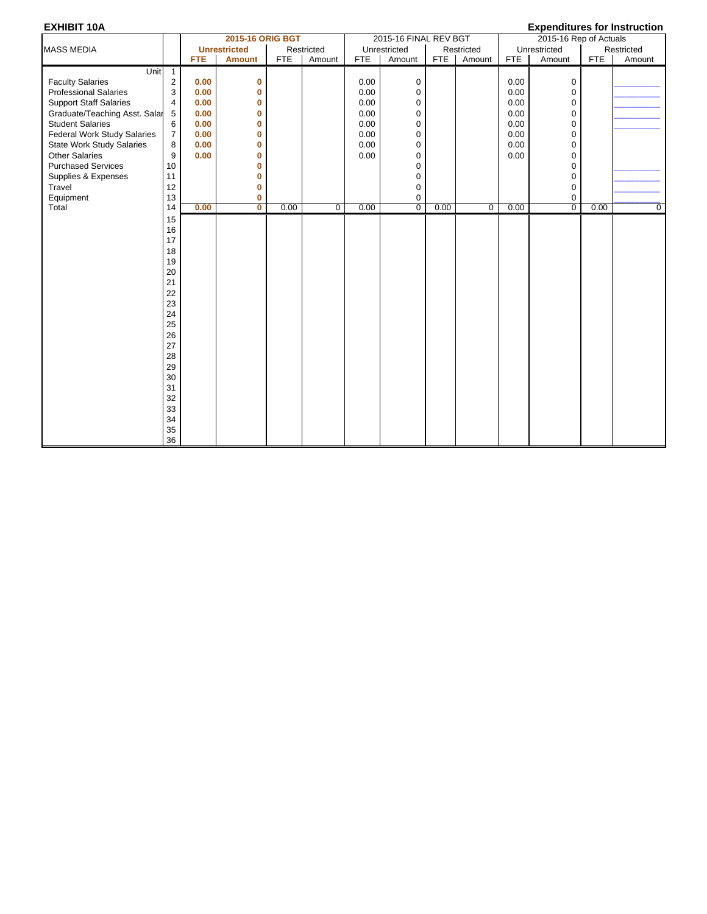**EXHIBIT 10A** **Expenditures for Instruction**

| MASS MEDIA | | 2015-16 ORIG BGT | | | | 2015-16 FINAL REV BGT | | | | 2015-16 Rep of Actuals | | | |
|---|---|---|---|---|---|---|---|---|---|---|---|---|---|
| | | Unrestricted | | Restricted | | Unrestricted | | Restricted | | Unrestricted | | Restricted | |
| | | FTE | Amount | FTE | Amount | FTE | Amount | FTE | Amount | FTE | Amount | FTE | Amount |
| Unit | 1 | | | | | | | | | | | | |
| Faculty Salaries | 2 | 0.00 | 0 | | | 0.00 | 0 | | | 0.00 | 0 | | |
| Professional Salaries | 3 | 0.00 | 0 | | | 0.00 | 0 | | | 0.00 | 0 | | |
| Support Staff Salaries | 4 | 0.00 | 0 | | | 0.00 | 0 | | | 0.00 | 0 | | |
| Graduate/Teaching Asst. Salar | 5 | 0.00 | 0 | | | 0.00 | 0 | | | 0.00 | 0 | | |
| Student Salaries | 6 | 0.00 | 0 | | | 0.00 | 0 | | | 0.00 | 0 | | |
| Federal Work Study Salaries | 7 | 0.00 | 0 | | | 0.00 | 0 | | | 0.00 | 0 | | |
| State Work Study Salaries | 8 | 0.00 | 0 | | | 0.00 | 0 | | | 0.00 | 0 | | |
| Other Salaries | 9 | 0.00 | 0 | | | 0.00 | 0 | | | 0.00 | 0 | | |
| Purchased Services | 10 | | 0 | | | | 0 | | | | 0 | | |
| Supplies & Expenses | 11 | | 0 | | | | 0 | | | | 0 | | |
| Travel | 12 | | 0 | | | | 0 | | | | 0 | | |
| Equipment | 13 | | 0 | | | | 0 | | | | 0 | | |
| Total | 14 | 0.00 | 0 | 0.00 | 0 | 0.00 | 0 | 0.00 | 0 | 0.00 | 0 | 0.00 | 0 |
| | 15 | | | | | | | | | | | | |
| | 16 | | | | | | | | | | | | |
| | 17 | | | | | | | | | | | | |
| | 18 | | | | | | | | | | | | |
| | 19 | | | | | | | | | | | | |
| | 20 | | | | | | | | | | | | |
| | 21 | | | | | | | | | | | | |
| | 22 | | | | | | | | | | | | |
| | 23 | | | | | | | | | | | | |
| | 24 | | | | | | | | | | | | |
| | 25 | | | | | | | | | | | | |
| | 26 | | | | | | | | | | | | |
| | 27 | | | | | | | | | | | | |
| | 28 | | | | | | | | | | | | |
| | 29 | | | | | | | | | | | | |
| | 30 | | | | | | | | | | | | |
| | 31 | | | | | | | | | | | | |
| | 32 | | | | | | | | | | | | |
| | 33 | | | | | | | | | | | | |
| | 34 | | | | | | | | | | | | |
| | 35 | | | | | | | | | | | | |
| | 36 | | | | | | | | | | | | |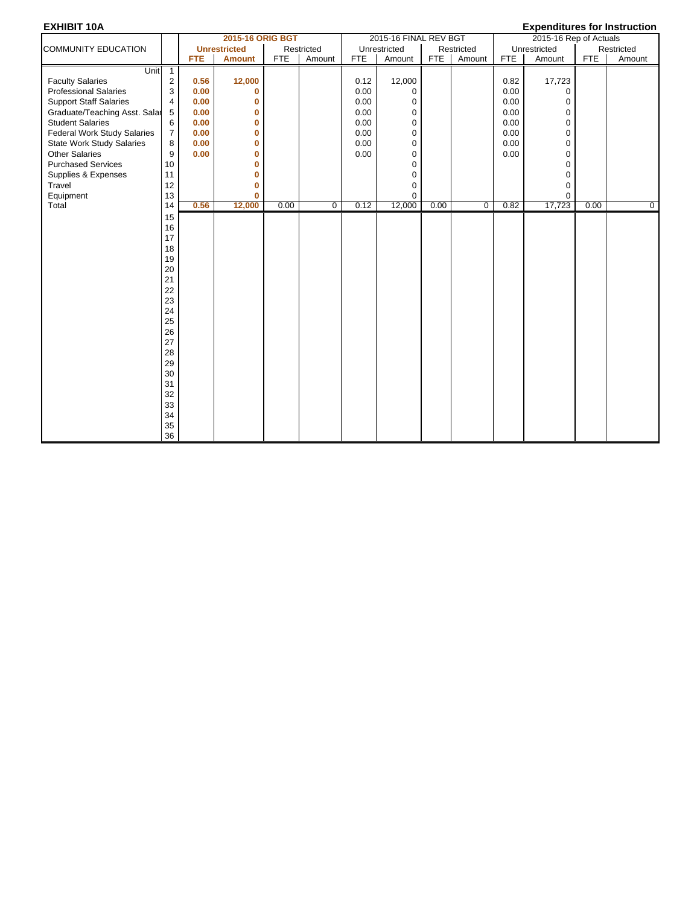**EXHIBIT 10A** **Expenditures for Instruction**

| COMMUNITY EDUCATION | | 2015-16 ORIG BGT | | | | 2015-16 FINAL REV BGT | | | | 2015-16 Rep of Actuals | | | |
|---|---|---|---|---|---|---|---|---|---|---|---|---|---|
| | | Unrestricted | | Restricted | | Unrestricted | | Restricted | | Unrestricted | | Restricted | |
| | | FTE | Amount | FTE | Amount | FTE | Amount | FTE | Amount | FTE | Amount | FTE | Amount |
| Unit | 1 | | | | | | | | | | | | |
| Faculty Salaries | 2 | 0.56 | 12,000 | | | 0.12 | 12,000 | | | 0.82 | 17,723 | | |
| Professional Salaries | 3 | 0.00 | 0 | | | 0.00 | 0 | | | 0.00 | 0 | | |
| Support Staff Salaries | 4 | 0.00 | 0 | | | 0.00 | 0 | | | 0.00 | 0 | | |
| Graduate/Teaching Asst. Salar | 5 | 0.00 | 0 | | | 0.00 | 0 | | | 0.00 | 0 | | |
| Student Salaries | 6 | 0.00 | 0 | | | 0.00 | 0 | | | 0.00 | 0 | | |
| Federal Work Study Salaries | 7 | 0.00 | 0 | | | 0.00 | 0 | | | 0.00 | 0 | | |
| State Work Study Salaries | 8 | 0.00 | 0 | | | 0.00 | 0 | | | 0.00 | 0 | | |
| Other Salaries | 9 | 0.00 | 0 | | | 0.00 | 0 | | | 0.00 | 0 | | |
| Purchased Services | 10 | | 0 | | | | 0 | | | | 0 | | |
| Supplies & Expenses | 11 | | 0 | | | | 0 | | | | 0 | | |
| Travel | 12 | | 0 | | | | 0 | | | | 0 | | |
| Equipment | 13 | | 0 | | | | 0 | | | | 0 | | |
| Total | 14 | 0.56 | 12,000 | 0.00 | 0 | 0.12 | 12,000 | 0.00 | 0 | 0.82 | 17,723 | 0.00 | 0 |
| | 15 | | | | | | | | | | | | |
| | 16 | | | | | | | | | | | | |
| | 17 | | | | | | | | | | | | |
| | 18 | | | | | | | | | | | | |
| | 19 | | | | | | | | | | | | |
| | 20 | | | | | | | | | | | | |
| | 21 | | | | | | | | | | | | |
| | 22 | | | | | | | | | | | | |
| | 23 | | | | | | | | | | | | |
| | 24 | | | | | | | | | | | | |
| | 25 | | | | | | | | | | | | |
| | 26 | | | | | | | | | | | | |
| | 27 | | | | | | | | | | | | |
| | 28 | | | | | | | | | | | | |
| | 29 | | | | | | | | | | | | |
| | 30 | | | | | | | | | | | | |
| | 31 | | | | | | | | | | | | |
| | 32 | | | | | | | | | | | | |
| | 33 | | | | | | | | | | | | |
| | 34 | | | | | | | | | | | | |
| | 35 | | | | | | | | | | | | |
| | 36 | | | | | | | | | | | | |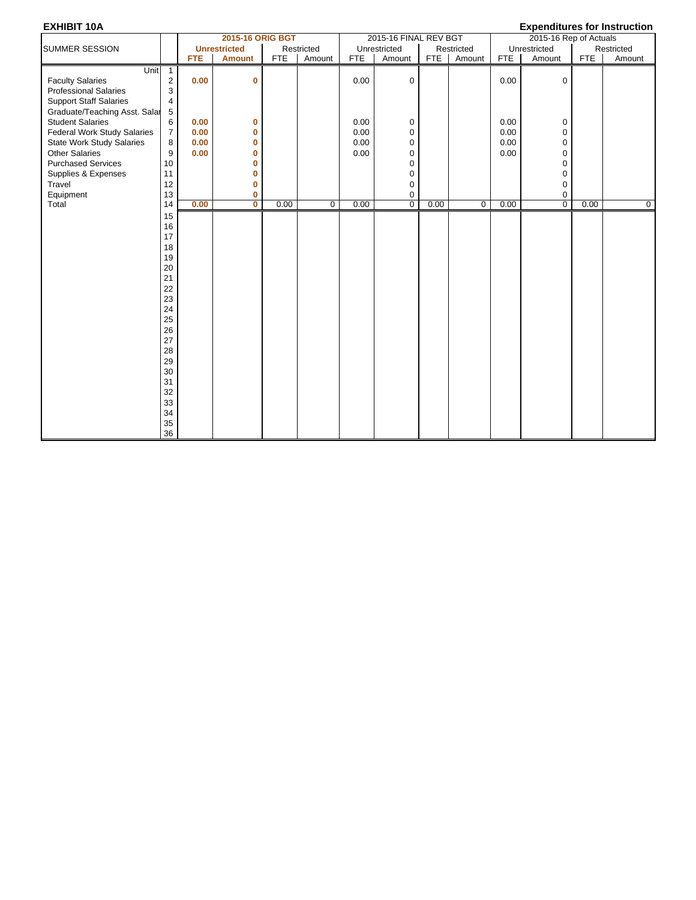**EXHIBIT 10A** **Expenditures for Instruction**

| SUMMER SESSION | | 2015-16 ORIG BGT | | | | 2015-16 FINAL REV BGT | | | | 2015-16 Rep of Actuals | | | |
|---|---|---|---|---|---|---|---|---|---|---|---|---|---|
| | | Unrestricted | | Restricted | | Unrestricted | | Restricted | | Unrestricted | | Restricted | |
| | | FTE | Amount | FTE | Amount | FTE | Amount | FTE | Amount | FTE | Amount | FTE | Amount |
| Unit | 1 | | | | | | | | | | | | |
| Faculty Salaries | 2 | 0.00 | 0 | | | 0.00 | 0 | | | 0.00 | 0 | | |
| Professional Salaries | 3 | | | | | | | | | | | | |
| Support Staff Salaries | 4 | | | | | | | | | | | | |
| Graduate/Teaching Asst. Salar | 5 | | | | | | | | | | | | |
| Student Salaries | 6 | 0.00 | 0 | | | 0.00 | 0 | | | 0.00 | 0 | | |
| Federal Work Study Salaries | 7 | 0.00 | 0 | | | 0.00 | 0 | | | 0.00 | 0 | | |
| State Work Study Salaries | 8 | 0.00 | 0 | | | 0.00 | 0 | | | 0.00 | 0 | | |
| Other Salaries | 9 | 0.00 | 0 | | | 0.00 | 0 | | | 0.00 | 0 | | |
| Purchased Services | 10 | | 0 | | | | 0 | | | | 0 | | |
| Supplies & Expenses | 11 | | 0 | | | | 0 | | | | 0 | | |
| Travel | 12 | | 0 | | | | 0 | | | | 0 | | |
| Equipment | 13 | | 0 | | | | 0 | | | | 0 | | |
| Total | 14 | 0.00 | 0 | 0.00 | 0 | 0.00 | 0 | 0.00 | 0 | 0.00 | 0 | 0.00 | 0 |
| | 15 | | | | | | | | | | | | |
| | 16 | | | | | | | | | | | | |
| | 17 | | | | | | | | | | | | |
| | 18 | | | | | | | | | | | | |
| | 19 | | | | | | | | | | | | |
| | 20 | | | | | | | | | | | | |
| | 21 | | | | | | | | | | | | |
| | 22 | | | | | | | | | | | | |
| | 23 | | | | | | | | | | | | |
| | 24 | | | | | | | | | | | | |
| | 25 | | | | | | | | | | | | |
| | 26 | | | | | | | | | | | | |
| | 27 | | | | | | | | | | | | |
| | 28 | | | | | | | | | | | | |
| | 29 | | | | | | | | | | | | |
| | 30 | | | | | | | | | | | | |
| | 31 | | | | | | | | | | | | |
| | 32 | | | | | | | | | | | | |
| | 33 | | | | | | | | | | | | |
| | 34 | | | | | | | | | | | | |
| | 35 | | | | | | | | | | | | |
| | 36 | | | | | | | | | | | | |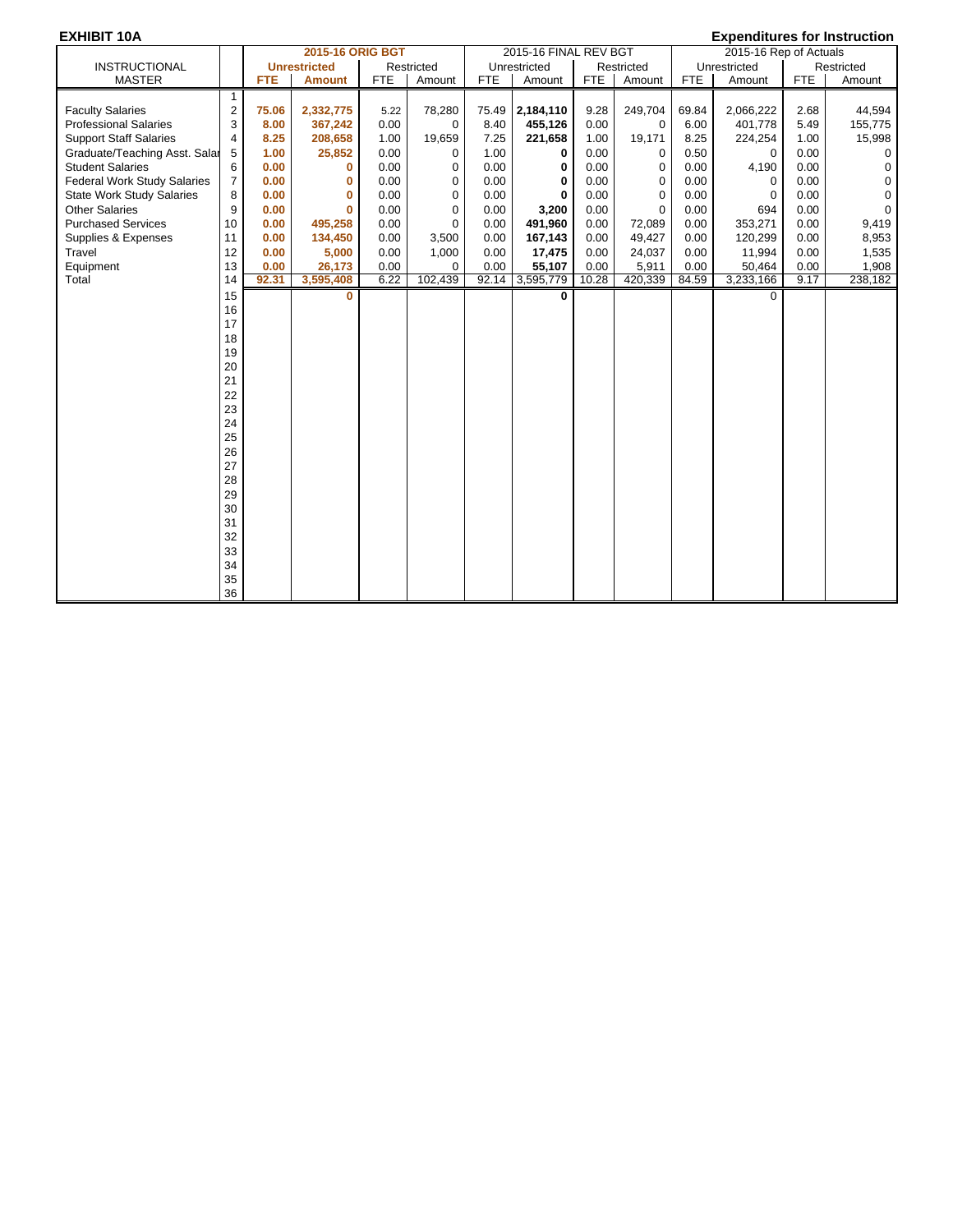**EXHIBIT 10A** **Expenditures for Instruction**

| INSTRUCTIONAL MASTER | | 2015-16 ORIG BGT | | | | 2015-16 FINAL REV BGT | | | | 2015-16 Rep of Actuals | | | |
|---|---|---|---|---|---|---|---|---|---|---|---|---|---|
| | | Unrestricted | | Restricted | | Unrestricted | | Restricted | | Unrestricted | | Restricted | |
| | | FTE | Amount | FTE | Amount | FTE | Amount | FTE | Amount | FTE | Amount | FTE | Amount |
| | 1 | | | | | | | | | | | | |
| Faculty Salaries | 2 | 75.06 | 2,332,775 | 5.22 | 78,280 | 75.49 | 2,184,110 | 9.28 | 249,704 | 69.84 | 2,066,222 | 2.68 | 44,594 |
| Professional Salaries | 3 | 8.00 | 367,242 | 0.00 | 0 | 8.40 | 455,126 | 0.00 | 0 | 6.00 | 401,778 | 5.49 | 155,775 |
| Support Staff Salaries | 4 | 8.25 | 208,658 | 1.00 | 19,659 | 7.25 | 221,658 | 1.00 | 19,171 | 8.25 | 224,254 | 1.00 | 15,998 |
| Graduate/Teaching Asst. Salar | 5 | 1.00 | 25,852 | 0.00 | 0 | 1.00 | 0 | 0.00 | 0 | 0.50 | 0 | 0.00 | 0 |
| Student Salaries | 6 | 0.00 | 0 | 0.00 | 0 | 0.00 | 0 | 0.00 | 0 | 0.00 | 4,190 | 0.00 | 0 |
| Federal Work Study Salaries | 7 | 0.00 | 0 | 0.00 | 0 | 0.00 | 0 | 0.00 | 0 | 0.00 | 0 | 0.00 | 0 |
| State Work Study Salaries | 8 | 0.00 | 0 | 0.00 | 0 | 0.00 | 0 | 0.00 | 0 | 0.00 | 0 | 0.00 | 0 |
| Other Salaries | 9 | 0.00 | 0 | 0.00 | 0 | 0.00 | 3,200 | 0.00 | 0 | 0.00 | 694 | 0.00 | 0 |
| Purchased Services | 10 | 0.00 | 495,258 | 0.00 | 0 | 0.00 | 491,960 | 0.00 | 72,089 | 0.00 | 353,271 | 0.00 | 9,419 |
| Supplies & Expenses | 11 | 0.00 | 134,450 | 0.00 | 3,500 | 0.00 | 167,143 | 0.00 | 49,427 | 0.00 | 120,299 | 0.00 | 8,953 |
| Travel | 12 | 0.00 | 5,000 | 0.00 | 1,000 | 0.00 | 17,475 | 0.00 | 24,037 | 0.00 | 11,994 | 0.00 | 1,535 |
| Equipment | 13 | 0.00 | 26,173 | 0.00 | 0 | 0.00 | 55,107 | 0.00 | 5,911 | 0.00 | 50,464 | 0.00 | 1,908 |
| Total | 14 | 92.31 | 3,595,408 | 6.22 | 102,439 | 92.14 | 3,595,779 | 10.28 | 420,339 | 84.59 | 3,233,166 | 9.17 | 238,182 |
| | 15 | | 0 | | | | 0 | | | | 0 | | |
| | 16 | | | | | | | | | | | | |
| | 17 | | | | | | | | | | | | |
| | 18 | | | | | | | | | | | | |
| | 19 | | | | | | | | | | | | |
| | 20 | | | | | | | | | | | | |
| | 21 | | | | | | | | | | | | |
| | 22 | | | | | | | | | | | | |
| | 23 | | | | | | | | | | | | |
| | 24 | | | | | | | | | | | | |
| | 25 | | | | | | | | | | | | |
| | 26 | | | | | | | | | | | | |
| | 27 | | | | | | | | | | | | |
| | 28 | | | | | | | | | | | | |
| | 29 | | | | | | | | | | | | |
| | 30 | | | | | | | | | | | | |
| | 31 | | | | | | | | | | | | |
| | 32 | | | | | | | | | | | | |
| | 33 | | | | | | | | | | | | |
| | 34 | | | | | | | | | | | | |
| | 35 | | | | | | | | | | | | |
| | 36 | | | | | | | | | | | | |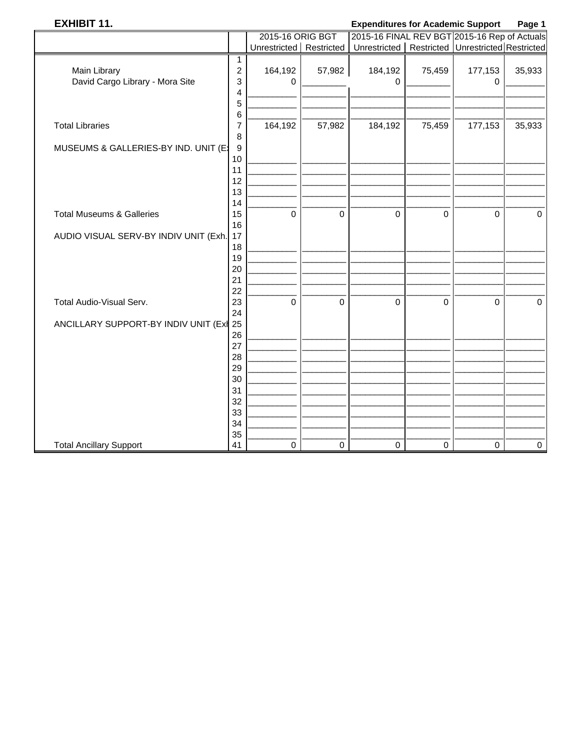**EXHIBIT 11.** **Expenditures for Academic Support**

| | | 2015-16 ORIG BGT | | 2015-16 FINAL REV BGT | | 2015-16 Rep of Actuals | |
|---|---|---|---|---|---|---|---|
| | | Unrestricted | Restricted | Unrestricted | Restricted | Unrestricted | Restricted |
| | 1 | | | | | | |
| Main Library | 2 | 164,192 | 57,982 | 184,192 | 75,459 | 177,153 | 35,933 |
| David Cargo Library - Mora Site | 3 | 0 | | 0 | | 0 | |
| | 4 | | | | | | |
| | 5 | | | | | | |
| | 6 | | | | | | |
| Total Libraries | 7 | 164,192 | 57,982 | 184,192 | 75,459 | 177,153 | 35,933 |
| | 8 | | | | | | |
| MUSEUMS & GALLERIES-BY IND. UNIT (E) | 9 | | | | | | |
| | 10 | | | | | | |
| | 11 | | | | | | |
| | 12 | | | | | | |
| | 13 | | | | | | |
| | 14 | | | | | | |
| Total Museums & Galleries | 15 | 0 | 0 | 0 | 0 | 0 | 0 |
| | 16 | | | | | | |
| AUDIO VISUAL SERV-BY INDIV UNIT (Exh. | 17 | | | | | | |
| | 18 | | | | | | |
| | 19 | | | | | | |
| | 20 | | | | | | |
| | 21 | | | | | | |
| | 22 | | | | | | |
| Total Audio-Visual Serv. | 23 | 0 | 0 | 0 | 0 | 0 | 0 |
| | 24 | | | | | | |
| ANCILLARY SUPPORT-BY INDIV UNIT (Exh | 25 | | | | | | |
| | 26 | | | | | | |
| | 27 | | | | | | |
| | 28 | | | | | | |
| | 29 | | | | | | |
| | 30 | | | | | | |
| | 31 | | | | | | |
| | 32 | | | | | | |
| | 33 | | | | | | |
| | 34 | | | | | | |
| | 35 | | | | | | |
| Total Ancillary Support | 41 | 0 | 0 | 0 | 0 | 0 | 0 |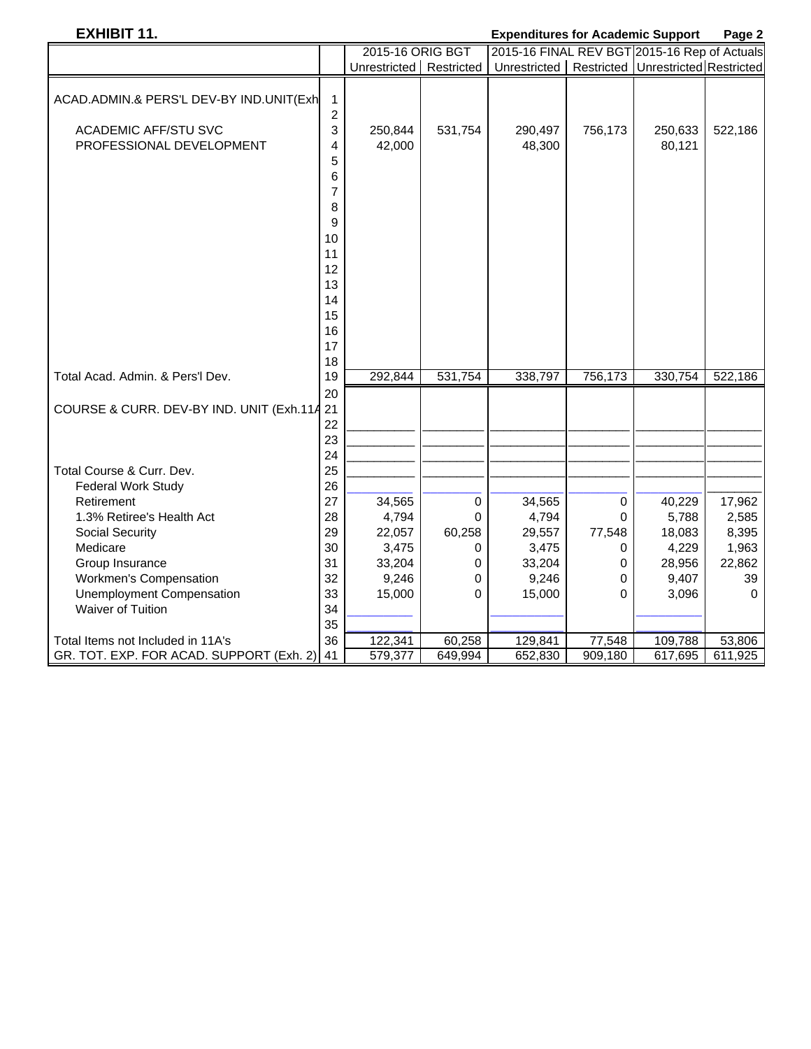**EXHIBIT 11.** **Expenditures for Academic Support** **Page 2**

| | | 2015-16 ORIG BGT | | 2015-16 FINAL REV BGT | | 2015-16 Rep of Actuals | |
|---|---|---|---|---|---|---|---|
| | | Unrestricted | Restricted | Unrestricted | Restricted | Unrestricted | Restricted |
| ACAD.ADMIN.& PERS'L DEV-BY IND.UNIT(Exh | 1 | | | | | | |
| | 2 | | | | | | |
| ACADEMIC AFF/STU SVC | 3 | 250,844 | 531,754 | 290,497 | 756,173 | 250,633 | 522,186 |
| PROFESSIONAL DEVELOPMENT | 4 | 42,000 | | 48,300 | | 80,121 | |
| | 5 | | | | | | |
| | 6 | | | | | | |
| | 7 | | | | | | |
| | 8 | | | | | | |
| | 9 | | | | | | |
| | 10 | | | | | | |
| | 11 | | | | | | |
| | 12 | | | | | | |
| | 13 | | | | | | |
| | 14 | | | | | | |
| | 15 | | | | | | |
| | 16 | | | | | | |
| | 17 | | | | | | |
| | 18 | | | | | | |
| Total Acad. Admin. & Pers'l Dev. | 19 | 292,844 | 531,754 | 338,797 | 756,173 | 330,754 | 522,186 |
| | 20 | | | | | | |
| COURSE & CURR. DEV-BY IND. UNIT (Exh.11A | 21 | | | | | | |
| | 22 | | | | | | |
| | 23 | | | | | | |
| | 24 | | | | | | |
| Total Course & Curr. Dev. | 25 | | | | | | |
| Federal Work Study | 26 | | | | | | |
| Retirement | 27 | 34,565 | 0 | 34,565 | 0 | 40,229 | 17,962 |
| 1.3% Retiree's Health Act | 28 | 4,794 | 0 | 4,794 | 0 | 5,788 | 2,585 |
| Social Security | 29 | 22,057 | 60,258 | 29,557 | 77,548 | 18,083 | 8,395 |
| Medicare | 30 | 3,475 | 0 | 3,475 | 0 | 4,229 | 1,963 |
| Group Insurance | 31 | 33,204 | 0 | 33,204 | 0 | 28,956 | 22,862 |
| Workmen's Compensation | 32 | 9,246 | 0 | 9,246 | 0 | 9,407 | 39 |
| Unemployment Compensation | 33 | 15,000 | 0 | 15,000 | 0 | 3,096 | 0 |
| Waiver of Tuition | 34 | | | | | | |
| | 35 | | | | | | |
| Total Items not Included in 11A's | 36 | 122,341 | 60,258 | 129,841 | 77,548 | 109,788 | 53,806 |
| GR. TOT. EXP. FOR ACAD. SUPPORT (Exh. 2) | 41 | 579,377 | 649,994 | 652,830 | 909,180 | 617,695 | 611,925 |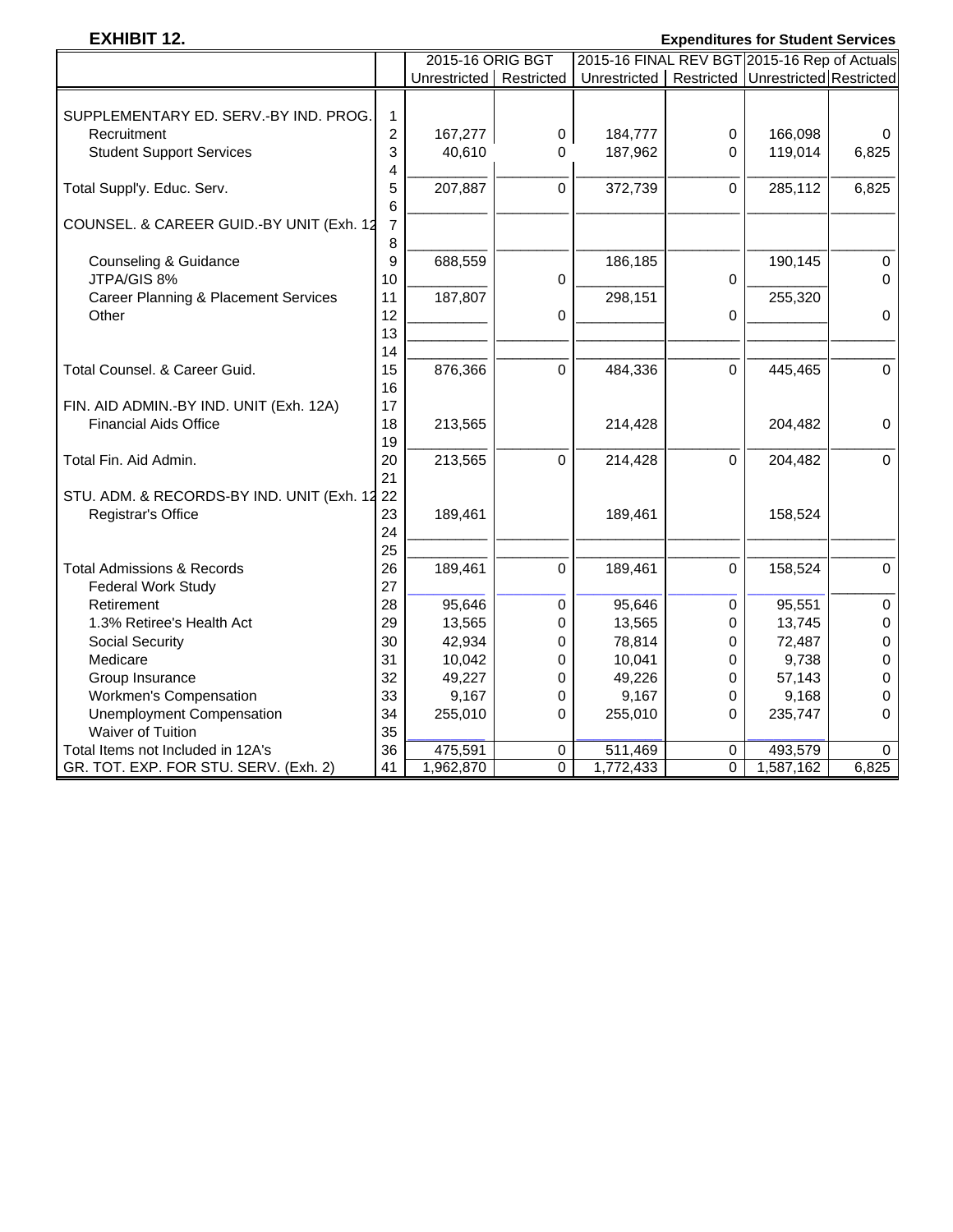**EXHIBIT 12.** **Expenditures for Student Services**

| | | 2015-16 ORIG BGT | | 2015-16 FINAL REV BGT | | 2015-16 Rep of Actuals | |
|---|---|---|---|---|---|---|---|
| | | Unrestricted | Restricted | Unrestricted | Restricted | Unrestricted | Restricted |
| SUPPLEMENTARY ED. SERV.-BY IND. PROG. | 1 | | | | | | |
| Recruitment | 2 | 167,277 | 0 | 184,777 | 0 | 166,098 | 0 |
| Student Support Services | 3 | 40,610 | 0 | 187,962 | 0 | 119,014 | 6,825 |
| | 4 | | | | | | |
| Total Suppl'y. Educ. Serv. | 5 | 207,887 | 0 | 372,739 | 0 | 285,112 | 6,825 |
| | 6 | | | | | | |
| COUNSEL. & CAREER GUID.-BY UNIT (Exh. 12 | 7 | | | | | | |
| | 8 | | | | | | |
| Counseling & Guidance | 9 | 688,559 | | 186,185 | | 190,145 | 0 |
| JTPA/GIS 8% | 10 | | 0 | | 0 | | 0 |
| Career Planning & Placement Services | 11 | 187,807 | | 298,151 | | 255,320 | |
| Other | 12 | | 0 | | 0 | | 0 |
| | 13 | | | | | | |
| | 14 | | | | | | |
| Total Counsel. & Career Guid. | 15 | 876,366 | 0 | 484,336 | 0 | 445,465 | 0 |
| | 16 | | | | | | |
| FIN. AID ADMIN.-BY IND. UNIT (Exh. 12A) | 17 | | | | | | |
| Financial Aids Office | 18 | 213,565 | | 214,428 | | 204,482 | 0 |
| | 19 | | | | | | |
| Total Fin. Aid Admin. | 20 | 213,565 | 0 | 214,428 | 0 | 204,482 | 0 |
| | 21 | | | | | | |
| STU. ADM. & RECORDS-BY IND. UNIT (Exh. 12 | 22 | | | | | | |
| Registrar's Office | 23 | 189,461 | | 189,461 | | 158,524 | |
| | 24 | | | | | | |
| | 25 | | | | | | |
| Total Admissions & Records | 26 | 189,461 | 0 | 189,461 | 0 | 158,524 | 0 |
| Federal Work Study | 27 | | | | | | |
| Retirement | 28 | 95,646 | 0 | 95,646 | 0 | 95,551 | 0 |
| 1.3% Retiree's Health Act | 29 | 13,565 | 0 | 13,565 | 0 | 13,745 | 0 |
| Social Security | 30 | 42,934 | 0 | 78,814 | 0 | 72,487 | 0 |
| Medicare | 31 | 10,042 | 0 | 10,041 | 0 | 9,738 | 0 |
| Group Insurance | 32 | 49,227 | 0 | 49,226 | 0 | 57,143 | 0 |
| Workmen's Compensation | 33 | 9,167 | 0 | 9,167 | 0 | 9,168 | 0 |
| Unemployment Compensation | 34 | 255,010 | 0 | 255,010 | 0 | 235,747 | 0 |
| Waiver of Tuition | 35 | | | | | | |
| Total Items not Included in 12A's | 36 | 475,591 | 0 | 511,469 | 0 | 493,579 | 0 |
| GR. TOT. EXP. FOR STU. SERV. (Exh. 2) | 41 | 1,962,870 | 0 | 1,772,433 | 0 | 1,587,162 | 6,825 |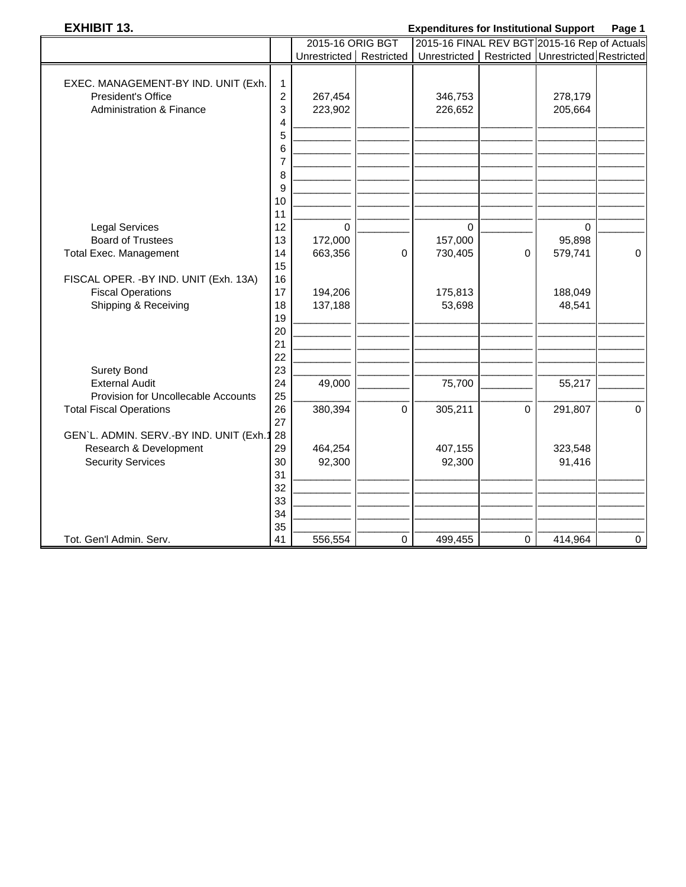**EXHIBIT 13.** **Expenditures for Institutional Support** **Page 1**

| | | 2015-16 ORIG BGT | | 2015-16 FINAL REV BGT | | 2015-16 Rep of Actuals | |
|---|---|---|---|---|---|---|---|
| | | Unrestricted | Restricted | Unrestricted | Restricted | Unrestricted | Restricted |
| EXEC. MANAGEMENT-BY IND. UNIT (Exh. | 1 | | | | | | |
| President's Office | 2 | 267,454 | | 346,753 | | 278,179 | |
| Administration & Finance | 3 | 223,902 | | 226,652 | | 205,664 | |
| | 4 | | | | | | |
| | 5 | | | | | | |
| | 6 | | | | | | |
| | 7 | | | | | | |
| | 8 | | | | | | |
| | 9 | | | | | | |
| | 10 | | | | | | |
| | 11 | | | | | | |
| Legal Services | 12 | 0 | | 0 | | 0 | |
| Board of Trustees | 13 | 172,000 | | 157,000 | | 95,898 | |
| Total Exec. Management | 14 | 663,356 | 0 | 730,405 | 0 | 579,741 | 0 |
| | 15 | | | | | | |
| FISCAL OPER. -BY IND. UNIT (Exh. 13A) | 16 | | | | | | |
| Fiscal Operations | 17 | 194,206 | | 175,813 | | 188,049 | |
| Shipping & Receiving | 18 | 137,188 | | 53,698 | | 48,541 | |
| | 19 | | | | | | |
| | 20 | | | | | | |
| | 21 | | | | | | |
| | 22 | | | | | | |
| Surety Bond | 23 | | | | | | |
| External Audit | 24 | 49,000 | | 75,700 | | 55,217 | |
| Provision for Uncollecable Accounts | 25 | | | | | | |
| Total Fiscal Operations | 26 | 380,394 | 0 | 305,211 | 0 | 291,807 | 0 |
| | 27 | | | | | | |
| GEN`L. ADMIN. SERV.-BY IND. UNIT (Exh.1 | 28 | | | | | | |
| Research & Development | 29 | 464,254 | | 407,155 | | 323,548 | |
| Security Services | 30 | 92,300 | | 92,300 | | 91,416 | |
| | 31 | | | | | | |
| | 32 | | | | | | |
| | 33 | | | | | | |
| | 34 | | | | | | |
| | 35 | | | | | | |
| Tot. Gen'l Admin. Serv. | 41 | 556,554 | 0 | 499,455 | 0 | 414,964 | 0 |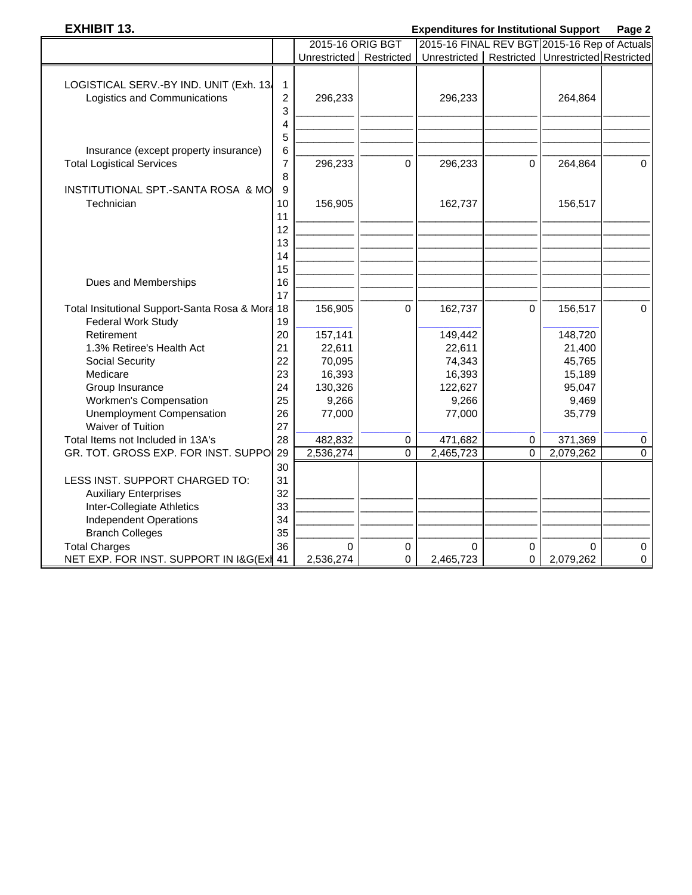**EXHIBIT 13.** **Expenditures for Institutional Support**

| | | 2015-16 ORIG BGT | | 2015-16 FINAL REV BGT | | 2015-16 Rep of Actuals | |
|---|---|---|---|---|---|---|---|
| | | Unrestricted | Restricted | Unrestricted | Restricted | Unrestricted | Restricted |
| LOGISTICAL SERV.-BY IND. UNIT (Exh. 13/ | 1 | | | | | | |
| Logistics and Communications | 2 | 296,233 | | 296,233 | | 264,864 | |
| | 3 | | | | | | |
| | 4 | | | | | | |
| | 5 | | | | | | |
| Insurance (except property insurance) | 6 | | | | | | |
| Total Logistical Services | 7 | 296,233 | 0 | 296,233 | 0 | 264,864 | 0 |
| | 8 | | | | | | |
| INSTITUTIONAL SPT.-SANTA ROSA & MO | 9 | | | | | | |
| Technician | 10 | 156,905 | | 162,737 | | 156,517 | |
| | 11 | | | | | | |
| | 12 | | | | | | |
| | 13 | | | | | | |
| | 14 | | | | | | |
| | 15 | | | | | | |
| Dues and Memberships | 16 | | | | | | |
| | 17 | | | | | | |
| Total Insitutional Support-Santa Rosa & Mora | 18 | 156,905 | 0 | 162,737 | 0 | 156,517 | 0 |
| Federal Work Study | 19 | | | | | | |
| Retirement | 20 | 157,141 | | 149,442 | | 148,720 | |
| 1.3% Retiree's Health Act | 21 | 22,611 | | 22,611 | | 21,400 | |
| Social Security | 22 | 70,095 | | 74,343 | | 45,765 | |
| Medicare | 23 | 16,393 | | 16,393 | | 15,189 | |
| Group Insurance | 24 | 130,326 | | 122,627 | | 95,047 | |
| Workmen's Compensation | 25 | 9,266 | | 9,266 | | 9,469 | |
| Unemployment Compensation | 26 | 77,000 | | 77,000 | | 35,779 | |
| Waiver of Tuition | 27 | | | | | | |
| Total Items not Included in 13A's | 28 | 482,832 | 0 | 471,682 | 0 | 371,369 | 0 |
| GR. TOT. GROSS EXP. FOR INST. SUPPO | 29 | 2,536,274 | 0 | 2,465,723 | 0 | 2,079,262 | 0 |
| | 30 | | | | | | |
| LESS INST. SUPPORT CHARGED TO: | 31 | | | | | | |
| Auxiliary Enterprises | 32 | | | | | | |
| Inter-Collegiate Athletics | 33 | | | | | | |
| Independent Operations | 34 | | | | | | |
| Branch Colleges | 35 | | | | | | |
| Total Charges | 36 | 0 | 0 | 0 | 0 | 0 | 0 |
| NET EXP. FOR INST. SUPPORT IN I&G(Exh | 41 | 2,536,274 | 0 | 2,465,723 | 0 | 2,079,262 | 0 |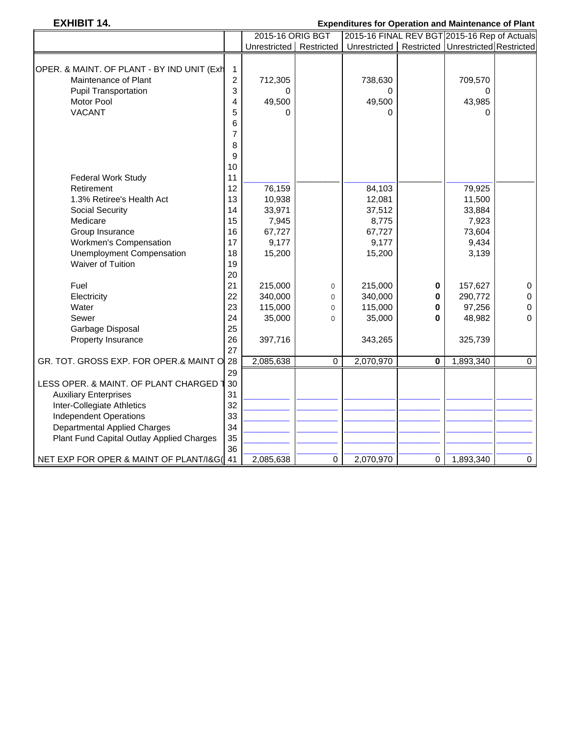**EXHIBIT 14.** **Expenditures for Operation and Maintenance of Plant**

| | | 2015-16 ORIG BGT | | 2015-16 FINAL REV BGT | | 2015-16 Rep of Actuals | |
|---|---|---|---|---|---|---|---|
| | | Unrestricted | Restricted | Unrestricted | Restricted | Unrestricted | Restricted |
| OPER. & MAINT. OF PLANT - BY IND UNIT (Exh | 1 | | | | | | |
| Maintenance of Plant | 2 | 712,305 | | 738,630 | | 709,570 | |
| Pupil Transportation | 3 | 0 | | 0 | | 0 | |
| Motor Pool | 4 | 49,500 | | 49,500 | | 43,985 | |
| VACANT | 5 | 0 | | 0 | | 0 | |
| | 6 | | | | | | |
| | 7 | | | | | | |
| | 8 | | | | | | |
| | 9 | | | | | | |
| | 10 | | | | | | |
| Federal Work Study | 11 | | | | | | |
| Retirement | 12 | 76,159 | | 84,103 | | 79,925 | |
| 1.3% Retiree's Health Act | 13 | 10,938 | | 12,081 | | 11,500 | |
| Social Security | 14 | 33,971 | | 37,512 | | 33,884 | |
| Medicare | 15 | 7,945 | | 8,775 | | 7,923 | |
| Group Insurance | 16 | 67,727 | | 67,727 | | 73,604 | |
| Workmen's Compensation | 17 | 9,177 | | 9,177 | | 9,434 | |
| Unemployment Compensation | 18 | 15,200 | | 15,200 | | 3,139 | |
| Waiver of Tuition | 19 | | | | | | |
| | 20 | | | | | | |
| Fuel | 21 | 215,000 | 0 | 215,000 | **0** | 157,627 | 0 |
| Electricity | 22 | 340,000 | 0 | 340,000 | **0** | 290,772 | 0 |
| Water | 23 | 115,000 | 0 | 115,000 | **0** | 97,256 | 0 |
| Sewer | 24 | 35,000 | 0 | 35,000 | **0** | 48,982 | 0 |
| Garbage Disposal | 25 | | | | | | |
| Property Insurance | 26 | 397,716 | | 343,265 | | 325,739 | |
| | 27 | | | | | | |
| GR. TOT. GROSS EXP. FOR OPER.& MAINT O | 28 | 2,085,638 | 0 | 2,070,970 | **0** | 1,893,340 | 0 |
| | 29 | | | | | | |
| LESS OPER. & MAINT. OF PLANT CHARGED T | 30 | | | | | | |
| Auxiliary Enterprises | 31 | | | | | | |
| Inter-Collegiate Athletics | 32 | | | | | | |
| Independent Operations | 33 | | | | | | |
| Departmental Applied Charges | 34 | | | | | | |
| Plant Fund Capital Outlay Applied Charges | 35 | | | | | | |
| | 36 | | | | | | |
| NET EXP FOR OPER & MAINT OF PLANT/I&G( | 41 | 2,085,638 | 0 | 2,070,970 | 0 | 1,893,340 | 0 |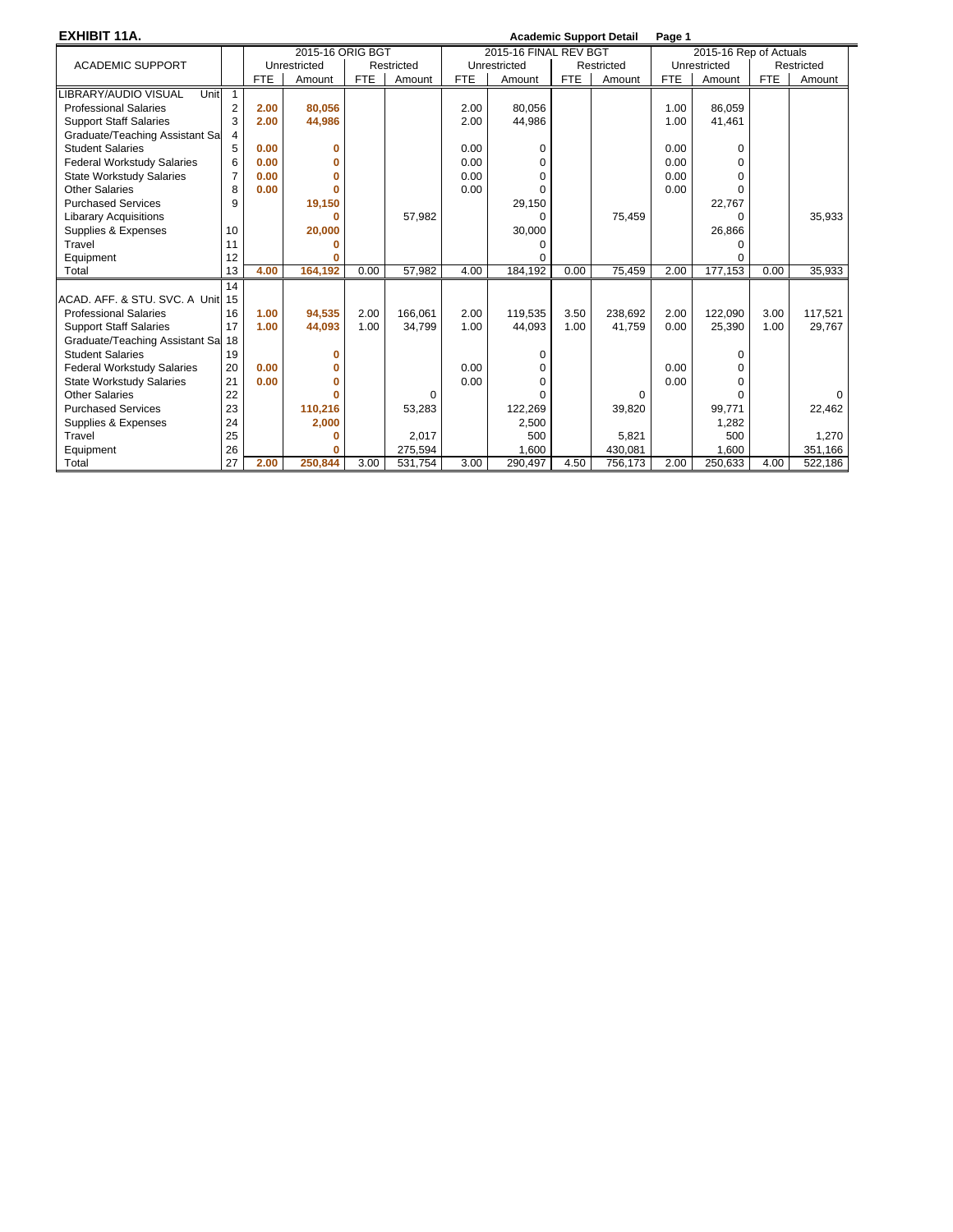**EXHIBIT 11A.** **Academic Support Detail** **Page 1**

| ACADEMIC SUPPORT | | 2015-16 ORIG BGT | | | | 2015-16 FINAL REV BGT | | | | 2015-16 Rep of Actuals | | | |
|---|---|---|---|---|---|---|---|---|---|---|---|---|---|
| | | Unrestricted | | Restricted | | Unrestricted | | Restricted | | Unrestricted | | Restricted | |
| | | FTE | Amount | FTE | Amount | FTE | Amount | FTE | Amount | FTE | Amount | FTE | Amount |
| LIBRARY/AUDIO VISUAL Unit | 1 | | | | | | | | | | | | |
| Professional Salaries | 2 | **2.00** | **80,056** | | | 2.00 | 80,056 | | | 1.00 | 86,059 | | |
| Support Staff Salaries | 3 | **2.00** | **44,986** | | | 2.00 | 44,986 | | | 1.00 | 41,461 | | |
| Graduate/Teaching Assistant Sa | 4 | | | | | | | | | | | | |
| Student Salaries | 5 | **0.00** | **0** | | | 0.00 | 0 | | | 0.00 | 0 | | |
| Federal Workstudy Salaries | 6 | **0.00** | **0** | | | 0.00 | 0 | | | 0.00 | 0 | | |
| State Workstudy Salaries | 7 | **0.00** | **0** | | | 0.00 | 0 | | | 0.00 | 0 | | |
| Other Salaries | 8 | **0.00** | **0** | | | 0.00 | 0 | | | 0.00 | 0 | | |
| Purchased Services | 9 | | **19,150** | | | | 29,150 | | | | 22,767 | | |
| Libarary Acquisitions | | | **0** | | 57,982 | | 0 | | 75,459 | | 0 | | 35,933 |
| Supplies & Expenses | 10 | | **20,000** | | | | 30,000 | | | | 26,866 | | |
| Travel | 11 | | **0** | | | | 0 | | | | 0 | | |
| Equipment | 12 | | **0** | | | | 0 | | | | 0 | | |
| Total | 13 | **4.00** | **164,192** | 0.00 | 57,982 | 4.00 | 184,192 | 0.00 | 75,459 | 2.00 | 177,153 | 0.00 | 35,933 |
| | 14 | | | | | | | | | | | | |
| ACAD. AFF. & STU. SVC. A Unit | 15 | | | | | | | | | | | | |
| Professional Salaries | 16 | **1.00** | **94,535** | 2.00 | 166,061 | 2.00 | 119,535 | 3.50 | 238,692 | 2.00 | 122,090 | 3.00 | 117,521 |
| Support Staff Salaries | 17 | **1.00** | **44,093** | 1.00 | 34,799 | 1.00 | 44,093 | 1.00 | 41,759 | 0.00 | 25,390 | 1.00 | 29,767 |
| Graduate/Teaching Assistant Sa | 18 | | | | | | | | | | | | |
| Student Salaries | 19 | | **0** | | | | 0 | | | | 0 | | |
| Federal Workstudy Salaries | 20 | **0.00** | **0** | | | 0.00 | 0 | | | 0.00 | 0 | | |
| State Workstudy Salaries | 21 | **0.00** | **0** | | | 0.00 | 0 | | | 0.00 | 0 | | |
| Other Salaries | 22 | | **0** | | 0 | | 0 | | 0 | | 0 | | 0 |
| Purchased Services | 23 | | **110,216** | | 53,283 | | 122,269 | | 39,820 | | 99,771 | | 22,462 |
| Supplies & Expenses | 24 | | **2,000** | | | | 2,500 | | | | 1,282 | | |
| Travel | 25 | | **0** | | 2,017 | | 500 | | 5,821 | | 500 | | 1,270 |
| Equipment | 26 | | **0** | | 275,594 | | 1,600 | | 430,081 | | 1,600 | | 351,166 |
| Total | 27 | **2.00** | **250,844** | 3.00 | 531,754 | 3.00 | 290,497 | 4.50 | 756,173 | 2.00 | 250,633 | 4.00 | 522,186 |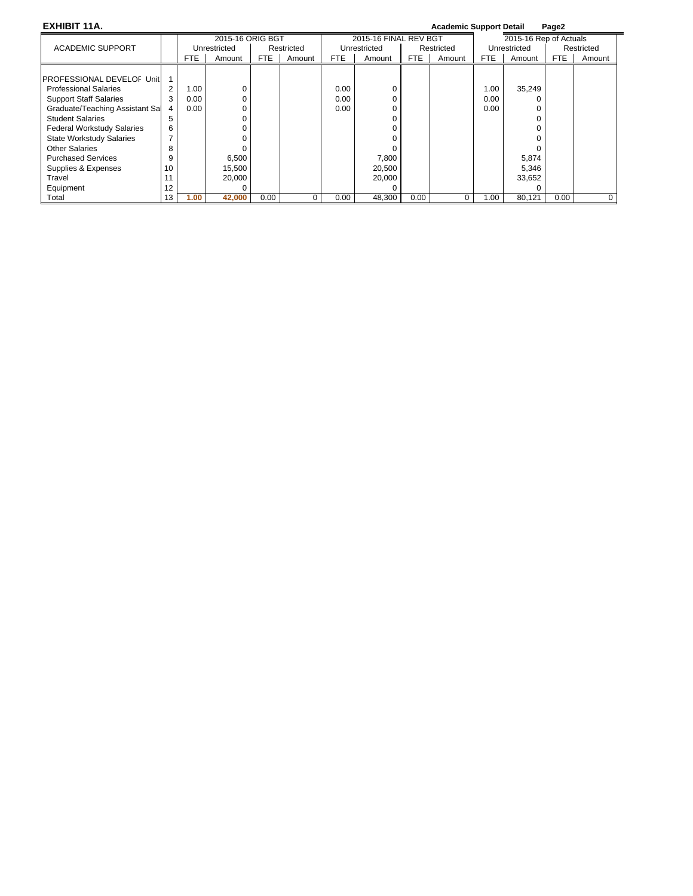**EXHIBIT 11A.** **Academic Support Detail** **Page2**

| ACADEMIC SUPPORT | | 2015-16 ORIG BGT | | | | 2015-16 FINAL REV BGT | | | | 2015-16 Rep of Actuals | | | |
|---|---|---|---|---|---|---|---|---|---|---|---|---|---|
| | | Unrestricted | | Restricted | | Unrestricted | | Restricted | | Unrestricted | | Restricted | |
| | | FTE | Amount | FTE | Amount | FTE | Amount | FTE | Amount | FTE | Amount | FTE | Amount |
| PROFESSIONAL DEVELOF Unit | 1 | | | | | | | | | | | | |
| Professional Salaries | 2 | 1.00 | 0 | | | 0.00 | 0 | | | 1.00 | 35,249 | | |
| Support Staff Salaries | 3 | 0.00 | 0 | | | 0.00 | 0 | | | 0.00 | 0 | | |
| Graduate/Teaching Assistant Sa | 4 | 0.00 | 0 | | | 0.00 | 0 | | | 0.00 | 0 | | |
| Student Salaries | 5 | | 0 | | | | 0 | | | | 0 | | |
| Federal Workstudy Salaries | 6 | | 0 | | | | 0 | | | | 0 | | |
| State Workstudy Salaries | 7 | | 0 | | | | 0 | | | | 0 | | |
| Other Salaries | 8 | | 0 | | | | 0 | | | | 0 | | |
| Purchased Services | 9 | | 6,500 | | | | 7,800 | | | | 5,874 | | |
| Supplies & Expenses | 10 | | 15,500 | | | | 20,500 | | | | 5,346 | | |
| Travel | 11 | | 20,000 | | | | 20,000 | | | | 33,652 | | |
| Equipment | 12 | | 0 | | | | 0 | | | | 0 | | |
| Total | 13 | **1.00** | **42,000** | 0.00 | 0 | 0.00 | 48,300 | 0.00 | 0 | 1.00 | 80,121 | 0.00 | 0 |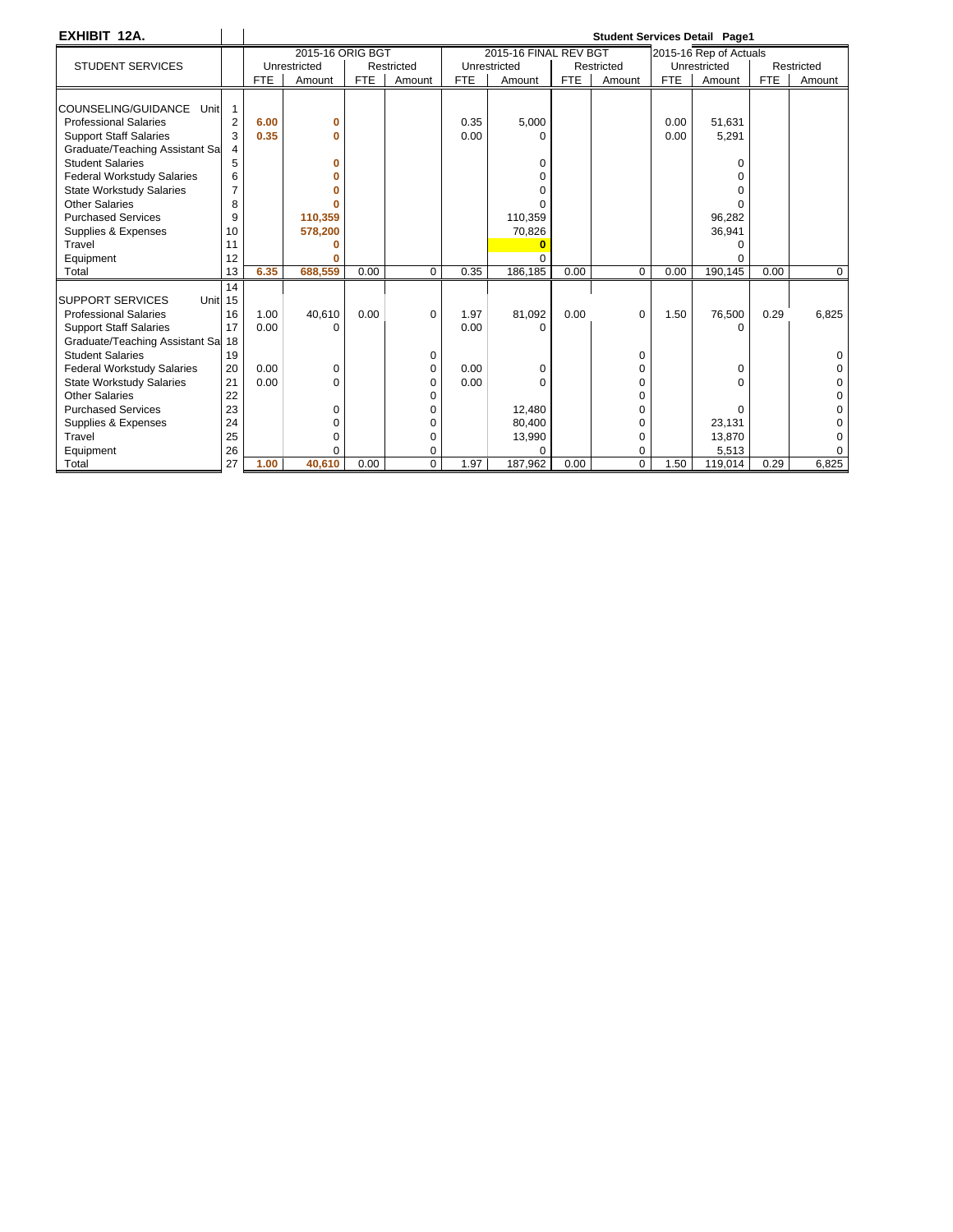**EXHIBIT 12A.** — Student Services Detail Page1

| STUDENT SERVICES | | 2015-16 ORIG BGT | | | | 2015-16 FINAL REV BGT | | | | 2015-16 Rep of Actuals | | | |
|---|---|---|---|---|---|---|---|---|---|---|---|---|---|
| | | Unrestricted | | Restricted | | Unrestricted | | Restricted | | Unrestricted | | Restricted | |
| | | FTE | Amount | FTE | Amount | FTE | Amount | FTE | Amount | FTE | Amount | FTE | Amount |
| COUNSELING/GUIDANCE Unit | 1 | | | | | | | | | | | | |
| Professional Salaries | 2 | 6.00 | 0 | | | 0.35 | 5,000 | | | 0.00 | 51,631 | | |
| Support Staff Salaries | 3 | 0.35 | 0 | | | 0.00 | 0 | | | 0.00 | 5,291 | | |
| Graduate/Teaching Assistant Sa | 4 | | | | | | | | | | | | |
| Student Salaries | 5 | | 0 | | | | 0 | | | | 0 | | |
| Federal Workstudy Salaries | 6 | | 0 | | | | 0 | | | | 0 | | |
| State Workstudy Salaries | 7 | | 0 | | | | 0 | | | | 0 | | |
| Other Salaries | 8 | | 0 | | | | 0 | | | | 0 | | |
| Purchased Services | 9 | | 110,359 | | | | 110,359 | | | | 96,282 | | |
| Supplies & Expenses | 10 | | 578,200 | | | | 70,826 | | | | 36,941 | | |
| Travel | 11 | | 0 | | | | 0 | | | | 0 | | |
| Equipment | 12 | | 0 | | | | 0 | | | | 0 | | |
| Total | 13 | 6.35 | 688,559 | 0.00 | 0 | 0.35 | 186,185 | 0.00 | 0 | 0.00 | 190,145 | 0.00 | 0 |
| | 14 | | | | | | | | | | | | |
| SUPPORT SERVICES Unit | 15 | | | | | | | | | | | | |
| Professional Salaries | 16 | 1.00 | 40,610 | 0.00 | 0 | 1.97 | 81,092 | 0.00 | 0 | 1.50 | 76,500 | 0.29 | 6,825 |
| Support Staff Salaries | 17 | 0.00 | 0 | | | 0.00 | 0 | | | | 0 | | |
| Graduate/Teaching Assistant Sa | 18 | | | | | | | | | | | | |
| Student Salaries | 19 | | | | 0 | | | | 0 | | | | 0 |
| Federal Workstudy Salaries | 20 | 0.00 | 0 | | 0 | 0.00 | 0 | | 0 | | 0 | | 0 |
| State Workstudy Salaries | 21 | 0.00 | 0 | | 0 | 0.00 | 0 | | 0 | | 0 | | 0 |
| Other Salaries | 22 | | | | 0 | | | | 0 | | | | 0 |
| Purchased Services | 23 | | 0 | | 0 | | 12,480 | | 0 | | 0 | | 0 |
| Supplies & Expenses | 24 | | 0 | | 0 | | 80,400 | | 0 | | 23,131 | | 0 |
| Travel | 25 | | 0 | | 0 | | 13,990 | | 0 | | 13,870 | | 0 |
| Equipment | 26 | | 0 | | 0 | | 0 | | 0 | | 5,513 | | 0 |
| Total | 27 | 1.00 | 40,610 | 0.00 | 0 | 1.97 | 187,962 | 0.00 | 0 | 1.50 | 119,014 | 0.29 | 6,825 |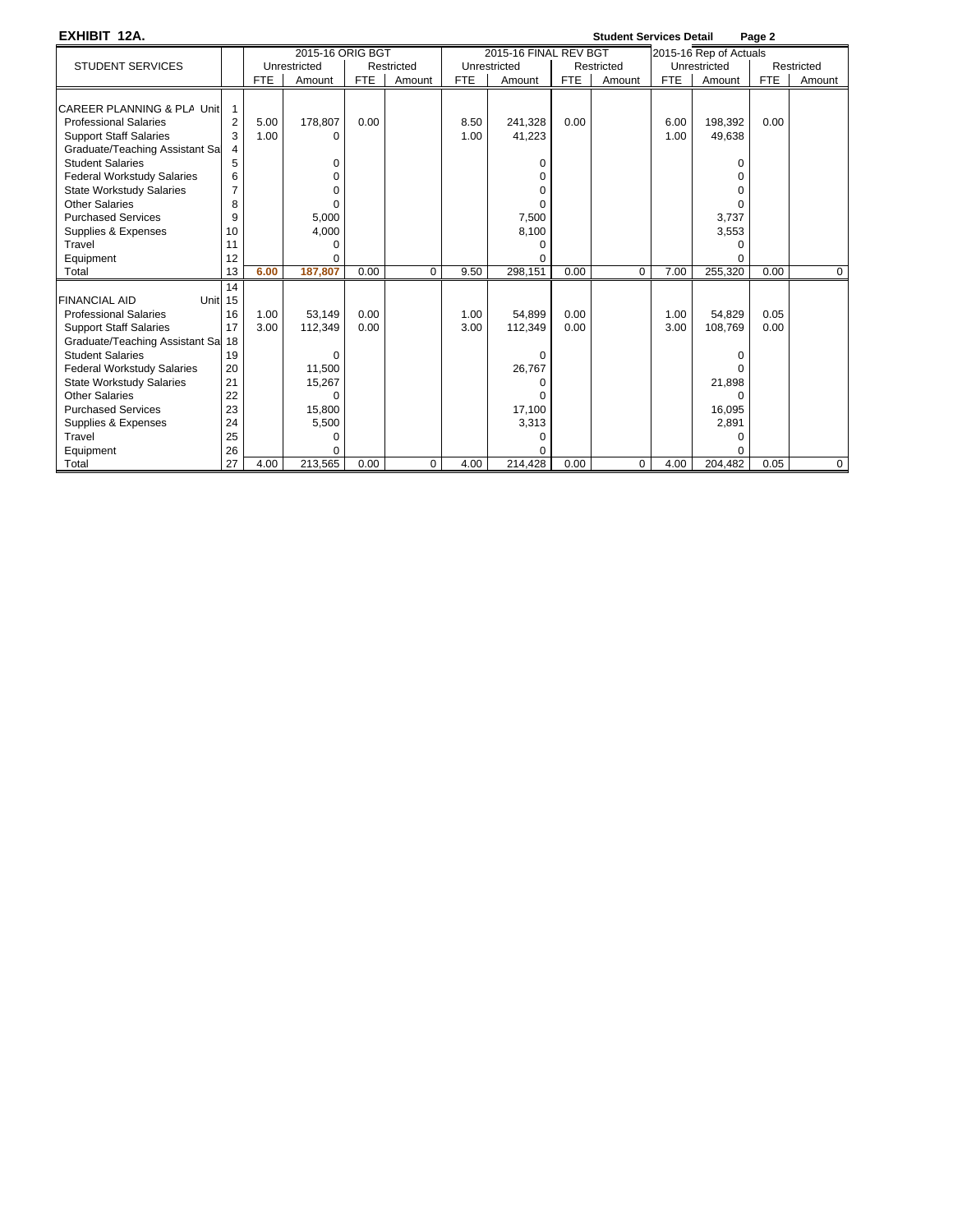**EXHIBIT 12A.** **Student Services Detail**

| STUDENT SERVICES | | 2015-16 ORIG BGT | | | | 2015-16 FINAL REV BGT | | | | 2015-16 Rep of Actuals | | | |
|---|---|---|---|---|---|---|---|---|---|---|---|---|---|
| | | Unrestricted | | Restricted | | Unrestricted | | Restricted | | Unrestricted | | Restricted | |
| | | FTE | Amount | FTE | Amount | FTE | Amount | FTE | Amount | FTE | Amount | FTE | Amount |
| CAREER PLANNING & PLA Unit | 1 | | | | | | | | | | | | |
| Professional Salaries | 2 | 5.00 | 178,807 | 0.00 | | 8.50 | 241,328 | 0.00 | | 6.00 | 198,392 | 0.00 | |
| Support Staff Salaries | 3 | 1.00 | 0 | | | 1.00 | 41,223 | | | 1.00 | 49,638 | | |
| Graduate/Teaching Assistant Sa | 4 | | | | | | | | | | | | |
| Student Salaries | 5 | | 0 | | | | 0 | | | | 0 | | |
| Federal Workstudy Salaries | 6 | | 0 | | | | 0 | | | | 0 | | |
| State Workstudy Salaries | 7 | | 0 | | | | 0 | | | | 0 | | |
| Other Salaries | 8 | | 0 | | | | 0 | | | | 0 | | |
| Purchased Services | 9 | | 5,000 | | | | 7,500 | | | | 3,737 | | |
| Supplies & Expenses | 10 | | 4,000 | | | | 8,100 | | | | 3,553 | | |
| Travel | 11 | | 0 | | | | 0 | | | | 0 | | |
| Equipment | 12 | | 0 | | | | 0 | | | | 0 | | |
| Total | 13 | **6.00** | **187,807** | 0.00 | 0 | 9.50 | 298,151 | 0.00 | 0 | 7.00 | 255,320 | 0.00 | 0 |
| | 14 | | | | | | | | | | | | |
| FINANCIAL AID Unit | 15 | | | | | | | | | | | | |
| Professional Salaries | 16 | 1.00 | 53,149 | 0.00 | | 1.00 | 54,899 | 0.00 | | 1.00 | 54,829 | 0.05 | |
| Support Staff Salaries | 17 | 3.00 | 112,349 | 0.00 | | 3.00 | 112,349 | 0.00 | | 3.00 | 108,769 | 0.00 | |
| Graduate/Teaching Assistant Sa | 18 | | | | | | | | | | | | |
| Student Salaries | 19 | | 0 | | | | 0 | | | | 0 | | |
| Federal Workstudy Salaries | 20 | | 11,500 | | | | 26,767 | | | | 0 | | |
| State Workstudy Salaries | 21 | | 15,267 | | | | 0 | | | | 21,898 | | |
| Other Salaries | 22 | | 0 | | | | 0 | | | | 0 | | |
| Purchased Services | 23 | | 15,800 | | | | 17,100 | | | | 16,095 | | |
| Supplies & Expenses | 24 | | 5,500 | | | | 3,313 | | | | 2,891 | | |
| Travel | 25 | | 0 | | | | 0 | | | | 0 | | |
| Equipment | 26 | | 0 | | | | 0 | | | | 0 | | |
| Total | 27 | 4.00 | 213,565 | 0.00 | 0 | 4.00 | 214,428 | 0.00 | 0 | 4.00 | 204,482 | 0.05 | 0 |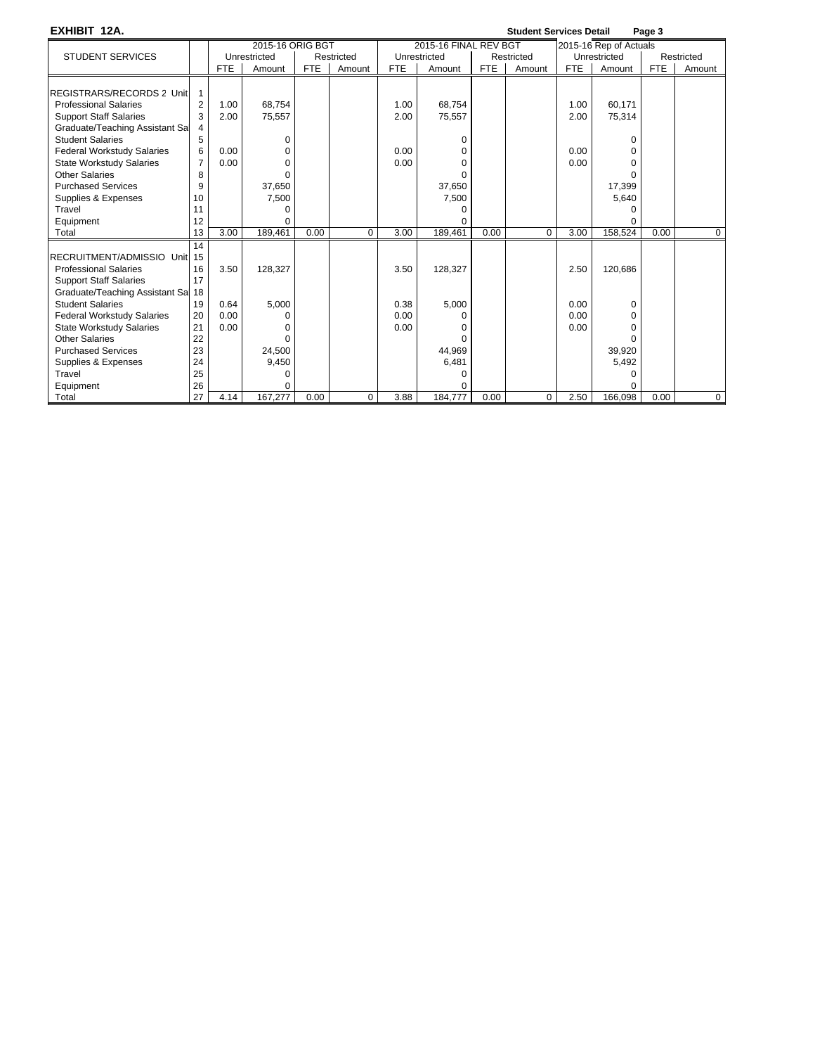**EXHIBIT 12A.**

**Student Services Detail**

| STUDENT SERVICES | | 2015-16 ORIG BGT | | | | 2015-16 FINAL REV BGT | | | | 2015-16 Rep of Actuals | | | |
|---|---|---|---|---|---|---|---|---|---|---|---|---|---|
| | | Unrestricted | | Restricted | | Unrestricted | | Restricted | | Unrestricted | | Restricted | |
| | | FTE | Amount | FTE | Amount | FTE | Amount | FTE | Amount | FTE | Amount | FTE | Amount |
| REGISTRARS/RECORDS 2 Unit | 1 | | | | | | | | | | | | |
| Professional Salaries | 2 | 1.00 | 68,754 | | | 1.00 | 68,754 | | | 1.00 | 60,171 | | |
| Support Staff Salaries | 3 | 2.00 | 75,557 | | | 2.00 | 75,557 | | | 2.00 | 75,314 | | |
| Graduate/Teaching Assistant Sa | 4 | | | | | | | | | | | | |
| Student Salaries | 5 | | 0 | | | | 0 | | | | 0 | | |
| Federal Workstudy Salaries | 6 | 0.00 | 0 | | | 0.00 | 0 | | | 0.00 | 0 | | |
| State Workstudy Salaries | 7 | 0.00 | 0 | | | 0.00 | 0 | | | 0.00 | 0 | | |
| Other Salaries | 8 | | 0 | | | | 0 | | | | 0 | | |
| Purchased Services | 9 | | 37,650 | | | | 37,650 | | | | 17,399 | | |
| Supplies & Expenses | 10 | | 7,500 | | | | 7,500 | | | | 5,640 | | |
| Travel | 11 | | 0 | | | | 0 | | | | 0 | | |
| Equipment | 12 | | 0 | | | | 0 | | | | 0 | | |
| Total | 13 | 3.00 | 189,461 | 0.00 | 0 | 3.00 | 189,461 | 0.00 | 0 | 3.00 | 158,524 | 0.00 | 0 |
| | 14 | | | | | | | | | | | | |
| RECRUITMENT/ADMISSIO Unit | 15 | | | | | | | | | | | | |
| Professional Salaries | 16 | 3.50 | 128,327 | | | 3.50 | 128,327 | | | 2.50 | 120,686 | | |
| Support Staff Salaries | 17 | | | | | | | | | | | | |
| Graduate/Teaching Assistant Sa | 18 | | | | | | | | | | | | |
| Student Salaries | 19 | 0.64 | 5,000 | | | 0.38 | 5,000 | | | 0.00 | 0 | | |
| Federal Workstudy Salaries | 20 | 0.00 | 0 | | | 0.00 | 0 | | | 0.00 | 0 | | |
| State Workstudy Salaries | 21 | 0.00 | 0 | | | 0.00 | 0 | | | 0.00 | 0 | | |
| Other Salaries | 22 | | 0 | | | | 0 | | | | 0 | | |
| Purchased Services | 23 | | 24,500 | | | | 44,969 | | | | 39,920 | | |
| Supplies & Expenses | 24 | | 9,450 | | | | 6,481 | | | | 5,492 | | |
| Travel | 25 | | 0 | | | | 0 | | | | 0 | | |
| Equipment | 26 | | 0 | | | | 0 | | | | 0 | | |
| Total | 27 | 4.14 | 167,277 | 0.00 | 0 | 3.88 | 184,777 | 0.00 | 0 | 2.50 | 166,098 | 0.00 | 0 |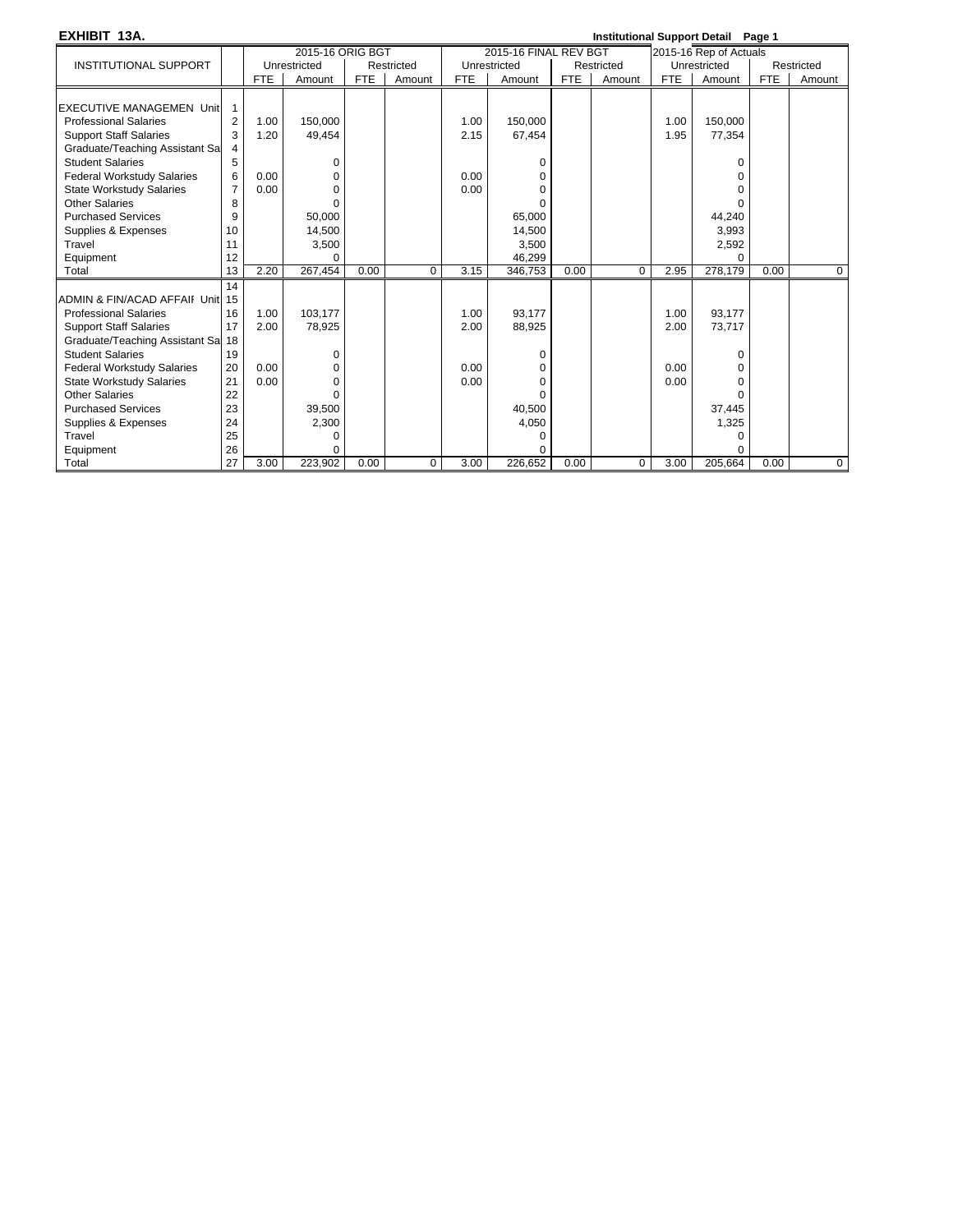**EXHIBIT 13A.** **Institutional Support Detail Page 1**

| INSTITUTIONAL SUPPORT | | 2015-16 ORIG BGT | | | | 2015-16 FINAL REV BGT | | | | 2015-16 Rep of Actuals | | | |
|---|---|---|---|---|---|---|---|---|---|---|---|---|---|
| | | Unrestricted | | Restricted | | Unrestricted | | Restricted | | Unrestricted | | Restricted | |
| | | FTE | Amount | FTE | Amount | FTE | Amount | FTE | Amount | FTE | Amount | FTE | Amount |
| EXECUTIVE MANAGEMEN Unit | 1 | | | | | | | | | | | | |
| Professional Salaries | 2 | 1.00 | 150,000 | | | 1.00 | 150,000 | | | 1.00 | 150,000 | | |
| Support Staff Salaries | 3 | 1.20 | 49,454 | | | 2.15 | 67,454 | | | 1.95 | 77,354 | | |
| Graduate/Teaching Assistant Sa | 4 | | | | | | | | | | | | |
| Student Salaries | 5 | | 0 | | | | 0 | | | | 0 | | |
| Federal Workstudy Salaries | 6 | 0.00 | 0 | | | 0.00 | 0 | | | | 0 | | |
| State Workstudy Salaries | 7 | 0.00 | 0 | | | 0.00 | 0 | | | | 0 | | |
| Other Salaries | 8 | | 0 | | | | 0 | | | | 0 | | |
| Purchased Services | 9 | | 50,000 | | | | 65,000 | | | | 44,240 | | |
| Supplies & Expenses | 10 | | 14,500 | | | | 14,500 | | | | 3,993 | | |
| Travel | 11 | | 3,500 | | | | 3,500 | | | | 2,592 | | |
| Equipment | 12 | | 0 | | | | 46,299 | | | | 0 | | |
| Total | 13 | 2.20 | 267,454 | 0.00 | 0 | 3.15 | 346,753 | 0.00 | 0 | 2.95 | 278,179 | 0.00 | 0 |
| | 14 | | | | | | | | | | | | |
| ADMIN & FIN/ACAD AFFAIF Unit | 15 | | | | | | | | | | | | |
| Professional Salaries | 16 | 1.00 | 103,177 | | | 1.00 | 93,177 | | | 1.00 | 93,177 | | |
| Support Staff Salaries | 17 | 2.00 | 78,925 | | | 2.00 | 88,925 | | | 2.00 | 73,717 | | |
| Graduate/Teaching Assistant Sa | 18 | | | | | | | | | | | | |
| Student Salaries | 19 | | 0 | | | | 0 | | | | 0 | | |
| Federal Workstudy Salaries | 20 | 0.00 | 0 | | | 0.00 | 0 | | | 0.00 | 0 | | |
| State Workstudy Salaries | 21 | 0.00 | 0 | | | 0.00 | 0 | | | 0.00 | 0 | | |
| Other Salaries | 22 | | 0 | | | | 0 | | | | 0 | | |
| Purchased Services | 23 | | 39,500 | | | | 40,500 | | | | 37,445 | | |
| Supplies & Expenses | 24 | | 2,300 | | | | 4,050 | | | | 1,325 | | |
| Travel | 25 | | 0 | | | | 0 | | | | 0 | | |
| Equipment | 26 | | 0 | | | | 0 | | | | 0 | | |
| Total | 27 | 3.00 | 223,902 | 0.00 | 0 | 3.00 | 226,652 | 0.00 | 0 | 3.00 | 205,664 | 0.00 | 0 |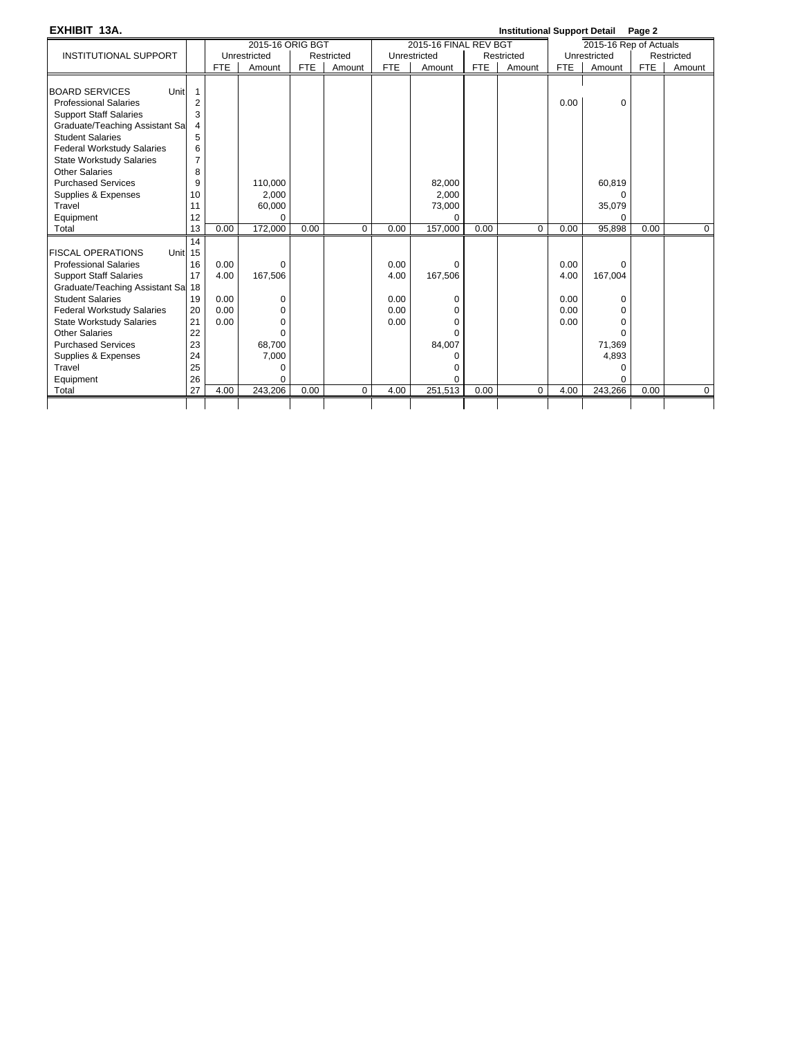**EXHIBIT 13A.** **Institutional Support Detail Page 2**

| INSTITUTIONAL SUPPORT | | 2015-16 ORIG BGT | | | | 2015-16 FINAL REV BGT | | | | 2015-16 Rep of Actuals | | | |
|---|---|---|---|---|---|---|---|---|---|---|---|---|---|
| | | Unrestricted | | Restricted | | Unrestricted | | Restricted | | Unrestricted | | Restricted | |
| | | FTE | Amount | FTE | Amount | FTE | Amount | FTE | Amount | FTE | Amount | FTE | Amount |
| BOARD SERVICES Unit | 1 | | | | | | | | | | | | |
| Professional Salaries | 2 | | | | | | | | | 0.00 | 0 | | |
| Support Staff Salaries | 3 | | | | | | | | | | | | |
| Graduate/Teaching Assistant Sa | 4 | | | | | | | | | | | | |
| Student Salaries | 5 | | | | | | | | | | | | |
| Federal Workstudy Salaries | 6 | | | | | | | | | | | | |
| State Workstudy Salaries | 7 | | | | | | | | | | | | |
| Other Salaries | 8 | | | | | | | | | | | | |
| Purchased Services | 9 | | 110,000 | | | | 82,000 | | | | 60,819 | | |
| Supplies & Expenses | 10 | | 2,000 | | | | 2,000 | | | | 0 | | |
| Travel | 11 | | 60,000 | | | | 73,000 | | | | 35,079 | | |
| Equipment | 12 | | 0 | | | | 0 | | | | 0 | | |
| Total | 13 | 0.00 | 172,000 | 0.00 | 0 | 0.00 | 157,000 | 0.00 | 0 | 0.00 | 95,898 | 0.00 | 0 |
| | 14 | | | | | | | | | | | | |
| FISCAL OPERATIONS Unit | 15 | | | | | | | | | | | | |
| Professional Salaries | 16 | 0.00 | 0 | | | 0.00 | 0 | | | 0.00 | 0 | | |
| Support Staff Salaries | 17 | 4.00 | 167,506 | | | 4.00 | 167,506 | | | 4.00 | 167,004 | | |
| Graduate/Teaching Assistant Sa | 18 | | | | | | | | | | | | |
| Student Salaries | 19 | 0.00 | 0 | | | 0.00 | 0 | | | 0.00 | 0 | | |
| Federal Workstudy Salaries | 20 | 0.00 | 0 | | | 0.00 | 0 | | | 0.00 | 0 | | |
| State Workstudy Salaries | 21 | 0.00 | 0 | | | 0.00 | 0 | | | 0.00 | 0 | | |
| Other Salaries | 22 | | 0 | | | | 0 | | | | 0 | | |
| Purchased Services | 23 | | 68,700 | | | | 84,007 | | | | 71,369 | | |
| Supplies & Expenses | 24 | | 7,000 | | | | 0 | | | | 4,893 | | |
| Travel | 25 | | 0 | | | | 0 | | | | 0 | | |
| Equipment | 26 | | 0 | | | | 0 | | | | 0 | | |
| Total | 27 | 4.00 | 243,206 | 0.00 | 0 | 4.00 | 251,513 | 0.00 | 0 | 4.00 | 243,266 | 0.00 | 0 |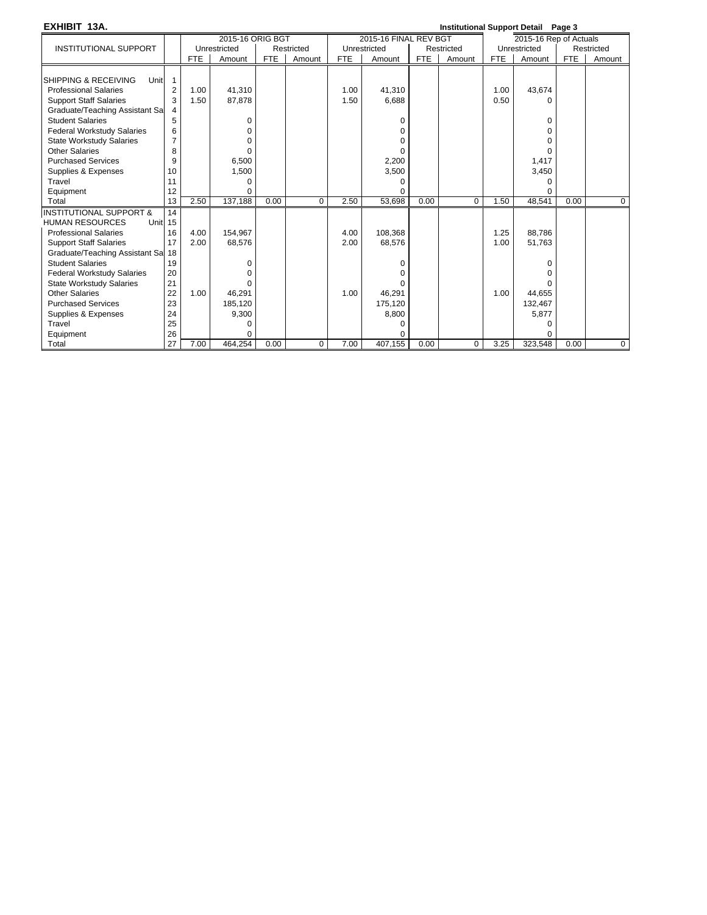**EXHIBIT 13A.** **Institutional Support Detail Page 3**

| INSTITUTIONAL SUPPORT | | 2015-16 ORIG BGT | | | | 2015-16 FINAL REV BGT | | | | 2015-16 Rep of Actuals | | | |
|---|---|---|---|---|---|---|---|---|---|---|---|---|---|
| | | Unrestricted | | Restricted | | Unrestricted | | Restricted | | Unrestricted | | Restricted | |
| | | FTE | Amount | FTE | Amount | FTE | Amount | FTE | Amount | FTE | Amount | FTE | Amount |
| SHIPPING & RECEIVING Unit | 1 | | | | | | | | | | | | |
| Professional Salaries | 2 | 1.00 | 41,310 | | | 1.00 | 41,310 | | | 1.00 | 43,674 | | |
| Support Staff Salaries | 3 | 1.50 | 87,878 | | | 1.50 | 6,688 | | | 0.50 | 0 | | |
| Graduate/Teaching Assistant Sa | 4 | | | | | | | | | | | | |
| Student Salaries | 5 | | 0 | | | | 0 | | | | 0 | | |
| Federal Workstudy Salaries | 6 | | 0 | | | | 0 | | | | 0 | | |
| State Workstudy Salaries | 7 | | 0 | | | | 0 | | | | 0 | | |
| Other Salaries | 8 | | 0 | | | | 0 | | | | 0 | | |
| Purchased Services | 9 | | 6,500 | | | | 2,200 | | | | 1,417 | | |
| Supplies & Expenses | 10 | | 1,500 | | | | 3,500 | | | | 3,450 | | |
| Travel | 11 | | 0 | | | | 0 | | | | 0 | | |
| Equipment | 12 | | 0 | | | | 0 | | | | 0 | | |
| Total | 13 | 2.50 | 137,188 | 0.00 | 0 | 2.50 | 53,698 | 0.00 | 0 | 1.50 | 48,541 | 0.00 | 0 |
| INSTITUTIONAL SUPPORT & | 14 | | | | | | | | | | | | |
| HUMAN RESOURCES Unit | 15 | | | | | | | | | | | | |
| Professional Salaries | 16 | 4.00 | 154,967 | | | 4.00 | 108,368 | | | 1.25 | 88,786 | | |
| Support Staff Salaries | 17 | 2.00 | 68,576 | | | 2.00 | 68,576 | | | 1.00 | 51,763 | | |
| Graduate/Teaching Assistant Sa | 18 | | | | | | | | | | | | |
| Student Salaries | 19 | | 0 | | | | 0 | | | | 0 | | |
| Federal Workstudy Salaries | 20 | | 0 | | | | 0 | | | | 0 | | |
| State Workstudy Salaries | 21 | | 0 | | | | 0 | | | | 0 | | |
| Other Salaries | 22 | 1.00 | 46,291 | | | 1.00 | 46,291 | | | 1.00 | 44,655 | | |
| Purchased Services | 23 | | 185,120 | | | | 175,120 | | | | 132,467 | | |
| Supplies & Expenses | 24 | | 9,300 | | | | 8,800 | | | | 5,877 | | |
| Travel | 25 | | 0 | | | | 0 | | | | 0 | | |
| Equipment | 26 | | 0 | | | | 0 | | | | 0 | | |
| Total | 27 | 7.00 | 464,254 | 0.00 | 0 | 7.00 | 407,155 | 0.00 | 0 | 3.25 | 323,548 | 0.00 | 0 |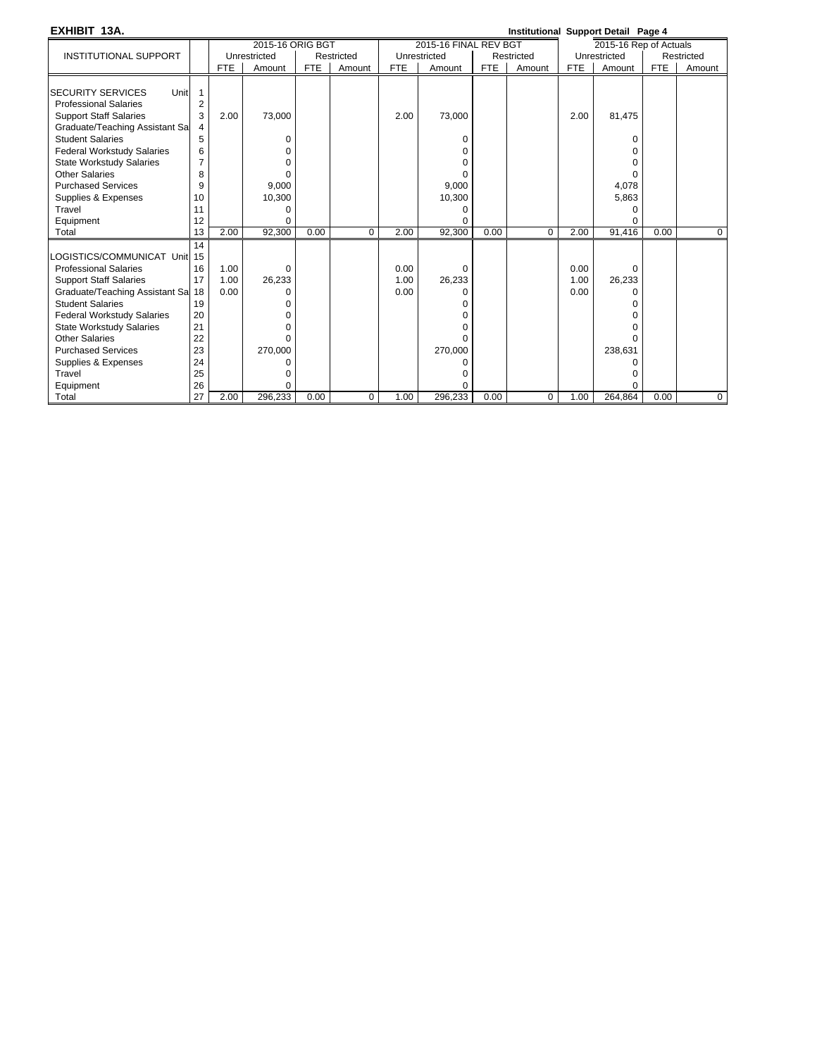**EXHIBIT 13A.**

**Institutional Support Detail Page 4**

| INSTITUTIONAL SUPPORT | | 2015-16 ORIG BGT | | | | 2015-16 FINAL REV BGT | | | | 2015-16 Rep of Actuals | | | |
|---|---|---|---|---|---|---|---|---|---|---|---|---|---|
| | | Unrestricted | | Restricted | | Unrestricted | | Restricted | | Unrestricted | | Restricted | |
| | | FTE | Amount | FTE | Amount | FTE | Amount | FTE | Amount | FTE | Amount | FTE | Amount |
| SECURITY SERVICES Unit | 1 | | | | | | | | | | | | |
| Professional Salaries | 2 | | | | | | | | | | | | |
| Support Staff Salaries | 3 | 2.00 | 73,000 | | | 2.00 | 73,000 | | | 2.00 | 81,475 | | |
| Graduate/Teaching Assistant Sa | 4 | | | | | | | | | | | | |
| Student Salaries | 5 | | 0 | | | | 0 | | | | 0 | | |
| Federal Workstudy Salaries | 6 | | 0 | | | | 0 | | | | 0 | | |
| State Workstudy Salaries | 7 | | 0 | | | | 0 | | | | 0 | | |
| Other Salaries | 8 | | 0 | | | | 0 | | | | 0 | | |
| Purchased Services | 9 | | 9,000 | | | | 9,000 | | | | 4,078 | | |
| Supplies & Expenses | 10 | | 10,300 | | | | 10,300 | | | | 5,863 | | |
| Travel | 11 | | 0 | | | | 0 | | | | 0 | | |
| Equipment | 12 | | 0 | | | | 0 | | | | 0 | | |
| Total | 13 | 2.00 | 92,300 | 0.00 | 0 | 2.00 | 92,300 | 0.00 | 0 | 2.00 | 91,416 | 0.00 | 0 |
| | 14 | | | | | | | | | | | | |
| LOGISTICS/COMMUNICAT Unit | 15 | | | | | | | | | | | | |
| Professional Salaries | 16 | 1.00 | 0 | | | 0.00 | 0 | | | 0.00 | 0 | | |
| Support Staff Salaries | 17 | 1.00 | 26,233 | | | 1.00 | 26,233 | | | 1.00 | 26,233 | | |
| Graduate/Teaching Assistant Sa | 18 | 0.00 | 0 | | | 0.00 | 0 | | | 0.00 | 0 | | |
| Student Salaries | 19 | | 0 | | | | 0 | | | | 0 | | |
| Federal Workstudy Salaries | 20 | | 0 | | | | 0 | | | | 0 | | |
| State Workstudy Salaries | 21 | | 0 | | | | 0 | | | | 0 | | |
| Other Salaries | 22 | | 0 | | | | 0 | | | | 0 | | |
| Purchased Services | 23 | | 270,000 | | | | 270,000 | | | | 238,631 | | |
| Supplies & Expenses | 24 | | 0 | | | | 0 | | | | 0 | | |
| Travel | 25 | | 0 | | | | 0 | | | | 0 | | |
| Equipment | 26 | | 0 | | | | 0 | | | | 0 | | |
| Total | 27 | 2.00 | 296,233 | 0.00 | 0 | 1.00 | 296,233 | 0.00 | 0 | 1.00 | 264,864 | 0.00 | 0 |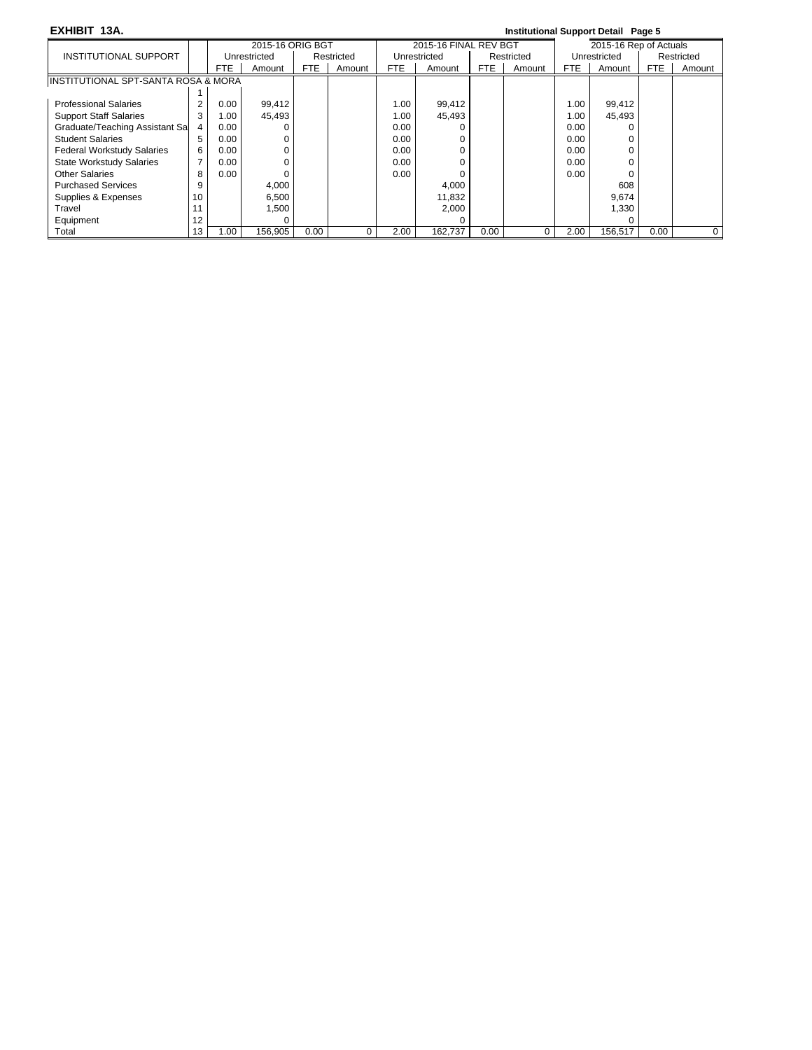**EXHIBIT 13A.** **Institutional Support Detail Page 5**

| INSTITUTIONAL SUPPORT | | 2015-16 ORIG BGT | | | | 2015-16 FINAL REV BGT | | | | 2015-16 Rep of Actuals | | | |
|---|---|---|---|---|---|---|---|---|---|---|---|---|---|
| | | Unrestricted | | Restricted | | Unrestricted | | Restricted | | Unrestricted | | Restricted | |
| | | FTE | Amount | FTE | Amount | FTE | Amount | FTE | Amount | FTE | Amount | FTE | Amount |
| INSTITUTIONAL SPT-SANTA ROSA & MORA | | | | | | | | | | | | | |
| | 1 | | | | | | | | | | | | |
| Professional Salaries | 2 | 0.00 | 99,412 | | | 1.00 | 99,412 | | | 1.00 | 99,412 | | |
| Support Staff Salaries | 3 | 1.00 | 45,493 | | | 1.00 | 45,493 | | | 1.00 | 45,493 | | |
| Graduate/Teaching Assistant Sa | 4 | 0.00 | 0 | | | 0.00 | 0 | | | 0.00 | 0 | | |
| Student Salaries | 5 | 0.00 | 0 | | | 0.00 | 0 | | | 0.00 | 0 | | |
| Federal Workstudy Salaries | 6 | 0.00 | 0 | | | 0.00 | 0 | | | 0.00 | 0 | | |
| State Workstudy Salaries | 7 | 0.00 | 0 | | | 0.00 | 0 | | | 0.00 | 0 | | |
| Other Salaries | 8 | 0.00 | 0 | | | 0.00 | 0 | | | 0.00 | 0 | | |
| Purchased Services | 9 | | 4,000 | | | | 4,000 | | | | 608 | | |
| Supplies & Expenses | 10 | | 6,500 | | | | 11,832 | | | | 9,674 | | |
| Travel | 11 | | 1,500 | | | | 2,000 | | | | 1,330 | | |
| Equipment | 12 | | 0 | | | | 0 | | | | 0 | | |
| Total | 13 | 1.00 | 156,905 | 0.00 | 0 | 2.00 | 162,737 | 0.00 | 0 | 2.00 | 156,517 | 0.00 | 0 |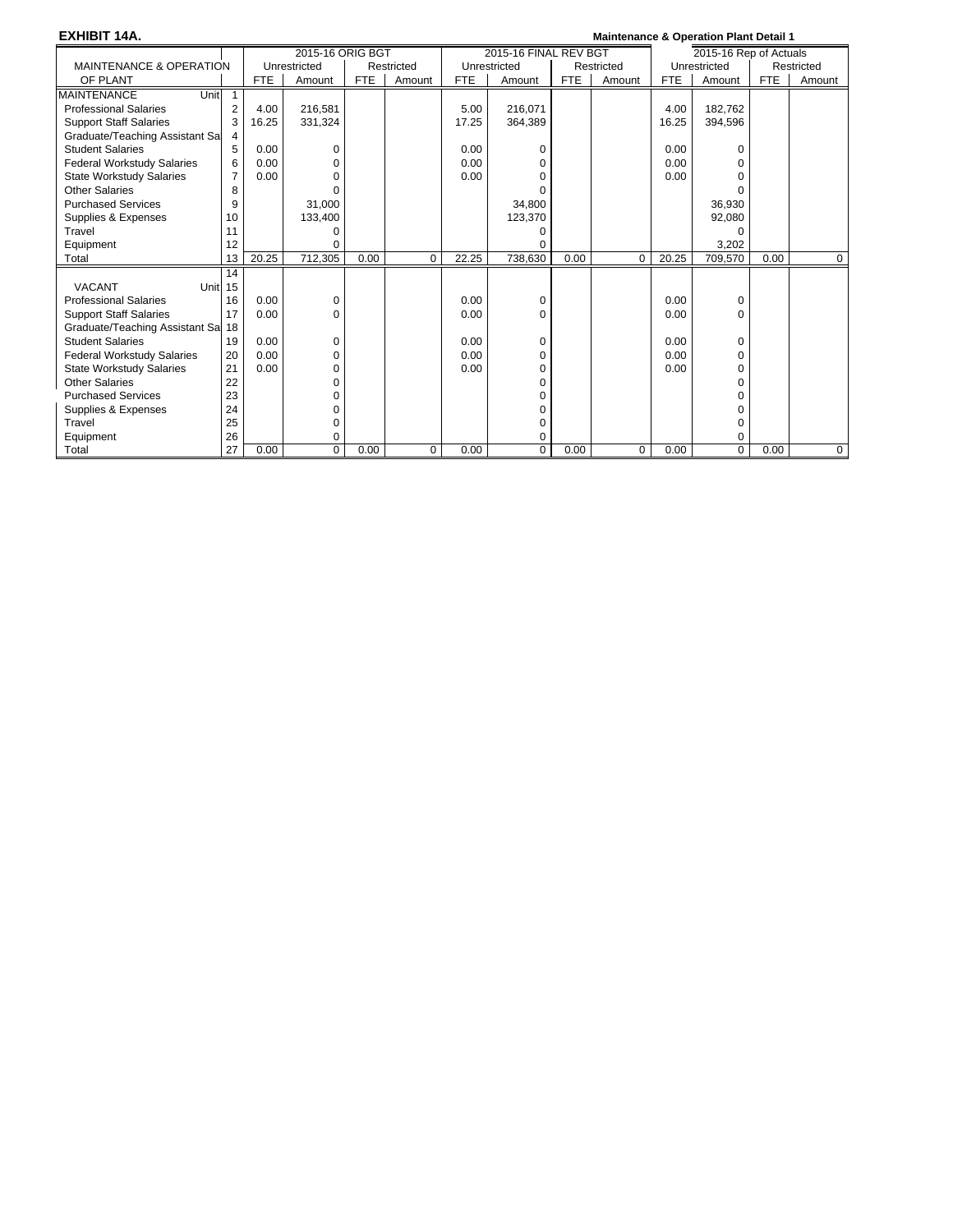**EXHIBIT 14A.**

**Maintenance & Operation Plant Detail 1**

| MAINTENANCE & OPERATION OF PLANT | | 2015-16 ORIG BGT | | | | 2015-16 FINAL REV BGT | | | | 2015-16 Rep of Actuals | | | |
|---|---|---|---|---|---|---|---|---|---|---|---|---|---|
| | | Unrestricted | | Restricted | | Unrestricted | | Restricted | | Unrestricted | | Restricted | |
| | | FTE | Amount | FTE | Amount | FTE | Amount | FTE | Amount | FTE | Amount | FTE | Amount |
| MAINTENANCE Unit | 1 | | | | | | | | | | | | |
| Professional Salaries | 2 | 4.00 | 216,581 | | | 5.00 | 216,071 | | | 4.00 | 182,762 | | |
| Support Staff Salaries | 3 | 16.25 | 331,324 | | | 17.25 | 364,389 | | | 16.25 | 394,596 | | |
| Graduate/Teaching Assistant Sa | 4 | | | | | | | | | | | | |
| Student Salaries | 5 | 0.00 | 0 | | | 0.00 | 0 | | | 0.00 | 0 | | |
| Federal Workstudy Salaries | 6 | 0.00 | 0 | | | 0.00 | 0 | | | 0.00 | 0 | | |
| State Workstudy Salaries | 7 | 0.00 | 0 | | | 0.00 | 0 | | | 0.00 | 0 | | |
| Other Salaries | 8 | | 0 | | | | 0 | | | | 0 | | |
| Purchased Services | 9 | | 31,000 | | | | 34,800 | | | | 36,930 | | |
| Supplies & Expenses | 10 | | 133,400 | | | | 123,370 | | | | 92,080 | | |
| Travel | 11 | | 0 | | | | 0 | | | | 0 | | |
| Equipment | 12 | | 0 | | | | 0 | | | | 3,202 | | |
| Total | 13 | 20.25 | 712,305 | 0.00 | 0 | 22.25 | 738,630 | 0.00 | 0 | 20.25 | 709,570 | 0.00 | 0 |
| | 14 | | | | | | | | | | | | |
| VACANT Unit | 15 | | | | | | | | | | | | |
| Professional Salaries | 16 | 0.00 | 0 | | | 0.00 | 0 | | | 0.00 | 0 | | |
| Support Staff Salaries | 17 | 0.00 | 0 | | | 0.00 | 0 | | | 0.00 | 0 | | |
| Graduate/Teaching Assistant Sa | 18 | | | | | | | | | | | | |
| Student Salaries | 19 | 0.00 | 0 | | | 0.00 | 0 | | | 0.00 | 0 | | |
| Federal Workstudy Salaries | 20 | 0.00 | 0 | | | 0.00 | 0 | | | 0.00 | 0 | | |
| State Workstudy Salaries | 21 | 0.00 | 0 | | | 0.00 | 0 | | | 0.00 | 0 | | |
| Other Salaries | 22 | | 0 | | | | 0 | | | | 0 | | |
| Purchased Services | 23 | | 0 | | | | 0 | | | | 0 | | |
| Supplies & Expenses | 24 | | 0 | | | | 0 | | | | 0 | | |
| Travel | 25 | | 0 | | | | 0 | | | | 0 | | |
| Equipment | 26 | | 0 | | | | 0 | | | | 0 | | |
| Total | 27 | 0.00 | 0 | 0.00 | 0 | 0.00 | 0 | 0.00 | 0 | 0.00 | 0 | 0.00 | 0 |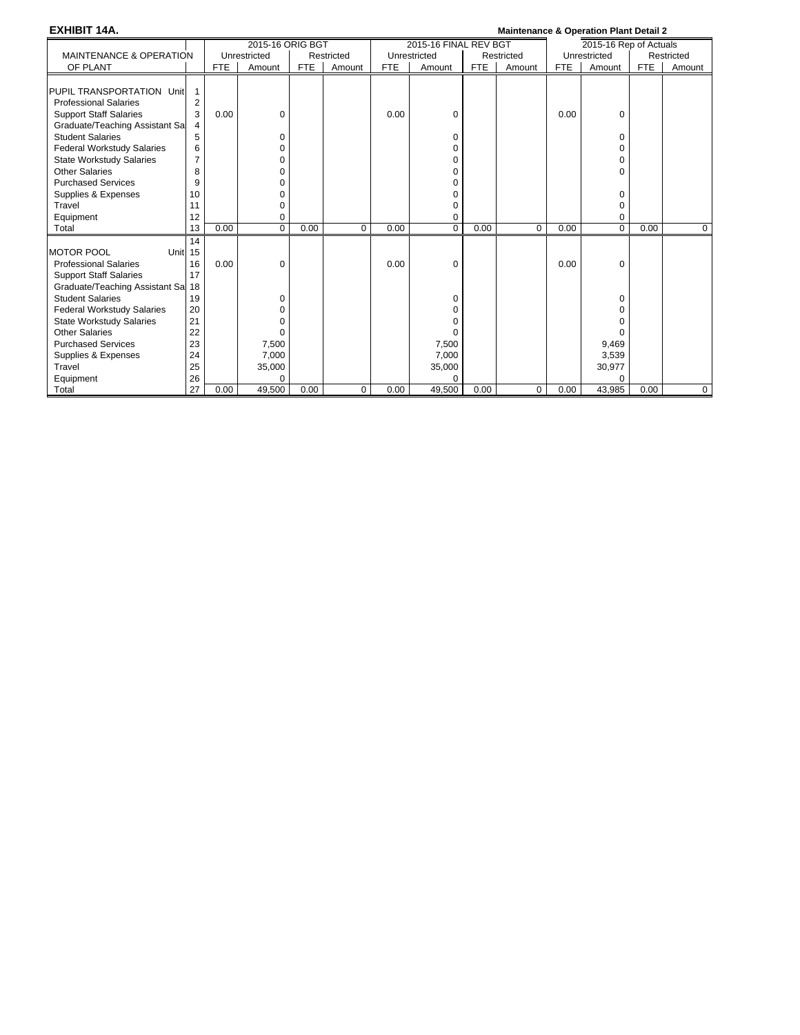**EXHIBIT 14A.** **Maintenance & Operation Plant Detail 2**

| MAINTENANCE & OPERATION OF PLANT | | 2015-16 ORIG BGT | | | | 2015-16 FINAL REV BGT | | | | 2015-16 Rep of Actuals | | | |
|---|---|---|---|---|---|---|---|---|---|---|---|---|---|
| | | Unrestricted | | Restricted | | Unrestricted | | Restricted | | Unrestricted | | Restricted | |
| | | FTE | Amount | FTE | Amount | FTE | Amount | FTE | Amount | FTE | Amount | FTE | Amount |
| PUPIL TRANSPORTATION Unit | 1 | | | | | | | | | | | | |
| Professional Salaries | 2 | | | | | | | | | | | | |
| Support Staff Salaries | 3 | 0.00 | 0 | | | 0.00 | 0 | | | 0.00 | 0 | | |
| Graduate/Teaching Assistant Sa | 4 | | | | | | | | | | | | |
| Student Salaries | 5 | | 0 | | | | 0 | | | | 0 | | |
| Federal Workstudy Salaries | 6 | | 0 | | | | 0 | | | | 0 | | |
| State Workstudy Salaries | 7 | | 0 | | | | 0 | | | | 0 | | |
| Other Salaries | 8 | | 0 | | | | 0 | | | | 0 | | |
| Purchased Services | 9 | | 0 | | | | 0 | | | | | | |
| Supplies & Expenses | 10 | | 0 | | | | 0 | | | | 0 | | |
| Travel | 11 | | 0 | | | | 0 | | | | 0 | | |
| Equipment | 12 | | 0 | | | | 0 | | | | 0 | | |
| Total | 13 | 0.00 | 0 | 0.00 | 0 | 0.00 | 0 | 0.00 | 0 | 0.00 | 0 | 0.00 | 0 |
| | 14 | | | | | | | | | | | | |
| MOTOR POOL Unit | 15 | | | | | | | | | | | | |
| Professional Salaries | 16 | 0.00 | 0 | | | 0.00 | 0 | | | 0.00 | 0 | | |
| Support Staff Salaries | 17 | | | | | | | | | | | | |
| Graduate/Teaching Assistant Sa | 18 | | | | | | | | | | | | |
| Student Salaries | 19 | | 0 | | | | 0 | | | | 0 | | |
| Federal Workstudy Salaries | 20 | | 0 | | | | 0 | | | | 0 | | |
| State Workstudy Salaries | 21 | | 0 | | | | 0 | | | | 0 | | |
| Other Salaries | 22 | | 0 | | | | 0 | | | | 0 | | |
| Purchased Services | 23 | | 7,500 | | | | 7,500 | | | | 9,469 | | |
| Supplies & Expenses | 24 | | 7,000 | | | | 7,000 | | | | 3,539 | | |
| Travel | 25 | | 35,000 | | | | 35,000 | | | | 30,977 | | |
| Equipment | 26 | | 0 | | | | 0 | | | | 0 | | |
| Total | 27 | 0.00 | 49,500 | 0.00 | 0 | 0.00 | 49,500 | 0.00 | 0 | 0.00 | 43,985 | 0.00 | 0 |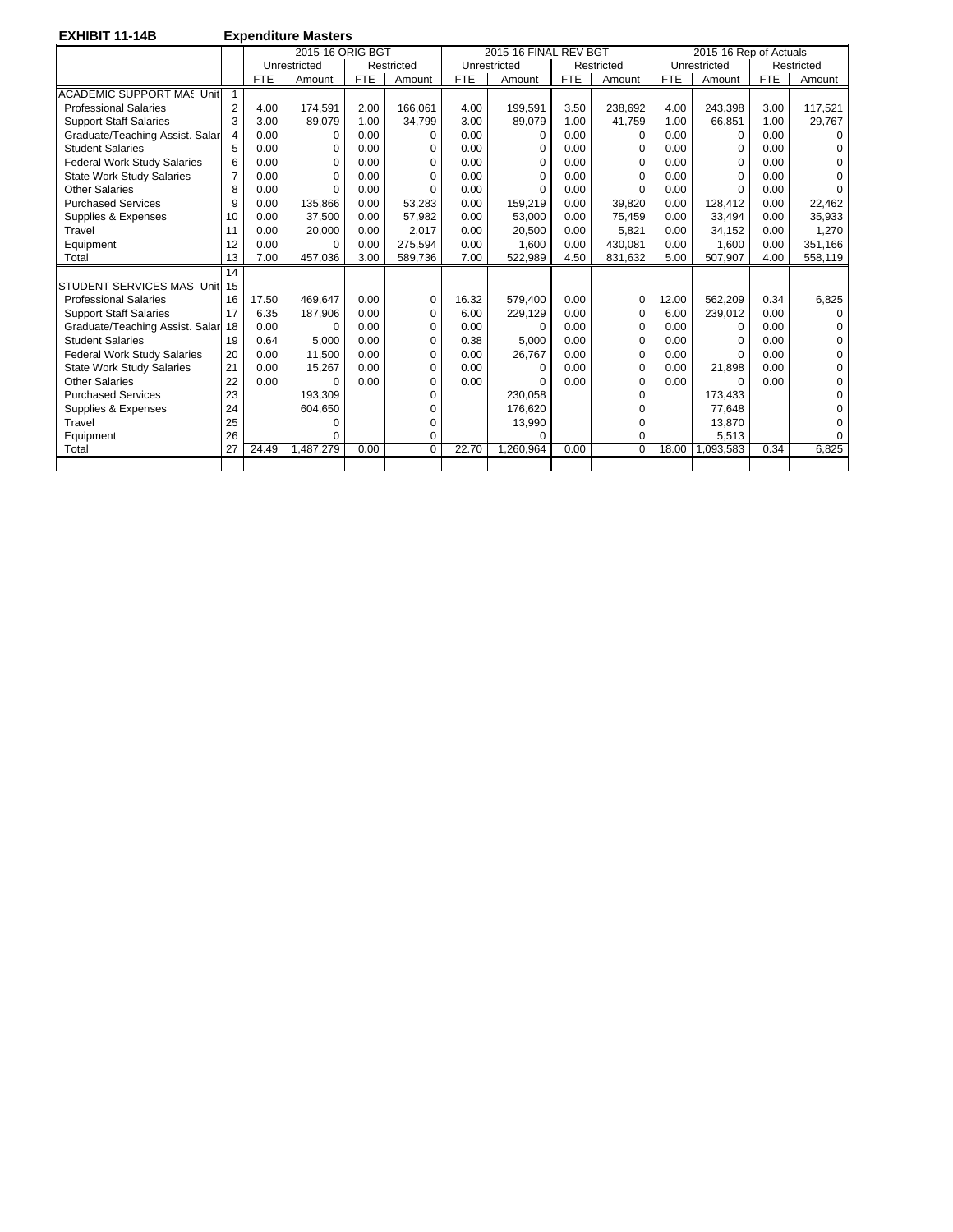**EXHIBIT 11-14B** **Expenditure Masters**

| | | 2015-16 ORIG BGT | | | | 2015-16 FINAL REV BGT | | | | 2015-16 Rep of Actuals | | | |
|---|---|---|---|---|---|---|---|---|---|---|---|---|---|
| | | Unrestricted | | Restricted | | Unrestricted | | Restricted | | Unrestricted | | Restricted | |
| | | FTE | Amount | FTE | Amount | FTE | Amount | FTE | Amount | FTE | Amount | FTE | Amount |
| ACADEMIC SUPPORT MAS Unit | 1 | | | | | | | | | | | | |
| Professional Salaries | 2 | 4.00 | 174,591 | 2.00 | 166,061 | 4.00 | 199,591 | 3.50 | 238,692 | 4.00 | 243,398 | 3.00 | 117,521 |
| Support Staff Salaries | 3 | 3.00 | 89,079 | 1.00 | 34,799 | 3.00 | 89,079 | 1.00 | 41,759 | 1.00 | 66,851 | 1.00 | 29,767 |
| Graduate/Teaching Assist. Salar | 4 | 0.00 | 0 | 0.00 | 0 | 0.00 | 0 | 0.00 | 0 | 0.00 | 0 | 0.00 | 0 |
| Student Salaries | 5 | 0.00 | 0 | 0.00 | 0 | 0.00 | 0 | 0.00 | 0 | 0.00 | 0 | 0.00 | 0 |
| Federal Work Study Salaries | 6 | 0.00 | 0 | 0.00 | 0 | 0.00 | 0 | 0.00 | 0 | 0.00 | 0 | 0.00 | 0 |
| State Work Study Salaries | 7 | 0.00 | 0 | 0.00 | 0 | 0.00 | 0 | 0.00 | 0 | 0.00 | 0 | 0.00 | 0 |
| Other Salaries | 8 | 0.00 | 0 | 0.00 | 0 | 0.00 | 0 | 0.00 | 0 | 0.00 | 0 | 0.00 | 0 |
| Purchased Services | 9 | 0.00 | 135,866 | 0.00 | 53,283 | 0.00 | 159,219 | 0.00 | 39,820 | 0.00 | 128,412 | 0.00 | 22,462 |
| Supplies & Expenses | 10 | 0.00 | 37,500 | 0.00 | 57,982 | 0.00 | 53,000 | 0.00 | 75,459 | 0.00 | 33,494 | 0.00 | 35,933 |
| Travel | 11 | 0.00 | 20,000 | 0.00 | 2,017 | 0.00 | 20,500 | 0.00 | 5,821 | 0.00 | 34,152 | 0.00 | 1,270 |
| Equipment | 12 | 0.00 | 0 | 0.00 | 275,594 | 0.00 | 1,600 | 0.00 | 430,081 | 0.00 | 1,600 | 0.00 | 351,166 |
| Total | 13 | 7.00 | 457,036 | 3.00 | 589,736 | 7.00 | 522,989 | 4.50 | 831,632 | 5.00 | 507,907 | 4.00 | 558,119 |
| | 14 | | | | | | | | | | | | |
| STUDENT SERVICES MAS Unit | 15 | | | | | | | | | | | | |
| Professional Salaries | 16 | 17.50 | 469,647 | 0.00 | 0 | 16.32 | 579,400 | 0.00 | 0 | 12.00 | 562,209 | 0.34 | 6,825 |
| Support Staff Salaries | 17 | 6.35 | 187,906 | 0.00 | 0 | 6.00 | 229,129 | 0.00 | 0 | 6.00 | 239,012 | 0.00 | 0 |
| Graduate/Teaching Assist. Salar | 18 | 0.00 | 0 | 0.00 | 0 | 0.00 | 0 | 0.00 | 0 | 0.00 | 0 | 0.00 | 0 |
| Student Salaries | 19 | 0.64 | 5,000 | 0.00 | 0 | 0.38 | 5,000 | 0.00 | 0 | 0.00 | 0 | 0.00 | 0 |
| Federal Work Study Salaries | 20 | 0.00 | 11,500 | 0.00 | 0 | 0.00 | 26,767 | 0.00 | 0 | 0.00 | 0 | 0.00 | 0 |
| State Work Study Salaries | 21 | 0.00 | 15,267 | 0.00 | 0 | 0.00 | 0 | 0.00 | 0 | 0.00 | 21,898 | 0.00 | 0 |
| Other Salaries | 22 | 0.00 | 0 | 0.00 | 0 | 0.00 | 0 | 0.00 | 0 | 0.00 | 0 | 0.00 | 0 |
| Purchased Services | 23 | | 193,309 | | 0 | | 230,058 | | 0 | | 173,433 | | 0 |
| Supplies & Expenses | 24 | | 604,650 | | 0 | | 176,620 | | 0 | | 77,648 | | 0 |
| Travel | 25 | | 0 | | 0 | | 13,990 | | 0 | | 13,870 | | 0 |
| Equipment | 26 | | 0 | | 0 | | 0 | | 0 | | 5,513 | | 0 |
| Total | 27 | 24.49 | 1,487,279 | 0.00 | 0 | 22.70 | 1,260,964 | 0.00 | 0 | 18.00 | 1,093,583 | 0.34 | 6,825 |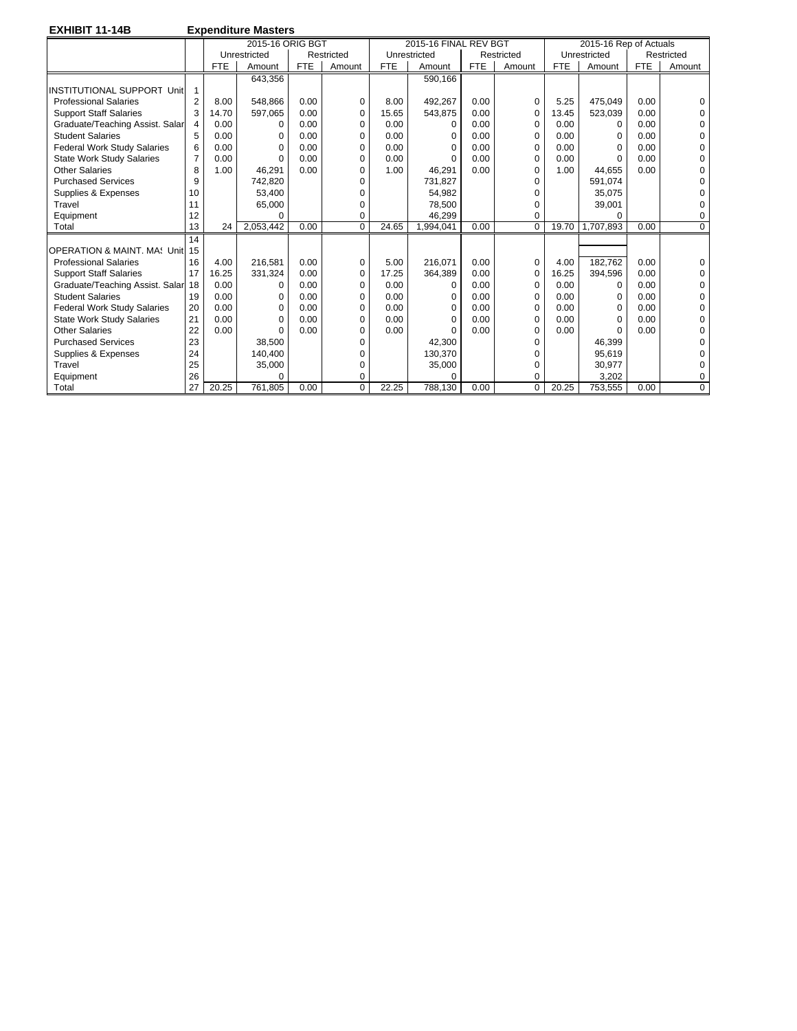**EXHIBIT 11-14B** **Expenditure Masters**

| | | 2015-16 ORIG BGT | | | | 2015-16 FINAL REV BGT | | | | 2015-16 Rep of Actuals | | | |
|---|---|---|---|---|---|---|---|---|---|---|---|---|---|
| | | Unrestricted | | Restricted | | Unrestricted | | Restricted | | Unrestricted | | Restricted | |
| | | FTE | Amount | FTE | Amount | FTE | Amount | FTE | Amount | FTE | Amount | FTE | Amount |
| | | | 643,356 | | | | 590,166 | | | | | | |
| INSTITUTIONAL SUPPORT Unit | 1 | | | | | | | | | | | | |
| Professional Salaries | 2 | 8.00 | 548,866 | 0.00 | 0 | 8.00 | 492,267 | 0.00 | 0 | 5.25 | 475,049 | 0.00 | 0 |
| Support Staff Salaries | 3 | 14.70 | 597,065 | 0.00 | 0 | 15.65 | 543,875 | 0.00 | 0 | 13.45 | 523,039 | 0.00 | 0 |
| Graduate/Teaching Assist. Salar | 4 | 0.00 | 0 | 0.00 | 0 | 0.00 | 0 | 0.00 | 0 | 0.00 | 0 | 0.00 | 0 |
| Student Salaries | 5 | 0.00 | 0 | 0.00 | 0 | 0.00 | 0 | 0.00 | 0 | 0.00 | 0 | 0.00 | 0 |
| Federal Work Study Salaries | 6 | 0.00 | 0 | 0.00 | 0 | 0.00 | 0 | 0.00 | 0 | 0.00 | 0 | 0.00 | 0 |
| State Work Study Salaries | 7 | 0.00 | 0 | 0.00 | 0 | 0.00 | 0 | 0.00 | 0 | 0.00 | 0 | 0.00 | 0 |
| Other Salaries | 8 | 1.00 | 46,291 | 0.00 | 0 | 1.00 | 46,291 | 0.00 | 0 | 1.00 | 44,655 | 0.00 | 0 |
| Purchased Services | 9 | | 742,820 | | 0 | | 731,827 | | 0 | | 591,074 | | 0 |
| Supplies & Expenses | 10 | | 53,400 | | 0 | | 54,982 | | 0 | | 35,075 | | 0 |
| Travel | 11 | | 65,000 | | 0 | | 78,500 | | 0 | | 39,001 | | 0 |
| Equipment | 12 | | 0 | | 0 | | 46,299 | | 0 | | 0 | | 0 |
| Total | 13 | 24 | 2,053,442 | 0.00 | 0 | 24.65 | 1,994,041 | 0.00 | 0 | 19.70 | 1,707,893 | 0.00 | 0 |
| | 14 | | | | | | | | | | | | |
| OPERATION & MAINT. MA! Unit | 15 | | | | | | | | | | | | |
| Professional Salaries | 16 | 4.00 | 216,581 | 0.00 | 0 | 5.00 | 216,071 | 0.00 | 0 | 4.00 | 182,762 | 0.00 | 0 |
| Support Staff Salaries | 17 | 16.25 | 331,324 | 0.00 | 0 | 17.25 | 364,389 | 0.00 | 0 | 16.25 | 394,596 | 0.00 | 0 |
| Graduate/Teaching Assist. Salar | 18 | 0.00 | 0 | 0.00 | 0 | 0.00 | 0 | 0.00 | 0 | 0.00 | 0 | 0.00 | 0 |
| Student Salaries | 19 | 0.00 | 0 | 0.00 | 0 | 0.00 | 0 | 0.00 | 0 | 0.00 | 0 | 0.00 | 0 |
| Federal Work Study Salaries | 20 | 0.00 | 0 | 0.00 | 0 | 0.00 | 0 | 0.00 | 0 | 0.00 | 0 | 0.00 | 0 |
| State Work Study Salaries | 21 | 0.00 | 0 | 0.00 | 0 | 0.00 | 0 | 0.00 | 0 | 0.00 | 0 | 0.00 | 0 |
| Other Salaries | 22 | 0.00 | 0 | 0.00 | 0 | 0.00 | 0 | 0.00 | 0 | 0.00 | 0 | 0.00 | 0 |
| Purchased Services | 23 | | 38,500 | | 0 | | 42,300 | | 0 | | 46,399 | | 0 |
| Supplies & Expenses | 24 | | 140,400 | | 0 | | 130,370 | | 0 | | 95,619 | | 0 |
| Travel | 25 | | 35,000 | | 0 | | 35,000 | | 0 | | 30,977 | | 0 |
| Equipment | 26 | | 0 | | 0 | | 0 | | 0 | | 3,202 | | 0 |
| Total | 27 | 20.25 | 761,805 | 0.00 | 0 | 22.25 | 788,130 | 0.00 | 0 | 20.25 | 753,555 | 0.00 | 0 |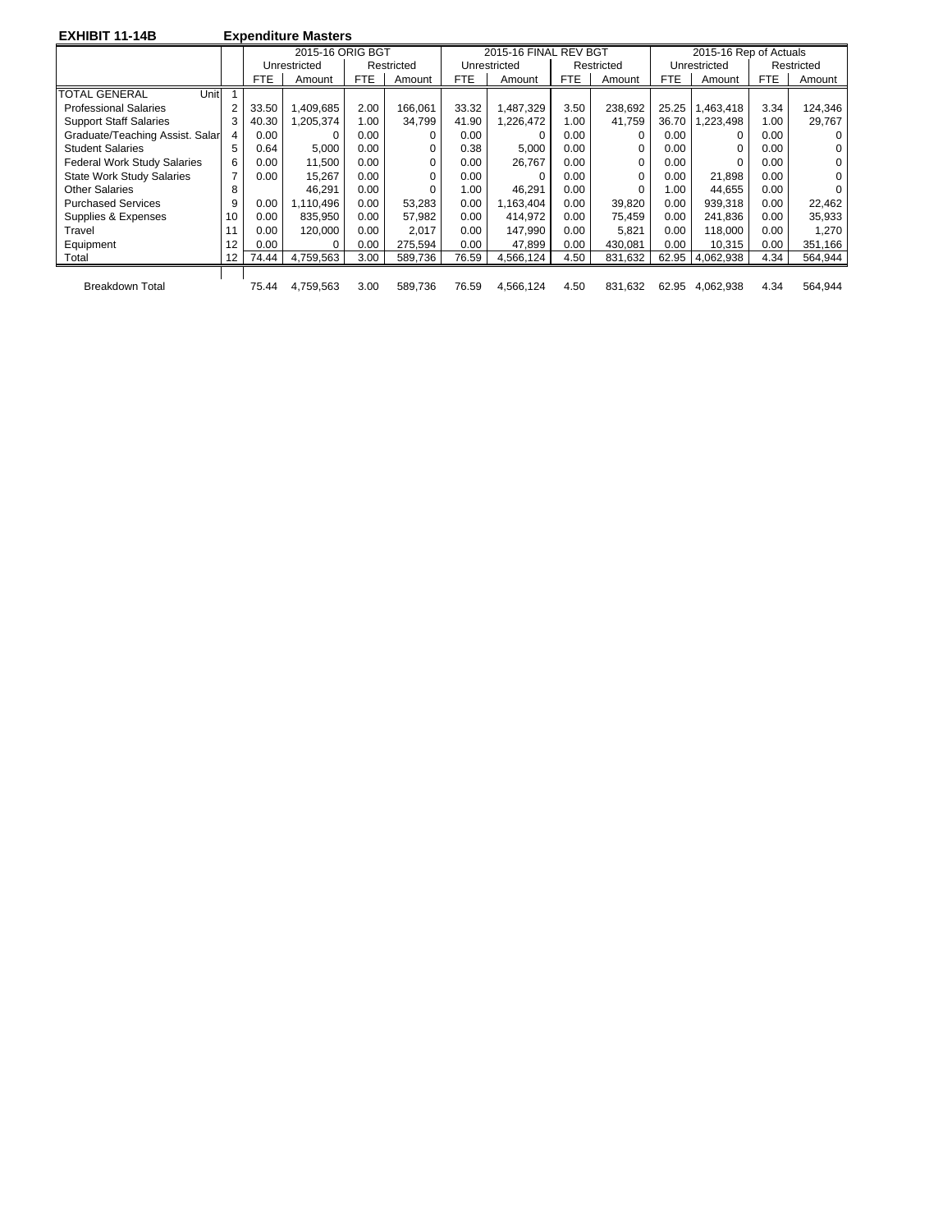**EXHIBIT 11-14B** **Expenditure Masters**

| | | 2015-16 ORIG BGT | | | | 2015-16 FINAL REV BGT | | | | 2015-16 Rep of Actuals | | | |
|---|---|---|---|---|---|---|---|---|---|---|---|---|---|
| | | Unrestricted | | Restricted | | Unrestricted | | Restricted | | Unrestricted | | Restricted | |
| | | FTE | Amount | FTE | Amount | FTE | Amount | FTE | Amount | FTE | Amount | FTE | Amount |
| TOTAL GENERAL Unit | 1 | | | | | | | | | | | | |
| Professional Salaries | 2 | 33.50 | 1,409,685 | 2.00 | 166,061 | 33.32 | 1,487,329 | 3.50 | 238,692 | 25.25 | 1,463,418 | 3.34 | 124,346 |
| Support Staff Salaries | 3 | 40.30 | 1,205,374 | 1.00 | 34,799 | 41.90 | 1,226,472 | 1.00 | 41,759 | 36.70 | 1,223,498 | 1.00 | 29,767 |
| Graduate/Teaching Assist. Salar | 4 | 0.00 | 0 | 0.00 | 0 | 0.00 | 0 | 0.00 | 0 | 0.00 | 0 | 0.00 | 0 |
| Student Salaries | 5 | 0.64 | 5,000 | 0.00 | 0 | 0.38 | 5,000 | 0.00 | 0 | 0.00 | 0 | 0.00 | 0 |
| Federal Work Study Salaries | 6 | 0.00 | 11,500 | 0.00 | 0 | 0.00 | 26,767 | 0.00 | 0 | 0.00 | 0 | 0.00 | 0 |
| State Work Study Salaries | 7 | 0.00 | 15,267 | 0.00 | 0 | 0.00 | 0 | 0.00 | 0 | 0.00 | 21,898 | 0.00 | 0 |
| Other Salaries | 8 | | 46,291 | 0.00 | 0 | 1.00 | 46,291 | 0.00 | 0 | 1.00 | 44,655 | 0.00 | 0 |
| Purchased Services | 9 | 0.00 | 1,110,496 | 0.00 | 53,283 | 0.00 | 1,163,404 | 0.00 | 39,820 | 0.00 | 939,318 | 0.00 | 22,462 |
| Supplies & Expenses | 10 | 0.00 | 835,950 | 0.00 | 57,982 | 0.00 | 414,972 | 0.00 | 75,459 | 0.00 | 241,836 | 0.00 | 35,933 |
| Travel | 11 | 0.00 | 120,000 | 0.00 | 2,017 | 0.00 | 147,990 | 0.00 | 5,821 | 0.00 | 118,000 | 0.00 | 1,270 |
| Equipment | 12 | 0.00 | 0 | 0.00 | 275,594 | 0.00 | 47,899 | 0.00 | 430,081 | 0.00 | 10,315 | 0.00 | 351,166 |
| Total | 12 | 74.44 | 4,759,563 | 3.00 | 589,736 | 76.59 | 4,566,124 | 4.50 | 831,632 | 62.95 | 4,062,938 | 4.34 | 564,944 |
| | | | | | | | | | | | | | |
| Breakdown Total | | 75.44 | 4,759,563 | 3.00 | 589,736 | 76.59 | 4,566,124 | 4.50 | 831,632 | 62.95 | 4,062,938 | 4.34 | 564,944 |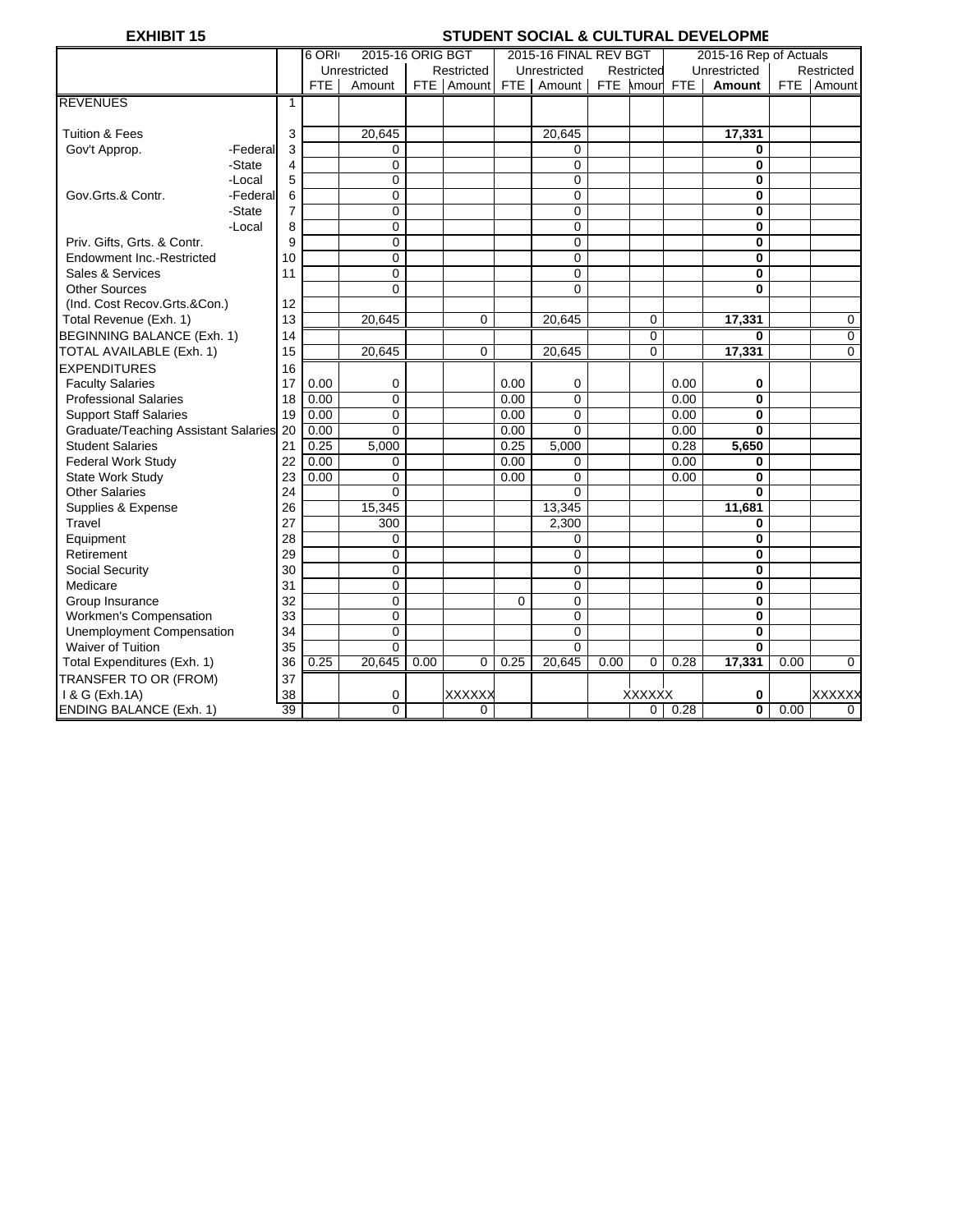**EXHIBIT 15**

**STUDENT SOCIAL & CULTURAL DEVELOPME**

| | | 6 ORI | 2015-16 ORIG BGT | | | | 2015-16 FINAL REV BGT | | | | 2015-16 Rep of Actuals | | |
|---|---|---|---|---|---|---|---|---|---|---|---|---|---|
| | | | Unrestricted | | Restricted | | Unrestricted | | Restricted | | Unrestricted | | Restricted |
| | | FTE | Amount | FTE | Amount | FTE | Amount | FTE | Amour | FTE | **Amount** | FTE | Amount |
| REVENUES | 1 | | | | | | | | | | | | |
| Tuition & Fees | 3 | | 20,645 | | | | 20,645 | | | | **17,331** | | |
| Gov't Approp. -Federal | 3 | | 0 | | | | 0 | | | | **0** | | |
| -State | 4 | | 0 | | | | 0 | | | | **0** | | |
| -Local | 5 | | 0 | | | | 0 | | | | **0** | | |
| Gov.Grts.& Contr. -Federal | 6 | | 0 | | | | 0 | | | | **0** | | |
| -State | 7 | | 0 | | | | 0 | | | | **0** | | |
| -Local | 8 | | 0 | | | | 0 | | | | **0** | | |
| Priv. Gifts, Grts. & Contr. | 9 | | 0 | | | | 0 | | | | **0** | | |
| Endowment Inc.-Restricted | 10 | | 0 | | | | 0 | | | | **0** | | |
| Sales & Services | 11 | | 0 | | | | 0 | | | | **0** | | |
| Other Sources | | | 0 | | | | 0 | | | | **0** | | |
| (Ind. Cost Recov.Grts.&Con.) | 12 | | | | | | | | | | | | |
| Total Revenue (Exh. 1) | 13 | | 20,645 | | 0 | | 20,645 | | 0 | | **17,331** | | 0 |
| BEGINNING BALANCE (Exh. 1) | 14 | | | | | | | | 0 | | **0** | | 0 |
| TOTAL AVAILABLE (Exh. 1) | 15 | | 20,645 | | 0 | | 20,645 | | 0 | | **17,331** | | 0 |
| EXPENDITURES | 16 | | | | | | | | | | | | |
| Faculty Salaries | 17 | 0.00 | 0 | | | 0.00 | 0 | | | 0.00 | **0** | | |
| Professional Salaries | 18 | 0.00 | 0 | | | 0.00 | 0 | | | 0.00 | **0** | | |
| Support Staff Salaries | 19 | 0.00 | 0 | | | 0.00 | 0 | | | 0.00 | **0** | | |
| Graduate/Teaching Assistant Salaries | 20 | 0.00 | 0 | | | 0.00 | 0 | | | 0.00 | **0** | | |
| Student Salaries | 21 | 0.25 | 5,000 | | | 0.25 | 5,000 | | | 0.28 | **5,650** | | |
| Federal Work Study | 22 | 0.00 | 0 | | | 0.00 | 0 | | | 0.00 | **0** | | |
| State Work Study | 23 | 0.00 | 0 | | | 0.00 | 0 | | | 0.00 | **0** | | |
| Other Salaries | 24 | | 0 | | | | 0 | | | | **0** | | |
| Supplies & Expense | 26 | | 15,345 | | | | 13,345 | | | | **11,681** | | |
| Travel | 27 | | 300 | | | | 2,300 | | | | **0** | | |
| Equipment | 28 | | 0 | | | | 0 | | | | **0** | | |
| Retirement | 29 | | 0 | | | | 0 | | | | **0** | | |
| Social Security | 30 | | 0 | | | | 0 | | | | **0** | | |
| Medicare | 31 | | 0 | | | | 0 | | | | **0** | | |
| Group Insurance | 32 | | 0 | | | 0 | 0 | | | | **0** | | |
| Workmen's Compensation | 33 | | 0 | | | | 0 | | | | **0** | | |
| Unemployment Compensation | 34 | | 0 | | | | 0 | | | | **0** | | |
| Waiver of Tuition | 35 | | 0 | | | | 0 | | | | **0** | | |
| Total Expenditures (Exh. 1) | 36 | 0.25 | 20,645 | 0.00 | 0 | 0.25 | 20,645 | 0.00 | 0 | 0.28 | **17,331** | 0.00 | 0 |
| TRANSFER TO OR (FROM) | 37 | | | | | | | | | | | | |
| I & G (Exh.1A) | 38 | | 0 | | XXXXXX | | | | XXXXXX | | **0** | | XXXXXX |
| ENDING BALANCE (Exh. 1) | 39 | | 0 | | 0 | | | | 0 | 0.28 | **0** | 0.00 | 0 |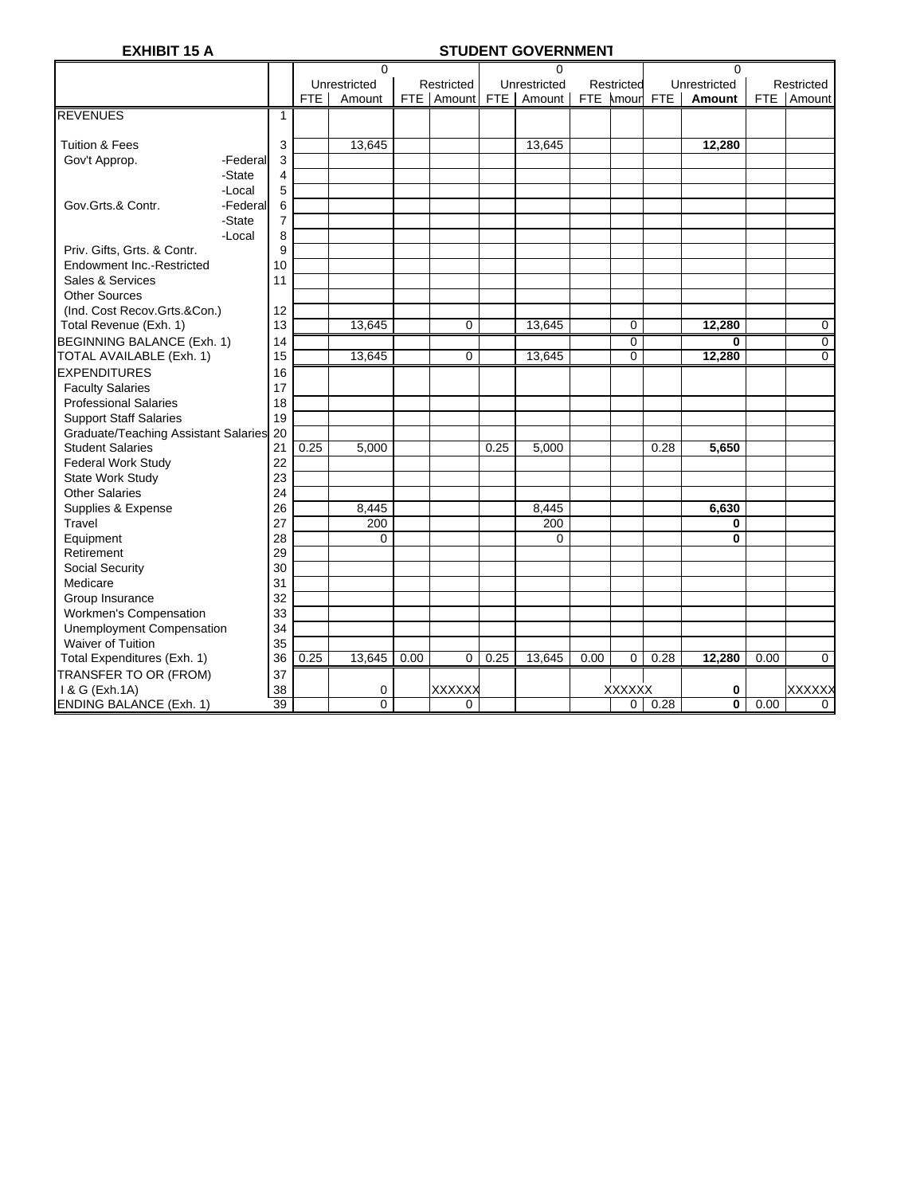**EXHIBIT 15 A** **STUDENT GOVERNMENT**

| | | 0 | | | | 0 | | | | 0 | | | |
|---|---|---|---|---|---|---|---|---|---|---|---|---|---|
| | | Unrestricted | | Restricted | | Unrestricted | | Restricted | | Unrestricted | | Restricted | |
| | | FTE | Amount | FTE | Amount | FTE | Amount | FTE | Amount | FTE | **Amount** | FTE | Amount |
| REVENUES | 1 | | | | | | | | | | | | |
| Tuition & Fees | 3 | | 13,645 | | | | 13,645 | | | | **12,280** | | |
| Gov't Approp. -Federal | 3 | | | | | | | | | | | | |
| -State | 4 | | | | | | | | | | | | |
| -Local | 5 | | | | | | | | | | | | |
| Gov.Grts.& Contr. -Federal | 6 | | | | | | | | | | | | |
| -State | 7 | | | | | | | | | | | | |
| -Local | 8 | | | | | | | | | | | | |
| Priv. Gifts, Grts. & Contr. | 9 | | | | | | | | | | | | |
| Endowment Inc.-Restricted | 10 | | | | | | | | | | | | |
| Sales & Services | 11 | | | | | | | | | | | | |
| Other Sources | | | | | | | | | | | | | |
| (Ind. Cost Recov.Grts.&Con.) | 12 | | | | | | | | | | | | |
| Total Revenue (Exh. 1) | 13 | | 13,645 | | 0 | | 13,645 | | 0 | | **12,280** | | 0 |
| BEGINNING BALANCE (Exh. 1) | 14 | | | | | | | | 0 | | **0** | | 0 |
| TOTAL AVAILABLE (Exh. 1) | 15 | | 13,645 | | 0 | | 13,645 | | 0 | | **12,280** | | 0 |
| EXPENDITURES | 16 | | | | | | | | | | | | |
| Faculty Salaries | 17 | | | | | | | | | | | | |
| Professional Salaries | 18 | | | | | | | | | | | | |
| Support Staff Salaries | 19 | | | | | | | | | | | | |
| Graduate/Teaching Assistant Salaries | 20 | | | | | | | | | | | | |
| Student Salaries | 21 | 0.25 | 5,000 | | | 0.25 | 5,000 | | | 0.28 | **5,650** | | |
| Federal Work Study | 22 | | | | | | | | | | | | |
| State Work Study | 23 | | | | | | | | | | | | |
| Other Salaries | 24 | | | | | | | | | | | | |
| Supplies & Expense | 26 | | 8,445 | | | | 8,445 | | | | **6,630** | | |
| Travel | 27 | | 200 | | | | 200 | | | | **0** | | |
| Equipment | 28 | | 0 | | | | 0 | | | | **0** | | |
| Retirement | 29 | | | | | | | | | | | | |
| Social Security | 30 | | | | | | | | | | | | |
| Medicare | 31 | | | | | | | | | | | | |
| Group Insurance | 32 | | | | | | | | | | | | |
| Workmen's Compensation | 33 | | | | | | | | | | | | |
| Unemployment Compensation | 34 | | | | | | | | | | | | |
| Waiver of Tuition | 35 | | | | | | | | | | | | |
| Total Expenditures (Exh. 1) | 36 | 0.25 | 13,645 | 0.00 | 0 | 0.25 | 13,645 | 0.00 | 0 | 0.28 | **12,280** | 0.00 | 0 |
| TRANSFER TO OR (FROM) | 37 | | | | | | | | | | | | |
| I & G (Exh.1A) | 38 | | 0 | | XXXXXX | | | | XXXXXX | | **0** | | XXXXXX |
| ENDING BALANCE (Exh. 1) | 39 | | 0 | | 0 | | | | 0 | 0.28 | **0** | 0.00 | 0 |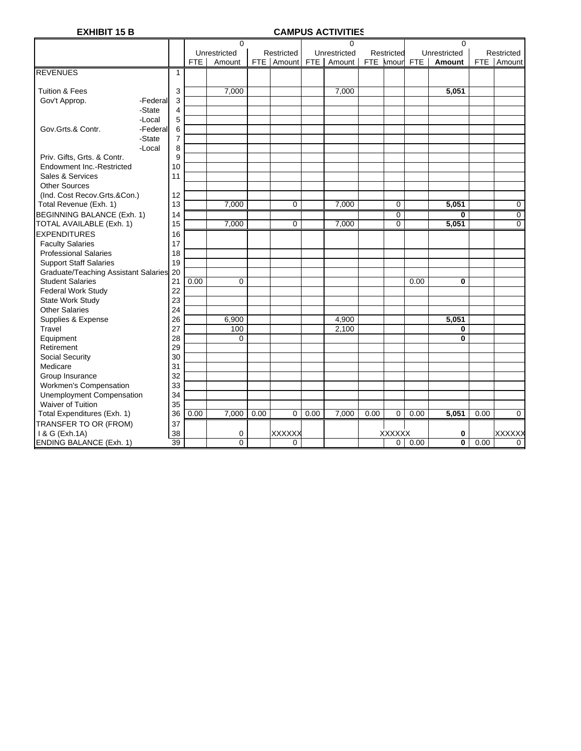**EXHIBIT 15 B** **CAMPUS ACTIVITIES**

| | | | 0 | | | | 0 | | | | 0 | | |
|---|---|---|---|---|---|---|---|---|---|---|---|---|---|
| | | | Unrestricted | | Restricted | | Unrestricted | | Restricted | | Unrestricted | | Restricted |
| | | FTE | Amount | FTE | Amount | FTE | Amount | FTE | Amount | FTE | **Amount** | FTE | Amount |
| REVENUES | 1 | | | | | | | | | | | | |
| Tuition & Fees | 3 | | 7,000 | | | | 7,000 | | | | **5,051** | | |
| Gov't Approp. -Federal | 3 | | | | | | | | | | | | |
| -State | 4 | | | | | | | | | | | | |
| -Local | 5 | | | | | | | | | | | | |
| Gov.Grts.& Contr. -Federal | 6 | | | | | | | | | | | | |
| -State | 7 | | | | | | | | | | | | |
| -Local | 8 | | | | | | | | | | | | |
| Priv. Gifts, Grts. & Contr. | 9 | | | | | | | | | | | | |
| Endowment Inc.-Restricted | 10 | | | | | | | | | | | | |
| Sales & Services | 11 | | | | | | | | | | | | |
| Other Sources | | | | | | | | | | | | | |
| (Ind. Cost Recov.Grts.&Con.) | 12 | | | | | | | | | | | | |
| Total Revenue (Exh. 1) | 13 | | 7,000 | | 0 | | 7,000 | | 0 | | **5,051** | | 0 |
| BEGINNING BALANCE (Exh. 1) | 14 | | | | | | | | 0 | | **0** | | 0 |
| TOTAL AVAILABLE (Exh. 1) | 15 | | 7,000 | | 0 | | 7,000 | | 0 | | **5,051** | | 0 |
| EXPENDITURES | 16 | | | | | | | | | | | | |
| Faculty Salaries | 17 | | | | | | | | | | | | |
| Professional Salaries | 18 | | | | | | | | | | | | |
| Support Staff Salaries | 19 | | | | | | | | | | | | |
| Graduate/Teaching Assistant Salaries | 20 | | | | | | | | | | | | |
| Student Salaries | 21 | 0.00 | 0 | | | | | | | 0.00 | **0** | | |
| Federal Work Study | 22 | | | | | | | | | | | | |
| State Work Study | 23 | | | | | | | | | | | | |
| Other Salaries | 24 | | | | | | | | | | | | |
| Supplies & Expense | 26 | | 6,900 | | | | 4,900 | | | | **5,051** | | |
| Travel | 27 | | 100 | | | | 2,100 | | | | **0** | | |
| Equipment | 28 | | 0 | | | | | | | | **0** | | |
| Retirement | 29 | | | | | | | | | | | | |
| Social Security | 30 | | | | | | | | | | | | |
| Medicare | 31 | | | | | | | | | | | | |
| Group Insurance | 32 | | | | | | | | | | | | |
| Workmen's Compensation | 33 | | | | | | | | | | | | |
| Unemployment Compensation | 34 | | | | | | | | | | | | |
| Waiver of Tuition | 35 | | | | | | | | | | | | |
| Total Expenditures (Exh. 1) | 36 | 0.00 | 7,000 | 0.00 | 0 | 0.00 | 7,000 | 0.00 | 0 | 0.00 | **5,051** | 0.00 | 0 |
| TRANSFER TO OR (FROM) | 37 | | | | | | | | | | | | |
| I & G (Exh.1A) | 38 | | 0 | | XXXXXX | | | | XXXXXX | | **0** | | XXXXXX |
| ENDING BALANCE (Exh. 1) | 39 | | 0 | | 0 | | | | 0 | 0.00 | **0** | 0.00 | 0 |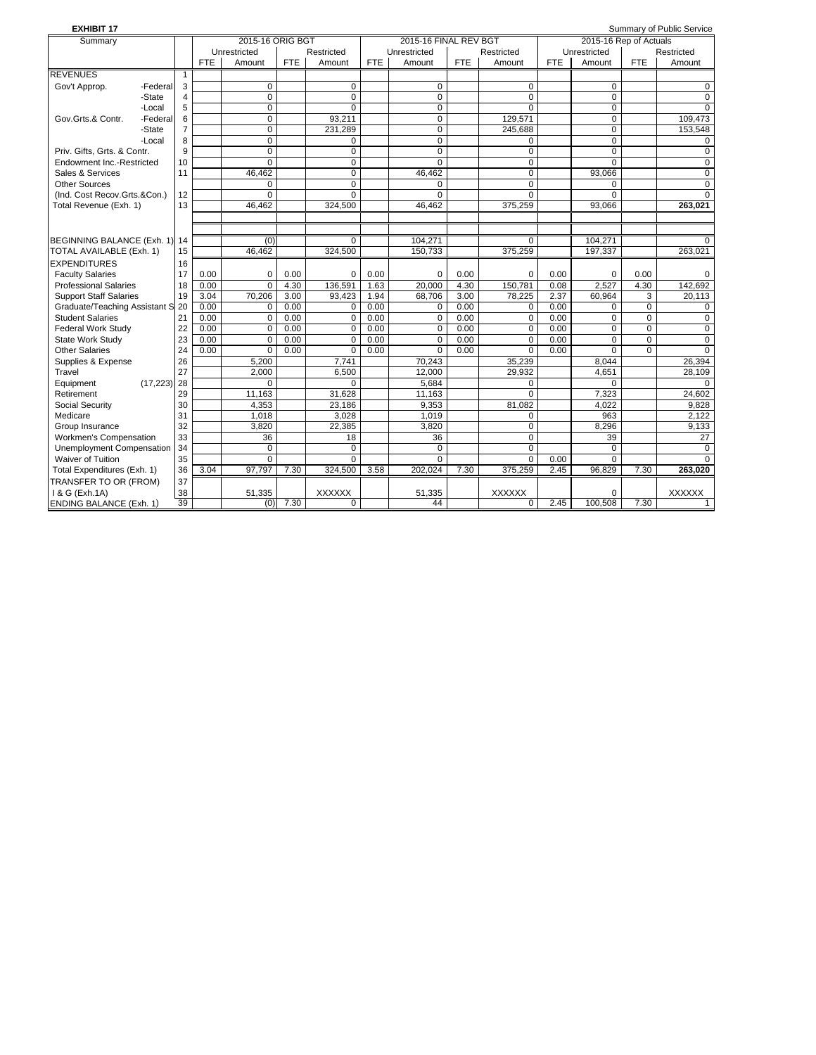**EXHIBIT 17**

Summary of Public Service

| Summary | | 2015-16 ORIG BGT | | | | 2015-16 FINAL REV BGT | | | | 2015-16 Rep of Actuals | | | |
|---|---|---|---|---|---|---|---|---|---|---|---|---|---|
| | | Unrestricted | | Restricted | | Unrestricted | | Restricted | | Unrestricted | | Restricted | |
| | | FTE | Amount | FTE | Amount | FTE | Amount | FTE | Amount | FTE | Amount | FTE | Amount |
| REVENUES | 1 | | | | | | | | | | | | |
| Gov't Approp. -Federal | 3 | | 0 | | 0 | | 0 | | 0 | | 0 | | 0 |
| -State | 4 | | 0 | | 0 | | 0 | | 0 | | 0 | | 0 |
| -Local | 5 | | 0 | | 0 | | 0 | | 0 | | 0 | | 0 |
| Gov.Grts.& Contr. -Federal | 6 | | 0 | | 93,211 | | 0 | | 129,571 | | 0 | | 109,473 |
| -State | 7 | | 0 | | 231,289 | | 0 | | 245,688 | | 0 | | 153,548 |
| -Local | 8 | | 0 | | 0 | | 0 | | 0 | | 0 | | 0 |
| Priv. Gifts, Grts. & Contr. | 9 | | 0 | | 0 | | 0 | | 0 | | 0 | | 0 |
| Endowment Inc.-Restricted | 10 | | 0 | | 0 | | 0 | | 0 | | 0 | | 0 |
| Sales & Services | 11 | | 46,462 | | 0 | | 46,462 | | 0 | | 93,066 | | 0 |
| Other Sources | | | 0 | | 0 | | 0 | | 0 | | 0 | | 0 |
| (Ind. Cost Recov.Grts.&Con.) | 12 | | 0 | | 0 | | 0 | | 0 | | 0 | | 0 |
| Total Revenue (Exh. 1) | 13 | | 46,462 | | 324,500 | | 46,462 | | 375,259 | | 93,066 | | **263,021** |
| BEGINNING BALANCE (Exh. 1) | 14 | | (0) | | 0 | | 104,271 | | 0 | | 104,271 | | 0 |
| TOTAL AVAILABLE (Exh. 1) | 15 | | 46,462 | | 324,500 | | 150,733 | | 375,259 | | 197,337 | | 263,021 |
| EXPENDITURES | 16 | | | | | | | | | | | | |
| Faculty Salaries | 17 | 0.00 | 0 | 0.00 | 0 | 0.00 | 0 | 0.00 | 0 | 0.00 | 0 | 0.00 | 0 |
| Professional Salaries | 18 | 0.00 | 0 | 4.30 | 136,591 | 1.63 | 20,000 | 4.30 | 150,781 | 0.08 | 2,527 | 4.30 | 142,692 |
| Support Staff Salaries | 19 | 3.04 | 70,206 | 3.00 | 93,423 | 1.94 | 68,706 | 3.00 | 78,225 | 2.37 | 60,964 | 3 | 20,113 |
| Graduate/Teaching Assistant S | 20 | 0.00 | 0 | 0.00 | 0 | 0.00 | 0 | 0.00 | 0 | 0.00 | 0 | 0 | 0 |
| Student Salaries | 21 | 0.00 | 0 | 0.00 | 0 | 0.00 | 0 | 0.00 | 0 | 0.00 | 0 | 0 | 0 |
| Federal Work Study | 22 | 0.00 | 0 | 0.00 | 0 | 0.00 | 0 | 0.00 | 0 | 0.00 | 0 | 0 | 0 |
| State Work Study | 23 | 0.00 | 0 | 0.00 | 0 | 0.00 | 0 | 0.00 | 0 | 0.00 | 0 | 0 | 0 |
| Other Salaries | 24 | 0.00 | 0 | 0.00 | 0 | 0.00 | 0 | 0.00 | 0 | 0.00 | 0 | 0 | 0 |
| Supplies & Expense | 26 | | 5,200 | | 7,741 | | 70,243 | | 35,239 | | 8,044 | | 26,394 |
| Travel | 27 | | 2,000 | | 6,500 | | 12,000 | | 29,932 | | 4,651 | | 28,109 |
| Equipment (17,223) | 28 | | 0 | | 0 | | 5,684 | | 0 | | 0 | | 0 |
| Retirement | 29 | | 11,163 | | 31,628 | | 11,163 | | 0 | | 7,323 | | 24,602 |
| Social Security | 30 | | 4,353 | | 23,186 | | 9,353 | | 81,082 | | 4,022 | | 9,828 |
| Medicare | 31 | | 1,018 | | 3,028 | | 1,019 | | 0 | | 963 | | 2,122 |
| Group Insurance | 32 | | 3,820 | | 22,385 | | 3,820 | | 0 | | 8,296 | | 9,133 |
| Workmen's Compensation | 33 | | 36 | | 18 | | 36 | | 0 | | 39 | | 27 |
| Unemployment Compensation | 34 | | 0 | | 0 | | 0 | | 0 | | 0 | | 0 |
| Waiver of Tuition | 35 | | 0 | | 0 | | 0 | | 0 | 0.00 | 0 | | 0 |
| Total Expenditures (Exh. 1) | 36 | 3.04 | 97,797 | 7.30 | 324,500 | 3.58 | 202,024 | 7.30 | 375,259 | 2.45 | 96,829 | 7.30 | **263,020** |
| TRANSFER TO OR (FROM) | 37 | | | | | | | | | | | | |
| I & G (Exh.1A) | 38 | | 51,335 | | XXXXXX | | 51,335 | | XXXXXX | | 0 | | XXXXXX |
| ENDING BALANCE (Exh. 1) | 39 | | (0) | 7.30 | 0 | | 44 | | 0 | 2.45 | 100,508 | 7.30 | 1 |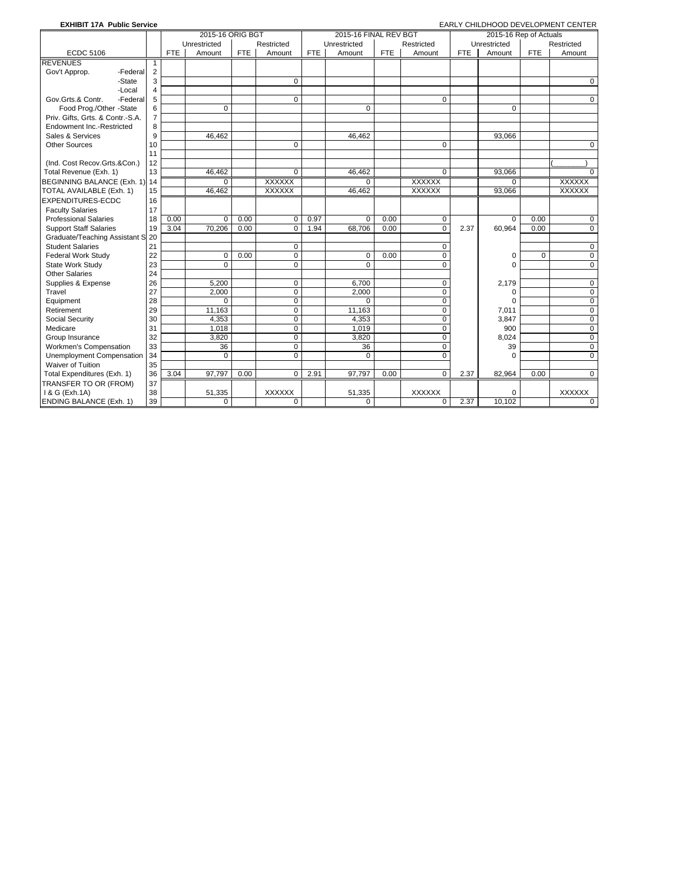**EXHIBIT 17A Public Service** EARLY CHILDHOOD DEVELOPMENT CENTER

| | | 2015-16 ORIG BGT | | | | 2015-16 FINAL REV BGT | | | | 2015-16 Rep of Actuals | | | |
|---|---|---|---|---|---|---|---|---|---|---|---|---|---|
| | | Unrestricted | | Restricted | | Unrestricted | | Restricted | | Unrestricted | | Restricted | |
| ECDC 5106 | | FTE | Amount | FTE | Amount | FTE | Amount | FTE | Amount | FTE | Amount | FTE | Amount |
| REVENUES | 1 | | | | | | | | | | | | |
| Gov't Approp. -Federal | 2 | | | | | | | | | | | | |
| -State | 3 | | | | 0 | | | | | | | | 0 |
| -Local | 4 | | | | | | | | | | | | |
| Gov.Grts.& Contr. -Federal | 5 | | | | 0 | | | | 0 | | | | 0 |
| Food Prog./Other -State | 6 | | 0 | | | | 0 | | | | 0 | | |
| Priv. Gifts, Grts. & Contr.-S.A. | 7 | | | | | | | | | | | | |
| Endowment Inc.-Restricted | 8 | | | | | | | | | | | | |
| Sales & Services | 9 | | 46,462 | | | | 46,462 | | | | 93,066 | | |
| Other Sources | 10 | | | | 0 | | | | 0 | | | | 0 |
| | 11 | | | | | | | | | | | | |
| (Ind. Cost Recov.Grts.&Con.) | 12 | | | | | | | | | | | | ( ) |
| Total Revenue (Exh. 1) | 13 | | 46,462 | | 0 | | 46,462 | | 0 | | 93,066 | | 0 |
| BEGINNING BALANCE (Exh. 1) | 14 | | 0 | | XXXXXX | | 0 | | XXXXXX | | 0 | | XXXXXX |
| TOTAL AVAILABLE (Exh. 1) | 15 | | 46,462 | | XXXXXX | | 46,462 | | XXXXXX | | 93,066 | | XXXXXX |
| EXPENDITURES-ECDC | 16 | | | | | | | | | | | | |
| Faculty Salaries | 17 | | | | | | | | | | | | |
| Professional Salaries | 18 | 0.00 | 0 | 0.00 | 0 | 0.97 | 0 | 0.00 | 0 | | 0 | 0.00 | 0 |
| Support Staff Salaries | 19 | 3.04 | 70,206 | 0.00 | 0 | 1.94 | 68,706 | 0.00 | 0 | 2.37 | 60,964 | 0.00 | 0 |
| Graduate/Teaching Assistant S | 20 | | | | | | | | | | | | |
| Student Salaries | 21 | | | | 0 | | | | 0 | | | | 0 |
| Federal Work Study | 22 | | 0 | 0.00 | 0 | | 0 | 0.00 | 0 | | 0 | 0 | 0 |
| State Work Study | 23 | | 0 | | 0 | | 0 | | 0 | | 0 | | 0 |
| Other Salaries | 24 | | | | | | | | | | | | |
| Supplies & Expense | 26 | | 5,200 | | 0 | | 6,700 | | 0 | | 2,179 | | 0 |
| Travel | 27 | | 2,000 | | 0 | | 2,000 | | 0 | | 0 | | 0 |
| Equipment | 28 | | 0 | | 0 | | 0 | | 0 | | 0 | | 0 |
| Retirement | 29 | | 11,163 | | 0 | | 11,163 | | 0 | | 7,011 | | 0 |
| Social Security | 30 | | 4,353 | | 0 | | 4,353 | | 0 | | 3,847 | | 0 |
| Medicare | 31 | | 1,018 | | 0 | | 1,019 | | 0 | | 900 | | 0 |
| Group Insurance | 32 | | 3,820 | | 0 | | 3,820 | | 0 | | 8,024 | | 0 |
| Workmen's Compensation | 33 | | 36 | | 0 | | 36 | | 0 | | 39 | | 0 |
| Unemployment Compensation | 34 | | 0 | | 0 | | 0 | | 0 | | 0 | | 0 |
| Waiver of Tuition | 35 | | | | | | | | | | | | |
| Total Expenditures (Exh. 1) | 36 | 3.04 | 97,797 | 0.00 | 0 | 2.91 | 97,797 | 0.00 | 0 | 2.37 | 82,964 | 0.00 | 0 |
| TRANSFER TO OR (FROM) | 37 | | | | | | | | | | | | |
| I & G (Exh.1A) | 38 | | 51,335 | | XXXXXX | | 51,335 | | XXXXXX | | 0 | | XXXXXX |
| ENDING BALANCE (Exh. 1) | 39 | | 0 | | 0 | | 0 | | 0 | 2.37 | 10,102 | | 0 |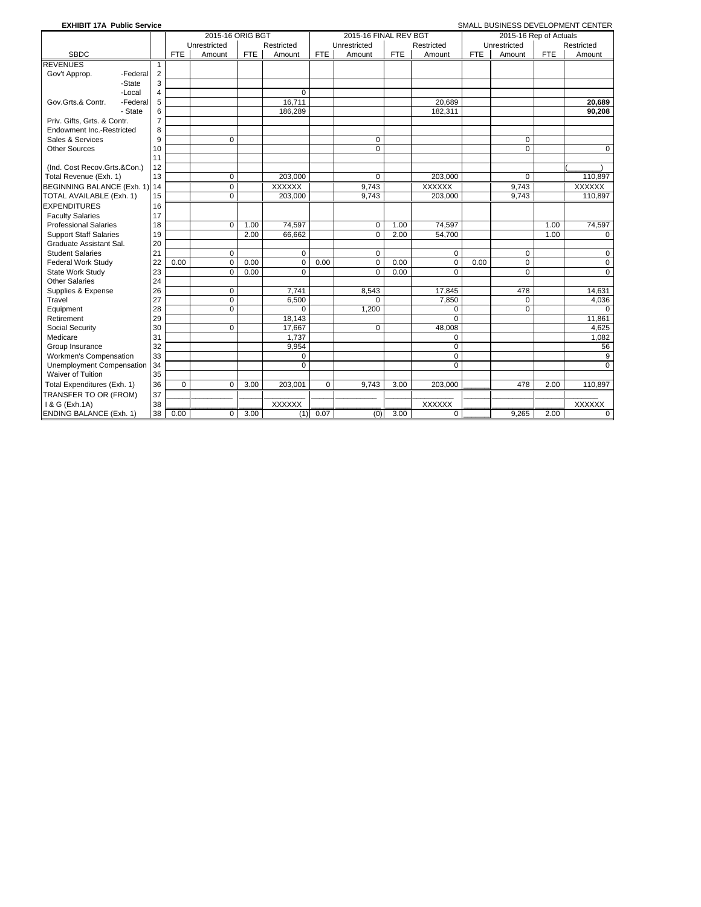**EXHIBIT 17A Public Service** SMALL BUSINESS DEVELOPMENT CENTER

| SBDC | | 2015-16 ORIG BGT | | | | 2015-16 FINAL REV BGT | | | | 2015-16 Rep of Actuals | | | |
|---|---|---|---|---|---|---|---|---|---|---|---|---|---|
| | | Unrestricted | | Restricted | | Unrestricted | | Restricted | | Unrestricted | | Restricted | |
| | | FTE | Amount | FTE | Amount | FTE | Amount | FTE | Amount | FTE | Amount | FTE | Amount |
| REVENUES | 1 | | | | | | | | | | | | |
| Gov't Approp. -Federal | 2 | | | | | | | | | | | | |
| -State | 3 | | | | | | | | | | | | |
| -Local | 4 | | | | 0 | | | | | | | | |
| Gov.Grts.& Contr. -Federal | 5 | | | | 16,711 | | | | 20,689 | | | | **20,689** |
| - State | 6 | | | | 186,289 | | | | 182,311 | | | | **90,208** |
| Priv. Gifts, Grts. & Contr. | 7 | | | | | | | | | | | | |
| Endowment Inc.-Restricted | 8 | | | | | | | | | | | | |
| Sales & Services | 9 | | 0 | | | | 0 | | | | 0 | | |
| Other Sources | 10 | | | | | | 0 | | | | 0 | | 0 |
| | 11 | | | | | | | | | | | | |
| (Ind. Cost Recov.Grts.&Con.) | 12 | | | | | | | | | | | | (\_\_\_\_\_\_) |
| Total Revenue (Exh. 1) | 13 | | 0 | | 203,000 | | 0 | | 203,000 | | 0 | | 110,897 |
| BEGINNING BALANCE (Exh. 1) | 14 | | 0 | | XXXXXX | | 9,743 | | XXXXXX | | 9,743 | | XXXXXX |
| TOTAL AVAILABLE (Exh. 1) | 15 | | 0 | | 203,000 | | 9,743 | | 203,000 | | 9,743 | | 110,897 |
| EXPENDITURES | 16 | | | | | | | | | | | | |
| Faculty Salaries | 17 | | | | | | | | | | | | |
| Professional Salaries | 18 | | 0 | 1.00 | 74,597 | | 0 | 1.00 | 74,597 | | | 1.00 | 74,597 |
| Support Staff Salaries | 19 | | | 2.00 | 66,662 | | 0 | 2.00 | 54,700 | | | 1.00 | 0 |
| Graduate Assistant Sal. | 20 | | | | | | | | | | | | |
| Student Salaries | 21 | | 0 | | 0 | | 0 | | 0 | | 0 | | 0 |
| Federal Work Study | 22 | 0.00 | 0 | 0.00 | 0 | 0.00 | 0 | 0.00 | 0 | 0.00 | 0 | | 0 |
| State Work Study | 23 | | 0 | 0.00 | 0 | | 0 | 0.00 | 0 | | 0 | | 0 |
| Other Salaries | 24 | | | | | | | | | | | | |
| Supplies & Expense | 26 | | 0 | | 7,741 | | 8,543 | | 17,845 | | 478 | | 14,631 |
| Travel | 27 | | 0 | | 6,500 | | 0 | | 7,850 | | 0 | | 4,036 |
| Equipment | 28 | | 0 | | 0 | | 1,200 | | 0 | | 0 | | 0 |
| Retirement | 29 | | | | 18,143 | | | | 0 | | | | 11,861 |
| Social Security | 30 | | 0 | | 17,667 | | 0 | | 48,008 | | | | 4,625 |
| Medicare | 31 | | | | 1,737 | | | | 0 | | | | 1,082 |
| Group Insurance | 32 | | | | 9,954 | | | | 0 | | | | 56 |
| Workmen's Compensation | 33 | | | | 0 | | | | 0 | | | | 9 |
| Unemployment Compensation | 34 | | | | 0 | | | | 0 | | | | 0 |
| Waiver of Tuition | 35 | | | | | | | | | | | | |
| Total Expenditures (Exh. 1) | 36 | 0 | 0 | 3.00 | 203,001 | 0 | 9,743 | 3.00 | 203,000 | | 478 | 2.00 | 110,897 |
| TRANSFER TO OR (FROM) | 37 | | | | | | | | | | | | |
| I & G (Exh.1A) | 38 | | | | XXXXXX | | | | XXXXXX | | | | XXXXXX |
| ENDING BALANCE (Exh. 1) | 38 | 0.00 | 0 | 3.00 | (1) | 0.07 | (0) | 3.00 | 0 | | 9,265 | 2.00 | 0 |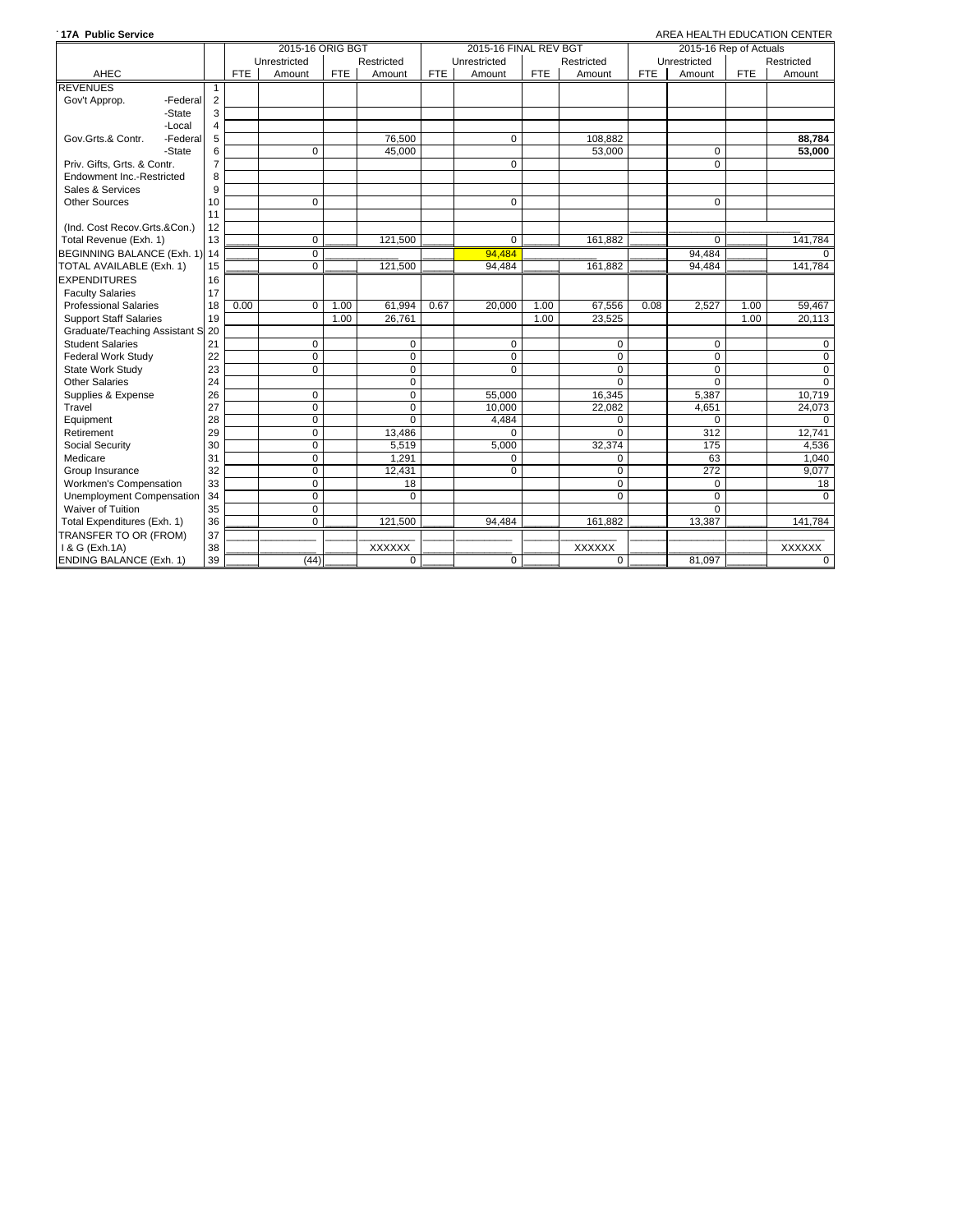**17A Public Service** — AREA HEALTH EDUCATION CENTER

| AHEC | | 2015-16 ORIG BGT | | | | 2015-16 FINAL REV BGT | | | | 2015-16 Rep of Actuals | | | |
|---|---|---|---|---|---|---|---|---|---|---|---|---|---|
| | | Unrestricted | | Restricted | | Unrestricted | | Restricted | | Unrestricted | | Restricted | |
| | | FTE | Amount | FTE | Amount | FTE | Amount | FTE | Amount | FTE | Amount | FTE | Amount |
| REVENUES | 1 | | | | | | | | | | | | |
| Gov't Approp. -Federal | 2 | | | | | | | | | | | | |
| -State | 3 | | | | | | | | | | | | |
| -Local | 4 | | | | | | | | | | | | |
| Gov.Grts.& Contr. -Federal | 5 | | | | 76,500 | | 0 | | 108,882 | | | | **88,784** |
| -State | 6 | | 0 | | 45,000 | | | | 53,000 | | 0 | | **53,000** |
| Priv. Gifts, Grts. & Contr. | 7 | | | | | | 0 | | | | 0 | | |
| Endowment Inc.-Restricted | 8 | | | | | | | | | | | | |
| Sales & Services | 9 | | | | | | | | | | | | |
| Other Sources | 10 | | 0 | | | | 0 | | | | 0 | | |
| | 11 | | | | | | | | | | | | |
| (Ind. Cost Recov.Grts.&Con.) | 12 | | | | | | | | | | | | |
| Total Revenue (Exh. 1) | 13 | | 0 | | 121,500 | | 0 | | 161,882 | | 0 | | 141,784 |
| BEGINNING BALANCE (Exh. 1) | 14 | | 0 | | | | 94,484 | | | | 94,484 | | 0 |
| TOTAL AVAILABLE (Exh. 1) | 15 | | 0 | | 121,500 | | 94,484 | | 161,882 | | 94,484 | | 141,784 |
| EXPENDITURES | 16 | | | | | | | | | | | | |
| Faculty Salaries | 17 | | | | | | | | | | | | |
| Professional Salaries | 18 | 0.00 | 0 | 1.00 | 61,994 | 0.67 | 20,000 | 1.00 | 67,556 | 0.08 | 2,527 | 1.00 | 59,467 |
| Support Staff Salaries | 19 | | | 1.00 | 26,761 | | | 1.00 | 23,525 | | | 1.00 | 20,113 |
| Graduate/Teaching Assistant S | 20 | | | | | | | | | | | | |
| Student Salaries | 21 | | 0 | | 0 | | 0 | | 0 | | 0 | | 0 |
| Federal Work Study | 22 | | 0 | | 0 | | 0 | | 0 | | 0 | | 0 |
| State Work Study | 23 | | 0 | | 0 | | 0 | | 0 | | 0 | | 0 |
| Other Salaries | 24 | | | | 0 | | | | 0 | | 0 | | 0 |
| Supplies & Expense | 26 | | 0 | | 0 | | 55,000 | | 16,345 | | 5,387 | | 10,719 |
| Travel | 27 | | 0 | | 0 | | 10,000 | | 22,082 | | 4,651 | | 24,073 |
| Equipment | 28 | | 0 | | 0 | | 4,484 | | 0 | | 0 | | 0 |
| Retirement | 29 | | 0 | | 13,486 | | 0 | | 0 | | 312 | | 12,741 |
| Social Security | 30 | | 0 | | 5,519 | | 5,000 | | 32,374 | | 175 | | 4,536 |
| Medicare | 31 | | 0 | | 1,291 | | 0 | | 0 | | 63 | | 1,040 |
| Group Insurance | 32 | | 0 | | 12,431 | | 0 | | 0 | | 272 | | 9,077 |
| Workmen's Compensation | 33 | | 0 | | 18 | | | | 0 | | 0 | | 18 |
| Unemployment Compensation | 34 | | 0 | | 0 | | | | 0 | | 0 | | 0 |
| Waiver of Tuition | 35 | | 0 | | | | | | | | 0 | | |
| Total Expenditures (Exh. 1) | 36 | | 0 | | 121,500 | | 94,484 | | 161,882 | | 13,387 | | 141,784 |
| TRANSFER TO OR (FROM) | 37 | | | | | | | | | | | | |
| I & G (Exh.1A) | 38 | | | | XXXXXX | | | | XXXXXX | | | | XXXXXX |
| ENDING BALANCE (Exh. 1) | 39 | | (44) | | 0 | | 0 | | 0 | | 81,097 | | 0 |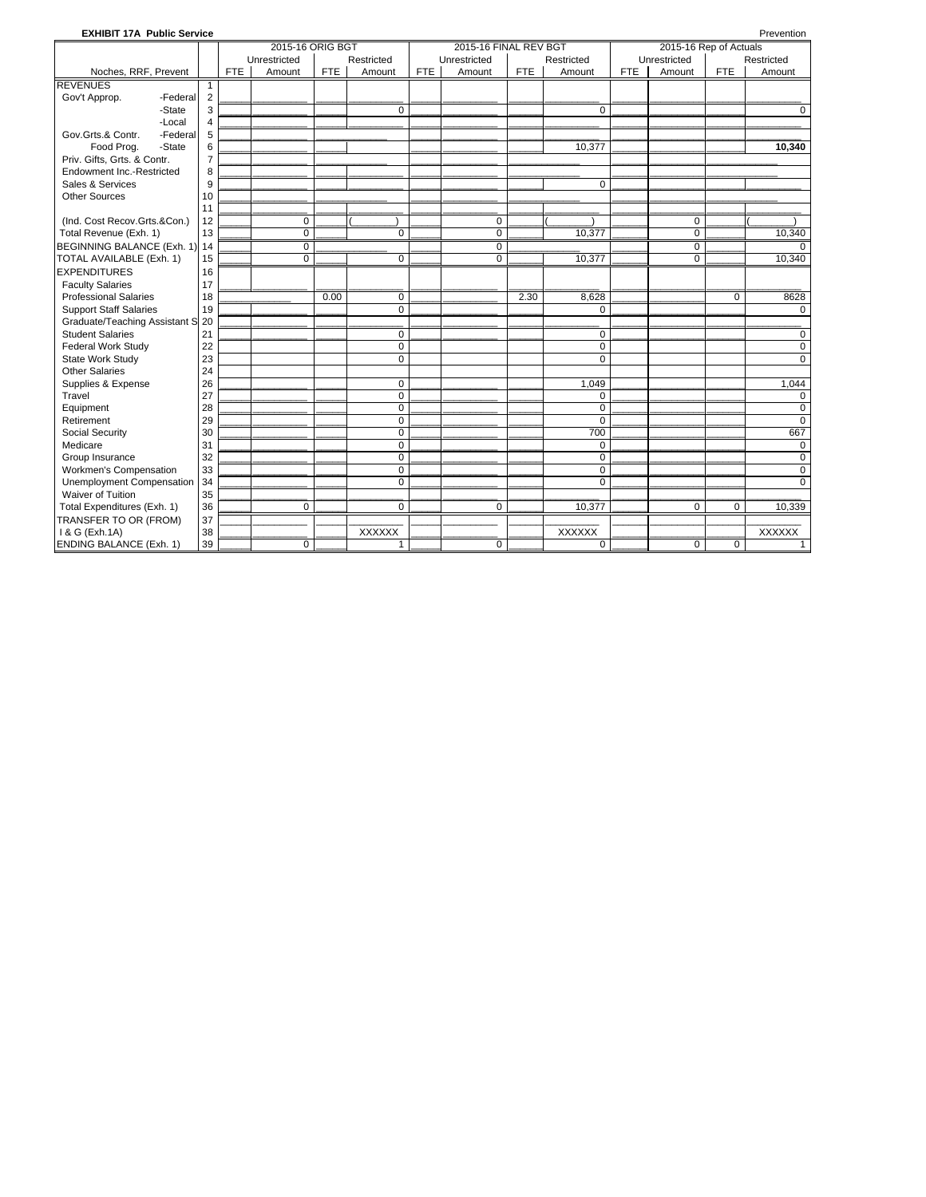**EXHIBIT 17A Public Service** Prevention

| Noches, RRF, Prevent | | 2015-16 ORIG BGT | | | | 2015-16 FINAL REV BGT | | | | 2015-16 Rep of Actuals | | | |
|---|---|---|---|---|---|---|---|---|---|---|---|---|---|
| | | Unrestricted | | Restricted | | Unrestricted | | Restricted | | Unrestricted | | Restricted | |
| | | FTE | Amount | FTE | Amount | FTE | Amount | FTE | Amount | FTE | Amount | FTE | Amount |
| REVENUES | 1 | | | | | | | | | | | | |
| Gov't Approp. -Federal | 2 | | | | | | | | | | | | |
| -State | 3 | | | | 0 | | | | 0 | | | | 0 |
| -Local | 4 | | | | | | | | | | | | |
| Gov.Grts.& Contr. -Federal | 5 | | | | | | | | | | | | |
| Food Prog. -State | 6 | | | | | | | | 10,377 | | | | **10,340** |
| Priv. Gifts, Grts. & Contr. | 7 | | | | | | | | | | | | |
| Endowment Inc.-Restricted | 8 | | | | | | | | | | | | |
| Sales & Services | 9 | | | | | | | | 0 | | | | |
| Other Sources | 10 | | | | | | | | | | | | |
| | 11 | | | | | | | | | | | | |
| (Ind. Cost Recov.Grts.&Con.) | 12 | | 0 | | ( ) | | 0 | | ( ) | | 0 | | ( ) |
| Total Revenue (Exh. 1) | 13 | | 0 | | 0 | | 0 | | 10,377 | | 0 | | 10,340 |
| BEGINNING BALANCE (Exh. 1) | 14 | | 0 | | | | 0 | | | | 0 | | 0 |
| TOTAL AVAILABLE (Exh. 1) | 15 | | 0 | | 0 | | 0 | | 10,377 | | 0 | | 10,340 |
| EXPENDITURES | 16 | | | | | | | | | | | | |
| Faculty Salaries | 17 | | | | | | | | | | | | |
| Professional Salaries | 18 | | | 0.00 | 0 | | | 2.30 | 8,628 | | | 0 | 8628 |
| Support Staff Salaries | 19 | | | | 0 | | | | 0 | | | | 0 |
| Graduate/Teaching Assistant S | 20 | | | | | | | | | | | | |
| Student Salaries | 21 | | | | 0 | | | | 0 | | | | 0 |
| Federal Work Study | 22 | | | | 0 | | | | 0 | | | | 0 |
| State Work Study | 23 | | | | 0 | | | | 0 | | | | 0 |
| Other Salaries | 24 | | | | | | | | | | | | |
| Supplies & Expense | 26 | | | | 0 | | | | 1,049 | | | | 1,044 |
| Travel | 27 | | | | 0 | | | | 0 | | | | 0 |
| Equipment | 28 | | | | 0 | | | | 0 | | | | 0 |
| Retirement | 29 | | | | 0 | | | | 0 | | | | 0 |
| Social Security | 30 | | | | 0 | | | | 700 | | | | 667 |
| Medicare | 31 | | | | 0 | | | | 0 | | | | 0 |
| Group Insurance | 32 | | | | 0 | | | | 0 | | | | 0 |
| Workmen's Compensation | 33 | | | | 0 | | | | 0 | | | | 0 |
| Unemployment Compensation | 34 | | | | 0 | | | | 0 | | | | 0 |
| Waiver of Tuition | 35 | | | | | | | | | | | | |
| Total Expenditures (Exh. 1) | 36 | | 0 | | 0 | | 0 | | 10,377 | | 0 | 0 | 10,339 |
| TRANSFER TO OR (FROM) | 37 | | | | | | | | | | | | |
| I & G (Exh.1A) | 38 | | | | XXXXXX | | | | XXXXXX | | | | XXXXXX |
| ENDING BALANCE (Exh. 1) | 39 | | 0 | | 1 | | 0 | | 0 | | 0 | 0 | 1 |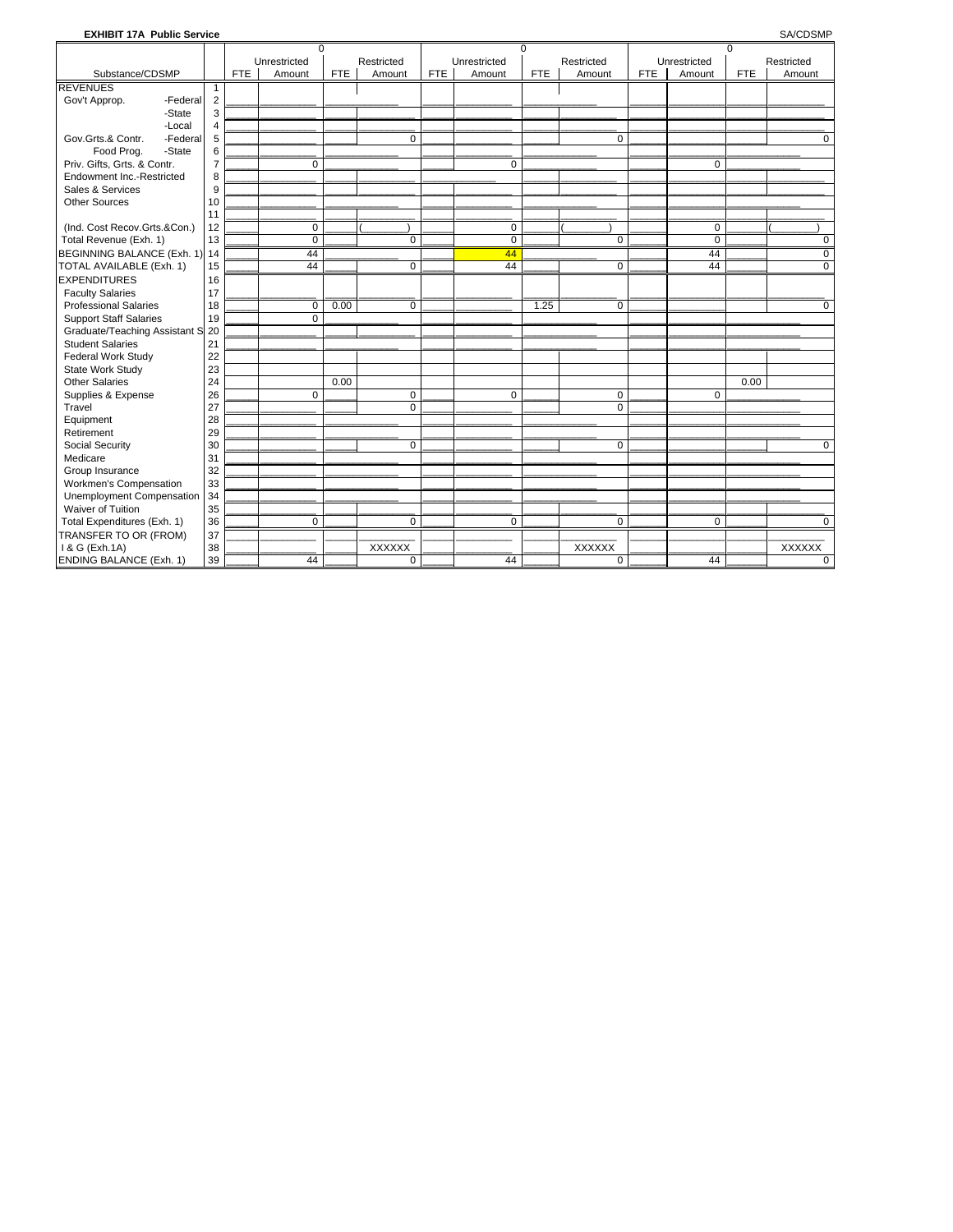**EXHIBIT 17A Public Service** SA/CDSMP

| Substance/CDSMP | | 0 | | | | 0 | | | | 0 | | | |
|---|---|---|---|---|---|---|---|---|---|---|---|---|---|
| | | Unrestricted | | Restricted | | Unrestricted | | Restricted | | Unrestricted | | Restricted | |
| | | FTE | Amount | FTE | Amount | FTE | Amount | FTE | Amount | FTE | Amount | FTE | Amount |
| REVENUES | 1 | | | | | | | | | | | | |
| Gov't Approp. -Federal | 2 | | | | | | | | | | | | |
| -State | 3 | | | | | | | | | | | | |
| -Local | 4 | | | | | | | | | | | | |
| Gov.Grts.& Contr. -Federal | 5 | | | | 0 | | | | 0 | | | | 0 |
| Food Prog. -State | 6 | | | | | | | | | | | | |
| Priv. Gifts, Grts. & Contr. | 7 | | 0 | | | | 0 | | | | 0 | | |
| Endowment Inc.-Restricted | 8 | | | | | | | | | | | | |
| Sales & Services | 9 | | | | | | | | | | | | |
| Other Sources | 10 | | | | | | | | | | | | |
| | 11 | | | | | | | | | | | | |
| (Ind. Cost Recov.Grts.&Con.) | 12 | | 0 | | ( ) | | 0 | | ( ) | | 0 | | ( ) |
| Total Revenue (Exh. 1) | 13 | | 0 | | 0 | | 0 | | 0 | | 0 | | 0 |
| BEGINNING BALANCE (Exh. 1) | 14 | | 44 | | | | 44 | | | | 44 | | 0 |
| TOTAL AVAILABLE (Exh. 1) | 15 | | 44 | | 0 | | 44 | | 0 | | 44 | | 0 |
| EXPENDITURES | 16 | | | | | | | | | | | | |
| Faculty Salaries | 17 | | | | | | | | | | | | |
| Professional Salaries | 18 | | 0 | 0.00 | 0 | | | 1.25 | 0 | | | | 0 |
| Support Staff Salaries | 19 | | 0 | | | | | | | | | | |
| Graduate/Teaching Assistant S | 20 | | | | | | | | | | | | |
| Student Salaries | 21 | | | | | | | | | | | | |
| Federal Work Study | 22 | | | | | | | | | | | | |
| State Work Study | 23 | | | | | | | | | | | | |
| Other Salaries | 24 | | | 0.00 | | | | | | | | 0.00 | |
| Supplies & Expense | 26 | | 0 | | 0 | | 0 | | 0 | | 0 | | |
| Travel | 27 | | | | 0 | | | | 0 | | | | |
| Equipment | 28 | | | | | | | | | | | | |
| Retirement | 29 | | | | | | | | | | | | |
| Social Security | 30 | | | | 0 | | | | 0 | | | | 0 |
| Medicare | 31 | | | | | | | | | | | | |
| Group Insurance | 32 | | | | | | | | | | | | |
| Workmen's Compensation | 33 | | | | | | | | | | | | |
| Unemployment Compensation | 34 | | | | | | | | | | | | |
| Waiver of Tuition | 35 | | | | | | | | | | | | |
| Total Expenditures (Exh. 1) | 36 | | 0 | | 0 | | 0 | | 0 | | 0 | | 0 |
| TRANSFER TO OR (FROM) | 37 | | | | | | | | | | | | |
| I & G (Exh.1A) | 38 | | | | XXXXXX | | | | XXXXXX | | | | XXXXXX |
| ENDING BALANCE (Exh. 1) | 39 | | 44 | | 0 | | 44 | | 0 | | 44 | | 0 |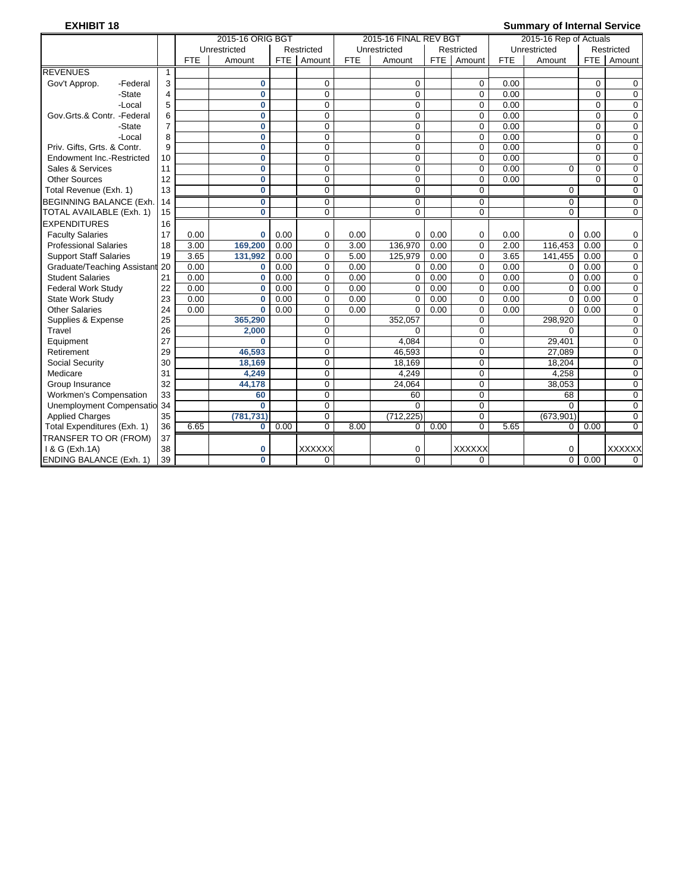**EXHIBIT 18**

**Summary of Internal Service**

| | | 2015-16 ORIG BGT | | | | 2015-16 FINAL REV BGT | | | | 2015-16 Rep of Actuals | | | |
|---|---|---|---|---|---|---|---|---|---|---|---|---|---|
| | | Unrestricted | | Restricted | | Unrestricted | | Restricted | | Unrestricted | | Restricted | |
| | | FTE | Amount | FTE | Amount | FTE | Amount | FTE | Amount | FTE | Amount | FTE | Amount |
| REVENUES | 1 | | | | | | | | | | | | |
| Gov't Approp. -Federal | 3 | | 0 | | 0 | | 0 | | 0 | 0.00 | | 0 | 0 |
| -State | 4 | | 0 | | 0 | | 0 | | 0 | 0.00 | | 0 | 0 |
| -Local | 5 | | 0 | | 0 | | 0 | | 0 | 0.00 | | 0 | 0 |
| Gov.Grts.& Contr. -Federal | 6 | | 0 | | 0 | | 0 | | 0 | 0.00 | | 0 | 0 |
| -State | 7 | | 0 | | 0 | | 0 | | 0 | 0.00 | | 0 | 0 |
| -Local | 8 | | 0 | | 0 | | 0 | | 0 | 0.00 | | 0 | 0 |
| Priv. Gifts, Grts. & Contr. | 9 | | 0 | | 0 | | 0 | | 0 | 0.00 | | 0 | 0 |
| Endowment Inc.-Restricted | 10 | | 0 | | 0 | | 0 | | 0 | 0.00 | | 0 | 0 |
| Sales & Services | 11 | | 0 | | 0 | | 0 | | 0 | 0.00 | 0 | 0 | 0 |
| Other Sources | 12 | | 0 | | 0 | | 0 | | 0 | 0.00 | | 0 | 0 |
| Total Revenue (Exh. 1) | 13 | | 0 | | 0 | | 0 | | 0 | | 0 | | 0 |
| BEGINNING BALANCE (Exh. | 14 | | 0 | | 0 | | 0 | | 0 | | 0 | | 0 |
| TOTAL AVAILABLE (Exh. 1) | 15 | | 0 | | 0 | | 0 | | 0 | | 0 | | 0 |
| EXPENDITURES | 16 | | | | | | | | | | | | |
| Faculty Salaries | 17 | 0.00 | 0 | 0.00 | 0 | 0.00 | 0 | 0.00 | 0 | 0.00 | 0 | 0.00 | 0 |
| Professional Salaries | 18 | 3.00 | 169,200 | 0.00 | 0 | 3.00 | 136,970 | 0.00 | 0 | 2.00 | 116,453 | 0.00 | 0 |
| Support Staff Salaries | 19 | 3.65 | 131,992 | 0.00 | 0 | 5.00 | 125,979 | 0.00 | 0 | 3.65 | 141,455 | 0.00 | 0 |
| Graduate/Teaching Assistant | 20 | 0.00 | 0 | 0.00 | 0 | 0.00 | 0 | 0.00 | 0 | 0.00 | 0 | 0.00 | 0 |
| Student Salaries | 21 | 0.00 | 0 | 0.00 | 0 | 0.00 | 0 | 0.00 | 0 | 0.00 | 0 | 0.00 | 0 |
| Federal Work Study | 22 | 0.00 | 0 | 0.00 | 0 | 0.00 | 0 | 0.00 | 0 | 0.00 | 0 | 0.00 | 0 |
| State Work Study | 23 | 0.00 | 0 | 0.00 | 0 | 0.00 | 0 | 0.00 | 0 | 0.00 | 0 | 0.00 | 0 |
| Other Salaries | 24 | 0.00 | 0 | 0.00 | 0 | 0.00 | 0 | 0.00 | 0 | 0.00 | 0 | 0.00 | 0 |
| Supplies & Expense | 25 | | 365,290 | | 0 | | 352,057 | | 0 | | 298,920 | | 0 |
| Travel | 26 | | 2,000 | | 0 | | 0 | | 0 | | 0 | | 0 |
| Equipment | 27 | | 0 | | 0 | | 4,084 | | 0 | | 29,401 | | 0 |
| Retirement | 29 | | 46,593 | | 0 | | 46,593 | | 0 | | 27,089 | | 0 |
| Social Security | 30 | | 18,169 | | 0 | | 18,169 | | 0 | | 18,204 | | 0 |
| Medicare | 31 | | 4,249 | | 0 | | 4,249 | | 0 | | 4,258 | | 0 |
| Group Insurance | 32 | | 44,178 | | 0 | | 24,064 | | 0 | | 38,053 | | 0 |
| Workmen's Compensation | 33 | | 60 | | 0 | | 60 | | 0 | | 68 | | 0 |
| Unemployment Compensatio | 34 | | 0 | | 0 | | 0 | | 0 | | 0 | | 0 |
| Applied Charges | 35 | | (781,731) | | 0 | | (712,225) | | 0 | | (673,901) | | 0 |
| Total Expenditures (Exh. 1) | 36 | 6.65 | 0 | 0.00 | 0 | 8.00 | 0 | 0.00 | 0 | 5.65 | 0 | 0.00 | 0 |
| TRANSFER TO OR (FROM) | 37 | | | | | | | | | | | | |
| I & G (Exh.1A) | 38 | | 0 | | XXXXXX | | 0 | | XXXXXX | | 0 | | XXXXXX |
| ENDING BALANCE (Exh. 1) | 39 | | 0 | | 0 | | 0 | | 0 | | 0 | 0.00 | 0 |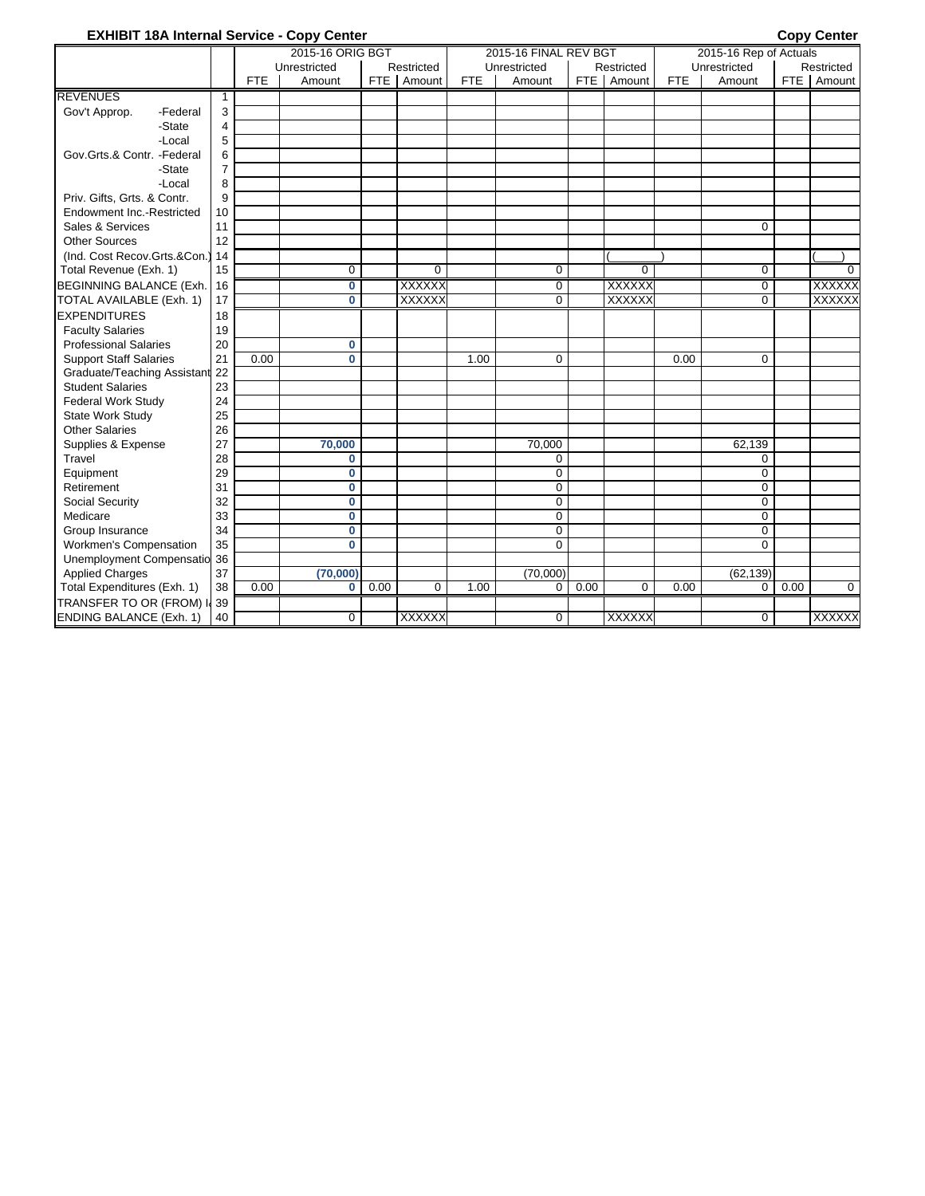**EXHIBIT 18A Internal Service - Copy Center** **Copy Center**

| | | 2015-16 ORIG BGT | | | | 2015-16 FINAL REV BGT | | | | 2015-16 Rep of Actuals | | | |
|---|---|---|---|---|---|---|---|---|---|---|---|---|---|
| | | Unrestricted | | Restricted | | Unrestricted | | Restricted | | Unrestricted | | Restricted | |
| | | FTE | Amount | FTE | Amount | FTE | Amount | FTE | Amount | FTE | Amount | FTE | Amount |
| REVENUES | 1 | | | | | | | | | | | | |
| Gov't Approp. -Federal | 3 | | | | | | | | | | | | |
| -State | 4 | | | | | | | | | | | | |
| -Local | 5 | | | | | | | | | | | | |
| Gov.Grts.& Contr. -Federal | 6 | | | | | | | | | | | | |
| -State | 7 | | | | | | | | | | | | |
| -Local | 8 | | | | | | | | | | | | |
| Priv. Gifts, Grts. & Contr. | 9 | | | | | | | | | | | | |
| Endowment Inc.-Restricted | 10 | | | | | | | | | | | | |
| Sales & Services | 11 | | | | | | | | | | 0 | | |
| Other Sources | 12 | | | | | | | | | | | | |
| (Ind. Cost Recov.Grts.&Con.) | 14 | | | | | | | | ( ) | | | | ( ) |
| Total Revenue (Exh. 1) | 15 | | 0 | | 0 | | 0 | | 0 | | 0 | | 0 |
| BEGINNING BALANCE (Exh. | 16 | | 0 | | XXXXXX | | 0 | | XXXXXX | | 0 | | XXXXXX |
| TOTAL AVAILABLE (Exh. 1) | 17 | | 0 | | XXXXXX | | 0 | | XXXXXX | | 0 | | XXXXXX |
| EXPENDITURES | 18 | | | | | | | | | | | | |
| Faculty Salaries | 19 | | | | | | | | | | | | |
| Professional Salaries | 20 | | 0 | | | | | | | | | | |
| Support Staff Salaries | 21 | 0.00 | 0 | | | 1.00 | 0 | | | 0.00 | 0 | | |
| Graduate/Teaching Assistant | 22 | | | | | | | | | | | | |
| Student Salaries | 23 | | | | | | | | | | | | |
| Federal Work Study | 24 | | | | | | | | | | | | |
| State Work Study | 25 | | | | | | | | | | | | |
| Other Salaries | 26 | | | | | | | | | | | | |
| Supplies & Expense | 27 | | 70,000 | | | | 70,000 | | | | 62,139 | | |
| Travel | 28 | | 0 | | | | 0 | | | | 0 | | |
| Equipment | 29 | | 0 | | | | 0 | | | | 0 | | |
| Retirement | 31 | | 0 | | | | 0 | | | | 0 | | |
| Social Security | 32 | | 0 | | | | 0 | | | | 0 | | |
| Medicare | 33 | | 0 | | | | 0 | | | | 0 | | |
| Group Insurance | 34 | | 0 | | | | 0 | | | | 0 | | |
| Workmen's Compensation | 35 | | 0 | | | | 0 | | | | 0 | | |
| Unemployment Compensatio | 36 | | | | | | | | | | | | |
| Applied Charges | 37 | | (70,000) | | | | (70,000) | | | | (62,139) | | |
| Total Expenditures (Exh. 1) | 38 | 0.00 | 0 | 0.00 | 0 | 1.00 | 0 | 0.00 | 0 | 0.00 | 0 | 0.00 | 0 |
| TRANSFER TO OR (FROM) I | 39 | | | | | | | | | | | | |
| ENDING BALANCE (Exh. 1) | 40 | | 0 | | XXXXXX | | 0 | | XXXXXX | | 0 | | XXXXXX |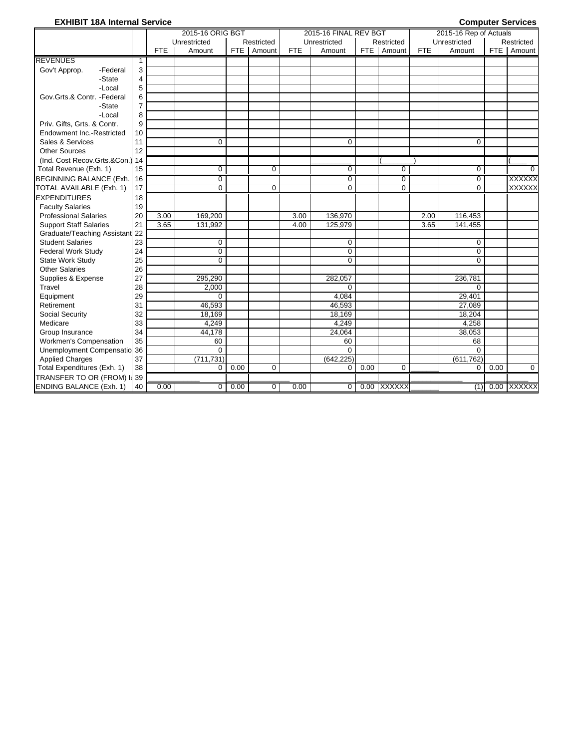**EXHIBIT 18A Internal Service** — **Computer Services**

| | | 2015-16 ORIG BGT | | | | 2015-16 FINAL REV BGT | | | | 2015-16 Rep of Actuals | | | |
|---|---|---|---|---|---|---|---|---|---|---|---|---|---|
| | | Unrestricted | | Restricted | | Unrestricted | | Restricted | | Unrestricted | | Restricted | |
| | | FTE | Amount | FTE | Amount | FTE | Amount | FTE | Amount | FTE | Amount | FTE | Amount |
| REVENUES | 1 | | | | | | | | | | | | |
| Gov't Approp. -Federal | 3 | | | | | | | | | | | | |
| -State | 4 | | | | | | | | | | | | |
| -Local | 5 | | | | | | | | | | | | |
| Gov.Grts.& Contr. -Federal | 6 | | | | | | | | | | | | |
| -State | 7 | | | | | | | | | | | | |
| -Local | 8 | | | | | | | | | | | | |
| Priv. Gifts, Grts. & Contr. | 9 | | | | | | | | | | | | |
| Endowment Inc.-Restricted | 10 | | | | | | | | | | | | |
| Sales & Services | 11 | | 0 | | | | 0 | | | | 0 | | |
| Other Sources | 12 | | | | | | | | | | | | |
| (Ind. Cost Recov.Grts.&Con.) | 14 | | | | | | | | ( ) | | | | ( |
| Total Revenue (Exh. 1) | 15 | | 0 | | 0 | | 0 | | 0 | | 0 | | 0 |
| BEGINNING BALANCE (Exh. | 16 | | 0 | | | | 0 | | 0 | | 0 | | XXXXXX |
| TOTAL AVAILABLE (Exh. 1) | 17 | | 0 | | 0 | | 0 | | 0 | | 0 | | XXXXXX |
| EXPENDITURES | 18 | | | | | | | | | | | | |
| Faculty Salaries | 19 | | | | | | | | | | | | |
| Professional Salaries | 20 | 3.00 | 169,200 | | | 3.00 | 136,970 | | | 2.00 | 116,453 | | |
| Support Staff Salaries | 21 | 3.65 | 131,992 | | | 4.00 | 125,979 | | | 3.65 | 141,455 | | |
| Graduate/Teaching Assistant | 22 | | | | | | | | | | | | |
| Student Salaries | 23 | | 0 | | | | 0 | | | | 0 | | |
| Federal Work Study | 24 | | 0 | | | | 0 | | | | 0 | | |
| State Work Study | 25 | | 0 | | | | 0 | | | | 0 | | |
| Other Salaries | 26 | | | | | | | | | | | | |
| Supplies & Expense | 27 | | 295,290 | | | | 282,057 | | | | 236,781 | | |
| Travel | 28 | | 2,000 | | | | 0 | | | | 0 | | |
| Equipment | 29 | | 0 | | | | 4,084 | | | | 29,401 | | |
| Retirement | 31 | | 46,593 | | | | 46,593 | | | | 27,089 | | |
| Social Security | 32 | | 18,169 | | | | 18,169 | | | | 18,204 | | |
| Medicare | 33 | | 4,249 | | | | 4,249 | | | | 4,258 | | |
| Group Insurance | 34 | | 44,178 | | | | 24,064 | | | | 38,053 | | |
| Workmen's Compensation | 35 | | 60 | | | | 60 | | | | 68 | | |
| Unemployment Compensatio | 36 | | 0 | | | | 0 | | | | 0 | | |
| Applied Charges | 37 | | (711,731) | | | | (642,225) | | | | (611,762) | | |
| Total Expenditures (Exh. 1) | 38 | | 0 | 0.00 | 0 | | 0 | 0.00 | 0 | | 0 | 0.00 | 0 |
| TRANSFER TO OR (FROM) I | 39 | | | | | | | | | | | | |
| ENDING BALANCE (Exh. 1) | 40 | 0.00 | 0 | 0.00 | 0 | 0.00 | 0 | 0.00 | XXXXXX | | (1) | 0.00 | XXXXXX |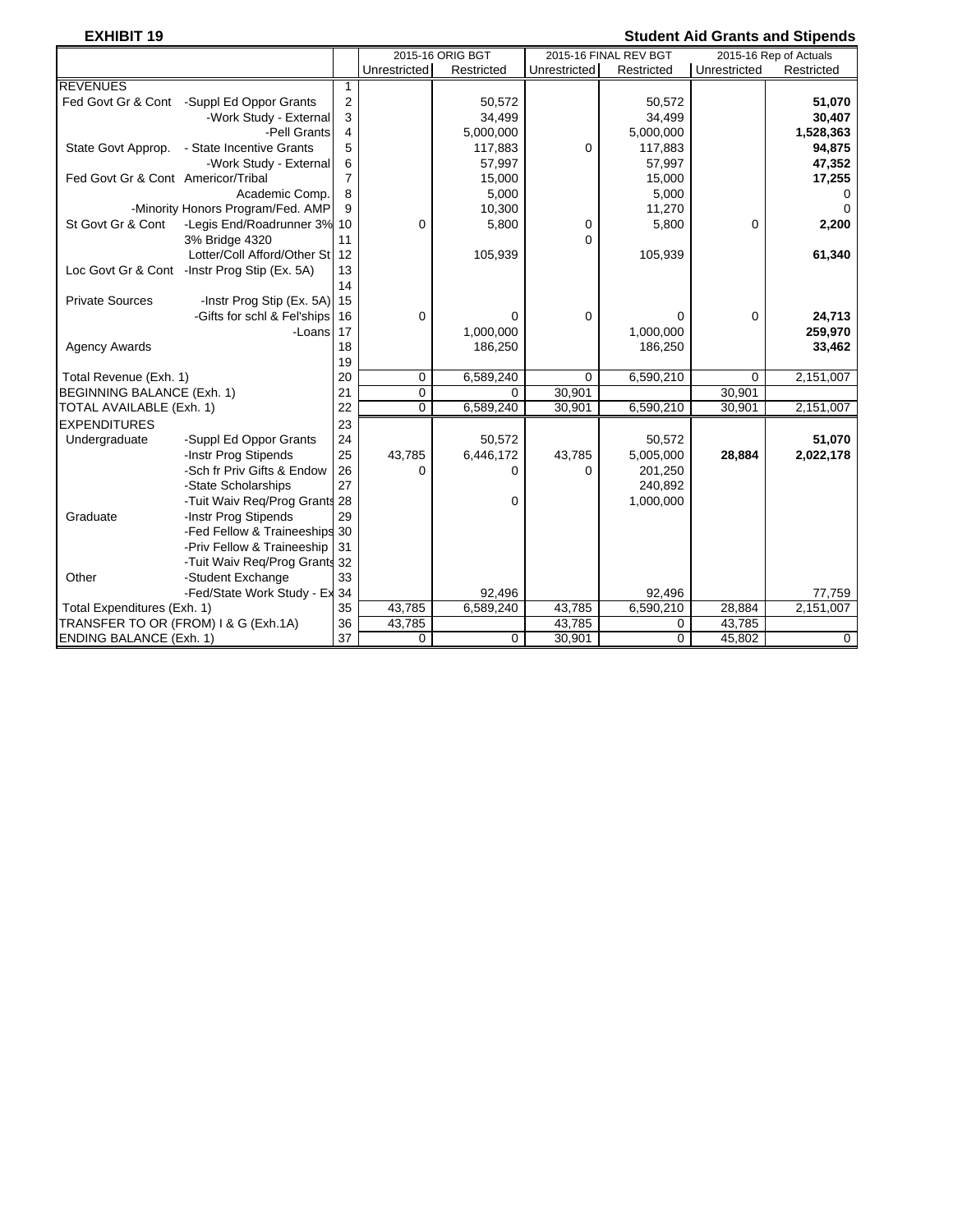**EXHIBIT 19** **Student Aid Grants and Stipends**

| | | | 2015-16 ORIG BGT | | 2015-16 FINAL REV BGT | | 2015-16 Rep of Actuals | |
|---|---|---|---|---|---|---|---|---|
| | | | Unrestricted | Restricted | Unrestricted | Restricted | Unrestricted | Restricted |
| REVENUES | | 1 | | | | | | |
| Fed Govt Gr & Cont | -Suppl Ed Oppor Grants | 2 | | 50,572 | | 50,572 | | **51,070** |
| | -Work Study - External | 3 | | 34,499 | | 34,499 | | **30,407** |
| | -Pell Grants | 4 | | 5,000,000 | | 5,000,000 | | **1,528,363** |
| State Govt Approp. | - State Incentive Grants | 5 | | 117,883 | 0 | 117,883 | | **94,875** |
| | -Work Study - External | 6 | | 57,997 | | 57,997 | | **47,352** |
| Fed Govt Gr & Cont | Americor/Tribal | 7 | | 15,000 | | 15,000 | | **17,255** |
| | Academic Comp. | 8 | | 5,000 | | 5,000 | | 0 |
| | -Minority Honors Program/Fed. AMP | 9 | | 10,300 | | 11,270 | | 0 |
| St Govt Gr & Cont | -Legis End/Roadrunner 3% | 10 | 0 | 5,800 | 0 | 5,800 | 0 | **2,200** |
| | 3% Bridge 4320 | 11 | | | 0 | | | |
| | Lotter/Coll Afford/Other St | 12 | | 105,939 | | 105,939 | | **61,340** |
| Loc Govt Gr & Cont | -Instr Prog Stip (Ex. 5A) | 13 | | | | | | |
| | | 14 | | | | | | |
| Private Sources | -Instr Prog Stip (Ex. 5A) | 15 | | | | | | |
| | -Gifts for schl & Fel'ships | 16 | 0 | 0 | 0 | 0 | 0 | **24,713** |
| | -Loans | 17 | | 1,000,000 | | 1,000,000 | | **259,970** |
| Agency Awards | | 18 | | 186,250 | | 186,250 | | **33,462** |
| | | 19 | | | | | | |
| Total Revenue (Exh. 1) | | 20 | 0 | 6,589,240 | 0 | 6,590,210 | 0 | 2,151,007 |
| BEGINNING BALANCE (Exh. 1) | | 21 | 0 | 0 | 30,901 | | 30,901 | |
| TOTAL AVAILABLE (Exh. 1) | | 22 | 0 | 6,589,240 | 30,901 | 6,590,210 | 30,901 | 2,151,007 |
| EXPENDITURES | | 23 | | | | | | |
| Undergraduate | -Suppl Ed Oppor Grants | 24 | | 50,572 | | 50,572 | | **51,070** |
| | -Instr Prog Stipends | 25 | 43,785 | 6,446,172 | 43,785 | 5,005,000 | **28,884** | **2,022,178** |
| | -Sch fr Priv Gifts & Endow | 26 | 0 | 0 | 0 | 201,250 | | |
| | -State Scholarships | 27 | | | | 240,892 | | |
| | -Tuit Waiv Req/Prog Grants | 28 | | 0 | | 1,000,000 | | |
| Graduate | -Instr Prog Stipends | 29 | | | | | | |
| | -Fed Fellow & Traineeships | 30 | | | | | | |
| | -Priv Fellow & Traineeship | 31 | | | | | | |
| | -Tuit Waiv Req/Prog Grants | 32 | | | | | | |
| Other | -Student Exchange | 33 | | | | | | |
| | -Fed/State Work Study - Ex | 34 | | 92,496 | | 92,496 | | 77,759 |
| Total Expenditures (Exh. 1) | | 35 | 43,785 | 6,589,240 | 43,785 | 6,590,210 | 28,884 | 2,151,007 |
| TRANSFER TO OR (FROM) I & G (Exh.1A) | | 36 | 43,785 | | 43,785 | 0 | 43,785 | |
| ENDING BALANCE (Exh. 1) | | 37 | 0 | 0 | 30,901 | 0 | 45,802 | 0 |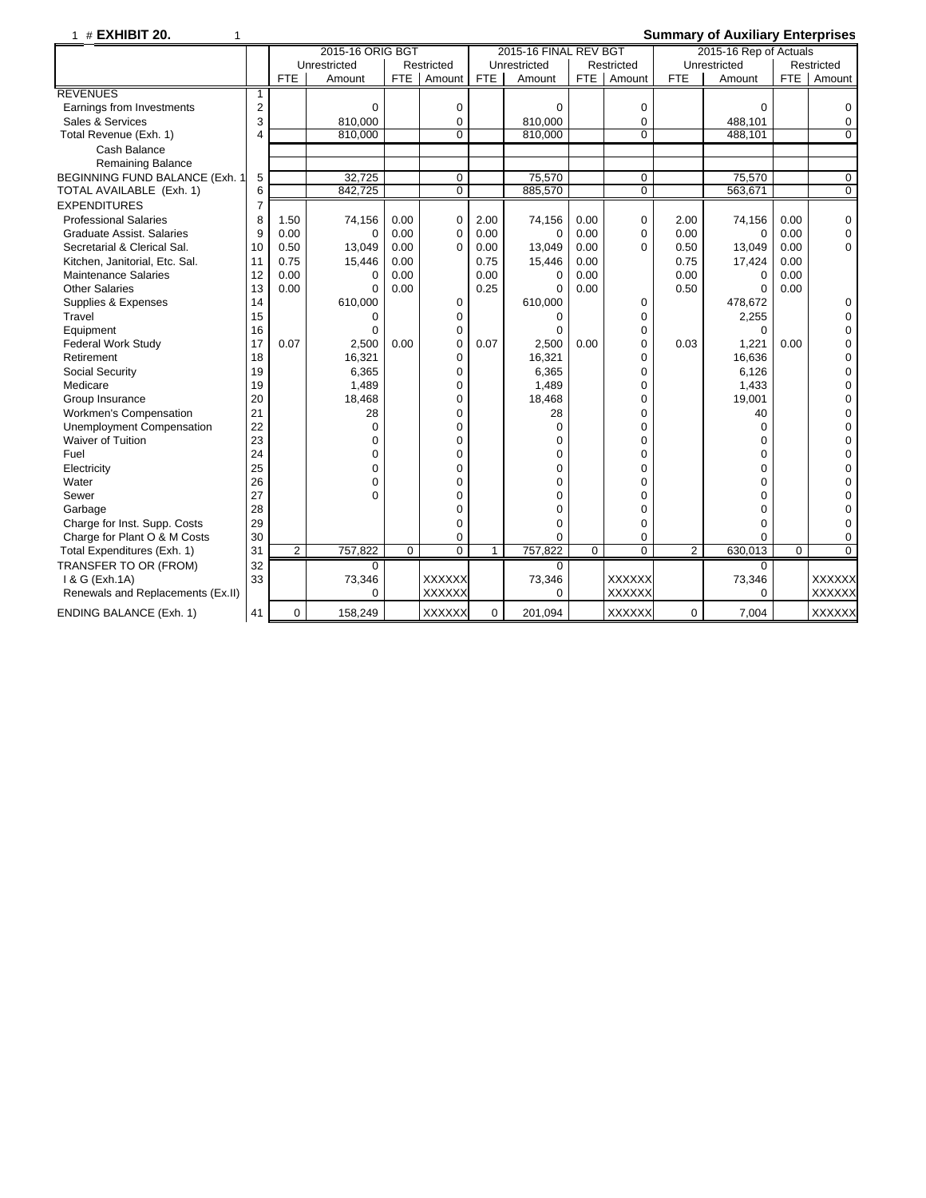# EXHIBIT 20.

## Summary of Auxiliary Enterprises

| | | 2015-16 ORIG BGT | | | | 2015-16 FINAL REV BGT | | | | 2015-16 Rep of Actuals | | | |
|---|---|---|---|---|---|---|---|---|---|---|---|---|---|
| | | Unrestricted | | Restricted | | Unrestricted | | Restricted | | Unrestricted | | Restricted | |
| | | FTE | Amount | FTE | Amount | FTE | Amount | FTE | Amount | FTE | Amount | FTE | Amount |
| REVENUES | 1 | | | | | | | | | | | | |
| Earnings from Investments | 2 | | 0 | | 0 | | 0 | | 0 | | 0 | | 0 |
| Sales & Services | 3 | | 810,000 | | 0 | | 810,000 | | 0 | | 488,101 | | 0 |
| Total Revenue (Exh. 1) | 4 | | 810,000 | | 0 | | 810,000 | | 0 | | 488,101 | | 0 |
| Cash Balance | | | | | | | | | | | | | |
| Remaining Balance | | | | | | | | | | | | | |
| BEGINNING FUND BALANCE (Exh. 1 | 5 | | 32,725 | | 0 | | 75,570 | | 0 | | 75,570 | | 0 |
| TOTAL AVAILABLE (Exh. 1) | 6 | | 842,725 | | 0 | | 885,570 | | 0 | | 563,671 | | 0 |
| EXPENDITURES | 7 | | | | | | | | | | | | |
| Professional Salaries | 8 | 1.50 | 74,156 | 0.00 | 0 | 2.00 | 74,156 | 0.00 | 0 | 2.00 | 74,156 | 0.00 | 0 |
| Graduate Assist. Salaries | 9 | 0.00 | 0 | 0.00 | 0 | 0.00 | 0 | 0.00 | 0 | 0.00 | 0 | 0.00 | 0 |
| Secretarial & Clerical Sal. | 10 | 0.50 | 13,049 | 0.00 | 0 | 0.00 | 13,049 | 0.00 | 0 | 0.50 | 13,049 | 0.00 | 0 |
| Kitchen, Janitorial, Etc. Sal. | 11 | 0.75 | 15,446 | 0.00 | | 0.75 | 15,446 | 0.00 | | 0.75 | 17,424 | 0.00 | |
| Maintenance Salaries | 12 | 0.00 | 0 | 0.00 | | 0.00 | 0 | 0.00 | | 0.00 | 0 | 0.00 | |
| Other Salaries | 13 | 0.00 | 0 | 0.00 | | 0.25 | 0 | 0.00 | | 0.50 | 0 | 0.00 | |
| Supplies & Expenses | 14 | | 610,000 | | 0 | | 610,000 | | 0 | | 478,672 | | 0 |
| Travel | 15 | | 0 | | 0 | | 0 | | 0 | | 2,255 | | 0 |
| Equipment | 16 | | 0 | | 0 | | 0 | | 0 | | 0 | | 0 |
| Federal Work Study | 17 | 0.07 | 2,500 | 0.00 | 0 | 0.07 | 2,500 | 0.00 | 0 | 0.03 | 1,221 | 0.00 | 0 |
| Retirement | 18 | | 16,321 | | 0 | | 16,321 | | 0 | | 16,636 | | 0 |
| Social Security | 19 | | 6,365 | | 0 | | 6,365 | | 0 | | 6,126 | | 0 |
| Medicare | 19 | | 1,489 | | 0 | | 1,489 | | 0 | | 1,433 | | 0 |
| Group Insurance | 20 | | 18,468 | | 0 | | 18,468 | | 0 | | 19,001 | | 0 |
| Workmen's Compensation | 21 | | 28 | | 0 | | 28 | | 0 | | 40 | | 0 |
| Unemployment Compensation | 22 | | 0 | | 0 | | 0 | | 0 | | 0 | | 0 |
| Waiver of Tuition | 23 | | 0 | | 0 | | 0 | | 0 | | 0 | | 0 |
| Fuel | 24 | | 0 | | 0 | | 0 | | 0 | | 0 | | 0 |
| Electricity | 25 | | 0 | | 0 | | 0 | | 0 | | 0 | | 0 |
| Water | 26 | | 0 | | 0 | | 0 | | 0 | | 0 | | 0 |
| Sewer | 27 | | 0 | | 0 | | 0 | | 0 | | 0 | | 0 |
| Garbage | 28 | | | | 0 | | 0 | | 0 | | 0 | | 0 |
| Charge for Inst. Supp. Costs | 29 | | | | 0 | | 0 | | 0 | | 0 | | 0 |
| Charge for Plant O & M Costs | 30 | | | | 0 | | 0 | | 0 | | 0 | | 0 |
| Total Expenditures (Exh. 1) | 31 | 2 | 757,822 | 0 | 0 | 1 | 757,822 | 0 | 0 | 2 | 630,013 | 0 | 0 |
| TRANSFER TO OR (FROM) | 32 | | 0 | | | | 0 | | | | 0 | | |
| I & G (Exh.1A) | 33 | | 73,346 | | XXXXXX | | 73,346 | | XXXXXX | | 73,346 | | XXXXXX |
| Renewals and Replacements (Ex.II) | | | 0 | | XXXXXX | | 0 | | XXXXXX | | 0 | | XXXXXX |
| ENDING BALANCE (Exh. 1) | 41 | 0 | 158,249 | | XXXXXX | 0 | 201,094 | | XXXXXX | 0 | 7,004 | | XXXXXX |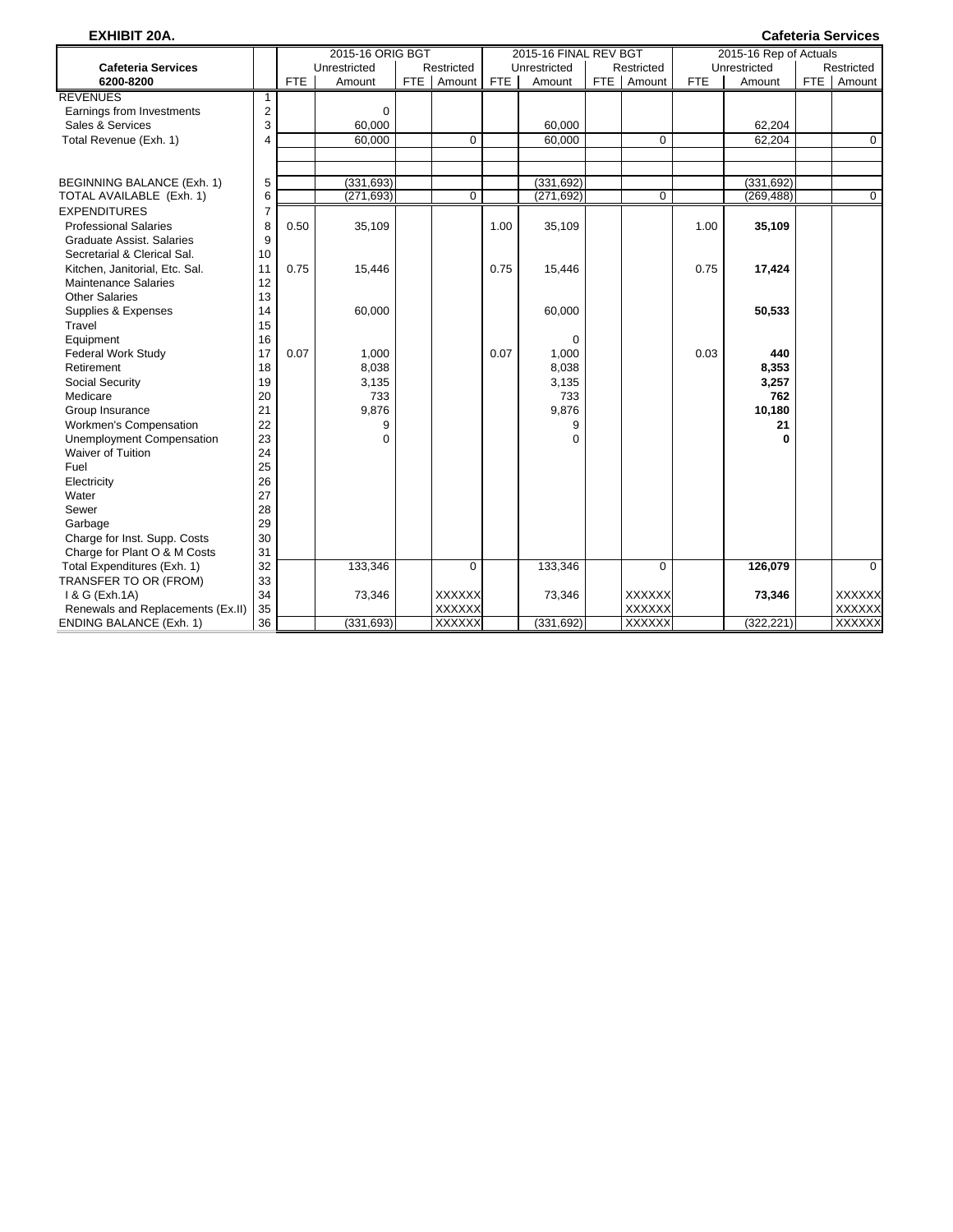**EXHIBIT 20A.** **Cafeteria Services**

| Cafeteria Services 6200-8200 | | 2015-16 ORIG BGT | | | | 2015-16 FINAL REV BGT | | | | 2015-16 Rep of Actuals | | | |
|---|---|---|---|---|---|---|---|---|---|---|---|---|---|
| | | Unrestricted | | Restricted | | Unrestricted | | Restricted | | Unrestricted | | Restricted | |
| | | FTE | Amount | FTE | Amount | FTE | Amount | FTE | Amount | FTE | Amount | FTE | Amount |
| REVENUES | 1 | | | | | | | | | | | | |
| Earnings from Investments | 2 | | 0 | | | | | | | | | | |
| Sales & Services | 3 | | 60,000 | | | | 60,000 | | | | 62,204 | | |
| Total Revenue (Exh. 1) | 4 | | 60,000 | | 0 | | 60,000 | | 0 | | 62,204 | | 0 |
| BEGINNING BALANCE (Exh. 1) | 5 | | (331,693) | | | | (331,692) | | | | (331,692) | | |
| TOTAL AVAILABLE (Exh. 1) | 6 | | (271,693) | | 0 | | (271,692) | | 0 | | (269,488) | | 0 |
| EXPENDITURES | 7 | | | | | | | | | | | | |
| Professional Salaries | 8 | 0.50 | 35,109 | | | 1.00 | 35,109 | | | 1.00 | **35,109** | | |
| Graduate Assist. Salaries | 9 | | | | | | | | | | | | |
| Secretarial & Clerical Sal. | 10 | | | | | | | | | | | | |
| Kitchen, Janitorial, Etc. Sal. | 11 | 0.75 | 15,446 | | | 0.75 | 15,446 | | | 0.75 | **17,424** | | |
| Maintenance Salaries | 12 | | | | | | | | | | | | |
| Other Salaries | 13 | | | | | | | | | | | | |
| Supplies & Expenses | 14 | | 60,000 | | | | 60,000 | | | | **50,533** | | |
| Travel | 15 | | | | | | | | | | | | |
| Equipment | 16 | | | | | | 0 | | | | | | |
| Federal Work Study | 17 | 0.07 | 1,000 | | | 0.07 | 1,000 | | | 0.03 | **440** | | |
| Retirement | 18 | | 8,038 | | | | 8,038 | | | | **8,353** | | |
| Social Security | 19 | | 3,135 | | | | 3,135 | | | | **3,257** | | |
| Medicare | 20 | | 733 | | | | 733 | | | | **762** | | |
| Group Insurance | 21 | | 9,876 | | | | 9,876 | | | | **10,180** | | |
| Workmen's Compensation | 22 | | 9 | | | | 9 | | | | **21** | | |
| Unemployment Compensation | 23 | | 0 | | | | 0 | | | | **0** | | |
| Waiver of Tuition | 24 | | | | | | | | | | | | |
| Fuel | 25 | | | | | | | | | | | | |
| Electricity | 26 | | | | | | | | | | | | |
| Water | 27 | | | | | | | | | | | | |
| Sewer | 28 | | | | | | | | | | | | |
| Garbage | 29 | | | | | | | | | | | | |
| Charge for Inst. Supp. Costs | 30 | | | | | | | | | | | | |
| Charge for Plant O & M Costs | 31 | | | | | | | | | | | | |
| Total Expenditures (Exh. 1) | 32 | | 133,346 | | 0 | | 133,346 | | 0 | | **126,079** | | 0 |
| TRANSFER TO OR (FROM) | 33 | | | | | | | | | | | | |
| I & G (Exh.1A) | 34 | | 73,346 | | XXXXXX | | 73,346 | | XXXXXX | | **73,346** | | XXXXXX |
| Renewals and Replacements (Ex.II) | 35 | | | | XXXXXX | | | | XXXXXX | | | | XXXXXX |
| ENDING BALANCE (Exh. 1) | 36 | | (331,693) | | XXXXXX | | (331,692) | | XXXXXX | | (322,221) | | XXXXXX |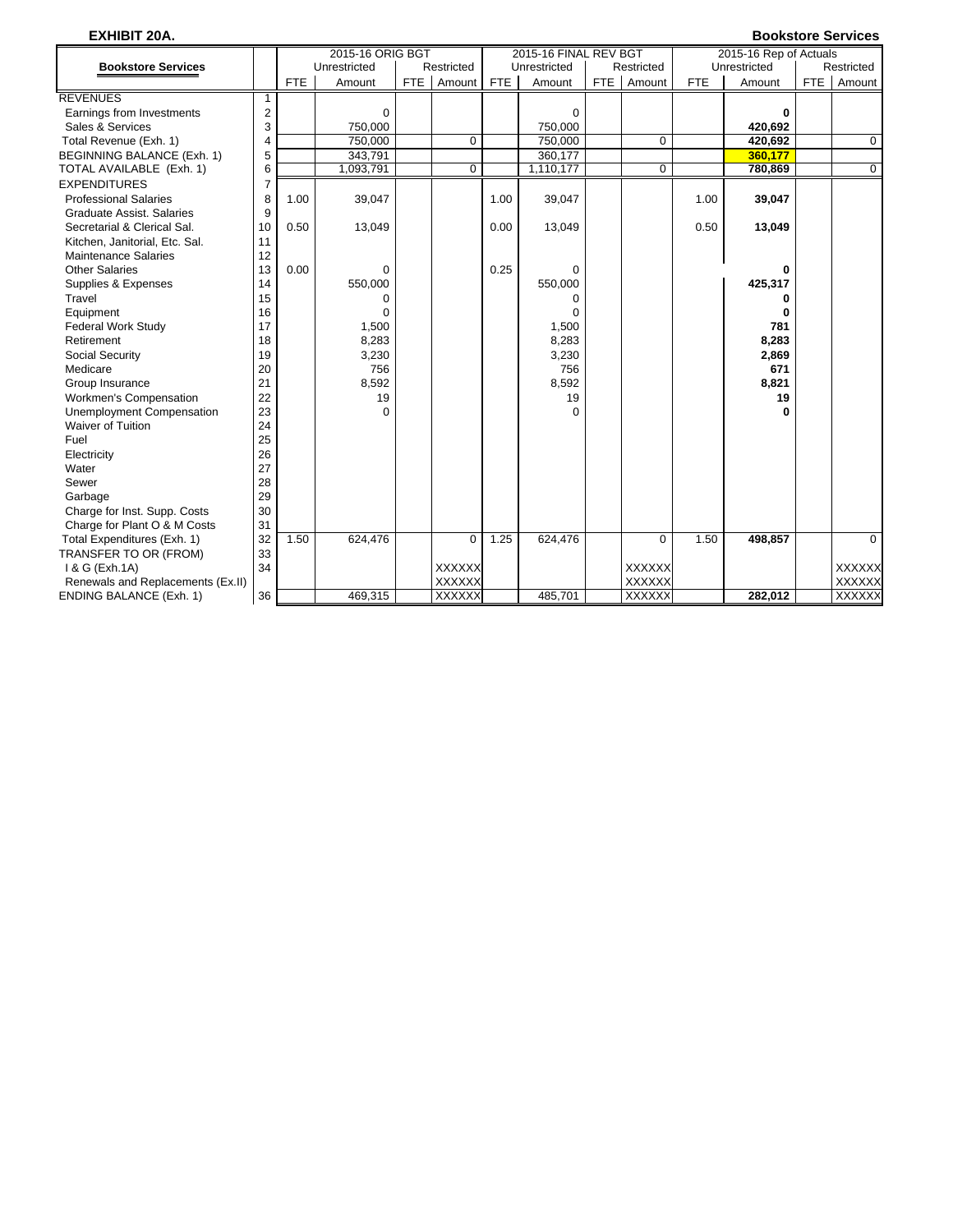**EXHIBIT 20A.** **Bookstore Services**

| Bookstore Services | | 2015-16 ORIG BGT | | | | 2015-16 FINAL REV BGT | | | | 2015-16 Rep of Actuals | | | |
|---|---|---|---|---|---|---|---|---|---|---|---|---|---|
| | | Unrestricted | | Restricted | | Unrestricted | | Restricted | | Unrestricted | | Restricted | |
| | | FTE | Amount | FTE | Amount | FTE | Amount | FTE | Amount | FTE | Amount | FTE | Amount |
| REVENUES | 1 | | | | | | | | | | | | |
| Earnings from Investments | 2 | | 0 | | | | 0 | | | | **0** | | |
| Sales & Services | 3 | | 750,000 | | | | 750,000 | | | | **420,692** | | |
| Total Revenue (Exh. 1) | 4 | | 750,000 | | 0 | | 750,000 | | 0 | | **420,692** | | 0 |
| BEGINNING BALANCE (Exh. 1) | 5 | | 343,791 | | | | 360,177 | | | | **360,177** | | |
| TOTAL AVAILABLE (Exh. 1) | 6 | | 1,093,791 | | 0 | | 1,110,177 | | 0 | | **780,869** | | 0 |
| EXPENDITURES | 7 | | | | | | | | | | | | |
| Professional Salaries | 8 | 1.00 | 39,047 | | | 1.00 | 39,047 | | | 1.00 | **39,047** | | |
| Graduate Assist. Salaries | 9 | | | | | | | | | | | | |
| Secretarial & Clerical Sal. | 10 | 0.50 | 13,049 | | | 0.00 | 13,049 | | | 0.50 | **13,049** | | |
| Kitchen, Janitorial, Etc. Sal. | 11 | | | | | | | | | | | | |
| Maintenance Salaries | 12 | | | | | | | | | | | | |
| Other Salaries | 13 | 0.00 | 0 | | | 0.25 | 0 | | | | **0** | | |
| Supplies & Expenses | 14 | | 550,000 | | | | 550,000 | | | | **425,317** | | |
| Travel | 15 | | 0 | | | | 0 | | | | **0** | | |
| Equipment | 16 | | 0 | | | | 0 | | | | **0** | | |
| Federal Work Study | 17 | | 1,500 | | | | 1,500 | | | | **781** | | |
| Retirement | 18 | | 8,283 | | | | 8,283 | | | | **8,283** | | |
| Social Security | 19 | | 3,230 | | | | 3,230 | | | | **2,869** | | |
| Medicare | 20 | | 756 | | | | 756 | | | | **671** | | |
| Group Insurance | 21 | | 8,592 | | | | 8,592 | | | | **8,821** | | |
| Workmen's Compensation | 22 | | 19 | | | | 19 | | | | **19** | | |
| Unemployment Compensation | 23 | | 0 | | | | 0 | | | | **0** | | |
| Waiver of Tuition | 24 | | | | | | | | | | | | |
| Fuel | 25 | | | | | | | | | | | | |
| Electricity | 26 | | | | | | | | | | | | |
| Water | 27 | | | | | | | | | | | | |
| Sewer | 28 | | | | | | | | | | | | |
| Garbage | 29 | | | | | | | | | | | | |
| Charge for Inst. Supp. Costs | 30 | | | | | | | | | | | | |
| Charge for Plant O & M Costs | 31 | | | | | | | | | | | | |
| Total Expenditures (Exh. 1) | 32 | 1.50 | 624,476 | | 0 | 1.25 | 624,476 | | 0 | 1.50 | **498,857** | | 0 |
| TRANSFER TO OR (FROM) | 33 | | | | | | | | | | | | |
| I & G (Exh.1A) | 34 | | | | XXXXXX | | | | XXXXXX | | | | XXXXXX |
| Renewals and Replacements (Ex.II) | | | | | XXXXXX | | | | XXXXXX | | | | XXXXXX |
| ENDING BALANCE (Exh. 1) | 36 | | 469,315 | | XXXXXX | | 485,701 | | XXXXXX | | **282,012** | | XXXXXX |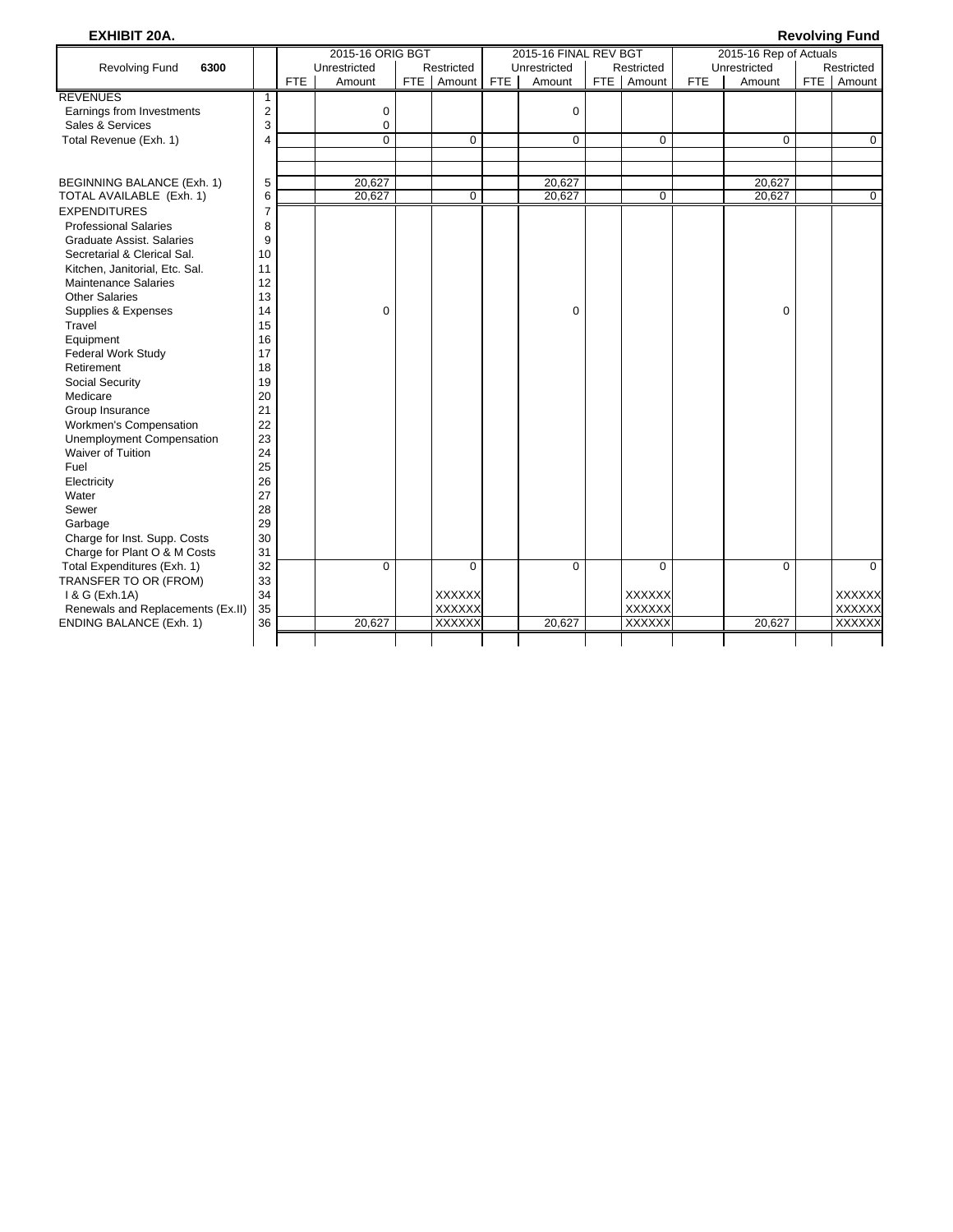**EXHIBIT 20A.** **Revolving Fund**

| Revolving Fund 6300 | | 2015-16 ORIG BGT | | | | 2015-16 FINAL REV BGT | | | | 2015-16 Rep of Actuals | | | |
|---|---|---|---|---|---|---|---|---|---|---|---|---|---|
| | | Unrestricted | | Restricted | | Unrestricted | | Restricted | | Unrestricted | | Restricted | |
| | | FTE | Amount | FTE | Amount | FTE | Amount | FTE | Amount | FTE | Amount | FTE | Amount |
| REVENUES | 1 | | | | | | | | | | | | |
| Earnings from Investments | 2 | | 0 | | | | 0 | | | | | | |
| Sales & Services | 3 | | 0 | | | | | | | | | | |
| Total Revenue (Exh. 1) | 4 | | 0 | | 0 | | 0 | | 0 | | 0 | | 0 |
| BEGINNING BALANCE (Exh. 1) | 5 | | 20,627 | | | | 20,627 | | | | 20,627 | | |
| TOTAL AVAILABLE (Exh. 1) | 6 | | 20,627 | | 0 | | 20,627 | | 0 | | 20,627 | | 0 |
| EXPENDITURES | 7 | | | | | | | | | | | | |
| Professional Salaries | 8 | | | | | | | | | | | | |
| Graduate Assist. Salaries | 9 | | | | | | | | | | | | |
| Secretarial & Clerical Sal. | 10 | | | | | | | | | | | | |
| Kitchen, Janitorial, Etc. Sal. | 11 | | | | | | | | | | | | |
| Maintenance Salaries | 12 | | | | | | | | | | | | |
| Other Salaries | 13 | | | | | | | | | | | | |
| Supplies & Expenses | 14 | | 0 | | | | 0 | | | | 0 | | |
| Travel | 15 | | | | | | | | | | | | |
| Equipment | 16 | | | | | | | | | | | | |
| Federal Work Study | 17 | | | | | | | | | | | | |
| Retirement | 18 | | | | | | | | | | | | |
| Social Security | 19 | | | | | | | | | | | | |
| Medicare | 20 | | | | | | | | | | | | |
| Group Insurance | 21 | | | | | | | | | | | | |
| Workmen's Compensation | 22 | | | | | | | | | | | | |
| Unemployment Compensation | 23 | | | | | | | | | | | | |
| Waiver of Tuition | 24 | | | | | | | | | | | | |
| Fuel | 25 | | | | | | | | | | | | |
| Electricity | 26 | | | | | | | | | | | | |
| Water | 27 | | | | | | | | | | | | |
| Sewer | 28 | | | | | | | | | | | | |
| Garbage | 29 | | | | | | | | | | | | |
| Charge for Inst. Supp. Costs | 30 | | | | | | | | | | | | |
| Charge for Plant O & M Costs | 31 | | | | | | | | | | | | |
| Total Expenditures (Exh. 1) | 32 | | 0 | | 0 | | 0 | | 0 | | 0 | | 0 |
| TRANSFER TO OR (FROM) | 33 | | | | | | | | | | | | |
| I & G (Exh.1A) | 34 | | | | XXXXXX | | | | XXXXXX | | | | XXXXXX |
| Renewals and Replacements (Ex.II) | 35 | | | | XXXXXX | | | | XXXXXX | | | | XXXXXX |
| ENDING BALANCE (Exh. 1) | 36 | | 20,627 | | XXXXXX | | 20,627 | | XXXXXX | | 20,627 | | XXXXXX |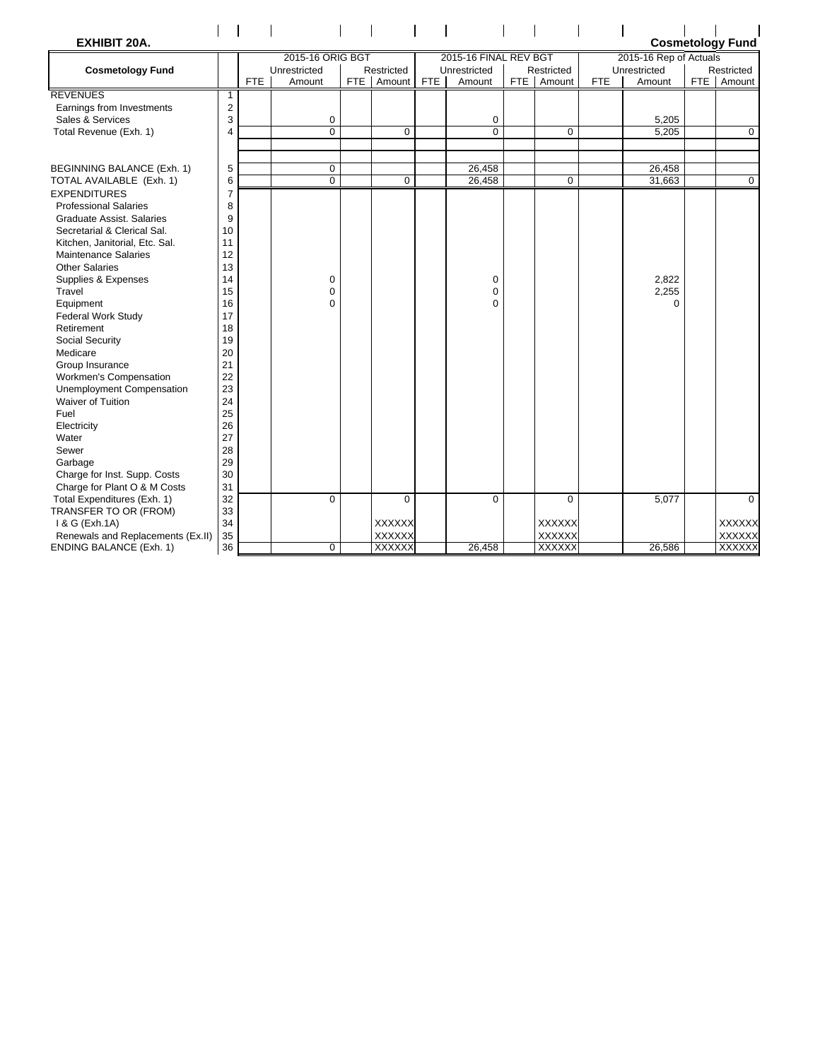**EXHIBIT 20A.** **Cosmetology Fund**

| Cosmetology Fund | | 2015-16 ORIG BGT | | | | 2015-16 FINAL REV BGT | | | | 2015-16 Rep of Actuals | | | |
|---|---|---|---|---|---|---|---|---|---|---|---|---|---|
| | | Unrestricted | | Restricted | | Unrestricted | | Restricted | | Unrestricted | | Restricted | |
| | | FTE | Amount | FTE | Amount | FTE | Amount | FTE | Amount | FTE | Amount | FTE | Amount |
| REVENUES | 1 | | | | | | | | | | | | |
| Earnings from Investments | 2 | | | | | | | | | | | | |
| Sales & Services | 3 | | 0 | | | | 0 | | | | 5,205 | | |
| Total Revenue (Exh. 1) | 4 | | 0 | | 0 | | 0 | | 0 | | 5,205 | | 0 |
| BEGINNING BALANCE (Exh. 1) | 5 | | 0 | | | | 26,458 | | | | 26,458 | | |
| TOTAL AVAILABLE (Exh. 1) | 6 | | 0 | | 0 | | 26,458 | | 0 | | 31,663 | | 0 |
| EXPENDITURES | 7 | | | | | | | | | | | | |
| Professional Salaries | 8 | | | | | | | | | | | | |
| Graduate Assist. Salaries | 9 | | | | | | | | | | | | |
| Secretarial & Clerical Sal. | 10 | | | | | | | | | | | | |
| Kitchen, Janitorial, Etc. Sal. | 11 | | | | | | | | | | | | |
| Maintenance Salaries | 12 | | | | | | | | | | | | |
| Other Salaries | 13 | | | | | | | | | | | | |
| Supplies & Expenses | 14 | | 0 | | | | 0 | | | | 2,822 | | |
| Travel | 15 | | 0 | | | | 0 | | | | 2,255 | | |
| Equipment | 16 | | 0 | | | | 0 | | | | 0 | | |
| Federal Work Study | 17 | | | | | | | | | | | | |
| Retirement | 18 | | | | | | | | | | | | |
| Social Security | 19 | | | | | | | | | | | | |
| Medicare | 20 | | | | | | | | | | | | |
| Group Insurance | 21 | | | | | | | | | | | | |
| Workmen's Compensation | 22 | | | | | | | | | | | | |
| Unemployment Compensation | 23 | | | | | | | | | | | | |
| Waiver of Tuition | 24 | | | | | | | | | | | | |
| Fuel | 25 | | | | | | | | | | | | |
| Electricity | 26 | | | | | | | | | | | | |
| Water | 27 | | | | | | | | | | | | |
| Sewer | 28 | | | | | | | | | | | | |
| Garbage | 29 | | | | | | | | | | | | |
| Charge for Inst. Supp. Costs | 30 | | | | | | | | | | | | |
| Charge for Plant O & M Costs | 31 | | | | | | | | | | | | |
| Total Expenditures (Exh. 1) | 32 | | 0 | | 0 | | 0 | | 0 | | 5,077 | | 0 |
| TRANSFER TO OR (FROM) | 33 | | | | | | | | | | | | |
| I & G (Exh.1A) | 34 | | | | XXXXXX | | | | XXXXXX | | | | XXXXXX |
| Renewals and Replacements (Ex.II) | 35 | | | | XXXXXX | | | | XXXXXX | | | | XXXXXX |
| ENDING BALANCE (Exh. 1) | 36 | | 0 | | XXXXXX | | 26,458 | | XXXXXX | | 26,586 | | XXXXXX |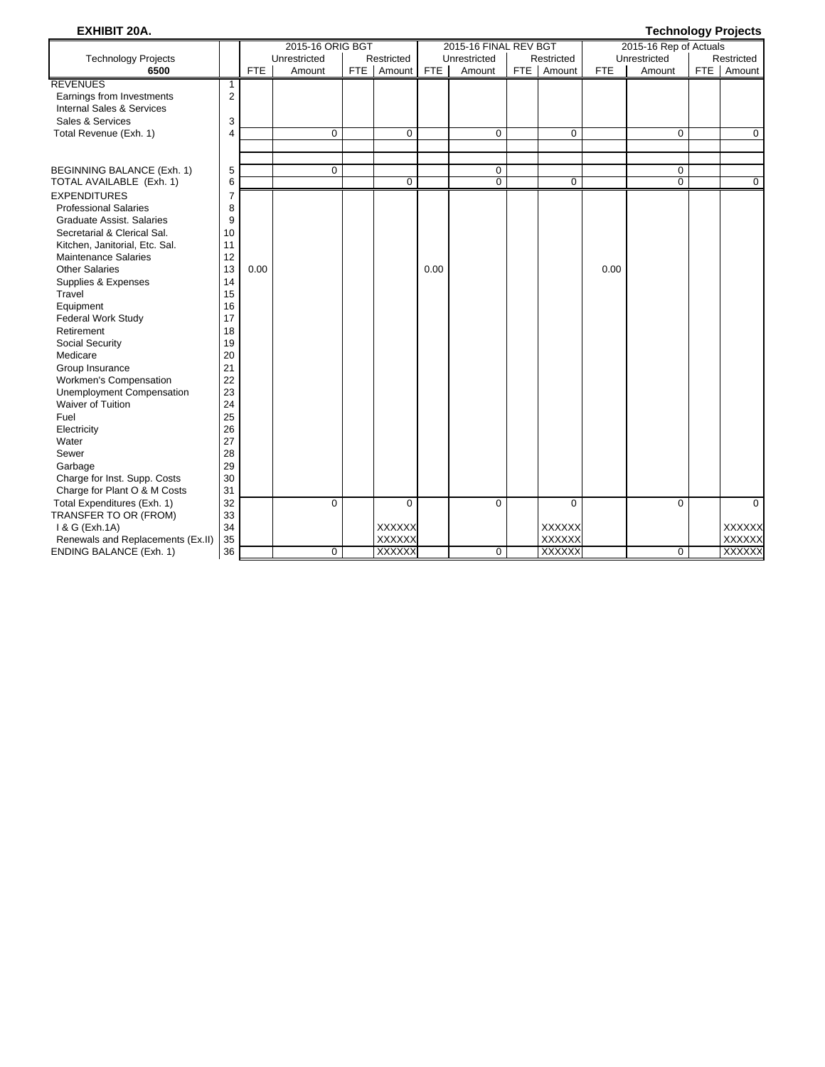**EXHIBIT 20A.** **Technology Projects**

| Technology Projects | | 2015-16 ORIG BGT | | | | 2015-16 FINAL REV BGT | | | | 2015-16 Rep of Actuals | | | |
|---|---|---|---|---|---|---|---|---|---|---|---|---|---|
| | | Unrestricted | | Restricted | | Unrestricted | | Restricted | | Unrestricted | | Restricted | |
| 6500 | | FTE | Amount | FTE | Amount | FTE | Amount | FTE | Amount | FTE | Amount | FTE | Amount |
| REVENUES | 1 | | | | | | | | | | | | |
| Earnings from Investments | 2 | | | | | | | | | | | | |
| Internal Sales & Services | | | | | | | | | | | | | |
| Sales & Services | 3 | | | | | | | | | | | | |
| Total Revenue (Exh. 1) | 4 | | 0 | | 0 | | 0 | | 0 | | 0 | | 0 |
| | | | | | | | | | | | | | |
| BEGINNING BALANCE (Exh. 1) | 5 | | 0 | | | | 0 | | | | 0 | | |
| TOTAL AVAILABLE (Exh. 1) | 6 | | | | 0 | | 0 | | 0 | | 0 | | 0 |
| EXPENDITURES | 7 | | | | | | | | | | | | |
| Professional Salaries | 8 | | | | | | | | | | | | |
| Graduate Assist. Salaries | 9 | | | | | | | | | | | | |
| Secretarial & Clerical Sal. | 10 | | | | | | | | | | | | |
| Kitchen, Janitorial, Etc. Sal. | 11 | | | | | | | | | | | | |
| Maintenance Salaries | 12 | | | | | | | | | | | | |
| Other Salaries | 13 | 0.00 | | | | 0.00 | | | | 0.00 | | | |
| Supplies & Expenses | 14 | | | | | | | | | | | | |
| Travel | 15 | | | | | | | | | | | | |
| Equipment | 16 | | | | | | | | | | | | |
| Federal Work Study | 17 | | | | | | | | | | | | |
| Retirement | 18 | | | | | | | | | | | | |
| Social Security | 19 | | | | | | | | | | | | |
| Medicare | 20 | | | | | | | | | | | | |
| Group Insurance | 21 | | | | | | | | | | | | |
| Workmen's Compensation | 22 | | | | | | | | | | | | |
| Unemployment Compensation | 23 | | | | | | | | | | | | |
| Waiver of Tuition | 24 | | | | | | | | | | | | |
| Fuel | 25 | | | | | | | | | | | | |
| Electricity | 26 | | | | | | | | | | | | |
| Water | 27 | | | | | | | | | | | | |
| Sewer | 28 | | | | | | | | | | | | |
| Garbage | 29 | | | | | | | | | | | | |
| Charge for Inst. Supp. Costs | 30 | | | | | | | | | | | | |
| Charge for Plant O & M Costs | 31 | | | | | | | | | | | | |
| Total Expenditures (Exh. 1) | 32 | | 0 | | 0 | | 0 | | 0 | | 0 | | 0 |
| TRANSFER TO OR (FROM) | 33 | | | | | | | | | | | | |
| I & G (Exh.1A) | 34 | | | | XXXXXX | | | | XXXXXX | | | | XXXXXX |
| Renewals and Replacements (Ex.II) | 35 | | | | XXXXXX | | | | XXXXXX | | | | XXXXXX |
| ENDING BALANCE (Exh. 1) | 36 | | 0 | | XXXXXX | | 0 | | XXXXXX | | 0 | | XXXXXX |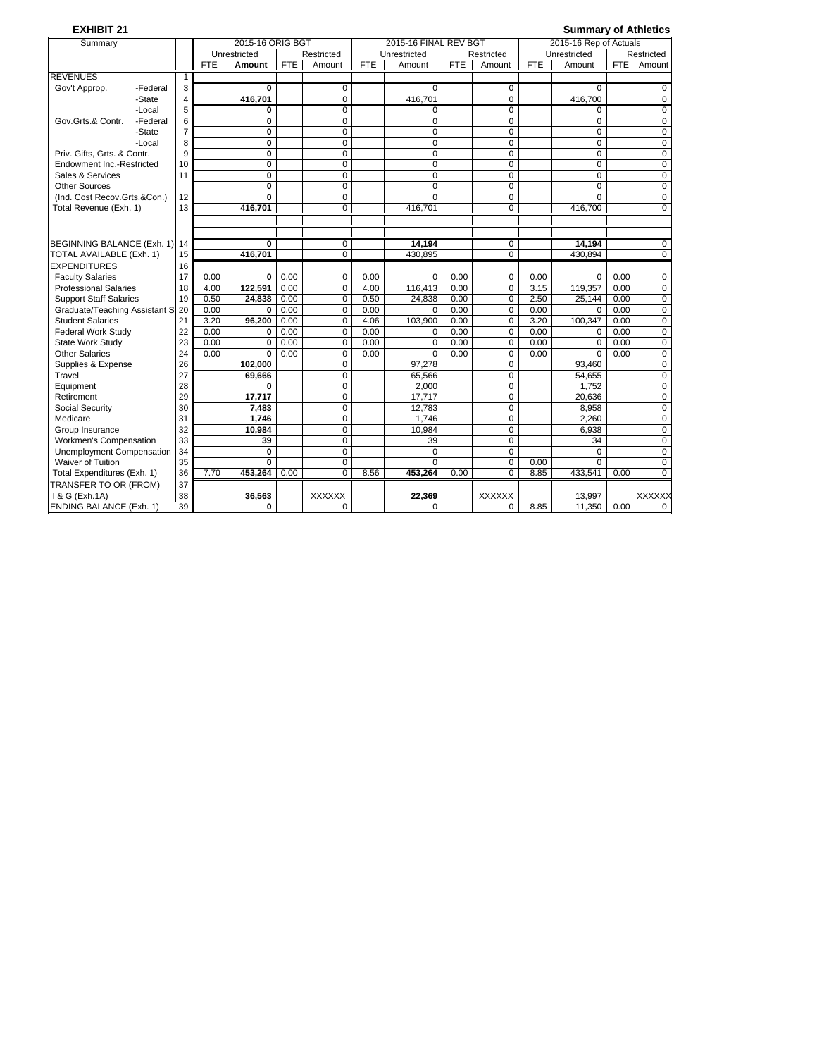**EXHIBIT 21** **Summary of Athletics**

| Summary | | | 2015-16 ORIG BGT | | | | 2015-16 FINAL REV BGT | | | | 2015-16 Rep of Actuals | | | |
|---|---|---|---|---|---|---|---|---|---|---|---|---|---|---|
| | | | Unrestricted | | Restricted | | Unrestricted | | Restricted | | Unrestricted | | Restricted | |
| | | | FTE | Amount | FTE | Amount | FTE | Amount | FTE | Amount | FTE | Amount | FTE | Amount |
| REVENUES | | 1 | | | | | | | | | | | | |
| Gov't Approp. | -Federal | 3 | | 0 | | 0 | | 0 | | 0 | | 0 | | 0 |
| | -State | 4 | | 416,701 | | 0 | | 416,701 | | 0 | | 416,700 | | 0 |
| | -Local | 5 | | 0 | | 0 | | 0 | | 0 | | 0 | | 0 |
| Gov.Grts.& Contr. | -Federal | 6 | | 0 | | 0 | | 0 | | 0 | | 0 | | 0 |
| | -State | 7 | | 0 | | 0 | | 0 | | 0 | | 0 | | 0 |
| | -Local | 8 | | 0 | | 0 | | 0 | | 0 | | 0 | | 0 |
| Priv. Gifts, Grts. & Contr. | | 9 | | 0 | | 0 | | 0 | | 0 | | 0 | | 0 |
| Endowment Inc.-Restricted | | 10 | | 0 | | 0 | | 0 | | 0 | | 0 | | 0 |
| Sales & Services | | 11 | | 0 | | 0 | | 0 | | 0 | | 0 | | 0 |
| Other Sources | | | | 0 | | 0 | | 0 | | 0 | | 0 | | 0 |
| (Ind. Cost Recov.Grts.&Con.) | | 12 | | 0 | | 0 | | 0 | | 0 | | 0 | | 0 |
| Total Revenue (Exh. 1) | | 13 | | 416,701 | | 0 | | 416,701 | | 0 | | 416,700 | | 0 |
| BEGINNING BALANCE (Exh. 1) | | 14 | | 0 | | 0 | | 14,194 | | 0 | | 14,194 | | 0 |
| TOTAL AVAILABLE (Exh. 1) | | 15 | | 416,701 | | 0 | | 430,895 | | 0 | | 430,894 | | 0 |
| EXPENDITURES | | 16 | | | | | | | | | | | | |
| Faculty Salaries | | 17 | 0.00 | 0 | 0.00 | 0 | 0.00 | 0 | 0.00 | 0 | 0.00 | 0 | 0.00 | 0 |
| Professional Salaries | | 18 | 4.00 | 122,591 | 0.00 | 0 | 4.00 | 116,413 | 0.00 | 0 | 3.15 | 119,357 | 0.00 | 0 |
| Support Staff Salaries | | 19 | 0.50 | 24,838 | 0.00 | 0 | 0.50 | 24,838 | 0.00 | 0 | 2.50 | 25,144 | 0.00 | 0 |
| Graduate/Teaching Assistant S | | 20 | 0.00 | 0 | 0.00 | 0 | 0.00 | 0 | 0.00 | 0 | 0.00 | 0 | 0.00 | 0 |
| Student Salaries | | 21 | 3.20 | 96,200 | 0.00 | 0 | 4.06 | 103,900 | 0.00 | 0 | 3.20 | 100,347 | 0.00 | 0 |
| Federal Work Study | | 22 | 0.00 | 0 | 0.00 | 0 | 0.00 | 0 | 0.00 | 0 | 0.00 | 0 | 0.00 | 0 |
| State Work Study | | 23 | 0.00 | 0 | 0.00 | 0 | 0.00 | 0 | 0.00 | 0 | 0.00 | 0 | 0.00 | 0 |
| Other Salaries | | 24 | 0.00 | 0 | 0.00 | 0 | 0.00 | 0 | 0.00 | 0 | 0.00 | 0 | 0.00 | 0 |
| Supplies & Expense | | 26 | | 102,000 | | 0 | | 97,278 | | 0 | | 93,460 | | 0 |
| Travel | | 27 | | 69,666 | | 0 | | 65,566 | | 0 | | 54,655 | | 0 |
| Equipment | | 28 | | 0 | | 0 | | 2,000 | | 0 | | 1,752 | | 0 |
| Retirement | | 29 | | 17,717 | | 0 | | 17,717 | | 0 | | 20,636 | | 0 |
| Social Security | | 30 | | 7,483 | | 0 | | 12,783 | | 0 | | 8,958 | | 0 |
| Medicare | | 31 | | 1,746 | | 0 | | 1,746 | | 0 | | 2,260 | | 0 |
| Group Insurance | | 32 | | 10,984 | | 0 | | 10,984 | | 0 | | 6,938 | | 0 |
| Workmen's Compensation | | 33 | | 39 | | 0 | | 39 | | 0 | | 34 | | 0 |
| Unemployment Compensation | | 34 | | 0 | | 0 | | 0 | | 0 | | 0 | | 0 |
| Waiver of Tuition | | 35 | | 0 | | 0 | | 0 | | 0 | 0.00 | 0 | | 0 |
| Total Expenditures (Exh. 1) | | 36 | 7.70 | 453,264 | 0.00 | 0 | 8.56 | 453,264 | 0.00 | 0 | 8.85 | 433,541 | 0.00 | 0 |
| TRANSFER TO OR (FROM) | | 37 | | | | | | | | | | | | |
| I & G (Exh.1A) | | 38 | | 36,563 | | XXXXXX | | 22,369 | | XXXXXX | | 13,997 | | XXXXXX |
| ENDING BALANCE (Exh. 1) | | 39 | | 0 | | 0 | | 0 | | 0 | 8.85 | 11,350 | 0.00 | 0 |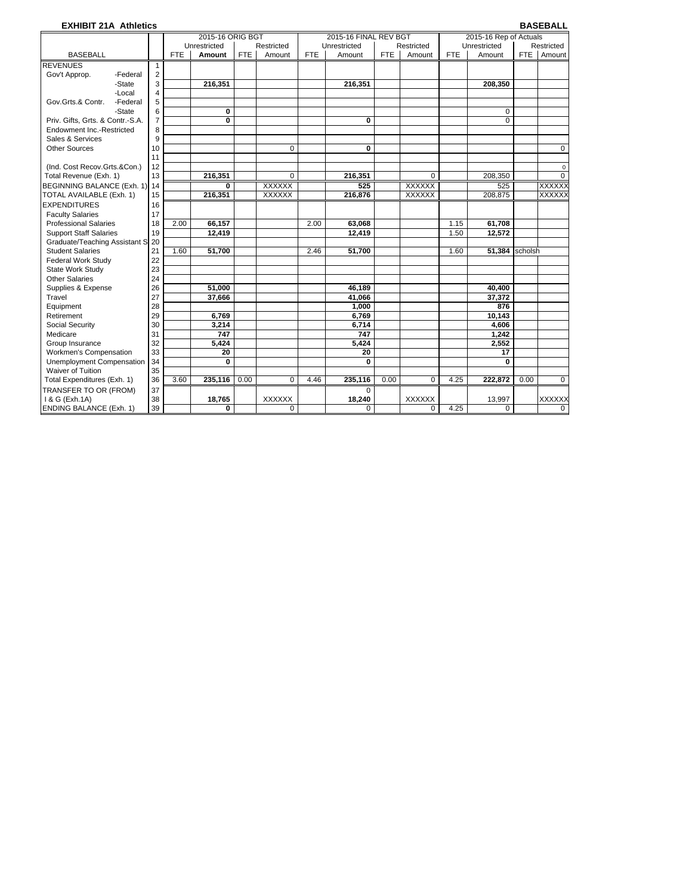**EXHIBIT 21A Athletics** — **BASEBALL**

| BASEBALL | | 2015-16 ORIG BGT | | | | 2015-16 FINAL REV BGT | | | | 2015-16 Rep of Actuals | | | |
|---|---|---|---|---|---|---|---|---|---|---|---|---|---|
| | | Unrestricted | | Restricted | | Unrestricted | | Restricted | | Unrestricted | | Restricted | |
| | | FTE | Amount | FTE | Amount | FTE | Amount | FTE | Amount | FTE | Amount | FTE | Amount |
| REVENUES | 1 | | | | | | | | | | | | |
| Gov't Approp. -Federal | 2 | | | | | | | | | | | | |
| -State | 3 | | **216,351** | | | | **216,351** | | | | **208,350** | | |
| -Local | 4 | | | | | | | | | | | | |
| Gov.Grts.& Contr. -Federal | 5 | | | | | | | | | | | | |
| -State | 6 | | **0** | | | | | | | | 0 | | |
| Priv. Gifts, Grts. & Contr.-S.A. | 7 | | **0** | | | | **0** | | | | 0 | | |
| Endowment Inc.-Restricted | 8 | | | | | | | | | | | | |
| Sales & Services | 9 | | | | | | | | | | | | |
| Other Sources | 10 | | | | 0 | | **0** | | | | | | 0 |
| | 11 | | | | | | | | | | | | |
| (Ind. Cost Recov.Grts.&Con.) | 12 | | | | | | | | | | | | 0 |
| Total Revenue (Exh. 1) | 13 | | **216,351** | | 0 | | **216,351** | | 0 | | 208,350 | | 0 |
| BEGINNING BALANCE (Exh. 1) | 14 | | **0** | | XXXXXX | | **525** | | XXXXXX | | 525 | | XXXXXX |
| TOTAL AVAILABLE (Exh. 1) | 15 | | **216,351** | | XXXXXX | | **216,876** | | XXXXXX | | 208,875 | | XXXXXX |
| EXPENDITURES | 16 | | | | | | | | | | | | |
| Faculty Salaries | 17 | | | | | | | | | | | | |
| Professional Salaries | 18 | 2.00 | **66,157** | | | 2.00 | **63,068** | | | 1.15 | **61,708** | | |
| Support Staff Salaries | 19 | | **12,419** | | | | **12,419** | | | 1.50 | **12,572** | | |
| Graduate/Teaching Assistant S | 20 | | | | | | | | | | | | |
| Student Salaries | 21 | 1.60 | **51,700** | | | 2.46 | **51,700** | | | 1.60 | **51,384** | scholsh | |
| Federal Work Study | 22 | | | | | | | | | | | | |
| State Work Study | 23 | | | | | | | | | | | | |
| Other Salaries | 24 | | | | | | | | | | | | |
| Supplies & Expense | 26 | | **51,000** | | | | **46,189** | | | | **40,400** | | |
| Travel | 27 | | **37,666** | | | | **41,066** | | | | **37,372** | | |
| Equipment | 28 | | | | | | **1,000** | | | | **876** | | |
| Retirement | 29 | | **6,769** | | | | **6,769** | | | | **10,143** | | |
| Social Security | 30 | | **3,214** | | | | **6,714** | | | | **4,606** | | |
| Medicare | 31 | | **747** | | | | **747** | | | | **1,242** | | |
| Group Insurance | 32 | | **5,424** | | | | **5,424** | | | | **2,552** | | |
| Workmen's Compensation | 33 | | **20** | | | | **20** | | | | **17** | | |
| Unemployment Compensation | 34 | | **0** | | | | **0** | | | | **0** | | |
| Waiver of Tuition | 35 | | | | | | | | | | | | |
| Total Expenditures (Exh. 1) | 36 | 3.60 | **235,116** | 0.00 | 0 | 4.46 | **235,116** | 0.00 | 0 | 4.25 | **222,872** | 0.00 | 0 |
| TRANSFER TO OR (FROM) | 37 | | | | | | 0 | | | | | | |
| I & G (Exh.1A) | 38 | | **18,765** | | XXXXXX | | **18,240** | | XXXXXX | | 13,997 | | XXXXXX |
| ENDING BALANCE (Exh. 1) | 39 | | **0** | | 0 | | 0 | | 0 | 4.25 | 0 | | 0 |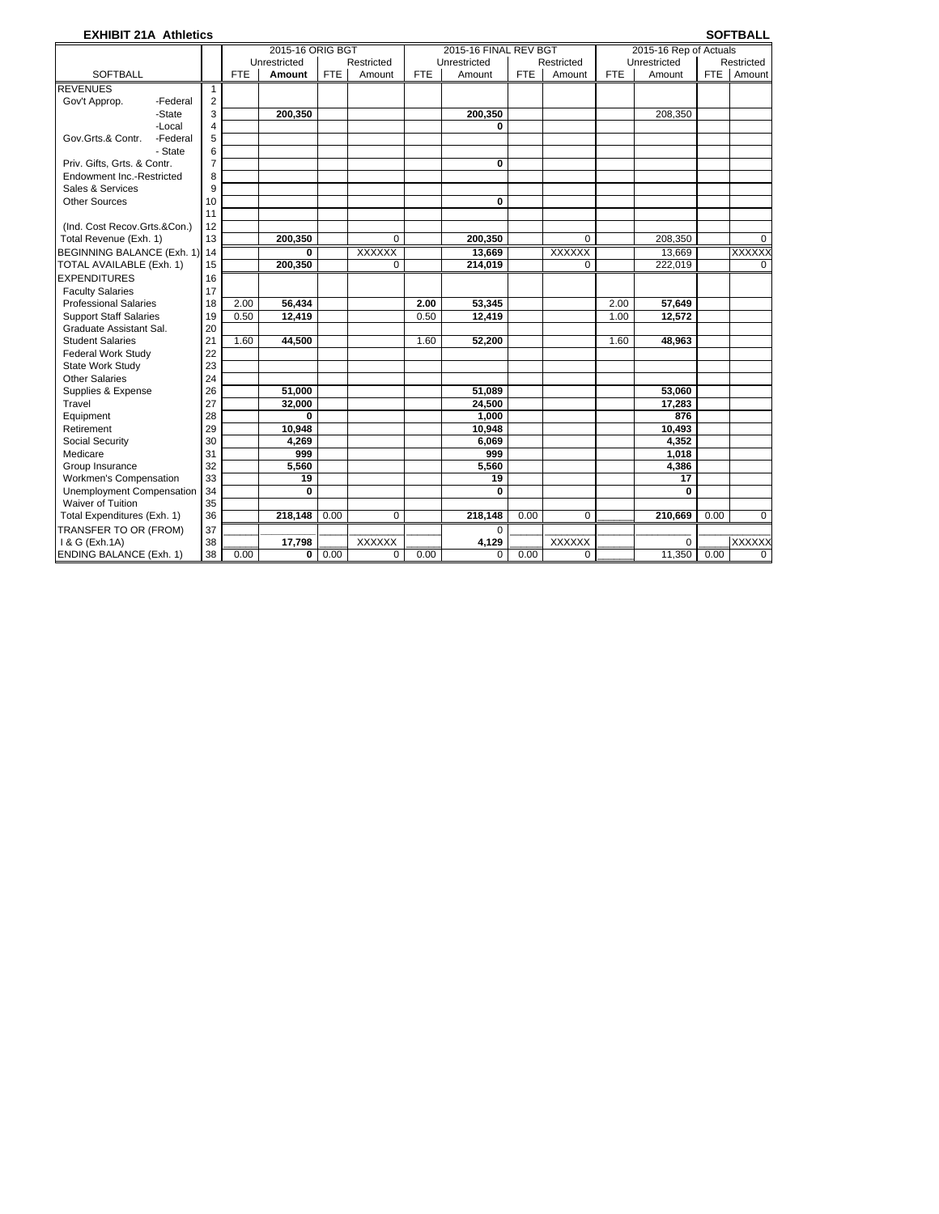**EXHIBIT 21A Athletics** **SOFTBALL**

| SOFTBALL | | 2015-16 ORIG BGT | | | | 2015-16 FINAL REV BGT | | | | 2015-16 Rep of Actuals | | | |
|---|---|---|---|---|---|---|---|---|---|---|---|---|---|
| | | Unrestricted | | Restricted | | Unrestricted | | Restricted | | Unrestricted | | Restricted | |
| | | FTE | **Amount** | FTE | Amount | FTE | Amount | FTE | Amount | FTE | Amount | FTE | Amount |
| REVENUES | 1 | | | | | | | | | | | | |
| Gov't Approp. -Federal | 2 | | | | | | | | | | | | |
| -State | 3 | | **200,350** | | | | 200,350 | | | | 208,350 | | |
| -Local | 4 | | | | | | 0 | | | | | | |
| Gov.Grts.& Contr. -Federal | 5 | | | | | | | | | | | | |
| - State | 6 | | | | | | | | | | | | |
| Priv. Gifts, Grts. & Contr. | 7 | | | | | | 0 | | | | | | |
| Endowment Inc.-Restricted | 8 | | | | | | | | | | | | |
| Sales & Services | 9 | | | | | | | | | | | | |
| Other Sources | 10 | | | | | | 0 | | | | | | |
| | 11 | | | | | | | | | | | | |
| (Ind. Cost Recov.Grts.&Con.) | 12 | | | | | | | | | | | | |
| Total Revenue (Exh. 1) | 13 | | **200,350** | | 0 | | 200,350 | | 0 | | 208,350 | | 0 |
| BEGINNING BALANCE (Exh. 1) | 14 | | **0** | | XXXXXX | | 13,669 | | XXXXXX | | 13,669 | | XXXXXX |
| TOTAL AVAILABLE (Exh. 1) | 15 | | **200,350** | | 0 | | 214,019 | | 0 | | 222,019 | | 0 |
| EXPENDITURES | 16 | | | | | | | | | | | | |
| Faculty Salaries | 17 | | | | | | | | | | | | |
| Professional Salaries | 18 | 2.00 | **56,434** | | | **2.00** | 53,345 | | | 2.00 | **57,649** | | |
| Support Staff Salaries | 19 | 0.50 | **12,419** | | | 0.50 | 12,419 | | | 1.00 | **12,572** | | |
| Graduate Assistant Sal. | 20 | | | | | | | | | | | | |
| Student Salaries | 21 | 1.60 | **44,500** | | | 1.60 | 52,200 | | | 1.60 | **48,963** | | |
| Federal Work Study | 22 | | | | | | | | | | | | |
| State Work Study | 23 | | | | | | | | | | | | |
| Other Salaries | 24 | | | | | | | | | | | | |
| Supplies & Expense | 26 | | **51,000** | | | | 51,089 | | | | **53,060** | | |
| Travel | 27 | | **32,000** | | | | 24,500 | | | | **17,283** | | |
| Equipment | 28 | | **0** | | | | 1,000 | | | | **876** | | |
| Retirement | 29 | | **10,948** | | | | 10,948 | | | | **10,493** | | |
| Social Security | 30 | | **4,269** | | | | 6,069 | | | | **4,352** | | |
| Medicare | 31 | | **999** | | | | 999 | | | | **1,018** | | |
| Group Insurance | 32 | | **5,560** | | | | 5,560 | | | | **4,386** | | |
| Workmen's Compensation | 33 | | **19** | | | | 19 | | | | **17** | | |
| Unemployment Compensation | 34 | | **0** | | | | 0 | | | | **0** | | |
| Waiver of Tuition | 35 | | | | | | | | | | | | |
| Total Expenditures (Exh. 1) | 36 | | **218,148** | 0.00 | 0 | | 218,148 | 0.00 | 0 | | **210,669** | 0.00 | 0 |
| TRANSFER TO OR (FROM) | 37 | | | | | | 0 | | | | | | |
| I & G (Exh.1A) | 38 | | **17,798** | | XXXXXX | | 4,129 | | XXXXXX | | 0 | | XXXXXX |
| ENDING BALANCE (Exh. 1) | 38 | 0.00 | **0** | 0.00 | 0 | 0.00 | 0 | 0.00 | 0 | | 11,350 | 0.00 | 0 |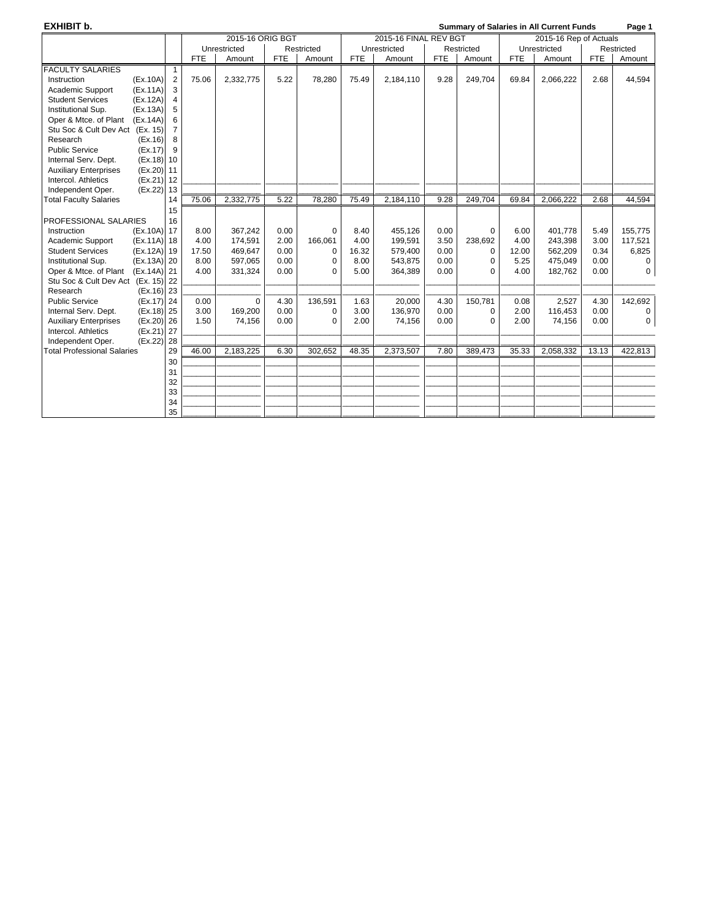**EXHIBIT b.** **Summary of Salaries in All Current Funds**

| | | | 2015-16 ORIG BGT | | | | 2015-16 FINAL REV BGT | | | | 2015-16 Rep of Actuals | | | |
|---|---|---|---|---|---|---|---|---|---|---|---|---|---|---|
| | | | Unrestricted | | Restricted | | Unrestricted | | Restricted | | Unrestricted | | Restricted | |
| | | | FTE | Amount | FTE | Amount | FTE | Amount | FTE | Amount | FTE | Amount | FTE | Amount |
| FACULTY SALARIES | | 1 | | | | | | | | | | | | |
| Instruction | (Ex.10A) | 2 | 75.06 | 2,332,775 | 5.22 | 78,280 | 75.49 | 2,184,110 | 9.28 | 249,704 | 69.84 | 2,066,222 | 2.68 | 44,594 |
| Academic Support | (Ex.11A) | 3 | | | | | | | | | | | | |
| Student Services | (Ex.12A) | 4 | | | | | | | | | | | | |
| Institutional Sup. | (Ex.13A) | 5 | | | | | | | | | | | | |
| Oper & Mtce. of Plant | (Ex.14A) | 6 | | | | | | | | | | | | |
| Stu Soc & Cult Dev Act | (Ex. 15) | 7 | | | | | | | | | | | | |
| Research | (Ex.16) | 8 | | | | | | | | | | | | |
| Public Service | (Ex.17) | 9 | | | | | | | | | | | | |
| Internal Serv. Dept. | (Ex.18) | 10 | | | | | | | | | | | | |
| Auxiliary Enterprises | (Ex.20) | 11 | | | | | | | | | | | | |
| Intercol. Athletics | (Ex.21) | 12 | | | | | | | | | | | | |
| Independent Oper. | (Ex.22) | 13 | | | | | | | | | | | | |
| Total Faculty Salaries | | 14 | 75.06 | 2,332,775 | 5.22 | 78,280 | 75.49 | 2,184,110 | 9.28 | 249,704 | 69.84 | 2,066,222 | 2.68 | 44,594 |
| | | 15 | | | | | | | | | | | | |
| PROFESSIONAL SALARIES | | 16 | | | | | | | | | | | | |
| Instruction | (Ex.10A) | 17 | 8.00 | 367,242 | 0.00 | 0 | 8.40 | 455,126 | 0.00 | 0 | 6.00 | 401,778 | 5.49 | 155,775 |
| Academic Support | (Ex.11A) | 18 | 4.00 | 174,591 | 2.00 | 166,061 | 4.00 | 199,591 | 3.50 | 238,692 | 4.00 | 243,398 | 3.00 | 117,521 |
| Student Services | (Ex.12A) | 19 | 17.50 | 469,647 | 0.00 | 0 | 16.32 | 579,400 | 0.00 | 0 | 12.00 | 562,209 | 0.34 | 6,825 |
| Institutional Sup. | (Ex.13A) | 20 | 8.00 | 597,065 | 0.00 | 0 | 8.00 | 543,875 | 0.00 | 0 | 5.25 | 475,049 | 0.00 | 0 |
| Oper & Mtce. of Plant | (Ex.14A) | 21 | 4.00 | 331,324 | 0.00 | 0 | 5.00 | 364,389 | 0.00 | 0 | 4.00 | 182,762 | 0.00 | 0 |
| Stu Soc & Cult Dev Act | (Ex. 15) | 22 | | | | | | | | | | | | |
| Research | (Ex.16) | 23 | | | | | | | | | | | | |
| Public Service | (Ex.17) | 24 | 0.00 | 0 | 4.30 | 136,591 | 1.63 | 20,000 | 4.30 | 150,781 | 0.08 | 2,527 | 4.30 | 142,692 |
| Internal Serv. Dept. | (Ex.18) | 25 | 3.00 | 169,200 | 0.00 | 0 | 3.00 | 136,970 | 0.00 | 0 | 2.00 | 116,453 | 0.00 | 0 |
| Auxiliary Enterprises | (Ex.20) | 26 | 1.50 | 74,156 | 0.00 | 0 | 2.00 | 74,156 | 0.00 | 0 | 2.00 | 74,156 | 0.00 | 0 |
| Intercol. Athletics | (Ex.21) | 27 | | | | | | | | | | | | |
| Independent Oper. | (Ex.22) | 28 | | | | | | | | | | | | |
| Total Professional Salaries | | 29 | 46.00 | 2,183,225 | 6.30 | 302,652 | 48.35 | 2,373,507 | 7.80 | 389,473 | 35.33 | 2,058,332 | 13.13 | 422,813 |
| | | 30 | | | | | | | | | | | | |
| | | 31 | | | | | | | | | | | | |
| | | 32 | | | | | | | | | | | | |
| | | 33 | | | | | | | | | | | | |
| | | 34 | | | | | | | | | | | | |
| | | 35 | | | | | | | | | | | | |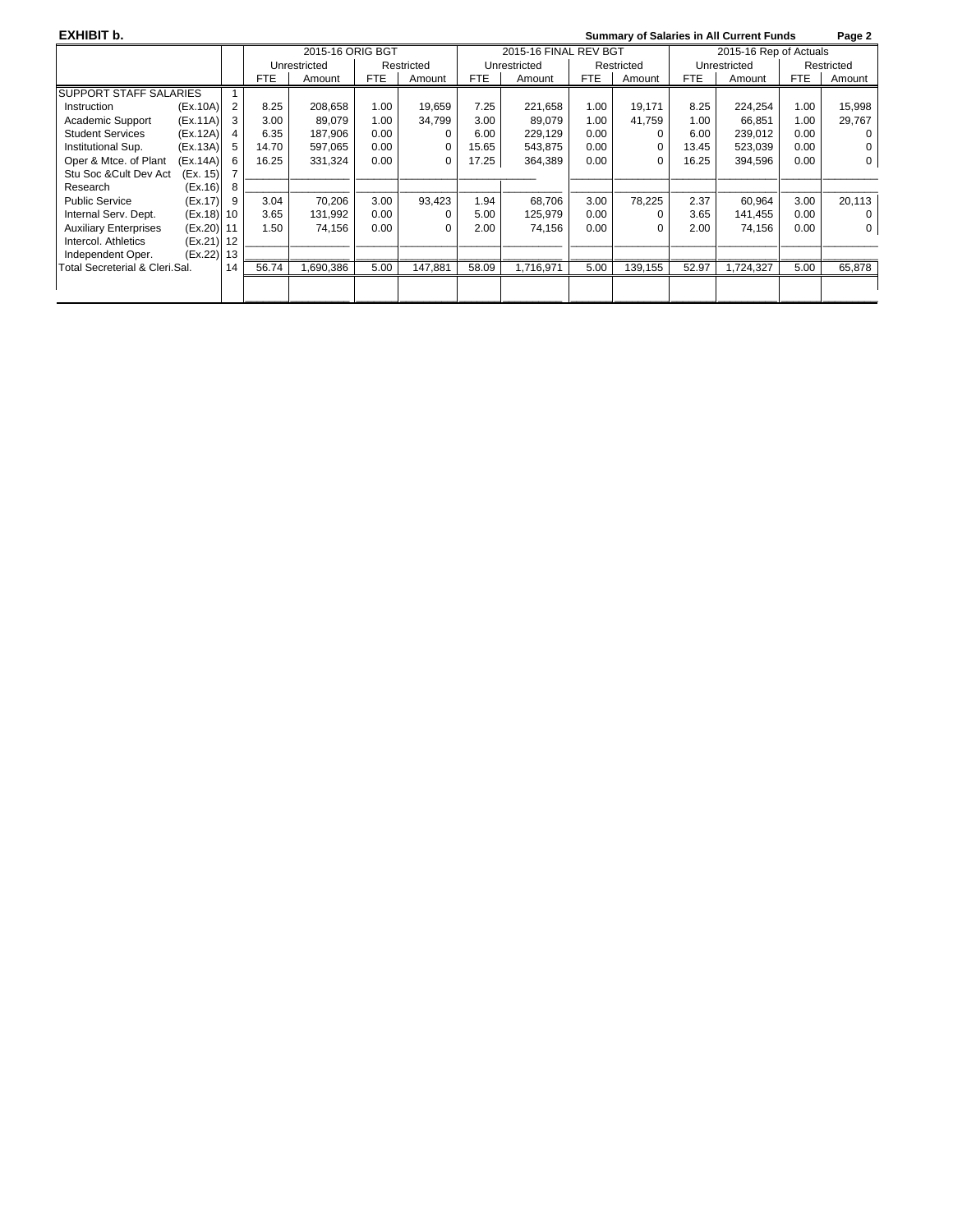**EXHIBIT b.** **Summary of Salaries in All Current Funds** **Page 2**

| | | | 2015-16 ORIG BGT | | | | 2015-16 FINAL REV BGT | | | | 2015-16 Rep of Actuals | | | |
|---|---|---|---|---|---|---|---|---|---|---|---|---|---|---|
| | | | Unrestricted | | Restricted | | Unrestricted | | Restricted | | Unrestricted | | Restricted | |
| | | | FTE | Amount | FTE | Amount | FTE | Amount | FTE | Amount | FTE | Amount | FTE | Amount |
| SUPPORT STAFF SALARIES | | 1 | | | | | | | | | | | | |
| Instruction | (Ex.10A) | 2 | 8.25 | 208,658 | 1.00 | 19,659 | 7.25 | 221,658 | 1.00 | 19,171 | 8.25 | 224,254 | 1.00 | 15,998 |
| Academic Support | (Ex.11A) | 3 | 3.00 | 89,079 | 1.00 | 34,799 | 3.00 | 89,079 | 1.00 | 41,759 | 1.00 | 66,851 | 1.00 | 29,767 |
| Student Services | (Ex.12A) | 4 | 6.35 | 187,906 | 0.00 | 0 | 6.00 | 229,129 | 0.00 | 0 | 6.00 | 239,012 | 0.00 | 0 |
| Institutional Sup. | (Ex.13A) | 5 | 14.70 | 597,065 | 0.00 | 0 | 15.65 | 543,875 | 0.00 | 0 | 13.45 | 523,039 | 0.00 | 0 |
| Oper & Mtce. of Plant | (Ex.14A) | 6 | 16.25 | 331,324 | 0.00 | 0 | 17.25 | 364,389 | 0.00 | 0 | 16.25 | 394,596 | 0.00 | 0 |
| Stu Soc &Cult Dev Act | (Ex. 15) | 7 | | | | | | | | | | | | |
| Research | (Ex.16) | 8 | | | | | | | | | | | | |
| Public Service | (Ex.17) | 9 | 3.04 | 70,206 | 3.00 | 93,423 | 1.94 | 68,706 | 3.00 | 78,225 | 2.37 | 60,964 | 3.00 | 20,113 |
| Internal Serv. Dept. | (Ex.18) | 10 | 3.65 | 131,992 | 0.00 | 0 | 5.00 | 125,979 | 0.00 | 0 | 3.65 | 141,455 | 0.00 | 0 |
| Auxiliary Enterprises | (Ex.20) | 11 | 1.50 | 74,156 | 0.00 | 0 | 2.00 | 74,156 | 0.00 | 0 | 2.00 | 74,156 | 0.00 | 0 |
| Intercol. Athletics | (Ex.21) | 12 | | | | | | | | | | | | |
| Independent Oper. | (Ex.22) | 13 | | | | | | | | | | | | |
| Total Secreterial & Cleri.Sal. | | 14 | 56.74 | 1,690,386 | 5.00 | 147,881 | 58.09 | 1,716,971 | 5.00 | 139,155 | 52.97 | 1,724,327 | 5.00 | 65,878 |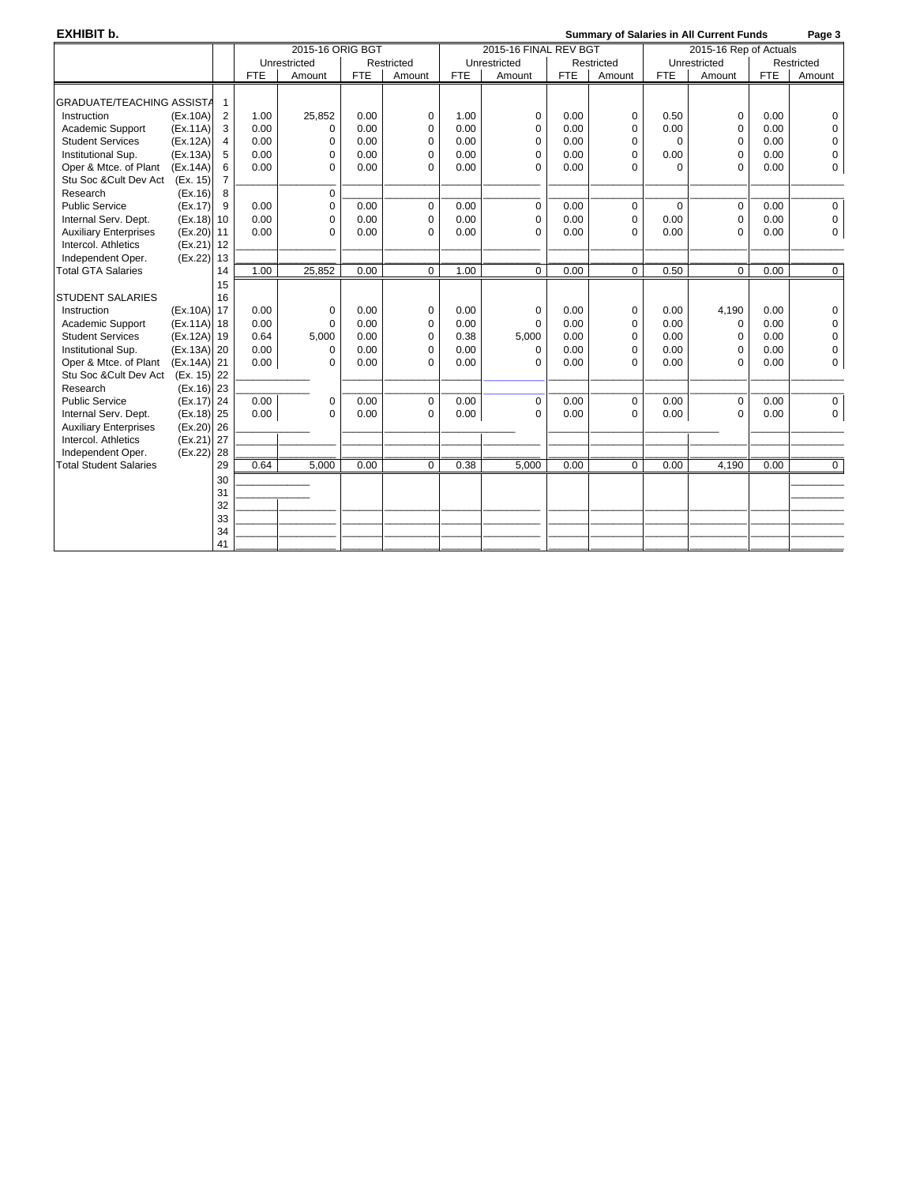**EXHIBIT b.** **Summary of Salaries in All Current Funds**

| | | | 2015-16 ORIG BGT | | | | 2015-16 FINAL REV BGT | | | | 2015-16 Rep of Actuals | | | |
|---|---|---|---|---|---|---|---|---|---|---|---|---|---|---|
| | | | Unrestricted | | Restricted | | Unrestricted | | Restricted | | Unrestricted | | Restricted | |
| | | | FTE | Amount | FTE | Amount | FTE | Amount | FTE | Amount | FTE | Amount | FTE | Amount |
| GRADUATE/TEACHING ASSISTA | | 1 | | | | | | | | | | | | |
| Instruction | (Ex.10A) | 2 | 1.00 | 25,852 | 0.00 | 0 | 1.00 | 0 | 0.00 | 0 | 0.50 | 0 | 0.00 | 0 |
| Academic Support | (Ex.11A) | 3 | 0.00 | 0 | 0.00 | 0 | 0.00 | 0 | 0.00 | 0 | 0.00 | 0 | 0.00 | 0 |
| Student Services | (Ex.12A) | 4 | 0.00 | 0 | 0.00 | 0 | 0.00 | 0 | 0.00 | 0 | 0 | 0 | 0.00 | 0 |
| Institutional Sup. | (Ex.13A) | 5 | 0.00 | 0 | 0.00 | 0 | 0.00 | 0 | 0.00 | 0 | 0.00 | 0 | 0.00 | 0 |
| Oper & Mtce. of Plant | (Ex.14A) | 6 | 0.00 | 0 | 0.00 | 0 | 0.00 | 0 | 0.00 | 0 | 0 | 0 | 0.00 | 0 |
| Stu Soc &Cult Dev Act | (Ex. 15) | 7 | | | | | | | | | | | | |
| Research | (Ex.16) | 8 | | 0 | | | | | | | | | | |
| Public Service | (Ex.17) | 9 | 0.00 | 0 | 0.00 | 0 | 0.00 | 0 | 0.00 | 0 | 0 | 0 | 0.00 | 0 |
| Internal Serv. Dept. | (Ex.18) | 10 | 0.00 | 0 | 0.00 | 0 | 0.00 | 0 | 0.00 | 0 | 0.00 | 0 | 0.00 | 0 |
| Auxiliary Enterprises | (Ex.20) | 11 | 0.00 | 0 | 0.00 | 0 | 0.00 | 0 | 0.00 | 0 | 0.00 | 0 | 0.00 | 0 |
| Intercol. Athletics | (Ex.21) | 12 | | | | | | | | | | | | |
| Independent Oper. | (Ex.22) | 13 | | | | | | | | | | | | |
| Total GTA Salaries | | 14 | 1.00 | 25,852 | 0.00 | 0 | 1.00 | 0 | 0.00 | 0 | 0.50 | 0 | 0.00 | 0 |
| | | 15 | | | | | | | | | | | | |
| STUDENT SALARIES | | 16 | | | | | | | | | | | | |
| Instruction | (Ex.10A) | 17 | 0.00 | 0 | 0.00 | 0 | 0.00 | 0 | 0.00 | 0 | 0.00 | 4,190 | 0.00 | 0 |
| Academic Support | (Ex.11A) | 18 | 0.00 | 0 | 0.00 | 0 | 0.00 | 0 | 0.00 | 0 | 0.00 | 0 | 0.00 | 0 |
| Student Services | (Ex.12A) | 19 | 0.64 | 5,000 | 0.00 | 0 | 0.38 | 5,000 | 0.00 | 0 | 0.00 | 0 | 0.00 | 0 |
| Institutional Sup. | (Ex.13A) | 20 | 0.00 | 0 | 0.00 | 0 | 0.00 | 0 | 0.00 | 0 | 0.00 | 0 | 0.00 | 0 |
| Oper & Mtce. of Plant | (Ex.14A) | 21 | 0.00 | 0 | 0.00 | 0 | 0.00 | 0 | 0.00 | 0 | 0.00 | 0 | 0.00 | 0 |
| Stu Soc &Cult Dev Act | (Ex. 15) | 22 | | | | | | | | | | | | |
| Research | (Ex.16) | 23 | | | | | | | | | | | | |
| Public Service | (Ex.17) | 24 | 0.00 | 0 | 0.00 | 0 | 0.00 | 0 | 0.00 | 0 | 0.00 | 0 | 0.00 | 0 |
| Internal Serv. Dept. | (Ex.18) | 25 | 0.00 | 0 | 0.00 | 0 | 0.00 | 0 | 0.00 | 0 | 0.00 | 0 | 0.00 | 0 |
| Auxiliary Enterprises | (Ex.20) | 26 | | | | | | | | | | | | |
| Intercol. Athletics | (Ex.21) | 27 | | | | | | | | | | | | |
| Independent Oper. | (Ex.22) | 28 | | | | | | | | | | | | |
| Total Student Salaries | | 29 | 0.64 | 5,000 | 0.00 | 0 | 0.38 | 5,000 | 0.00 | 0 | 0.00 | 4,190 | 0.00 | 0 |
| | | 30 | | | | | | | | | | | | |
| | | 31 | | | | | | | | | | | | |
| | | 32 | | | | | | | | | | | | |
| | | 33 | | | | | | | | | | | | |
| | | 34 | | | | | | | | | | | | |
| | | 41 | | | | | | | | | | | | |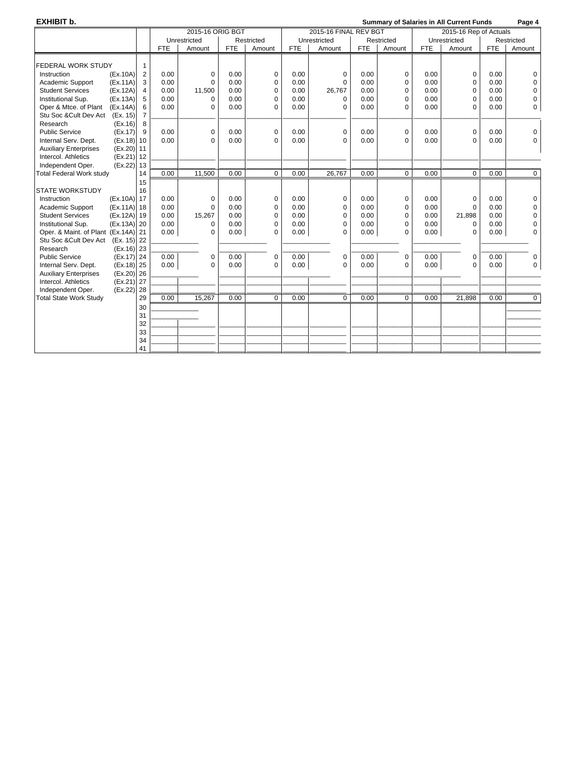**EXHIBIT b.**

**Summary of Salaries in All Current Funds**

| | | | 2015-16 ORIG BGT | | | | 2015-16 FINAL REV BGT | | | | 2015-16 Rep of Actuals | | | |
|---|---|---|---|---|---|---|---|---|---|---|---|---|---|---|
| | | | Unrestricted | | Restricted | | Unrestricted | | Restricted | | Unrestricted | | Restricted | |
| | | | FTE | Amount | FTE | Amount | FTE | Amount | FTE | Amount | FTE | Amount | FTE | Amount |
| FEDERAL WORK STUDY | | 1 | | | | | | | | | | | | |
| Instruction | (Ex.10A) | 2 | 0.00 | 0 | 0.00 | 0 | 0.00 | 0 | 0.00 | 0 | 0.00 | 0 | 0.00 | 0 |
| Academic Support | (Ex.11A) | 3 | 0.00 | 0 | 0.00 | 0 | 0.00 | 0 | 0.00 | 0 | 0.00 | 0 | 0.00 | 0 |
| Student Services | (Ex.12A) | 4 | 0.00 | 11,500 | 0.00 | 0 | 0.00 | 26,767 | 0.00 | 0 | 0.00 | 0 | 0.00 | 0 |
| Institutional Sup. | (Ex.13A) | 5 | 0.00 | 0 | 0.00 | 0 | 0.00 | 0 | 0.00 | 0 | 0.00 | 0 | 0.00 | 0 |
| Oper & Mtce. of Plant | (Ex.14A) | 6 | 0.00 | 0 | 0.00 | 0 | 0.00 | 0 | 0.00 | 0 | 0.00 | 0 | 0.00 | 0 |
| Stu Soc &Cult Dev Act | (Ex. 15) | 7 | | | | | | | | | | | | |
| Research | (Ex.16) | 8 | | | | | | | | | | | | |
| Public Service | (Ex.17) | 9 | 0.00 | 0 | 0.00 | 0 | 0.00 | 0 | 0.00 | 0 | 0.00 | 0 | 0.00 | 0 |
| Internal Serv. Dept. | (Ex.18) | 10 | 0.00 | 0 | 0.00 | 0 | 0.00 | 0 | 0.00 | 0 | 0.00 | 0 | 0.00 | 0 |
| Auxiliary Enterprises | (Ex.20) | 11 | | | | | | | | | | | | |
| Intercol. Athletics | (Ex.21) | 12 | | | | | | | | | | | | |
| Independent Oper. | (Ex.22) | 13 | | | | | | | | | | | | |
| Total Federal Work study | | 14 | 0.00 | 11,500 | 0.00 | 0 | 0.00 | 26,767 | 0.00 | 0 | 0.00 | 0 | 0.00 | 0 |
| | | 15 | | | | | | | | | | | | |
| STATE WORKSTUDY | | 16 | | | | | | | | | | | | |
| Instruction | (Ex.10A) | 17 | 0.00 | 0 | 0.00 | 0 | 0.00 | 0 | 0.00 | 0 | 0.00 | 0 | 0.00 | 0 |
| Academic Support | (Ex.11A) | 18 | 0.00 | 0 | 0.00 | 0 | 0.00 | 0 | 0.00 | 0 | 0.00 | 0 | 0.00 | 0 |
| Student Services | (Ex.12A) | 19 | 0.00 | 15,267 | 0.00 | 0 | 0.00 | 0 | 0.00 | 0 | 0.00 | 21,898 | 0.00 | 0 |
| Institutional Sup. | (Ex.13A) | 20 | 0.00 | 0 | 0.00 | 0 | 0.00 | 0 | 0.00 | 0 | 0.00 | 0 | 0.00 | 0 |
| Oper. & Maint. of Plant | (Ex.14A) | 21 | 0.00 | 0 | 0.00 | 0 | 0.00 | 0 | 0.00 | 0 | 0.00 | 0 | 0.00 | 0 |
| Stu Soc &Cult Dev Act | (Ex. 15) | 22 | | | | | | | | | | | | |
| Research | (Ex.16) | 23 | | | | | | | | | | | | |
| Public Service | (Ex.17) | 24 | 0.00 | 0 | 0.00 | 0 | 0.00 | 0 | 0.00 | 0 | 0.00 | 0 | 0.00 | 0 |
| Internal Serv. Dept. | (Ex.18) | 25 | 0.00 | 0 | 0.00 | 0 | 0.00 | 0 | 0.00 | 0 | 0.00 | 0 | 0.00 | 0 |
| Auxiliary Enterprises | (Ex.20) | 26 | | | | | | | | | | | | |
| Intercol. Athletics | (Ex.21) | 27 | | | | | | | | | | | | |
| Independent Oper. | (Ex.22) | 28 | | | | | | | | | | | | |
| Total State Work Study | | 29 | 0.00 | 15,267 | 0.00 | 0 | 0.00 | 0 | 0.00 | 0 | 0.00 | 21,898 | 0.00 | 0 |
| | | 30 | | | | | | | | | | | | |
| | | 31 | | | | | | | | | | | | |
| | | 32 | | | | | | | | | | | | |
| | | 33 | | | | | | | | | | | | |
| | | 34 | | | | | | | | | | | | |
| | | 41 | | | | | | | | | | | | |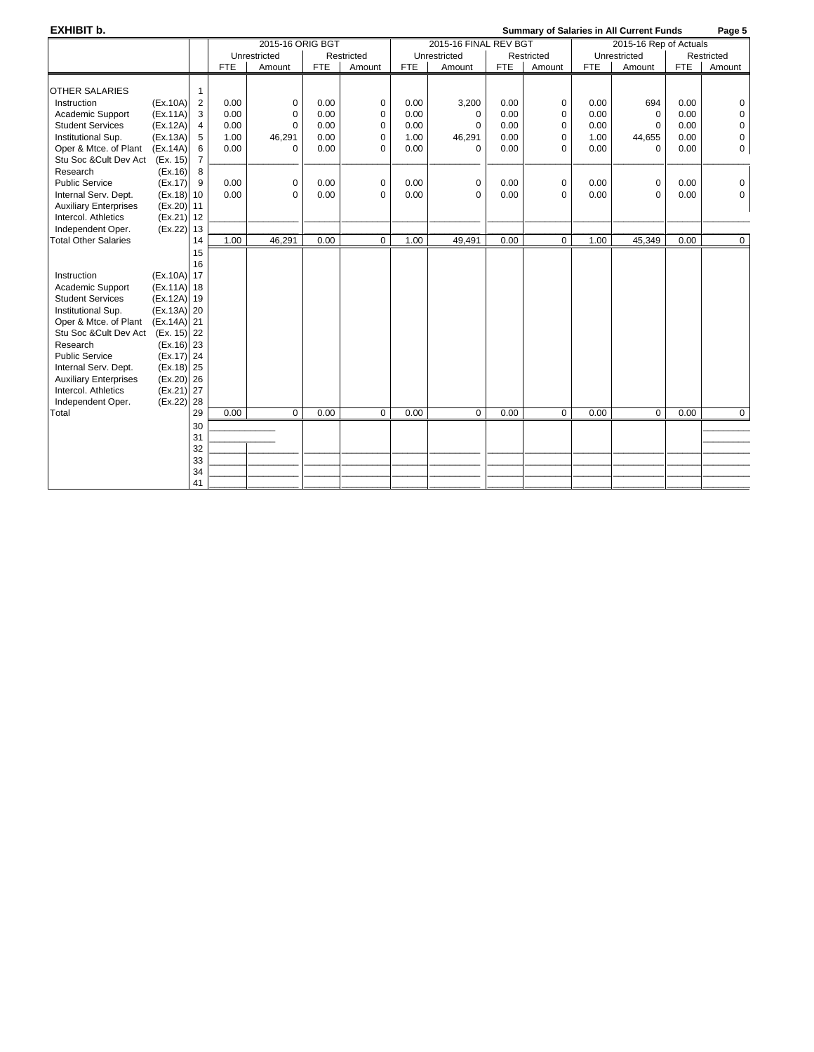**EXHIBIT b.** **Summary of Salaries in All Current Funds**

| | | | 2015-16 ORIG BGT | | | | 2015-16 FINAL REV BGT | | | | 2015-16 Rep of Actuals | | | |
|---|---|---|---|---|---|---|---|---|---|---|---|---|---|---|
| | | | Unrestricted | | Restricted | | Unrestricted | | Restricted | | Unrestricted | | Restricted | |
| | | | FTE | Amount | FTE | Amount | FTE | Amount | FTE | Amount | FTE | Amount | FTE | Amount |
| OTHER SALARIES | | 1 | | | | | | | | | | | | |
| Instruction | (Ex.10A) | 2 | 0.00 | 0 | 0.00 | 0 | 0.00 | 3,200 | 0.00 | 0 | 0.00 | 694 | 0.00 | 0 |
| Academic Support | (Ex.11A) | 3 | 0.00 | 0 | 0.00 | 0 | 0.00 | 0 | 0.00 | 0 | 0.00 | 0 | 0.00 | 0 |
| Student Services | (Ex.12A) | 4 | 0.00 | 0 | 0.00 | 0 | 0.00 | 0 | 0.00 | 0 | 0.00 | 0 | 0.00 | 0 |
| Institutional Sup. | (Ex.13A) | 5 | 1.00 | 46,291 | 0.00 | 0 | 1.00 | 46,291 | 0.00 | 0 | 1.00 | 44,655 | 0.00 | 0 |
| Oper & Mtce. of Plant | (Ex.14A) | 6 | 0.00 | 0 | 0.00 | 0 | 0.00 | 0 | 0.00 | 0 | 0.00 | 0 | 0.00 | 0 |
| Stu Soc &Cult Dev Act | (Ex. 15) | 7 | | | | | | | | | | | | |
| Research | (Ex.16) | 8 | | | | | | | | | | | | |
| Public Service | (Ex.17) | 9 | 0.00 | 0 | 0.00 | 0 | 0.00 | 0 | 0.00 | 0 | 0.00 | 0 | 0.00 | 0 |
| Internal Serv. Dept. | (Ex.18) | 10 | 0.00 | 0 | 0.00 | 0 | 0.00 | 0 | 0.00 | 0 | 0.00 | 0 | 0.00 | 0 |
| Auxiliary Enterprises | (Ex.20) | 11 | | | | | | | | | | | | |
| Intercol. Athletics | (Ex.21) | 12 | | | | | | | | | | | | |
| Independent Oper. | (Ex.22) | 13 | | | | | | | | | | | | |
| Total Other Salaries | | 14 | 1.00 | 46,291 | 0.00 | 0 | 1.00 | 49,491 | 0.00 | 0 | 1.00 | 45,349 | 0.00 | 0 |
| | | 15 | | | | | | | | | | | | |
| | | 16 | | | | | | | | | | | | |
| Instruction | (Ex.10A) | 17 | | | | | | | | | | | | |
| Academic Support | (Ex.11A) | 18 | | | | | | | | | | | | |
| Student Services | (Ex.12A) | 19 | | | | | | | | | | | | |
| Institutional Sup. | (Ex.13A) | 20 | | | | | | | | | | | | |
| Oper & Mtce. of Plant | (Ex.14A) | 21 | | | | | | | | | | | | |
| Stu Soc &Cult Dev Act | (Ex. 15) | 22 | | | | | | | | | | | | |
| Research | (Ex.16) | 23 | | | | | | | | | | | | |
| Public Service | (Ex.17) | 24 | | | | | | | | | | | | |
| Internal Serv. Dept. | (Ex.18) | 25 | | | | | | | | | | | | |
| Auxiliary Enterprises | (Ex.20) | 26 | | | | | | | | | | | | |
| Intercol. Athletics | (Ex.21) | 27 | | | | | | | | | | | | |
| Independent Oper. | (Ex.22) | 28 | | | | | | | | | | | | |
| Total | | 29 | 0.00 | 0 | 0.00 | 0 | 0.00 | 0 | 0.00 | 0 | 0.00 | 0 | 0.00 | 0 |
| | | 30 | | | | | | | | | | | | |
| | | 31 | | | | | | | | | | | | |
| | | 32 | | | | | | | | | | | | |
| | | 33 | | | | | | | | | | | | |
| | | 34 | | | | | | | | | | | | |
| | | 41 | | | | | | | | | | | | |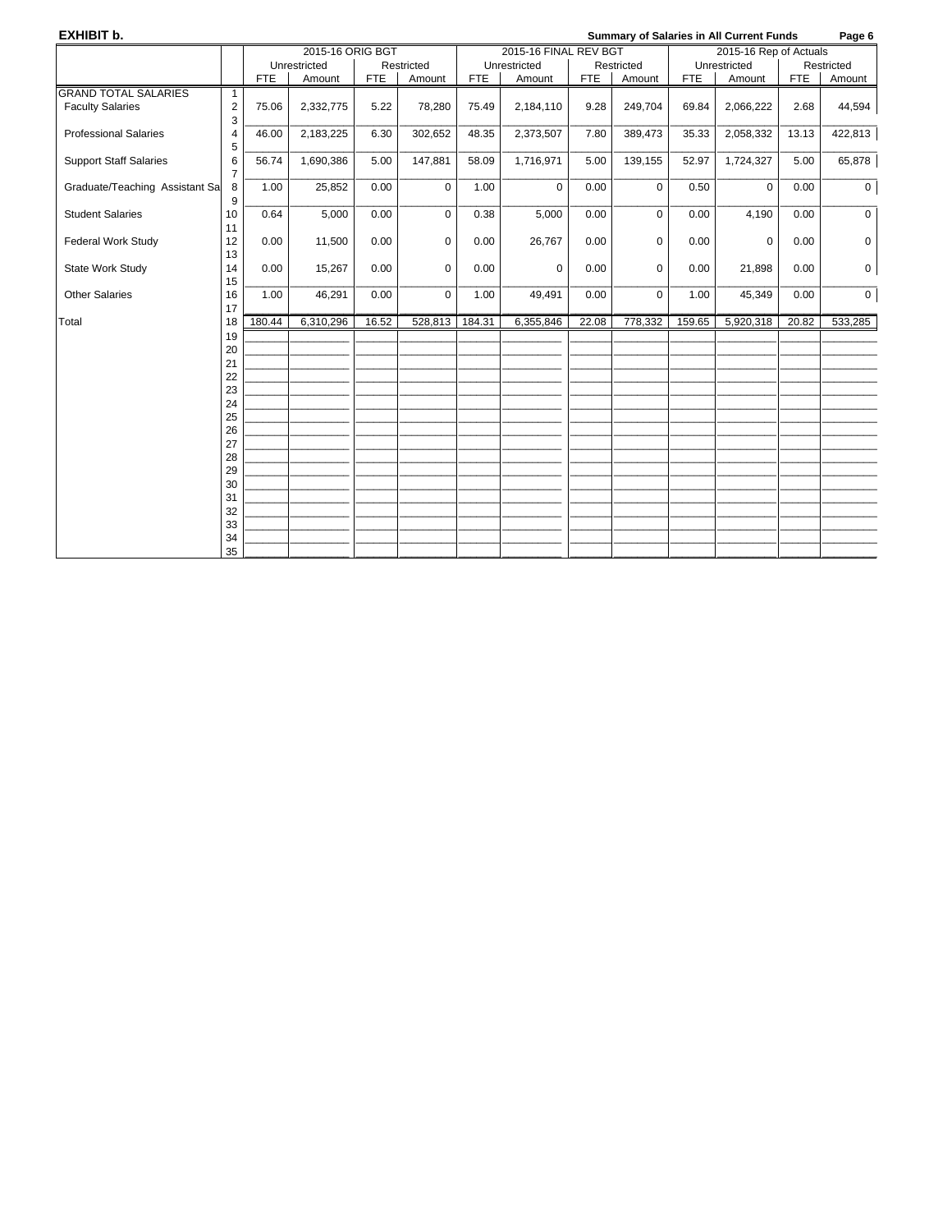**EXHIBIT b.** **Summary of Salaries in All Current Funds**

| | | 2015-16 ORIG BGT | | | | 2015-16 FINAL REV BGT | | | | 2015-16 Rep of Actuals | | | |
|---|---|---|---|---|---|---|---|---|---|---|---|---|---|
| | | Unrestricted | | Restricted | | Unrestricted | | Restricted | | Unrestricted | | Restricted | |
| | | FTE | Amount | FTE | Amount | FTE | Amount | FTE | Amount | FTE | Amount | FTE | Amount |
| GRAND TOTAL SALARIES | 1 | | | | | | | | | | | | |
| Faculty Salaries | 2 | 75.06 | 2,332,775 | 5.22 | 78,280 | 75.49 | 2,184,110 | 9.28 | 249,704 | 69.84 | 2,066,222 | 2.68 | 44,594 |
| | 3 | | | | | | | | | | | | |
| Professional Salaries | 4 | 46.00 | 2,183,225 | 6.30 | 302,652 | 48.35 | 2,373,507 | 7.80 | 389,473 | 35.33 | 2,058,332 | 13.13 | 422,813 |
| | 5 | | | | | | | | | | | | |
| Support Staff Salaries | 6 | 56.74 | 1,690,386 | 5.00 | 147,881 | 58.09 | 1,716,971 | 5.00 | 139,155 | 52.97 | 1,724,327 | 5.00 | 65,878 |
| | 7 | | | | | | | | | | | | |
| Graduate/Teaching Assistant Sa | 8 | 1.00 | 25,852 | 0.00 | 0 | 1.00 | 0 | 0.00 | 0 | 0.50 | 0 | 0.00 | 0 |
| | 9 | | | | | | | | | | | | |
| Student Salaries | 10 | 0.64 | 5,000 | 0.00 | 0 | 0.38 | 5,000 | 0.00 | 0 | 0.00 | 4,190 | 0.00 | 0 |
| | 11 | | | | | | | | | | | | |
| Federal Work Study | 12 | 0.00 | 11,500 | 0.00 | 0 | 0.00 | 26,767 | 0.00 | 0 | 0.00 | 0 | 0.00 | 0 |
| | 13 | | | | | | | | | | | | |
| State Work Study | 14 | 0.00 | 15,267 | 0.00 | 0 | 0.00 | 0 | 0.00 | 0 | 0.00 | 21,898 | 0.00 | 0 |
| | 15 | | | | | | | | | | | | |
| Other Salaries | 16 | 1.00 | 46,291 | 0.00 | 0 | 1.00 | 49,491 | 0.00 | 0 | 1.00 | 45,349 | 0.00 | 0 |
| | 17 | | | | | | | | | | | | |
| Total | 18 | 180.44 | 6,310,296 | 16.52 | 528,813 | 184.31 | 6,355,846 | 22.08 | 778,332 | 159.65 | 5,920,318 | 20.82 | 533,285 |
| | 19 | | | | | | | | | | | | |
| | 20 | | | | | | | | | | | | |
| | 21 | | | | | | | | | | | | |
| | 22 | | | | | | | | | | | | |
| | 23 | | | | | | | | | | | | |
| | 24 | | | | | | | | | | | | |
| | 25 | | | | | | | | | | | | |
| | 26 | | | | | | | | | | | | |
| | 27 | | | | | | | | | | | | |
| | 28 | | | | | | | | | | | | |
| | 29 | | | | | | | | | | | | |
| | 30 | | | | | | | | | | | | |
| | 31 | | | | | | | | | | | | |
| | 32 | | | | | | | | | | | | |
| | 33 | | | | | | | | | | | | |
| | 34 | | | | | | | | | | | | |
| | 35 | | | | | | | | | | | | |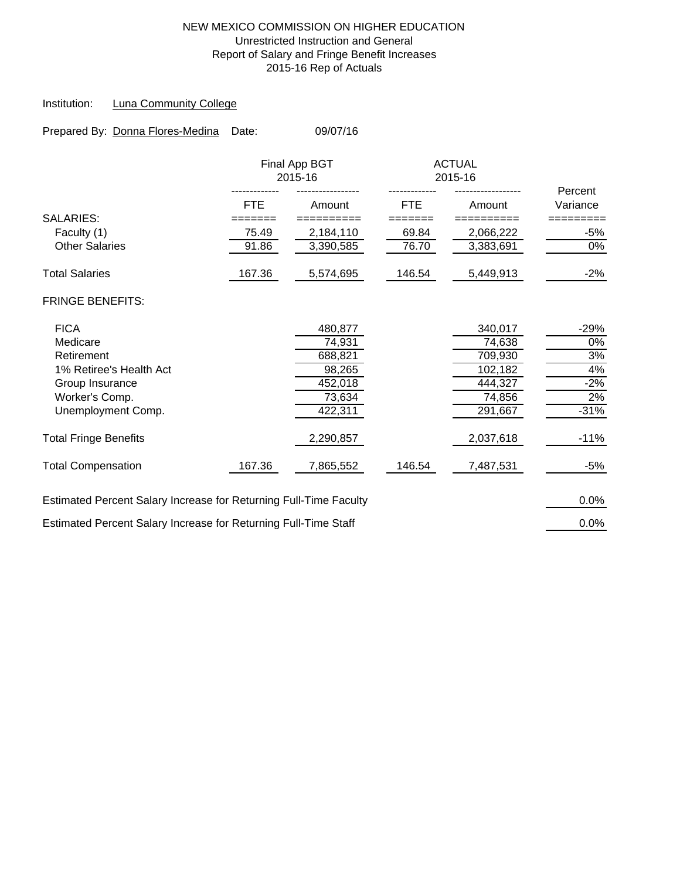NEW MEXICO COMMISSION ON HIGHER EDUCATION
Unrestricted Instruction and General
Report of Salary and Fringe Benefit Increases
2015-16 Rep of Actuals

Institution: Luna Community College

Prepared By: Donna Flores-Medina Date: 09/07/16

| | Final App BGT 2015-16 | | ACTUAL 2015-16 | | |
|---|---|---|---|---|---|
| | FTE | Amount | FTE | Amount | Percent Variance |
| SALARIES: | | | | | |
| Faculty (1) | 75.49 | 2,184,110 | 69.84 | 2,066,222 | -5% |
| Other Salaries | 91.86 | 3,390,585 | 76.70 | 3,383,691 | 0% |
| Total Salaries | 167.36 | 5,574,695 | 146.54 | 5,449,913 | -2% |
| FRINGE BENEFITS: | | | | | |
| FICA | | 480,877 | | 340,017 | -29% |
| Medicare | | 74,931 | | 74,638 | 0% |
| Retirement | | 688,821 | | 709,930 | 3% |
| 1% Retiree's Health Act | | 98,265 | | 102,182 | 4% |
| Group Insurance | | 452,018 | | 444,327 | -2% |
| Worker's Comp. | | 73,634 | | 74,856 | 2% |
| Unemployment Comp. | | 422,311 | | 291,667 | -31% |
| Total Fringe Benefits | | 2,290,857 | | 2,037,618 | -11% |
| Total Compensation | 167.36 | 7,865,552 | 146.54 | 7,487,531 | -5% |

| | |
|---|---|
| Estimated Percent Salary Increase for Returning Full-Time Faculty | 0.0% |
| Estimated Percent Salary Increase for Returning Full-Time Staff | 0.0% |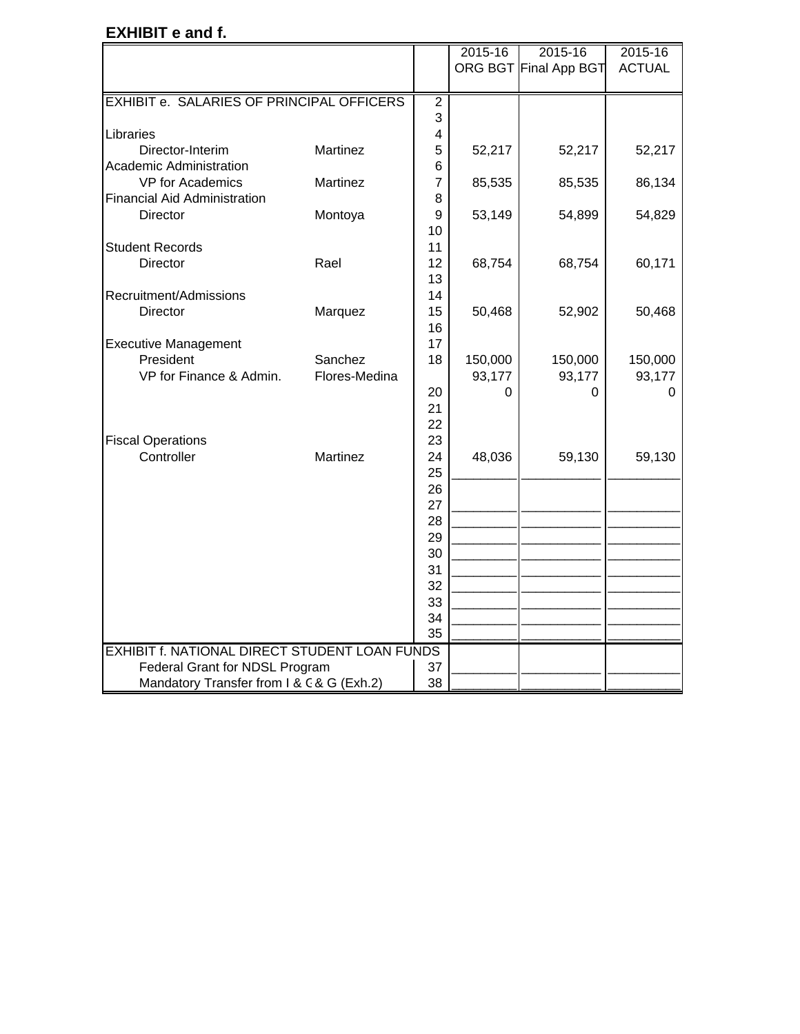## EXHIBIT e and f.

| | | | 2015-16 ORG BGT | 2015-16 Final App BGT | 2015-16 ACTUAL |
|---|---|---|---|---|---|
| EXHIBIT e. SALARIES OF PRINCIPAL OFFICERS | | 2 | | | |
| | | 3 | | | |
| Libraries | | 4 | | | |
| Director-Interim | Martinez | 5 | 52,217 | 52,217 | 52,217 |
| Academic Administration | | 6 | | | |
| VP for Academics | Martinez | 7 | 85,535 | 85,535 | 86,134 |
| Financial Aid Administration | | 8 | | | |
| Director | Montoya | 9 | 53,149 | 54,899 | 54,829 |
| | | 10 | | | |
| Student Records | | 11 | | | |
| Director | Rael | 12 | 68,754 | 68,754 | 60,171 |
| | | 13 | | | |
| Recruitment/Admissions | | 14 | | | |
| Director | Marquez | 15 | 50,468 | 52,902 | 50,468 |
| | | 16 | | | |
| Executive Management | | 17 | | | |
| President | Sanchez | 18 | 150,000 | 150,000 | 150,000 |
| VP for Finance & Admin. | Flores-Medina | | 93,177 | 93,177 | 93,177 |
| | | 20 | 0 | 0 | 0 |
| | | 21 | | | |
| | | 22 | | | |
| Fiscal Operations | | 23 | | | |
| Controller | Martinez | 24 | 48,036 | 59,130 | 59,130 |
| | | 25 | | | |
| | | 26 | | | |
| | | 27 | | | |
| | | 28 | | | |
| | | 29 | | | |
| | | 30 | | | |
| | | 31 | | | |
| | | 32 | | | |
| | | 33 | | | |
| | | 34 | | | |
| | | 35 | | | |
| EXHIBIT f. NATIONAL DIRECT STUDENT LOAN FUNDS | | | | | |
| Federal Grant for NDSL Program | | 37 | | | |
| Mandatory Transfer from I & G & G (Exh.2) | | 38 | | | |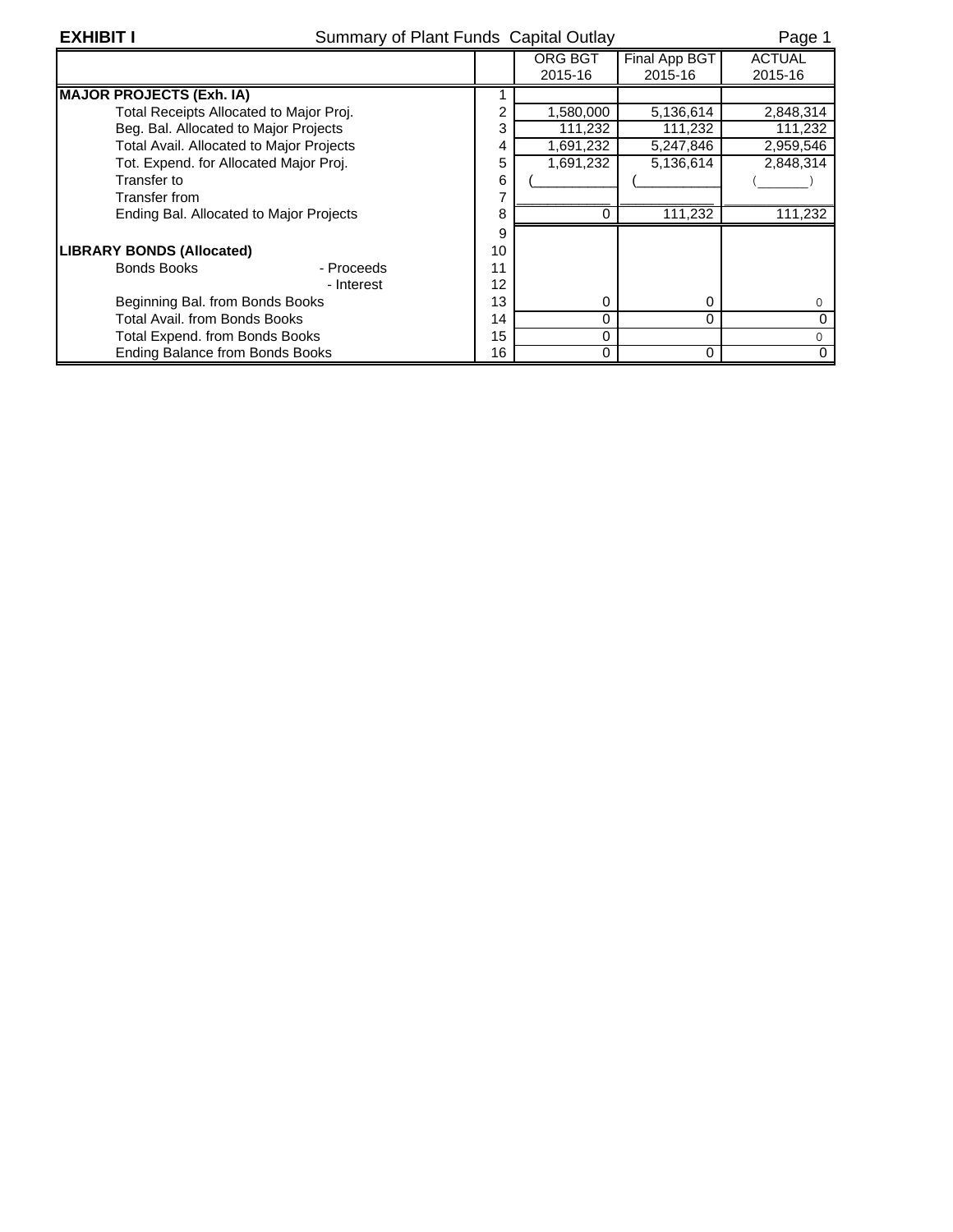**EXHIBIT I** Summary of Plant Funds Capital Outlay

| | | ORG BGT 2015-16 | Final App BGT 2015-16 | ACTUAL 2015-16 |
|---|---|---|---|---|
| **MAJOR PROJECTS (Exh. IA)** | 1 | | | |
| Total Receipts Allocated to Major Proj. | 2 | 1,580,000 | 5,136,614 | 2,848,314 |
| Beg. Bal. Allocated to Major Projects | 3 | 111,232 | 111,232 | 111,232 |
| Total Avail. Allocated to Major Projects | 4 | 1,691,232 | 5,247,846 | 2,959,546 |
| Tot. Expend. for Allocated Major Proj. | 5 | 1,691,232 | 5,136,614 | 2,848,314 |
| Transfer to | 6 | ( ) | ( ) | ( ) |
| Transfer from | 7 | | | |
| Ending Bal. Allocated to Major Projects | 8 | 0 | 111,232 | 111,232 |
| | 9 | | | |
| **LIBRARY BONDS (Allocated)** | 10 | | | |
| Bonds Books - Proceeds | 11 | | | |
| - Interest | 12 | | | |
| Beginning Bal. from Bonds Books | 13 | 0 | 0 | 0 |
| Total Avail. from Bonds Books | 14 | 0 | 0 | 0 |
| Total Expend. from Bonds Books | 15 | 0 | | 0 |
| Ending Balance from Bonds Books | 16 | 0 | 0 | 0 |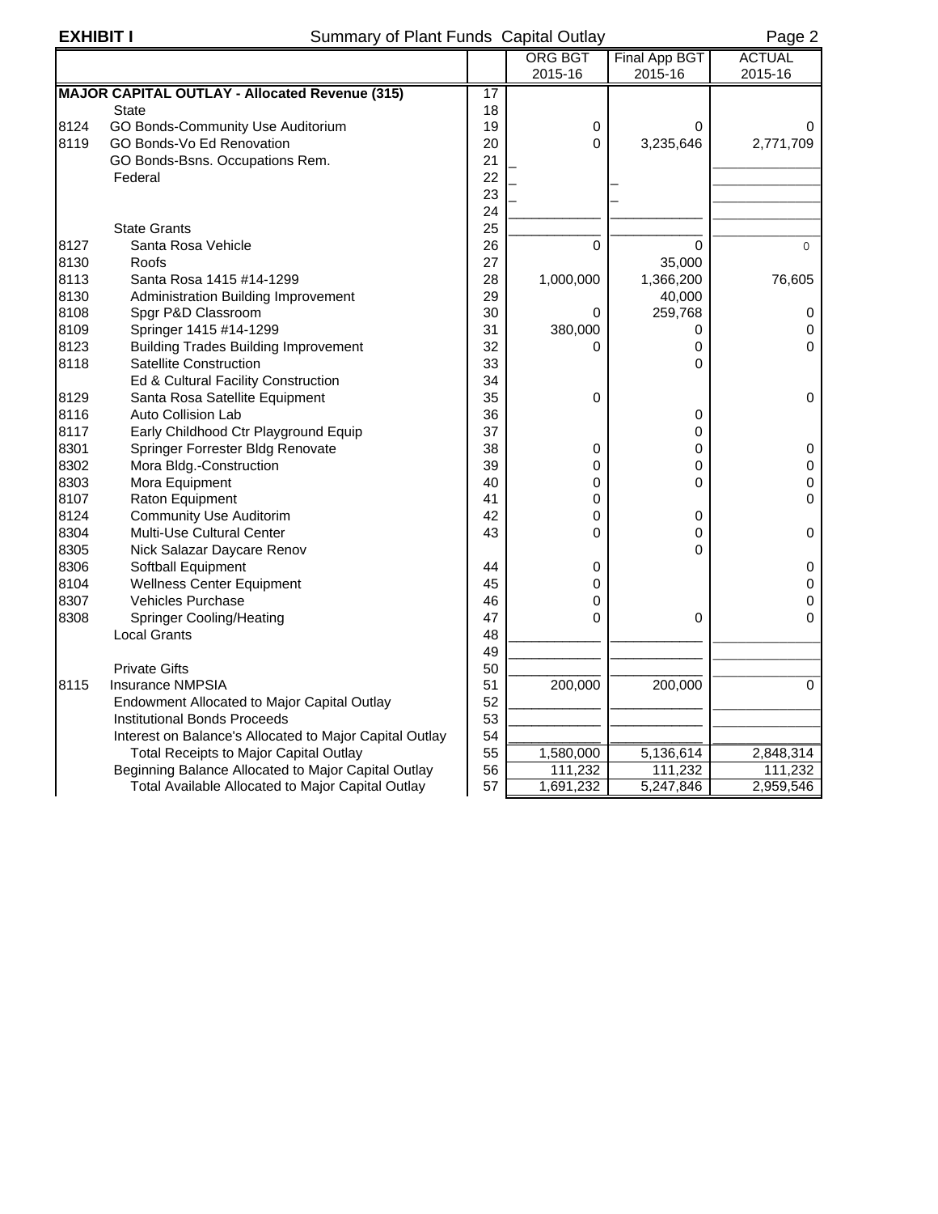**EXHIBIT I** Summary of Plant Funds Capital Outlay Page 2

| | | | ORG BGT 2015-16 | Final App BGT 2015-16 | ACTUAL 2015-16 |
|---|---|---|---|---|---|
| | **MAJOR CAPITAL OUTLAY - Allocated Revenue (315)** | 17 | | | |
| | State | 18 | | | |
| 8124 | GO Bonds-Community Use Auditorium | 19 | 0 | 0 | 0 |
| 8119 | GO Bonds-Vo Ed Renovation | 20 | 0 | 3,235,646 | 2,771,709 |
| | GO Bonds-Bsns. Occupations Rem. | 21 | | | |
| | Federal | 22 | | | |
| | | 23 | | | |
| | | 24 | | | |
| | State Grants | 25 | | | |
| 8127 | Santa Rosa Vehicle | 26 | 0 | 0 | 0 |
| 8130 | Roofs | 27 | | 35,000 | |
| 8113 | Santa Rosa 1415 #14-1299 | 28 | 1,000,000 | 1,366,200 | 76,605 |
| 8130 | Administration Building Improvement | 29 | | 40,000 | |
| 8108 | Spgr P&D Classroom | 30 | 0 | 259,768 | 0 |
| 8109 | Springer 1415 #14-1299 | 31 | 380,000 | 0 | 0 |
| 8123 | Building Trades Building Improvement | 32 | 0 | 0 | 0 |
| 8118 | Satellite Construction | 33 | | 0 | |
| | Ed & Cultural Facility Construction | 34 | | | |
| 8129 | Santa Rosa Satellite Equipment | 35 | 0 | | 0 |
| 8116 | Auto Collision Lab | 36 | | 0 | |
| 8117 | Early Childhood Ctr Playground Equip | 37 | | 0 | |
| 8301 | Springer Forrester Bldg Renovate | 38 | 0 | 0 | 0 |
| 8302 | Mora Bldg.-Construction | 39 | 0 | 0 | 0 |
| 8303 | Mora Equipment | 40 | 0 | 0 | 0 |
| 8107 | Raton Equipment | 41 | 0 | | 0 |
| 8124 | Community Use Auditorim | 42 | 0 | 0 | |
| 8304 | Multi-Use Cultural Center | 43 | 0 | 0 | 0 |
| 8305 | Nick Salazar Daycare Renov | | | 0 | |
| 8306 | Softball Equipment | 44 | 0 | | 0 |
| 8104 | Wellness Center Equipment | 45 | 0 | | 0 |
| 8307 | Vehicles Purchase | 46 | 0 | | 0 |
| 8308 | Springer Cooling/Heating | 47 | 0 | 0 | 0 |
| | Local Grants | 48 | | | |
| | | 49 | | | |
| | Private Gifts | 50 | | | |
| 8115 | Insurance NMPSIA | 51 | 200,000 | 200,000 | 0 |
| | Endowment Allocated to Major Capital Outlay | 52 | | | |
| | Institutional Bonds Proceeds | 53 | | | |
| | Interest on Balance's Allocated to Major Capital Outlay | 54 | | | |
| | Total Receipts to Major Capital Outlay | 55 | 1,580,000 | 5,136,614 | 2,848,314 |
| | Beginning Balance Allocated to Major Capital Outlay | 56 | 111,232 | 111,232 | 111,232 |
| | Total Available Allocated to Major Capital Outlay | 57 | 1,691,232 | 5,247,846 | 2,959,546 |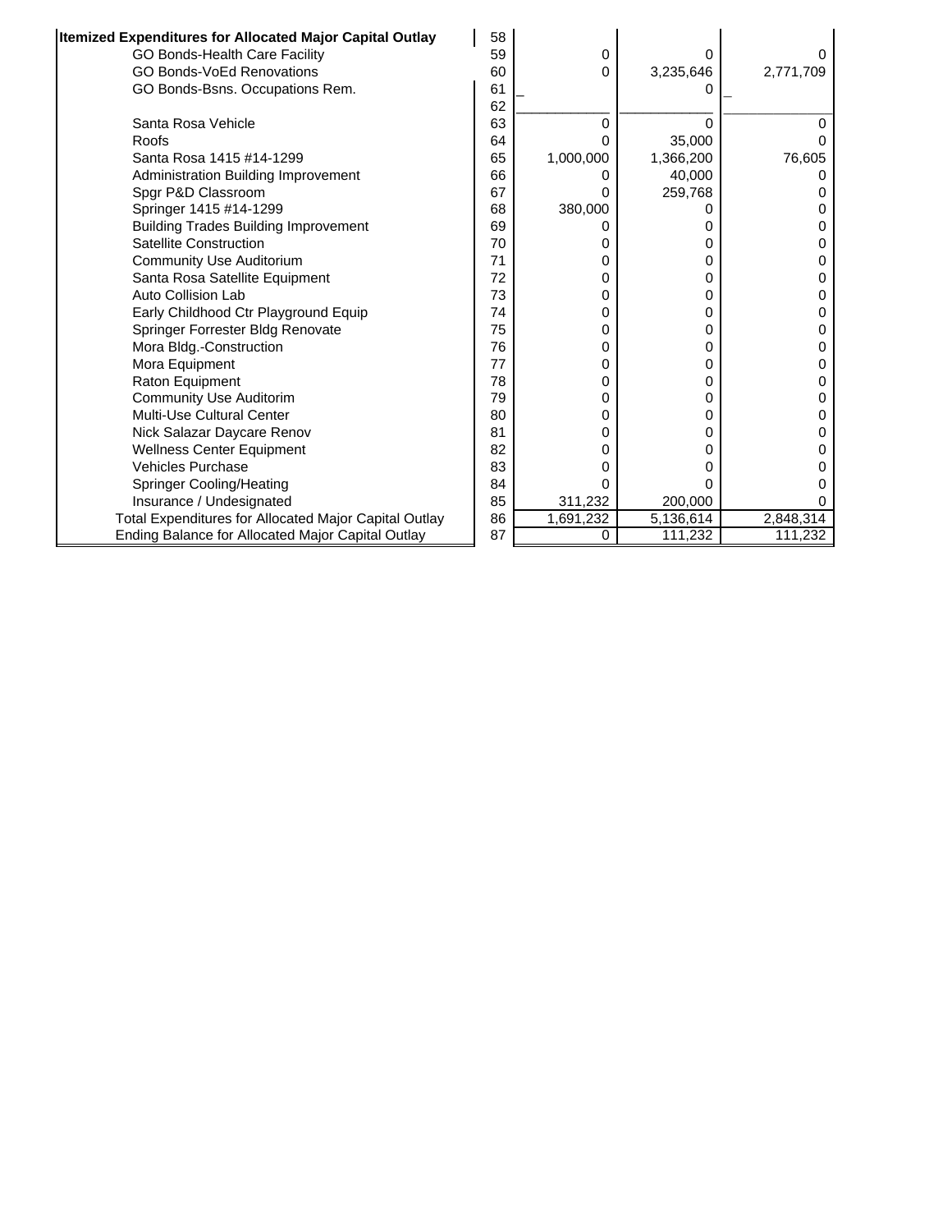| Itemized Expenditures for Allocated Major Capital Outlay | 58 | | | |
|---|---|---|---|---|
| GO Bonds-Health Care Facility | 59 | 0 | 0 | 0 |
| GO Bonds-VoEd Renovations | 60 | 0 | 3,235,646 | 2,771,709 |
| GO Bonds-Bsns. Occupations Rem. | 61 | _ | 0 | _ |
| | 62 | | | |
| Santa Rosa Vehicle | 63 | 0 | 0 | 0 |
| Roofs | 64 | 0 | 35,000 | 0 |
| Santa Rosa 1415 #14-1299 | 65 | 1,000,000 | 1,366,200 | 76,605 |
| Administration Building Improvement | 66 | 0 | 40,000 | 0 |
| Spgr P&D Classroom | 67 | 0 | 259,768 | 0 |
| Springer 1415 #14-1299 | 68 | 380,000 | 0 | 0 |
| Building Trades Building Improvement | 69 | 0 | 0 | 0 |
| Satellite Construction | 70 | 0 | 0 | 0 |
| Community Use Auditorium | 71 | 0 | 0 | 0 |
| Santa Rosa Satellite Equipment | 72 | 0 | 0 | 0 |
| Auto Collision Lab | 73 | 0 | 0 | 0 |
| Early Childhood Ctr Playground Equip | 74 | 0 | 0 | 0 |
| Springer Forrester Bldg Renovate | 75 | 0 | 0 | 0 |
| Mora Bldg.-Construction | 76 | 0 | 0 | 0 |
| Mora Equipment | 77 | 0 | 0 | 0 |
| Raton Equipment | 78 | 0 | 0 | 0 |
| Community Use Auditorim | 79 | 0 | 0 | 0 |
| Multi-Use Cultural Center | 80 | 0 | 0 | 0 |
| Nick Salazar Daycare Renov | 81 | 0 | 0 | 0 |
| Wellness Center Equipment | 82 | 0 | 0 | 0 |
| Vehicles Purchase | 83 | 0 | 0 | 0 |
| Springer Cooling/Heating | 84 | 0 | 0 | 0 |
| Insurance / Undesignated | 85 | 311,232 | 200,000 | 0 |
| Total Expenditures for Allocated Major Capital Outlay | 86 | 1,691,232 | 5,136,614 | 2,848,314 |
| Ending Balance for Allocated Major Capital Outlay | 87 | 0 | 111,232 | 111,232 |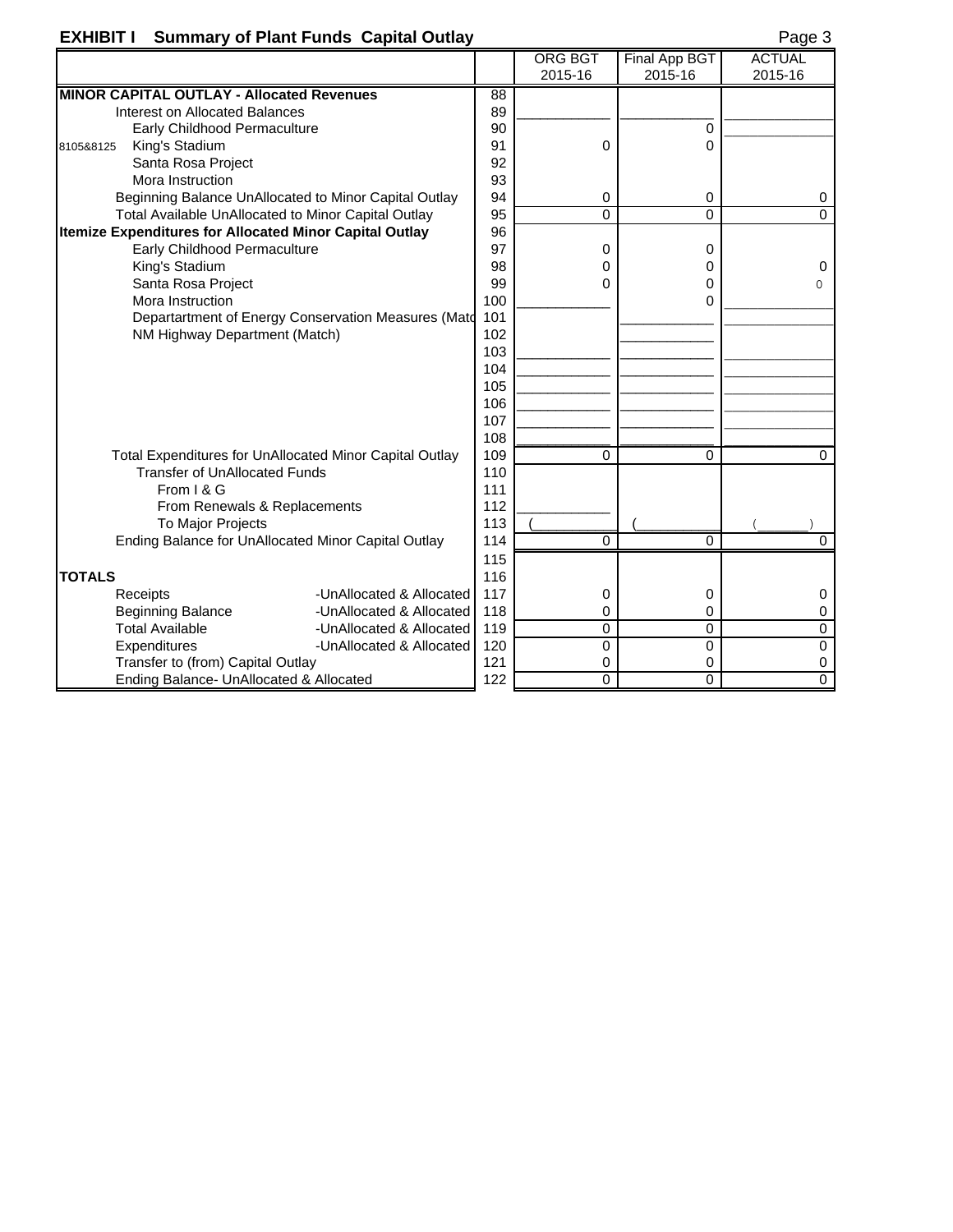## EXHIBIT I Summary of Plant Funds Capital Outlay

| | | ORG BGT 2015-16 | Final App BGT 2015-16 | ACTUAL 2015-16 |
|---|---|---|---|---|
| **MINOR CAPITAL OUTLAY - Allocated Revenues** | 88 | | | |
| Interest on Allocated Balances | 89 | | | |
| Early Childhood Permaculture | 90 | | 0 | |
| 8105&8125 King's Stadium | 91 | 0 | 0 | |
| Santa Rosa Project | 92 | | | |
| Mora Instruction | 93 | | | |
| Beginning Balance UnAllocated to Minor Capital Outlay | 94 | 0 | 0 | 0 |
| Total Available UnAllocated to Minor Capital Outlay | 95 | 0 | 0 | 0 |
| **Itemize Expenditures for Allocated Minor Capital Outlay** | 96 | | | |
| Early Childhood Permaculture | 97 | 0 | 0 | |
| King's Stadium | 98 | 0 | 0 | 0 |
| Santa Rosa Project | 99 | 0 | 0 | 0 |
| Mora Instruction | 100 | | 0 | |
| Departartment of Energy Conservation Measures (Matc | 101 | | | |
| NM Highway Department (Match) | 102 | | | |
| | 103 | | | |
| | 104 | | | |
| | 105 | | | |
| | 106 | | | |
| | 107 | | | |
| | 108 | | | |
| Total Expenditures for UnAllocated Minor Capital Outlay | 109 | 0 | 0 | 0 |
| Transfer of UnAllocated Funds | 110 | | | |
| From I & G | 111 | | | |
| From Renewals & Replacements | 112 | | | |
| To Major Projects | 113 | ( ) | ( ) | ( ) |
| Ending Balance for UnAllocated Minor Capital Outlay | 114 | 0 | 0 | 0 |
| | 115 | | | |
| **TOTALS** | 116 | | | |
| Receipts -UnAllocated & Allocated | 117 | 0 | 0 | 0 |
| Beginning Balance -UnAllocated & Allocated | 118 | 0 | 0 | 0 |
| Total Available -UnAllocated & Allocated | 119 | 0 | 0 | 0 |
| Expenditures -UnAllocated & Allocated | 120 | 0 | 0 | 0 |
| Transfer to (from) Capital Outlay | 121 | 0 | 0 | 0 |
| Ending Balance- UnAllocated & Allocated | 122 | 0 | 0 | 0 |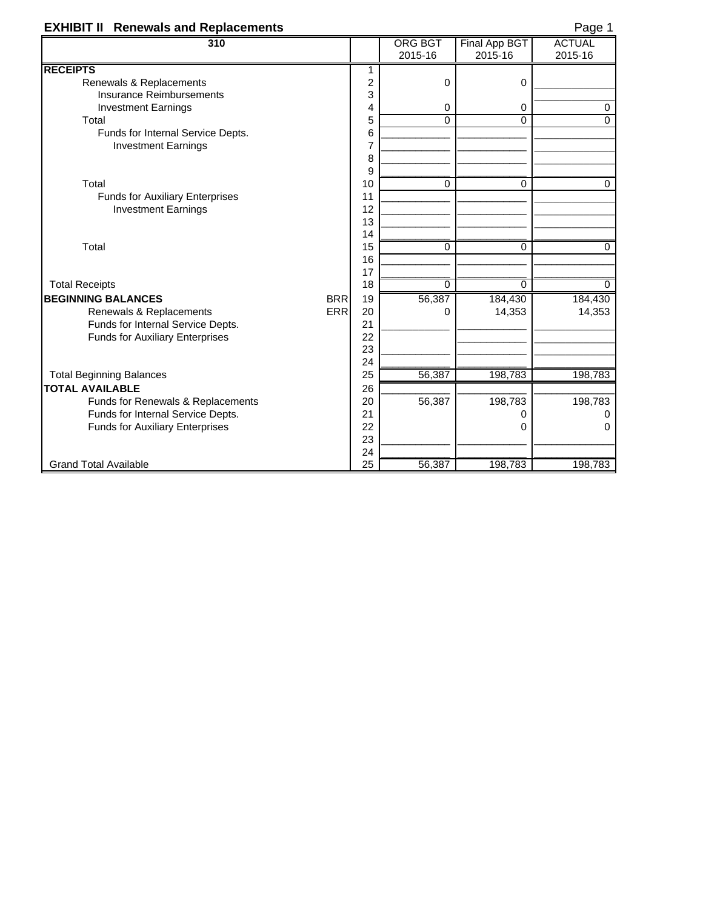## EXHIBIT II Renewals and Replacements

| 310 | | | ORG BGT 2015-16 | Final App BGT 2015-16 | ACTUAL 2015-16 |
|---|---|---|---|---|---|
| **RECEIPTS** | | 1 | | | |
| Renewals & Replacements | | 2 | 0 | 0 | |
| Insurance Reimbursements | | 3 | | | |
| Investment Earnings | | 4 | 0 | 0 | 0 |
| Total | | 5 | 0 | 0 | 0 |
| Funds for Internal Service Depts. | | 6 | | | |
| Investment Earnings | | 7 | | | |
| | | 8 | | | |
| | | 9 | | | |
| Total | | 10 | 0 | 0 | 0 |
| Funds for Auxiliary Enterprises | | 11 | | | |
| Investment Earnings | | 12 | | | |
| | | 13 | | | |
| | | 14 | | | |
| Total | | 15 | 0 | 0 | 0 |
| | | 16 | | | |
| | | 17 | | | |
| Total Receipts | | 18 | 0 | 0 | 0 |
| **BEGINNING BALANCES** | BRR | 19 | 56,387 | 184,430 | 184,430 |
| Renewals & Replacements | ERR | 20 | 0 | 14,353 | 14,353 |
| Funds for Internal Service Depts. | | 21 | | | |
| Funds for Auxiliary Enterprises | | 22 | | | |
| | | 23 | | | |
| | | 24 | | | |
| Total Beginning Balances | | 25 | 56,387 | 198,783 | 198,783 |
| **TOTAL AVAILABLE** | | 26 | | | |
| Funds for Renewals & Replacements | | 20 | 56,387 | 198,783 | 198,783 |
| Funds for Internal Service Depts. | | 21 | | 0 | 0 |
| Funds for Auxiliary Enterprises | | 22 | | 0 | 0 |
| | | 23 | | | |
| | | 24 | | | |
| Grand Total Available | | 25 | 56,387 | 198,783 | 198,783 |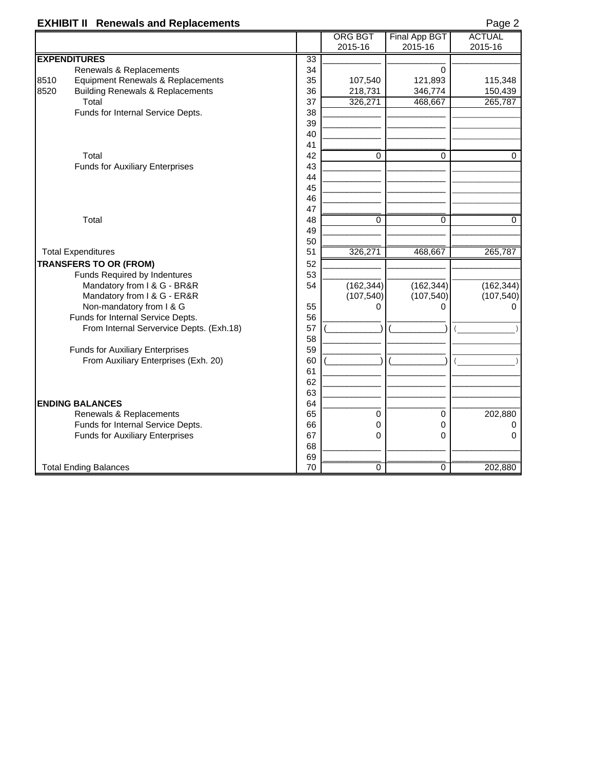## EXHIBIT II Renewals and Replacements

| | | ORG BGT 2015-16 | Final App BGT 2015-16 | ACTUAL 2015-16 |
|---|---|---|---|---|
| **EXPENDITURES** | 33 | | | |
| Renewals & Replacements | 34 | | 0 | |
| 8510 Equipment Renewals & Replacements | 35 | 107,540 | 121,893 | 115,348 |
| 8520 Building Renewals & Replacements | 36 | 218,731 | 346,774 | 150,439 |
| Total | 37 | 326,271 | 468,667 | 265,787 |
| Funds for Internal Service Depts. | 38 | | | |
| | 39 | | | |
| | 40 | | | |
| | 41 | | | |
| Total | 42 | 0 | 0 | 0 |
| Funds for Auxiliary Enterprises | 43 | | | |
| | 44 | | | |
| | 45 | | | |
| | 46 | | | |
| | 47 | | | |
| Total | 48 | 0 | 0 | 0 |
| | 49 | | | |
| | 50 | | | |
| Total Expenditures | 51 | 326,271 | 468,667 | 265,787 |
| **TRANSFERS TO OR (FROM)** | 52 | | | |
| Funds Required by Indentures | 53 | | | |
| Mandatory from I & G - BR&R | 54 | (162,344) | (162,344) | (162,344) |
| Mandatory from I & G - ER&R | | (107,540) | (107,540) | (107,540) |
| Non-mandatory from I & G | 55 | 0 | 0 | 0 |
| Funds for Internal Service Depts. | 56 | | | |
| From Internal Servervice Depts. (Exh.18) | 57 | ( ) | ( ) | ( ) |
| | 58 | | | |
| Funds for Auxiliary Enterprises | 59 | | | |
| From Auxiliary Enterprises (Exh. 20) | 60 | ( ) | ( ) | ( ) |
| | 61 | | | |
| | 62 | | | |
| | 63 | | | |
| **ENDING BALANCES** | 64 | | | |
| Renewals & Replacements | 65 | 0 | 0 | 202,880 |
| Funds for Internal Service Depts. | 66 | 0 | 0 | 0 |
| Funds for Auxiliary Enterprises | 67 | 0 | 0 | 0 |
| | 68 | | | |
| | 69 | | | |
| Total Ending Balances | 70 | 0 | 0 | 202,880 |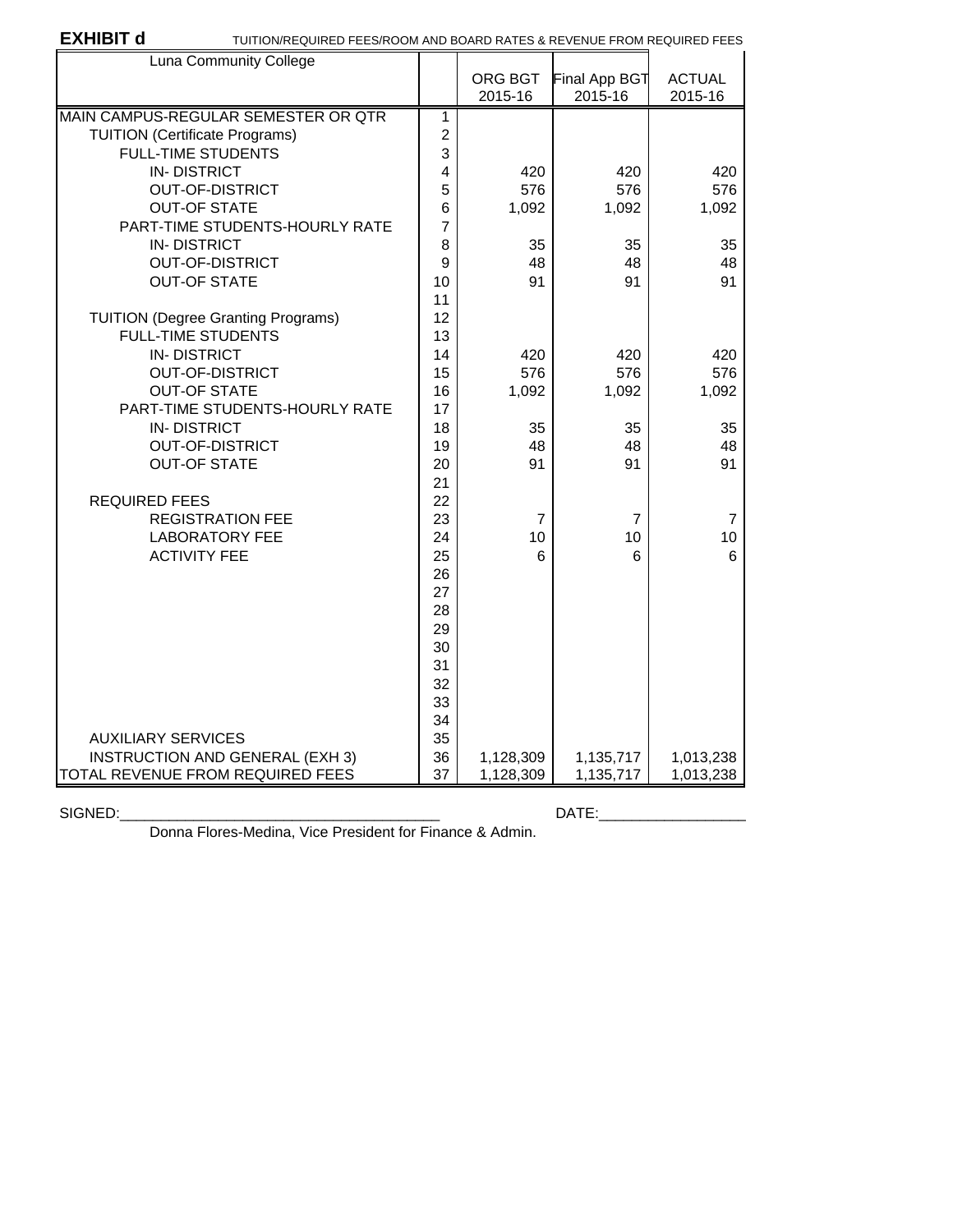**EXHIBIT d** TUITION/REQUIRED FEES/ROOM AND BOARD RATES & REVENUE FROM REQUIRED FEES

| Luna Community College | | ORG BGT 2015-16 | Final App BGT 2015-16 | ACTUAL 2015-16 |
|---|---|---|---|---|
| MAIN CAMPUS-REGULAR SEMESTER OR QTR | 1 | | | |
| TUITION (Certificate Programs) | 2 | | | |
| FULL-TIME STUDENTS | 3 | | | |
| IN- DISTRICT | 4 | 420 | 420 | 420 |
| OUT-OF-DISTRICT | 5 | 576 | 576 | 576 |
| OUT-OF STATE | 6 | 1,092 | 1,092 | 1,092 |
| PART-TIME STUDENTS-HOURLY RATE | 7 | | | |
| IN- DISTRICT | 8 | 35 | 35 | 35 |
| OUT-OF-DISTRICT | 9 | 48 | 48 | 48 |
| OUT-OF STATE | 10 | 91 | 91 | 91 |
| | 11 | | | |
| TUITION (Degree Granting Programs) | 12 | | | |
| FULL-TIME STUDENTS | 13 | | | |
| IN- DISTRICT | 14 | 420 | 420 | 420 |
| OUT-OF-DISTRICT | 15 | 576 | 576 | 576 |
| OUT-OF STATE | 16 | 1,092 | 1,092 | 1,092 |
| PART-TIME STUDENTS-HOURLY RATE | 17 | | | |
| IN- DISTRICT | 18 | 35 | 35 | 35 |
| OUT-OF-DISTRICT | 19 | 48 | 48 | 48 |
| OUT-OF STATE | 20 | 91 | 91 | 91 |
| | 21 | | | |
| REQUIRED FEES | 22 | | | |
| REGISTRATION FEE | 23 | 7 | 7 | 7 |
| LABORATORY FEE | 24 | 10 | 10 | 10 |
| ACTIVITY FEE | 25 | 6 | 6 | 6 |
| | 26 | | | |
| | 27 | | | |
| | 28 | | | |
| | 29 | | | |
| | 30 | | | |
| | 31 | | | |
| | 32 | | | |
| | 33 | | | |
| | 34 | | | |
| AUXILIARY SERVICES | 35 | | | |
| INSTRUCTION AND GENERAL (EXH 3) | 36 | 1,128,309 | 1,135,717 | 1,013,238 |
| TOTAL REVENUE FROM REQUIRED FEES | 37 | 1,128,309 | 1,135,717 | 1,013,238 |

SIGNED:_______________________________________ DATE:_________________

Donna Flores-Medina, Vice President for Finance & Admin.